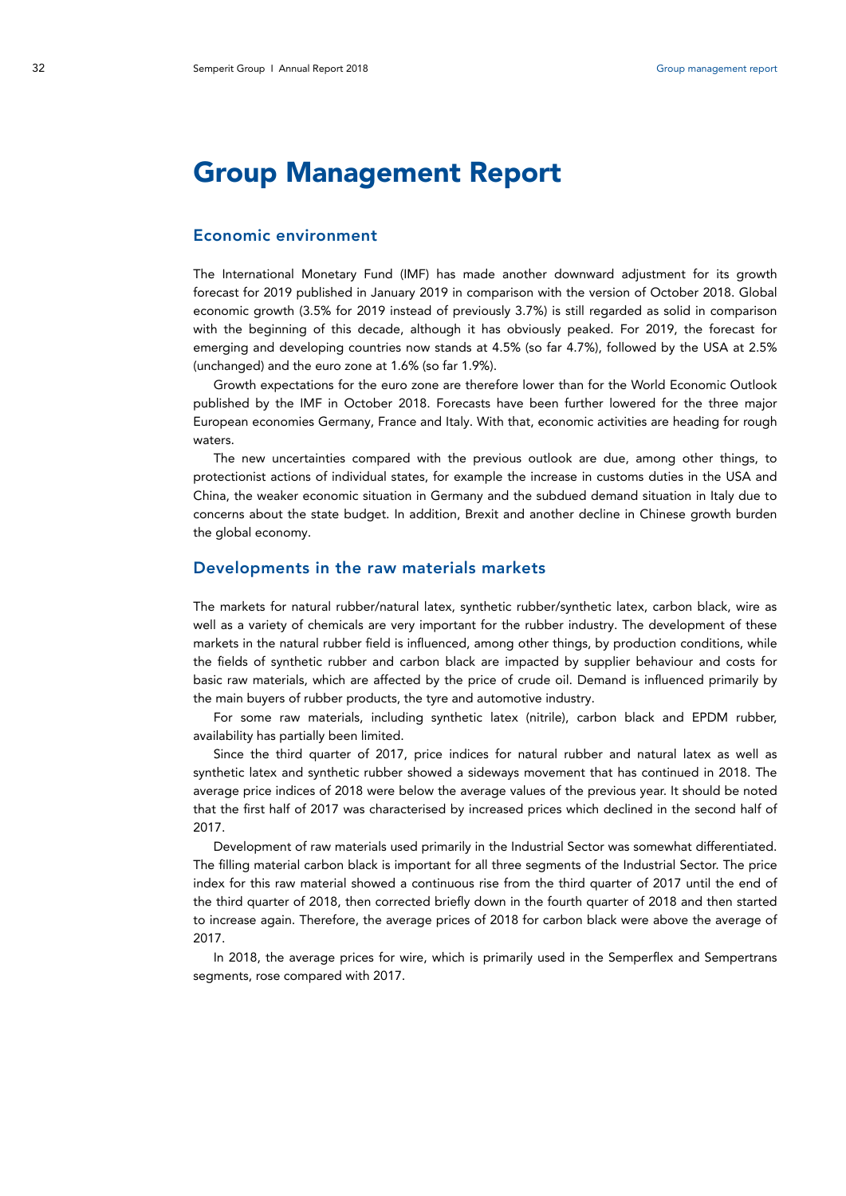# Group Management Report

## Economic environment

The International Monetary Fund (IMF) has made another downward adjustment for its growth forecast for 2019 published in January 2019 in comparison with the version of October 2018. Global economic growth (3.5% for 2019 instead of previously 3.7%) is still regarded as solid in comparison with the beginning of this decade, although it has obviously peaked. For 2019, the forecast for emerging and developing countries now stands at 4.5% (so far 4.7%), followed by the USA at 2.5% (unchanged) and the euro zone at 1.6% (so far 1.9%).

Growth expectations for the euro zone are therefore lower than for the World Economic Outlook published by the IMF in October 2018. Forecasts have been further lowered for the three major European economies Germany, France and Italy. With that, economic activities are heading for rough waters.

The new uncertainties compared with the previous outlook are due, among other things, to protectionist actions of individual states, for example the increase in customs duties in the USA and China, the weaker economic situation in Germany and the subdued demand situation in Italy due to concerns about the state budget. In addition, Brexit and another decline in Chinese growth burden the global economy.

## Developments in the raw materials markets

The markets for natural rubber/natural latex, synthetic rubber/synthetic latex, carbon black, wire as well as a variety of chemicals are very important for the rubber industry. The development of these markets in the natural rubber field is influenced, among other things, by production conditions, while the fields of synthetic rubber and carbon black are impacted by supplier behaviour and costs for basic raw materials, which are affected by the price of crude oil. Demand is influenced primarily by the main buyers of rubber products, the tyre and automotive industry.

For some raw materials, including synthetic latex (nitrile), carbon black and EPDM rubber, availability has partially been limited.

Since the third quarter of 2017, price indices for natural rubber and natural latex as well as synthetic latex and synthetic rubber showed a sideways movement that has continued in 2018. The average price indices of 2018 were below the average values of the previous year. It should be noted that the first half of 2017 was characterised by increased prices which declined in the second half of 2017.

Development of raw materials used primarily in the Industrial Sector was somewhat differentiated. The filling material carbon black is important for all three segments of the Industrial Sector. The price index for this raw material showed a continuous rise from the third quarter of 2017 until the end of the third quarter of 2018, then corrected briefly down in the fourth quarter of 2018 and then started to increase again. Therefore, the average prices of 2018 for carbon black were above the average of 2017.

In 2018, the average prices for wire, which is primarily used in the Semperflex and Sempertrans segments, rose compared with 2017.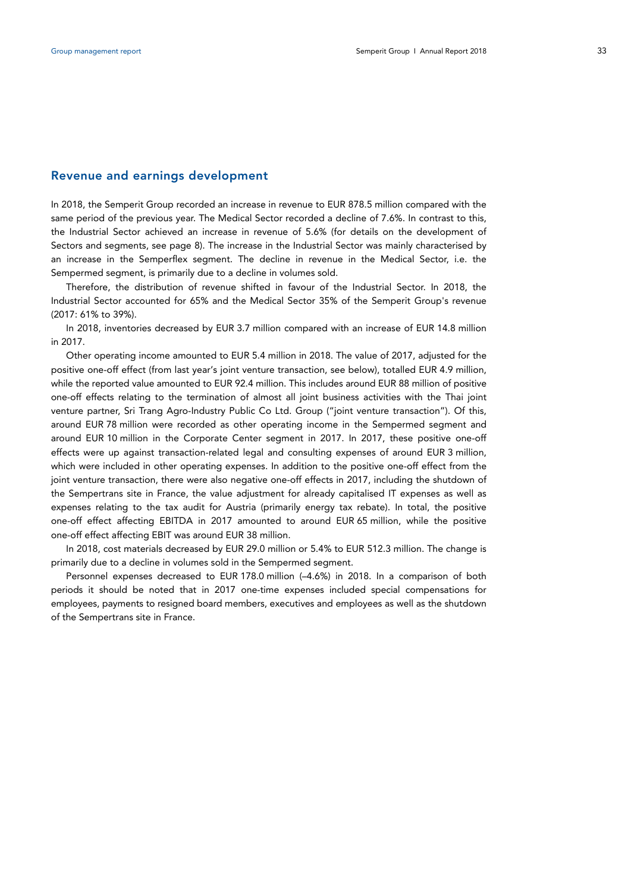## Revenue and earnings development

In 2018, the Semperit Group recorded an increase in revenue to EUR 878.5 million compared with the same period of the previous year. The Medical Sector recorded a decline of 7.6%. In contrast to this, the Industrial Sector achieved an increase in revenue of 5.6% (for details on the development of Sectors and segments, see page 8). The increase in the Industrial Sector was mainly characterised by an increase in the Semperflex segment. The decline in revenue in the Medical Sector, i.e. the Sempermed segment, is primarily due to a decline in volumes sold.

Therefore, the distribution of revenue shifted in favour of the Industrial Sector. In 2018, the Industrial Sector accounted for 65% and the Medical Sector 35% of the Semperit Group's revenue (2017: 61% to 39%).

In 2018, inventories decreased by EUR 3.7 million compared with an increase of EUR 14.8 million in 2017.

Other operating income amounted to EUR 5.4 million in 2018. The value of 2017, adjusted for the positive one-off effect (from last year's joint venture transaction, see below), totalled EUR 4.9 million, while the reported value amounted to EUR 92.4 million. This includes around EUR 88 million of positive one-off effects relating to the termination of almost all joint business activities with the Thai joint venture partner, Sri Trang Agro-Industry Public Co Ltd. Group ("joint venture transaction"). Of this, around EUR 78 million were recorded as other operating income in the Sempermed segment and around EUR 10 million in the Corporate Center segment in 2017. In 2017, these positive one-off effects were up against transaction-related legal and consulting expenses of around EUR 3 million, which were included in other operating expenses. In addition to the positive one-off effect from the joint venture transaction, there were also negative one-off effects in 2017, including the shutdown of the Sempertrans site in France, the value adjustment for already capitalised IT expenses as well as expenses relating to the tax audit for Austria (primarily energy tax rebate). In total, the positive one-off effect affecting EBITDA in 2017 amounted to around EUR 65 million, while the positive one-off effect affecting EBIT was around EUR 38 million.

In 2018, cost materials decreased by EUR 29.0 million or 5.4% to EUR 512.3 million. The change is primarily due to a decline in volumes sold in the Sempermed segment.

Personnel expenses decreased to EUR 178.0 million (–4.6%) in 2018. In a comparison of both periods it should be noted that in 2017 one-time expenses included special compensations for employees, payments to resigned board members, executives and employees as well as the shutdown of the Sempertrans site in France.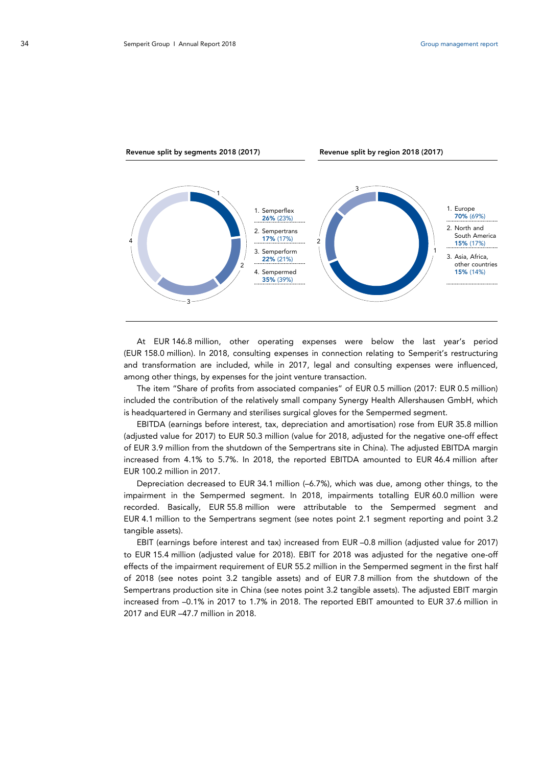**Revenue split by segments 2018 (2017)**

1. Semperflex **26%** (23%)
2. Sempertrans **17%** (17%)
3. Semperform **22%** (21%)
4. Sempermed **35%** (39%)

**Revenue split by region 2018 (2017)**

1. Europe **70%** (69%)
2. North and South America **15%** (17%)
3. Asia, Africa, other countries **15%** (14%)

At EUR 146.8 million, other operating expenses were below the last year's period (EUR 158.0 million). In 2018, consulting expenses in connection relating to Semperit's restructuring and transformation are included, while in 2017, legal and consulting expenses were influenced, among other things, by expenses for the joint venture transaction.

The item "Share of profits from associated companies" of EUR 0.5 million (2017: EUR 0.5 million) included the contribution of the relatively small company Synergy Health Allershausen GmbH, which is headquartered in Germany and sterilises surgical gloves for the Sempermed segment.

EBITDA (earnings before interest, tax, depreciation and amortisation) rose from EUR 35.8 million (adjusted value for 2017) to EUR 50.3 million (value for 2018, adjusted for the negative one-off effect of EUR 3.9 million from the shutdown of the Sempertrans site in China). The adjusted EBITDA margin increased from 4.1% to 5.7%. In 2018, the reported EBITDA amounted to EUR 46.4 million after EUR 100.2 million in 2017.

Depreciation decreased to EUR 34.1 million (–6.7%), which was due, among other things, to the impairment in the Sempermed segment. In 2018, impairments totalling EUR 60.0 million were recorded. Basically, EUR 55.8 million were attributable to the Sempermed segment and EUR 4.1 million to the Sempertrans segment (see notes point 2.1 segment reporting and point 3.2 tangible assets).

EBIT (earnings before interest and tax) increased from EUR –0.8 million (adjusted value for 2017) to EUR 15.4 million (adjusted value for 2018). EBIT for 2018 was adjusted for the negative one-off effects of the impairment requirement of EUR 55.2 million in the Sempermed segment in the first half of 2018 (see notes point 3.2 tangible assets) and of EUR 7.8 million from the shutdown of the Sempertrans production site in China (see notes point 3.2 tangible assets). The adjusted EBIT margin increased from –0.1% in 2017 to 1.7% in 2018. The reported EBIT amounted to EUR 37.6 million in 2017 and EUR –47.7 million in 2018.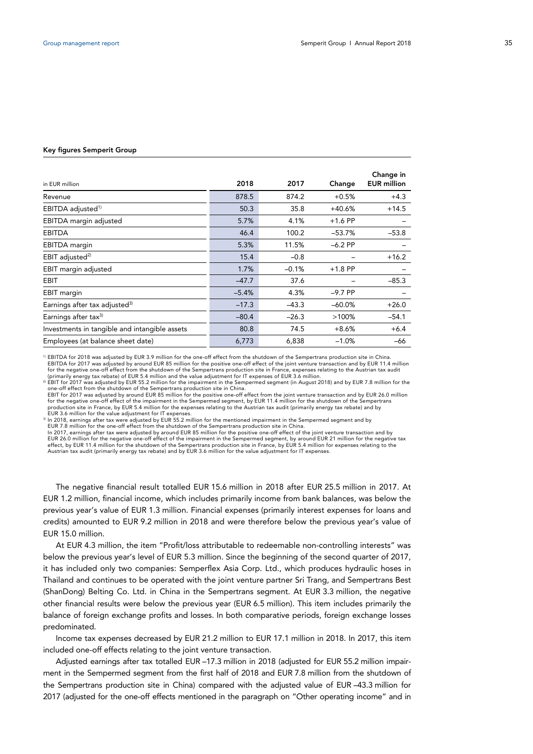**Key figures Semperit Group**

| in EUR million | 2018 | 2017 | Change | Change in EUR million |
|---|---|---|---|---|
| Revenue | 878.5 | 874.2 | +0.5% | +4.3 |
| EBITDA adjusted[1)] | 50.3 | 35.8 | +40.6% | +14.5 |
| EBITDA margin adjusted | 5.7% | 4.1% | +1.6 PP | – |
| EBITDA | 46.4 | 100.2 | –53.7% | –53.8 |
| EBITDA margin | 5.3% | 11.5% | –6.2 PP | – |
| EBIT adjusted[2)] | 15.4 | –0.8 | – | +16.2 |
| EBIT margin adjusted | 1.7% | –0.1% | +1.8 PP | – |
| EBIT | –47.7 | 37.6 | – | –85.3 |
| EBIT margin | –5.4% | 4.3% | –9.7 PP | – |
| Earnings after tax adjusted[3)] | –17.3 | –43.3 | –60.0% | +26.0 |
| Earnings after tax[3)] | –80.4 | –26.3 | >100% | –54.1 |
| Investments in tangible and intangible assets | 80.8 | 74.5 | +8.6% | +6.4 |
| Employees (at balance sheet date) | 6,773 | 6,838 | –1.0% | –66 |

[1)] EBITDA for 2018 was adjusted by EUR 3.9 million for the one-off effect from the shutdown of the Sempertrans production site in China. EBITDA for 2017 was adjusted by around EUR 85 million for the positive one-off effect of the joint venture transaction and by EUR 11.4 million for the negative one-off effect from the shutdown of the Sempertrans production site in France, expenses relating to the Austrian tax audit (primarily energy tax rebate) of EUR 5.4 million and the value adjustment for IT expenses of EUR 3.6 million.

[2)] EBIT for 2017 was adjusted by EUR 55.2 million for the impairment in the Sempermed segment (in August 2018) and by EUR 7.8 million for the one-off effect from the shutdown of the Sempertrans production site in China.
EBIT for 2017 was adjusted by around EUR 85 million for the positive one-off effect from the joint venture transaction and by EUR 26.0 million for the negative one-off effect of the impairment in the Sempermed segment, by EUR 11.4 million for the shutdown of the Sempertrans production site in France, by EUR 5.4 million for the expenses relating to the Austrian tax audit (primarily energy tax rebate) and by EUR 3.6 million for the value adjustment for IT expenses.

[3)] In 2018, earnings after tax were adjusted by EUR 55.2 million for the mentioned impairment in the Sempermed segment and by EUR 7.8 million for the one-off effect from the shutdown of the Sempertrans production site in China.
In 2017, earnings after tax were adjusted by around EUR 85 million for the positive one-off effect of the joint venture transaction and by EUR 26.0 million for the negative one-off effect of the impairment in the Sempermed segment, by around EUR 21 million for the negative tax effect, by EUR 11.4 million for the shutdown of the Sempertrans production site in France, by EUR 5.4 million for expenses relating to the Austrian tax audit (primarily energy tax rebate) and by EUR 3.6 million for the value adjustment for IT expenses.

The negative financial result totalled EUR 15.6 million in 2018 after EUR 25.5 million in 2017. At EUR 1.2 million, financial income, which includes primarily income from bank balances, was below the previous year's value of EUR 1.3 million. Financial expenses (primarily interest expenses for loans and credits) amounted to EUR 9.2 million in 2018 and were therefore below the previous year's value of EUR 15.0 million.

At EUR 4.3 million, the item "Profit/loss attributable to redeemable non-controlling interests" was below the previous year's level of EUR 5.3 million. Since the beginning of the second quarter of 2017, it has included only two companies: Semperflex Asia Corp. Ltd., which produces hydraulic hoses in Thailand and continues to be operated with the joint venture partner Sri Trang, and Sempertrans Best (ShanDong) Belting Co. Ltd. in China in the Sempertrans segment. At EUR 3.3 million, the negative other financial results were below the previous year (EUR 6.5 million). This item includes primarily the balance of foreign exchange profits and losses. In both comparative periods, foreign exchange losses predominated.

Income tax expenses decreased by EUR 21.2 million to EUR 17.1 million in 2018. In 2017, this item included one-off effects relating to the joint venture transaction.

Adjusted earnings after tax totalled EUR –17.3 million in 2018 (adjusted for EUR 55.2 million impairment in the Sempermed segment from the first half of 2018 and EUR 7.8 million from the shutdown of the Sempertrans production site in China) compared with the adjusted value of EUR –43.3 million for 2017 (adjusted for the one-off effects mentioned in the paragraph on "Other operating income" and in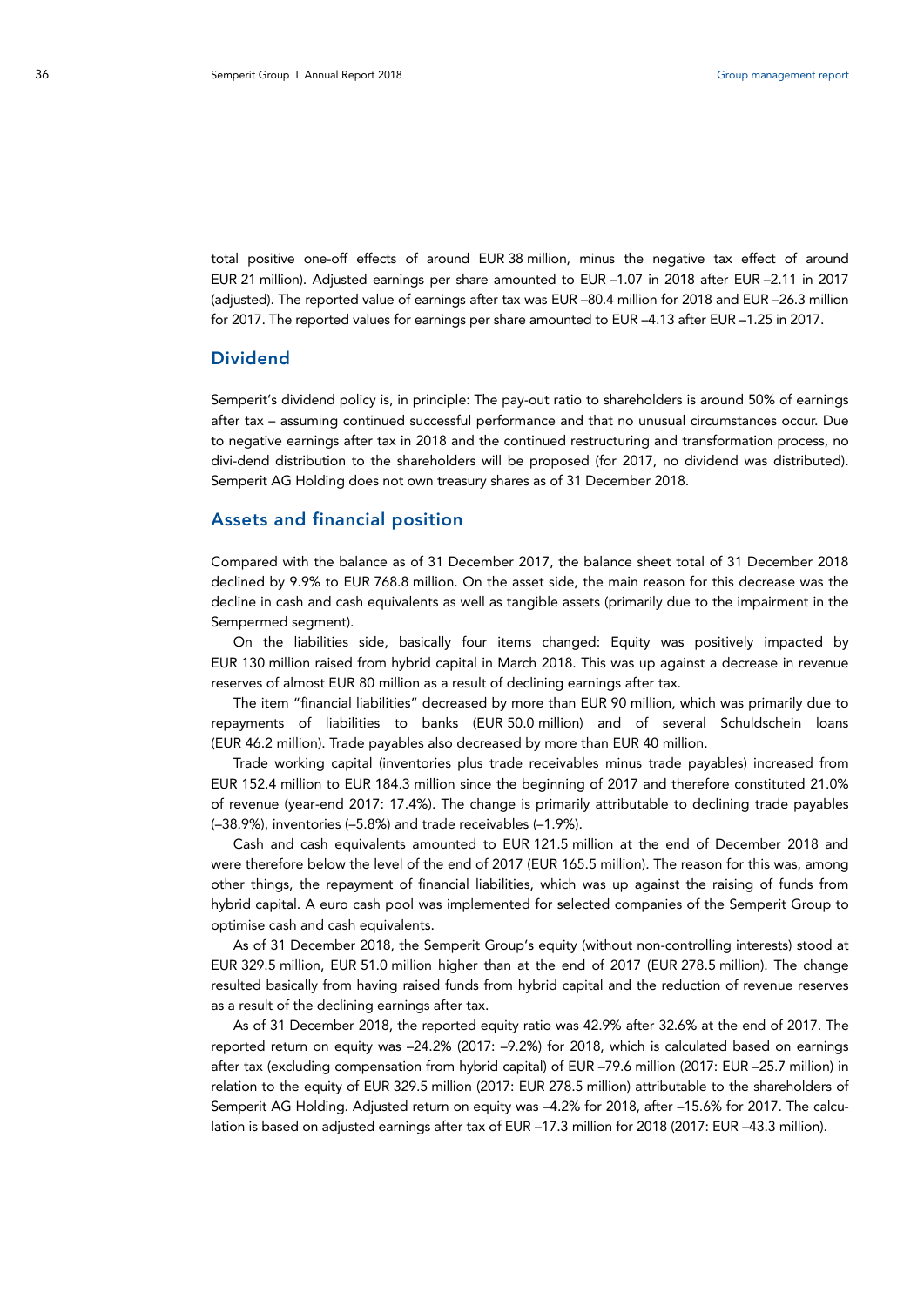total positive one-off effects of around EUR 38 million, minus the negative tax effect of around EUR 21 million). Adjusted earnings per share amounted to EUR –1.07 in 2018 after EUR –2.11 in 2017 (adjusted). The reported value of earnings after tax was EUR –80.4 million for 2018 and EUR –26.3 million for 2017. The reported values for earnings per share amounted to EUR –4.13 after EUR –1.25 in 2017.

## Dividend

Semperit's dividend policy is, in principle: The pay-out ratio to shareholders is around 50% of earnings after tax – assuming continued successful performance and that no unusual circumstances occur. Due to negative earnings after tax in 2018 and the continued restructuring and transformation process, no divi-dend distribution to the shareholders will be proposed (for 2017, no dividend was distributed). Semperit AG Holding does not own treasury shares as of 31 December 2018.

## Assets and financial position

Compared with the balance as of 31 December 2017, the balance sheet total of 31 December 2018 declined by 9.9% to EUR 768.8 million. On the asset side, the main reason for this decrease was the decline in cash and cash equivalents as well as tangible assets (primarily due to the impairment in the Sempermed segment).

On the liabilities side, basically four items changed: Equity was positively impacted by EUR 130 million raised from hybrid capital in March 2018. This was up against a decrease in revenue reserves of almost EUR 80 million as a result of declining earnings after tax.

The item "financial liabilities" decreased by more than EUR 90 million, which was primarily due to repayments of liabilities to banks (EUR 50.0 million) and of several Schuldschein loans (EUR 46.2 million). Trade payables also decreased by more than EUR 40 million.

Trade working capital (inventories plus trade receivables minus trade payables) increased from EUR 152.4 million to EUR 184.3 million since the beginning of 2017 and therefore constituted 21.0% of revenue (year-end 2017: 17.4%). The change is primarily attributable to declining trade payables (–38.9%), inventories (–5.8%) and trade receivables (–1.9%).

Cash and cash equivalents amounted to EUR 121.5 million at the end of December 2018 and were therefore below the level of the end of 2017 (EUR 165.5 million). The reason for this was, among other things, the repayment of financial liabilities, which was up against the raising of funds from hybrid capital. A euro cash pool was implemented for selected companies of the Semperit Group to optimise cash and cash equivalents.

As of 31 December 2018, the Semperit Group's equity (without non-controlling interests) stood at EUR 329.5 million, EUR 51.0 million higher than at the end of 2017 (EUR 278.5 million). The change resulted basically from having raised funds from hybrid capital and the reduction of revenue reserves as a result of the declining earnings after tax.

As of 31 December 2018, the reported equity ratio was 42.9% after 32.6% at the end of 2017. The reported return on equity was –24.2% (2017: –9.2%) for 2018, which is calculated based on earnings after tax (excluding compensation from hybrid capital) of EUR –79.6 million (2017: EUR –25.7 million) in relation to the equity of EUR 329.5 million (2017: EUR 278.5 million) attributable to the shareholders of Semperit AG Holding. Adjusted return on equity was –4.2% for 2018, after –15.6% for 2017. The calcu-lation is based on adjusted earnings after tax of EUR –17.3 million for 2018 (2017: EUR –43.3 million).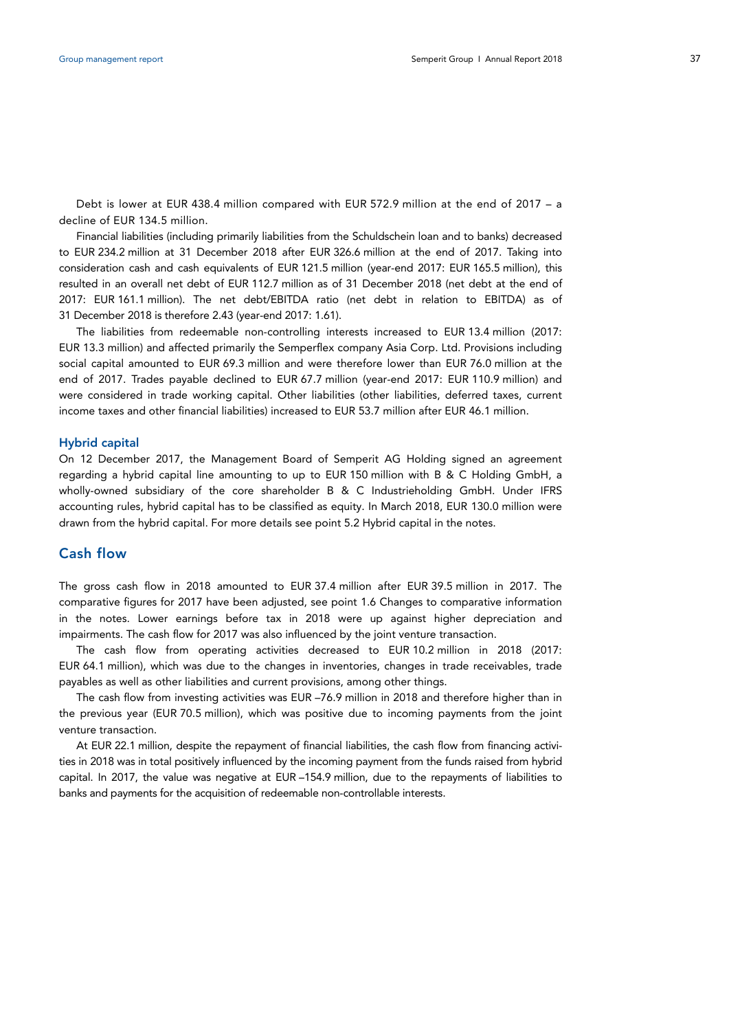Debt is lower at EUR 438.4 million compared with EUR 572.9 million at the end of 2017 – a decline of EUR 134.5 million.

Financial liabilities (including primarily liabilities from the Schuldschein loan and to banks) decreased to EUR 234.2 million at 31 December 2018 after EUR 326.6 million at the end of 2017. Taking into consideration cash and cash equivalents of EUR 121.5 million (year-end 2017: EUR 165.5 million), this resulted in an overall net debt of EUR 112.7 million as of 31 December 2018 (net debt at the end of 2017: EUR 161.1 million). The net debt/EBITDA ratio (net debt in relation to EBITDA) as of 31 December 2018 is therefore 2.43 (year-end 2017: 1.61).

The liabilities from redeemable non-controlling interests increased to EUR 13.4 million (2017: EUR 13.3 million) and affected primarily the Semperflex company Asia Corp. Ltd. Provisions including social capital amounted to EUR 69.3 million and were therefore lower than EUR 76.0 million at the end of 2017. Trades payable declined to EUR 67.7 million (year-end 2017: EUR 110.9 million) and were considered in trade working capital. Other liabilities (other liabilities, deferred taxes, current income taxes and other financial liabilities) increased to EUR 53.7 million after EUR 46.1 million.

### Hybrid capital

On 12 December 2017, the Management Board of Semperit AG Holding signed an agreement regarding a hybrid capital line amounting to up to EUR 150 million with B & C Holding GmbH, a wholly-owned subsidiary of the core shareholder B & C Industrieholding GmbH. Under IFRS accounting rules, hybrid capital has to be classified as equity. In March 2018, EUR 130.0 million were drawn from the hybrid capital. For more details see point 5.2 Hybrid capital in the notes.

## Cash flow

The gross cash flow in 2018 amounted to EUR 37.4 million after EUR 39.5 million in 2017. The comparative figures for 2017 have been adjusted, see point 1.6 Changes to comparative information in the notes. Lower earnings before tax in 2018 were up against higher depreciation and impairments. The cash flow for 2017 was also influenced by the joint venture transaction.

The cash flow from operating activities decreased to EUR 10.2 million in 2018 (2017: EUR 64.1 million), which was due to the changes in inventories, changes in trade receivables, trade payables as well as other liabilities and current provisions, among other things.

The cash flow from investing activities was EUR –76.9 million in 2018 and therefore higher than in the previous year (EUR 70.5 million), which was positive due to incoming payments from the joint venture transaction.

At EUR 22.1 million, despite the repayment of financial liabilities, the cash flow from financing activities in 2018 was in total positively influenced by the incoming payment from the funds raised from hybrid capital. In 2017, the value was negative at EUR –154.9 million, due to the repayments of liabilities to banks and payments for the acquisition of redeemable non-controllable interests.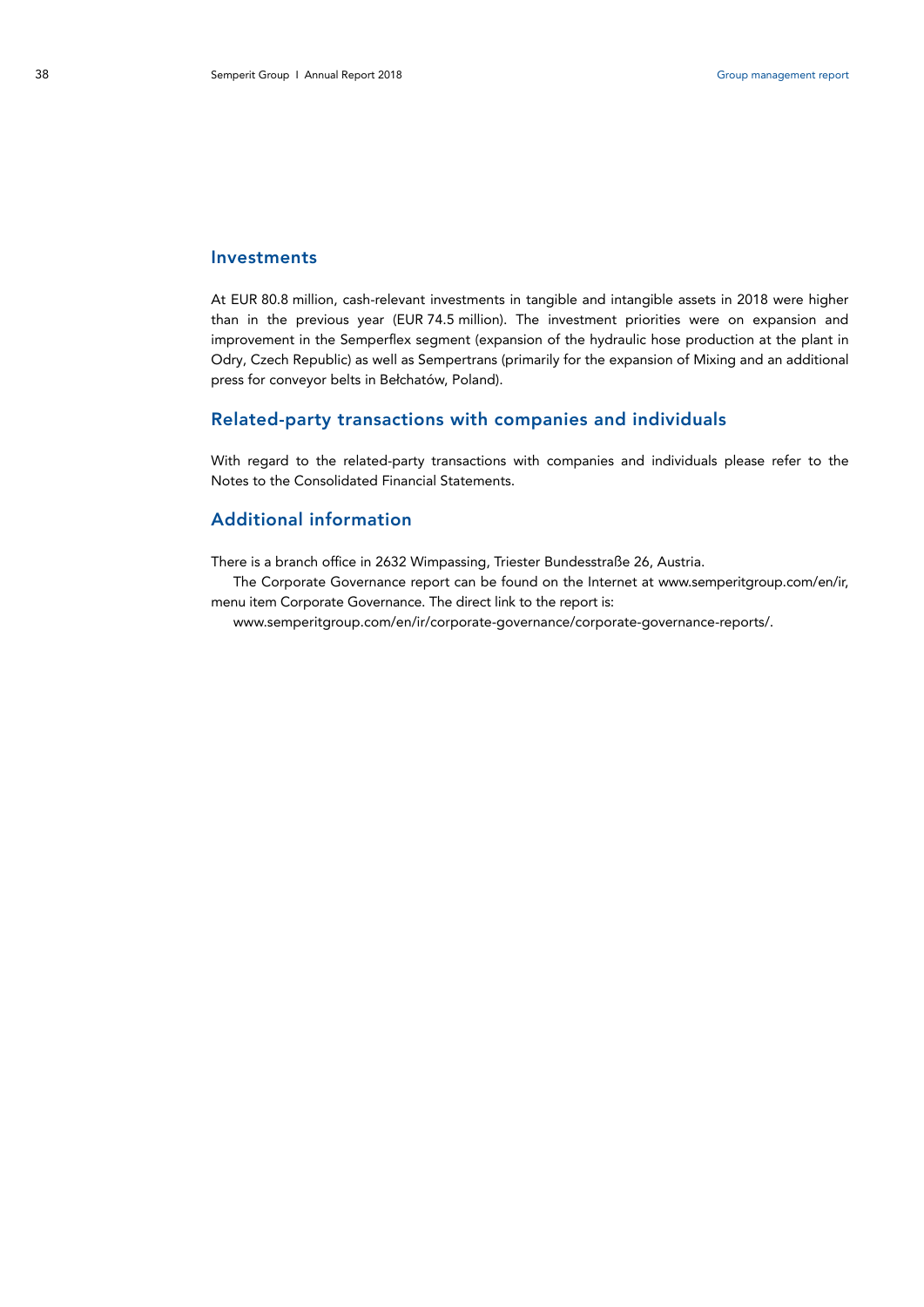## Investments

At EUR 80.8 million, cash-relevant investments in tangible and intangible assets in 2018 were higher than in the previous year (EUR 74.5 million). The investment priorities were on expansion and improvement in the Semperflex segment (expansion of the hydraulic hose production at the plant in Odry, Czech Republic) as well as Sempertrans (primarily for the expansion of Mixing and an additional press for conveyor belts in Bełchatów, Poland).

## Related-party transactions with companies and individuals

With regard to the related-party transactions with companies and individuals please refer to the Notes to the Consolidated Financial Statements.

## Additional information

There is a branch office in 2632 Wimpassing, Triester Bundesstraße 26, Austria.

The Corporate Governance report can be found on the Internet at www.semperitgroup.com/en/ir, menu item Corporate Governance. The direct link to the report is:

www.semperitgroup.com/en/ir/corporate-governance/corporate-governance-reports/.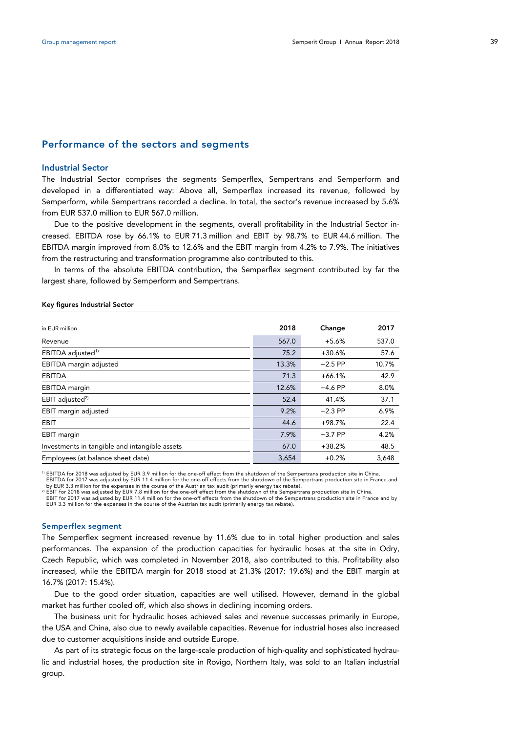## Performance of the sectors and segments

### Industrial Sector

The Industrial Sector comprises the segments Semperflex, Sempertrans and Semperform and developed in a differentiated way: Above all, Semperflex increased its revenue, followed by Semperform, while Sempertrans recorded a decline. In total, the sector's revenue increased by 5.6% from EUR 537.0 million to EUR 567.0 million.

Due to the positive development in the segments, overall profitability in the Industrial Sector increased. EBITDA rose by 66.1% to EUR 71.3 million and EBIT by 98.7% to EUR 44.6 million. The EBITDA margin improved from 8.0% to 12.6% and the EBIT margin from 4.2% to 7.9%. The initiatives from the restructuring and transformation programme also contributed to this.

In terms of the absolute EBITDA contribution, the Semperflex segment contributed by far the largest share, followed by Semperform and Sempertrans.

**Key figures Industrial Sector**

| in EUR million | 2018 | Change | 2017 |
|---|---|---|---|
| Revenue | 567.0 | +5.6% | 537.0 |
| EBITDA adjusted[1] | 75.2 | +30.6% | 57.6 |
| EBITDA margin adjusted | 13.3% | +2.5 PP | 10.7% |
| EBITDA | 71.3 | +66.1% | 42.9 |
| EBITDA margin | 12.6% | +4.6 PP | 8.0% |
| EBIT adjusted[2] | 52.4 | 41.4% | 37.1 |
| EBIT margin adjusted | 9.2% | +2.3 PP | 6.9% |
| EBIT | 44.6 | +98.7% | 22.4 |
| EBIT margin | 7.9% | +3.7 PP | 4.2% |
| Investments in tangible and intangible assets | 67.0 | +38.2% | 48.5 |
| Employees (at balance sheet date) | 3,654 | +0.2% | 3,648 |

[1] EBITDA for 2018 was adjusted by EUR 3.9 million for the one-off effect from the shutdown of the Sempertrans production site in China.
EBITDA for 2017 was adjusted by EUR 11.4 million for the one-off effects from the shutdown of the Sempertrans production site in France and by EUR 3.3 million for the expenses in the course of the Austrian tax audit (primarily energy tax rebate).

[2] EBIT for 2018 was adjusted by EUR 7.8 million for the one-off effect from the shutdown of the Sempertrans production site in China.
EBIT for 2017 was adjusted by EUR 11.4 million for the one-off effects from the shutdown of the Sempertrans production site in France and by EUR 3.3 million for the expenses in the course of the Austrian tax audit (primarily energy tax rebate).

#### Semperflex segment

The Semperflex segment increased revenue by 11.6% due to in total higher production and sales performances. The expansion of the production capacities for hydraulic hoses at the site in Odry, Czech Republic, which was completed in November 2018, also contributed to this. Profitability also increased, while the EBITDA margin for 2018 stood at 21.3% (2017: 19.6%) and the EBIT margin at 16.7% (2017: 15.4%).

Due to the good order situation, capacities are well utilised. However, demand in the global market has further cooled off, which also shows in declining incoming orders.

The business unit for hydraulic hoses achieved sales and revenue successes primarily in Europe, the USA and China, also due to newly available capacities. Revenue for industrial hoses also increased due to customer acquisitions inside and outside Europe.

As part of its strategic focus on the large-scale production of high-quality and sophisticated hydraulic and industrial hoses, the production site in Rovigo, Northern Italy, was sold to an Italian industrial group.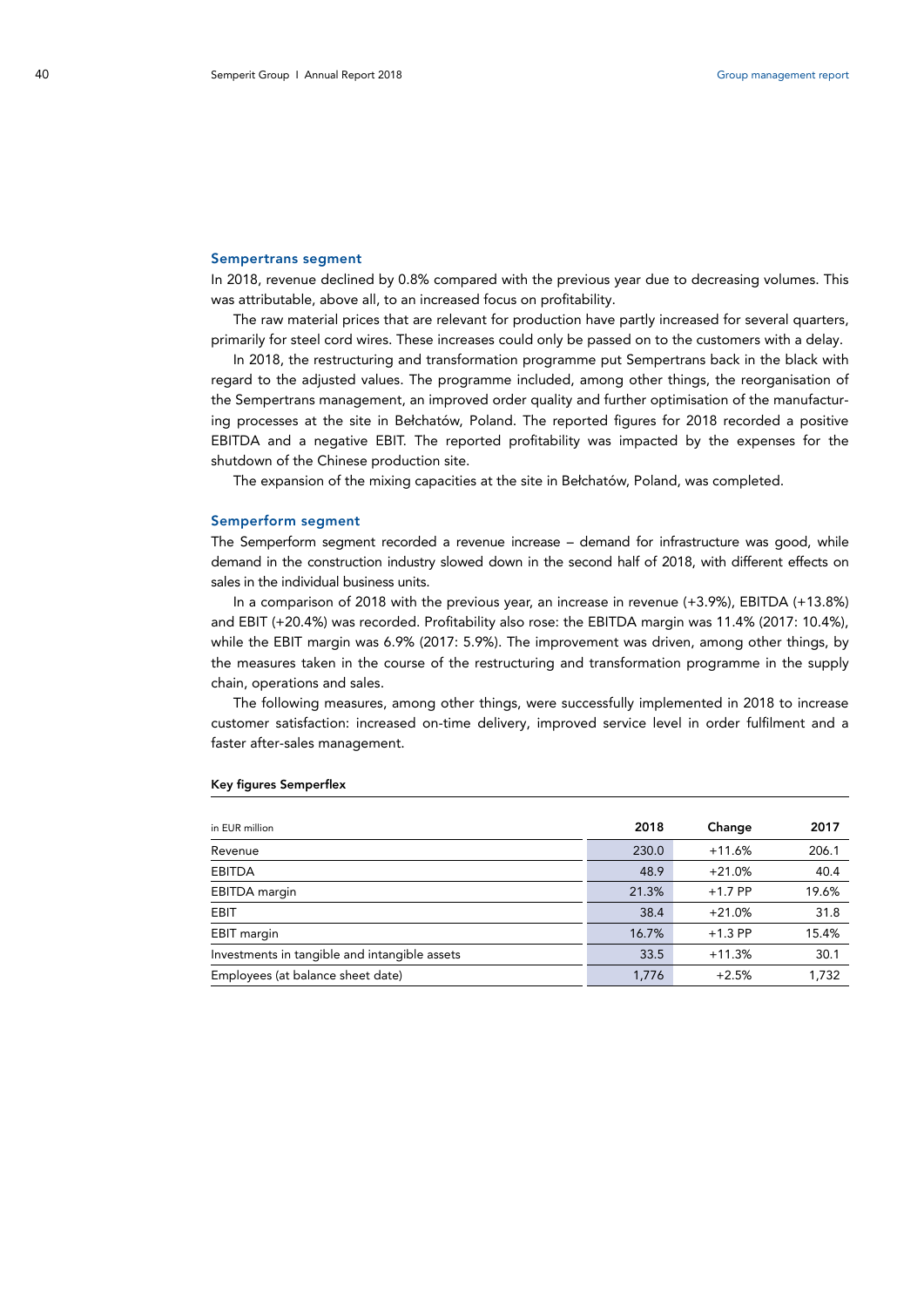## Sempertrans segment

In 2018, revenue declined by 0.8% compared with the previous year due to decreasing volumes. This was attributable, above all, to an increased focus on profitability.

The raw material prices that are relevant for production have partly increased for several quarters, primarily for steel cord wires. These increases could only be passed on to the customers with a delay.

In 2018, the restructuring and transformation programme put Sempertrans back in the black with regard to the adjusted values. The programme included, among other things, the reorganisation of the Sempertrans management, an improved order quality and further optimisation of the manufacturing processes at the site in Bełchatów, Poland. The reported figures for 2018 recorded a positive EBITDA and a negative EBIT. The reported profitability was impacted by the expenses for the shutdown of the Chinese production site.

The expansion of the mixing capacities at the site in Bełchatów, Poland, was completed.

## Semperform segment

The Semperform segment recorded a revenue increase – demand for infrastructure was good, while demand in the construction industry slowed down in the second half of 2018, with different effects on sales in the individual business units.

In a comparison of 2018 with the previous year, an increase in revenue (+3.9%), EBITDA (+13.8%) and EBIT (+20.4%) was recorded. Profitability also rose: the EBITDA margin was 11.4% (2017: 10.4%), while the EBIT margin was 6.9% (2017: 5.9%). The improvement was driven, among other things, by the measures taken in the course of the restructuring and transformation programme in the supply chain, operations and sales.

The following measures, among other things, were successfully implemented in 2018 to increase customer satisfaction: increased on-time delivery, improved service level in order fulfilment and a faster after-sales management.

**Key figures Semperflex**

| in EUR million | 2018 | Change | 2017 |
|---|---|---|---|
| Revenue | 230.0 | +11.6% | 206.1 |
| EBITDA | 48.9 | +21.0% | 40.4 |
| EBITDA margin | 21.3% | +1.7 PP | 19.6% |
| EBIT | 38.4 | +21.0% | 31.8 |
| EBIT margin | 16.7% | +1.3 PP | 15.4% |
| Investments in tangible and intangible assets | 33.5 | +11.3% | 30.1 |
| Employees (at balance sheet date) | 1,776 | +2.5% | 1,732 |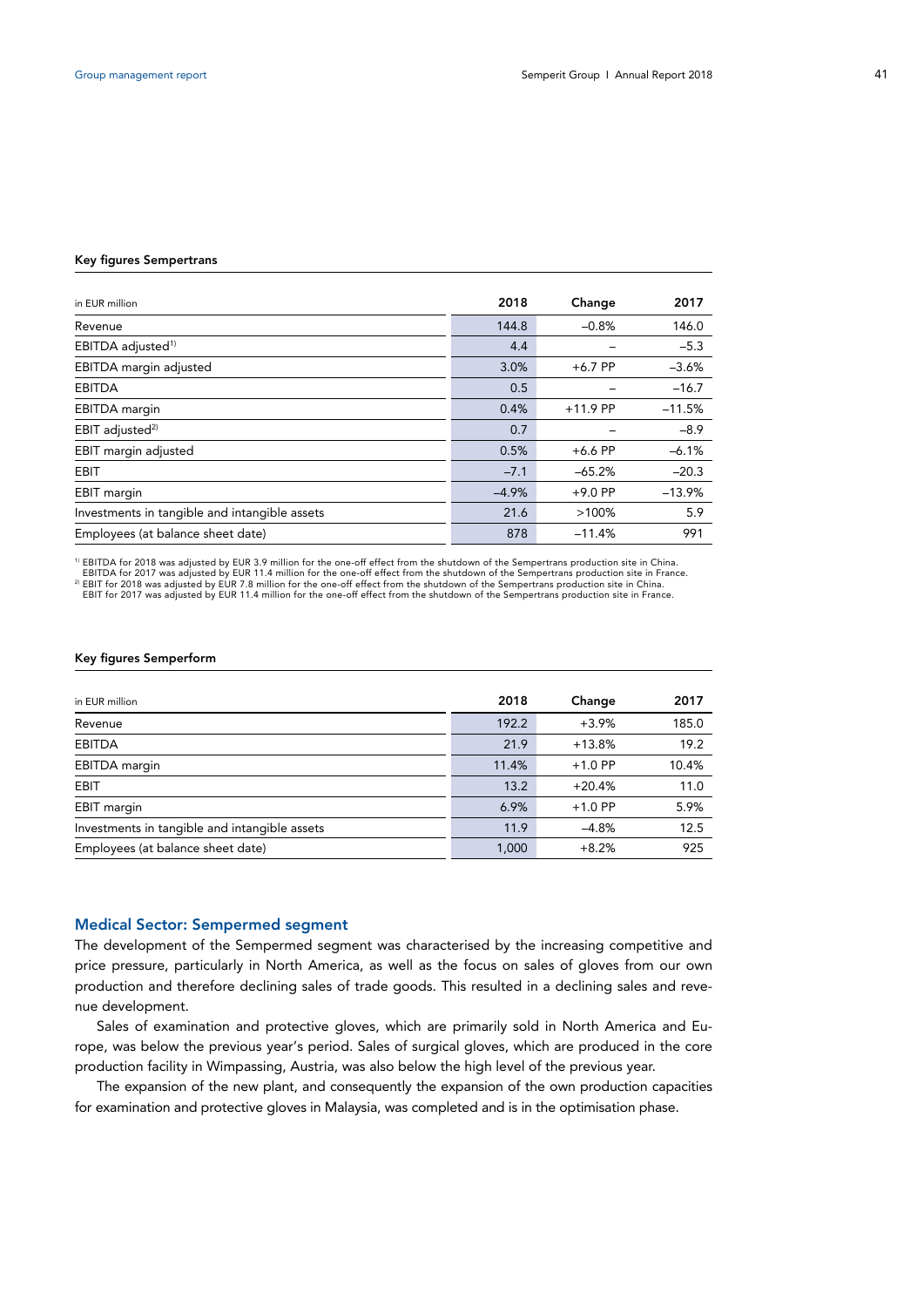#### Key figures Sempertrans

| in EUR million | 2018 | Change | 2017 |
|---|---|---|---|
| Revenue | 144.8 | –0.8% | 146.0 |
| EBITDA adjusted[1)] | 4.4 | – | –5.3 |
| EBITDA margin adjusted | 3.0% | +6.7 PP | –3.6% |
| EBITDA | 0.5 | – | –16.7 |
| EBITDA margin | 0.4% | +11.9 PP | –11.5% |
| EBIT adjusted[2)] | 0.7 | – | –8.9 |
| EBIT margin adjusted | 0.5% | +6.6 PP | –6.1% |
| EBIT | –7.1 | –65.2% | –20.3 |
| EBIT margin | –4.9% | +9.0 PP | –13.9% |
| Investments in tangible and intangible assets | 21.6 | >100% | 5.9 |
| Employees (at balance sheet date) | 878 | –11.4% | 991 |

1) EBITDA for 2018 was adjusted by EUR 3.9 million for the one-off effect from the shutdown of the Sempertrans production site in China.
EBITDA for 2017 was adjusted by EUR 11.4 million for the one-off effect from the shutdown of the Sempertrans production site in France.
2) EBIT for 2018 was adjusted by EUR 7.8 million for the one-off effect from the shutdown of the Sempertrans production site in China.
EBIT for 2017 was adjusted by EUR 11.4 million for the one-off effect from the shutdown of the Sempertrans production site in France.

#### Key figures Semperform

| in EUR million | 2018 | Change | 2017 |
|---|---|---|---|
| Revenue | 192.2 | +3.9% | 185.0 |
| EBITDA | 21.9 | +13.8% | 19.2 |
| EBITDA margin | 11.4% | +1.0 PP | 10.4% |
| EBIT | 13.2 | +20.4% | 11.0 |
| EBIT margin | 6.9% | +1.0 PP | 5.9% |
| Investments in tangible and intangible assets | 11.9 | –4.8% | 12.5 |
| Employees (at balance sheet date) | 1,000 | +8.2% | 925 |

## Medical Sector: Sempermed segment

The development of the Sempermed segment was characterised by the increasing competitive and price pressure, particularly in North America, as well as the focus on sales of gloves from our own production and therefore declining sales of trade goods. This resulted in a declining sales and revenue development.

Sales of examination and protective gloves, which are primarily sold in North America and Europe, was below the previous year's period. Sales of surgical gloves, which are produced in the core production facility in Wimpassing, Austria, was also below the high level of the previous year.

The expansion of the new plant, and consequently the expansion of the own production capacities for examination and protective gloves in Malaysia, was completed and is in the optimisation phase.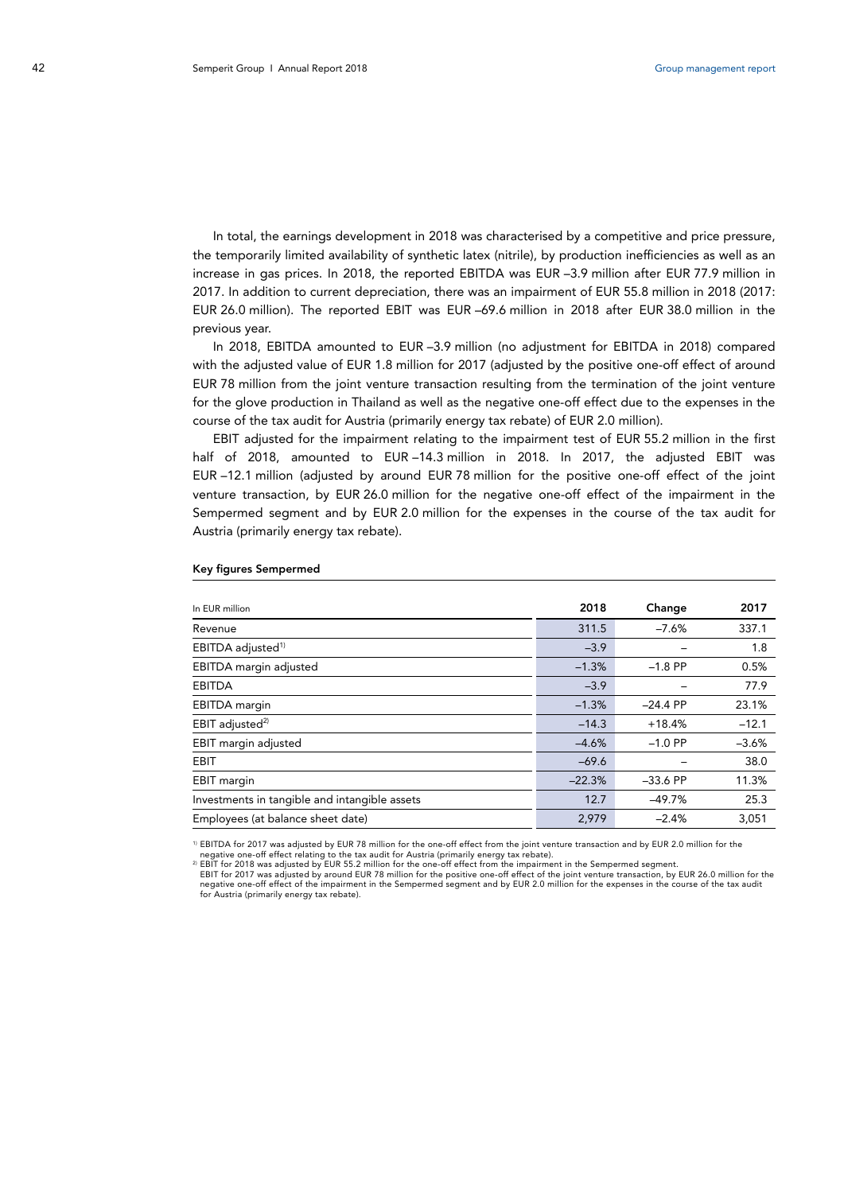In total, the earnings development in 2018 was characterised by a competitive and price pressure, the temporarily limited availability of synthetic latex (nitrile), by production inefficiencies as well as an increase in gas prices. In 2018, the reported EBITDA was EUR –3.9 million after EUR 77.9 million in 2017. In addition to current depreciation, there was an impairment of EUR 55.8 million in 2018 (2017: EUR 26.0 million). The reported EBIT was EUR –69.6 million in 2018 after EUR 38.0 million in the previous year.

In 2018, EBITDA amounted to EUR –3.9 million (no adjustment for EBITDA in 2018) compared with the adjusted value of EUR 1.8 million for 2017 (adjusted by the positive one-off effect of around EUR 78 million from the joint venture transaction resulting from the termination of the joint venture for the glove production in Thailand as well as the negative one-off effect due to the expenses in the course of the tax audit for Austria (primarily energy tax rebate) of EUR 2.0 million).

EBIT adjusted for the impairment relating to the impairment test of EUR 55.2 million in the first half of 2018, amounted to EUR –14.3 million in 2018. In 2017, the adjusted EBIT was EUR –12.1 million (adjusted by around EUR 78 million for the positive one-off effect of the joint venture transaction, by EUR 26.0 million for the negative one-off effect of the impairment in the Sempermed segment and by EUR 2.0 million for the expenses in the course of the tax audit for Austria (primarily energy tax rebate).

**Key figures Sempermed**

| In EUR million | 2018 | Change | 2017 |
|---|---|---|---|
| Revenue | 311.5 | –7.6% | 337.1 |
| EBITDA adjusted[1] | –3.9 | – | 1.8 |
| EBITDA margin adjusted | –1.3% | –1.8 PP | 0.5% |
| EBITDA | –3.9 | – | 77.9 |
| EBITDA margin | –1.3% | –24.4 PP | 23.1% |
| EBIT adjusted[2] | –14.3 | +18.4% | –12.1 |
| EBIT margin adjusted | –4.6% | –1.0 PP | –3.6% |
| EBIT | –69.6 | – | 38.0 |
| EBIT margin | –22.3% | –33.6 PP | 11.3% |
| Investments in tangible and intangible assets | 12.7 | –49.7% | 25.3 |
| Employees (at balance sheet date) | 2,979 | –2.4% | 3,051 |

[1] EBITDA for 2017 was adjusted by EUR 78 million for the one-off effect from the joint venture transaction and by EUR 2.0 million for the negative one-off effect relating to the tax audit for Austria (primarily energy tax rebate).
[2] EBIT for 2018 was adjusted by EUR 55.2 million for the one-off effect from the impairment in the Sempermed segment.
EBIT for 2017 was adjusted by around EUR 78 million for the positive one-off effect of the joint venture transaction, by EUR 26.0 million for the negative one-off effect of the impairment in the Sempermed segment and by EUR 2.0 million for the expenses in the course of the tax audit for Austria (primarily energy tax rebate).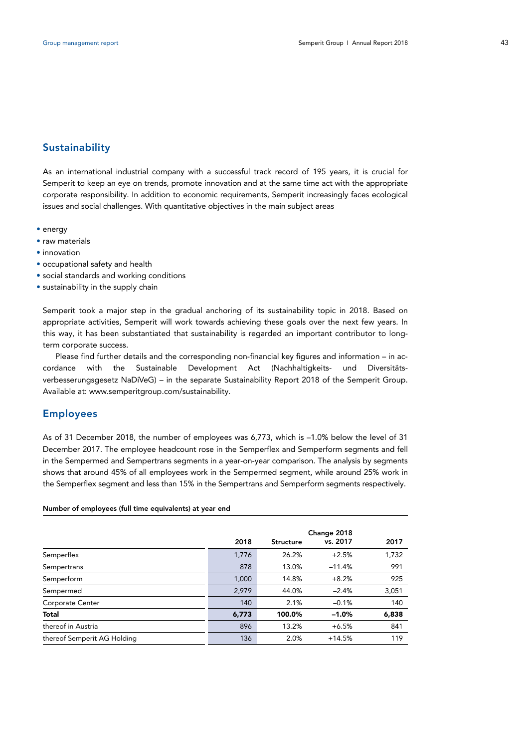## Sustainability

As an international industrial company with a successful track record of 195 years, it is crucial for Semperit to keep an eye on trends, promote innovation and at the same time act with the appropriate corporate responsibility. In addition to economic requirements, Semperit increasingly faces ecological issues and social challenges. With quantitative objectives in the main subject areas

- energy
- raw materials
- innovation
- occupational safety and health
- social standards and working conditions
- sustainability in the supply chain

Semperit took a major step in the gradual anchoring of its sustainability topic in 2018. Based on appropriate activities, Semperit will work towards achieving these goals over the next few years. In this way, it has been substantiated that sustainability is regarded an important contributor to long-term corporate success.

Please find further details and the corresponding non-financial key figures and information – in accordance with the Sustainable Development Act (Nachhaltigkeits- und Diversitätsverbesserungsgesetz NaDiVeG) – in the separate Sustainability Report 2018 of the Semperit Group. Available at: www.semperitgroup.com/sustainability.

## Employees

As of 31 December 2018, the number of employees was 6,773, which is –1.0% below the level of 31 December 2017. The employee headcount rose in the Semperflex and Semperform segments and fell in the Sempermed and Sempertrans segments in a year-on-year comparison. The analysis by segments shows that around 45% of all employees work in the Sempermed segment, while around 25% work in the Semperflex segment and less than 15% in the Sempertrans and Semperform segments respectively.

**Number of employees (full time equivalents) at year end**

| | 2018 | Structure | Change 2018 vs. 2017 | 2017 |
|---|---|---|---|---|
| Semperflex | 1,776 | 26.2% | +2.5% | 1,732 |
| Sempertrans | 878 | 13.0% | –11.4% | 991 |
| Semperform | 1,000 | 14.8% | +8.2% | 925 |
| Sempermed | 2,979 | 44.0% | –2.4% | 3,051 |
| Corporate Center | 140 | 2.1% | –0.1% | 140 |
| **Total** | **6,773** | **100.0%** | **–1.0%** | **6,838** |
| thereof in Austria | 896 | 13.2% | +6.5% | 841 |
| thereof Semperit AG Holding | 136 | 2.0% | +14.5% | 119 |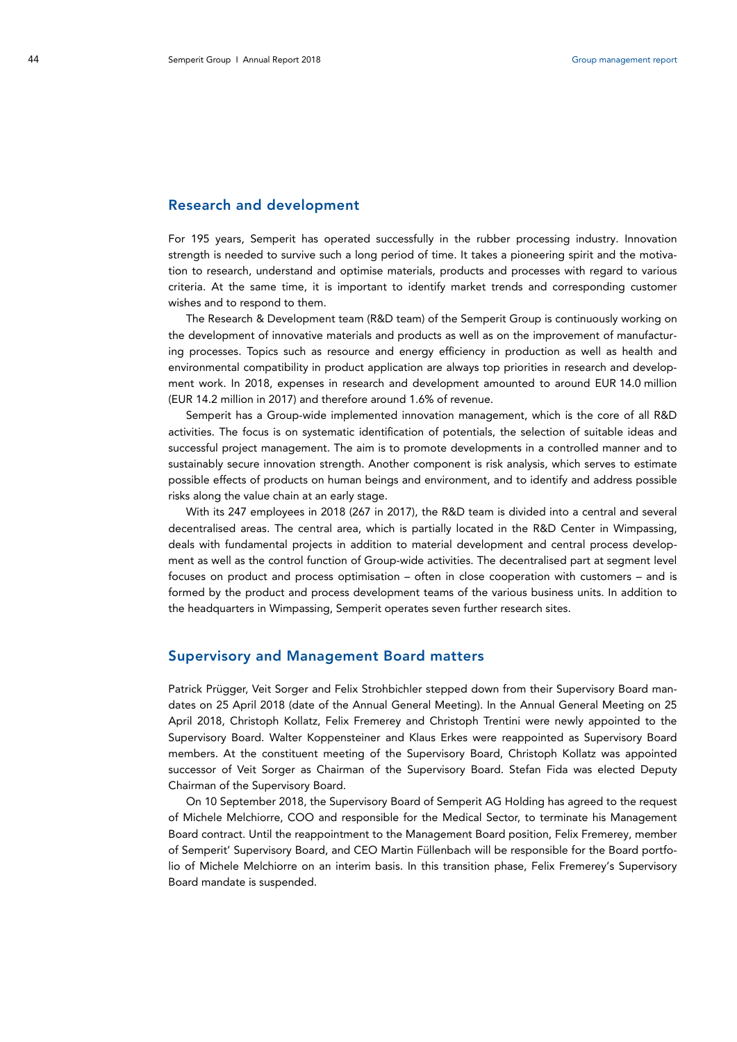## Research and development

For 195 years, Semperit has operated successfully in the rubber processing industry. Innovation strength is needed to survive such a long period of time. It takes a pioneering spirit and the motivation to research, understand and optimise materials, products and processes with regard to various criteria. At the same time, it is important to identify market trends and corresponding customer wishes and to respond to them.

The Research & Development team (R&D team) of the Semperit Group is continuously working on the development of innovative materials and products as well as on the improvement of manufacturing processes. Topics such as resource and energy efficiency in production as well as health and environmental compatibility in product application are always top priorities in research and development work. In 2018, expenses in research and development amounted to around EUR 14.0 million (EUR 14.2 million in 2017) and therefore around 1.6% of revenue.

Semperit has a Group-wide implemented innovation management, which is the core of all R&D activities. The focus is on systematic identification of potentials, the selection of suitable ideas and successful project management. The aim is to promote developments in a controlled manner and to sustainably secure innovation strength. Another component is risk analysis, which serves to estimate possible effects of products on human beings and environment, and to identify and address possible risks along the value chain at an early stage.

With its 247 employees in 2018 (267 in 2017), the R&D team is divided into a central and several decentralised areas. The central area, which is partially located in the R&D Center in Wimpassing, deals with fundamental projects in addition to material development and central process development as well as the control function of Group-wide activities. The decentralised part at segment level focuses on product and process optimisation – often in close cooperation with customers – and is formed by the product and process development teams of the various business units. In addition to the headquarters in Wimpassing, Semperit operates seven further research sites.

## Supervisory and Management Board matters

Patrick Prügger, Veit Sorger and Felix Strohbichler stepped down from their Supervisory Board mandates on 25 April 2018 (date of the Annual General Meeting). In the Annual General Meeting on 25 April 2018, Christoph Kollatz, Felix Fremerey and Christoph Trentini were newly appointed to the Supervisory Board. Walter Koppensteiner and Klaus Erkes were reappointed as Supervisory Board members. At the constituent meeting of the Supervisory Board, Christoph Kollatz was appointed successor of Veit Sorger as Chairman of the Supervisory Board. Stefan Fida was elected Deputy Chairman of the Supervisory Board.

On 10 September 2018, the Supervisory Board of Semperit AG Holding has agreed to the request of Michele Melchiorre, COO and responsible for the Medical Sector, to terminate his Management Board contract. Until the reappointment to the Management Board position, Felix Fremerey, member of Semperit' Supervisory Board, and CEO Martin Füllenbach will be responsible for the Board portfolio of Michele Melchiorre on an interim basis. In this transition phase, Felix Fremerey's Supervisory Board mandate is suspended.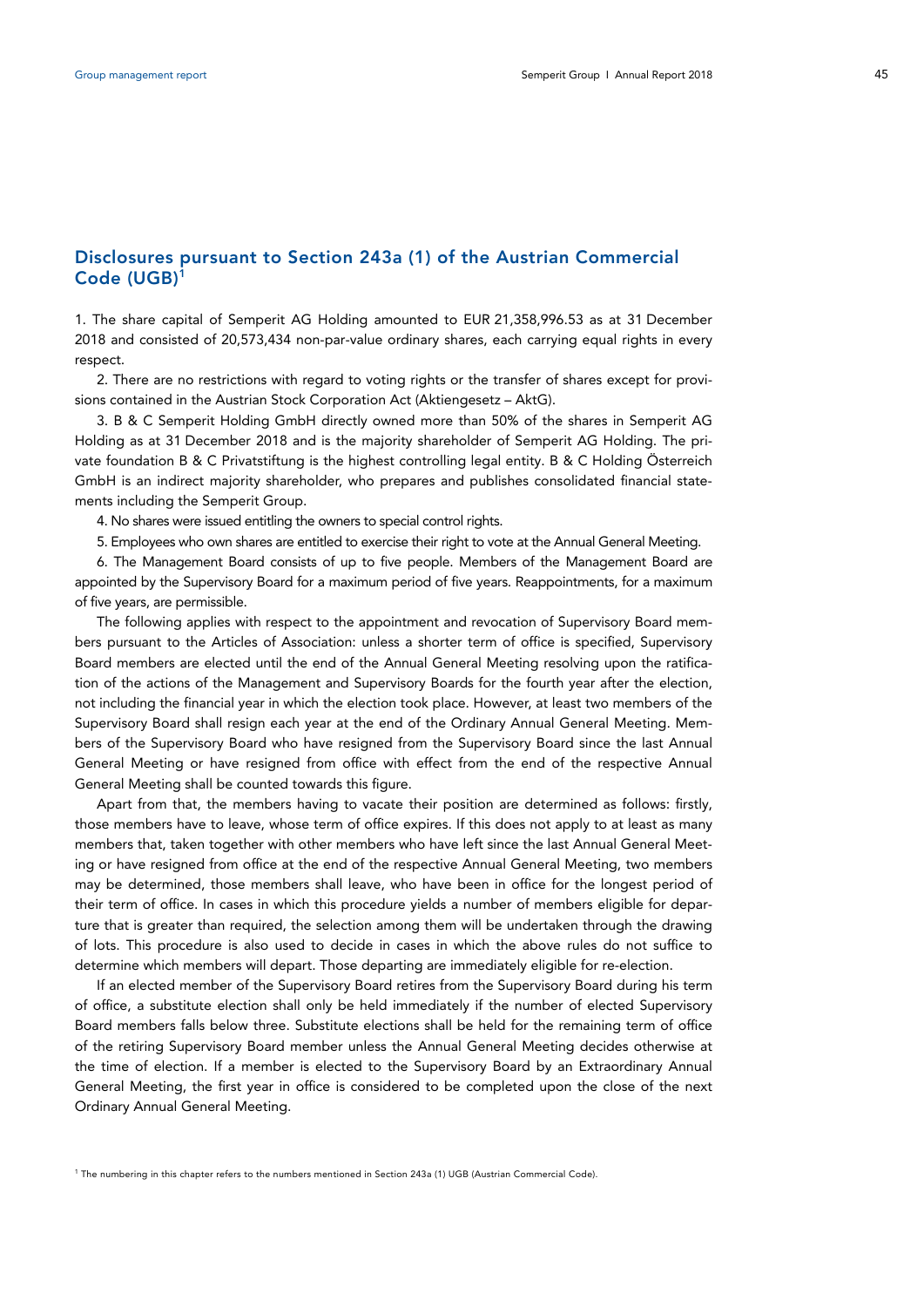## Disclosures pursuant to Section 243a (1) of the Austrian Commercial Code (UGB)[1]

1. The share capital of Semperit AG Holding amounted to EUR 21,358,996.53 as at 31 December 2018 and consisted of 20,573,434 non-par-value ordinary shares, each carrying equal rights in every respect.

2. There are no restrictions with regard to voting rights or the transfer of shares except for provisions contained in the Austrian Stock Corporation Act (Aktiengesetz – AktG).

3. B & C Semperit Holding GmbH directly owned more than 50% of the shares in Semperit AG Holding as at 31 December 2018 and is the majority shareholder of Semperit AG Holding. The private foundation B & C Privatstiftung is the highest controlling legal entity. B & C Holding Österreich GmbH is an indirect majority shareholder, who prepares and publishes consolidated financial statements including the Semperit Group.

4. No shares were issued entitling the owners to special control rights.

5. Employees who own shares are entitled to exercise their right to vote at the Annual General Meeting.

6. The Management Board consists of up to five people. Members of the Management Board are appointed by the Supervisory Board for a maximum period of five years. Reappointments, for a maximum of five years, are permissible.

The following applies with respect to the appointment and revocation of Supervisory Board members pursuant to the Articles of Association: unless a shorter term of office is specified, Supervisory Board members are elected until the end of the Annual General Meeting resolving upon the ratification of the actions of the Management and Supervisory Boards for the fourth year after the election, not including the financial year in which the election took place. However, at least two members of the Supervisory Board shall resign each year at the end of the Ordinary Annual General Meeting. Members of the Supervisory Board who have resigned from the Supervisory Board since the last Annual General Meeting or have resigned from office with effect from the end of the respective Annual General Meeting shall be counted towards this figure.

Apart from that, the members having to vacate their position are determined as follows: firstly, those members have to leave, whose term of office expires. If this does not apply to at least as many members that, taken together with other members who have left since the last Annual General Meeting or have resigned from office at the end of the respective Annual General Meeting, two members may be determined, those members shall leave, who have been in office for the longest period of their term of office. In cases in which this procedure yields a number of members eligible for departure that is greater than required, the selection among them will be undertaken through the drawing of lots. This procedure is also used to decide in cases in which the above rules do not suffice to determine which members will depart. Those departing are immediately eligible for re-election.

If an elected member of the Supervisory Board retires from the Supervisory Board during his term of office, a substitute election shall only be held immediately if the number of elected Supervisory Board members falls below three. Substitute elections shall be held for the remaining term of office of the retiring Supervisory Board member unless the Annual General Meeting decides otherwise at the time of election. If a member is elected to the Supervisory Board by an Extraordinary Annual General Meeting, the first year in office is considered to be completed upon the close of the next Ordinary Annual General Meeting.

[1] The numbering in this chapter refers to the numbers mentioned in Section 243a (1) UGB (Austrian Commercial Code).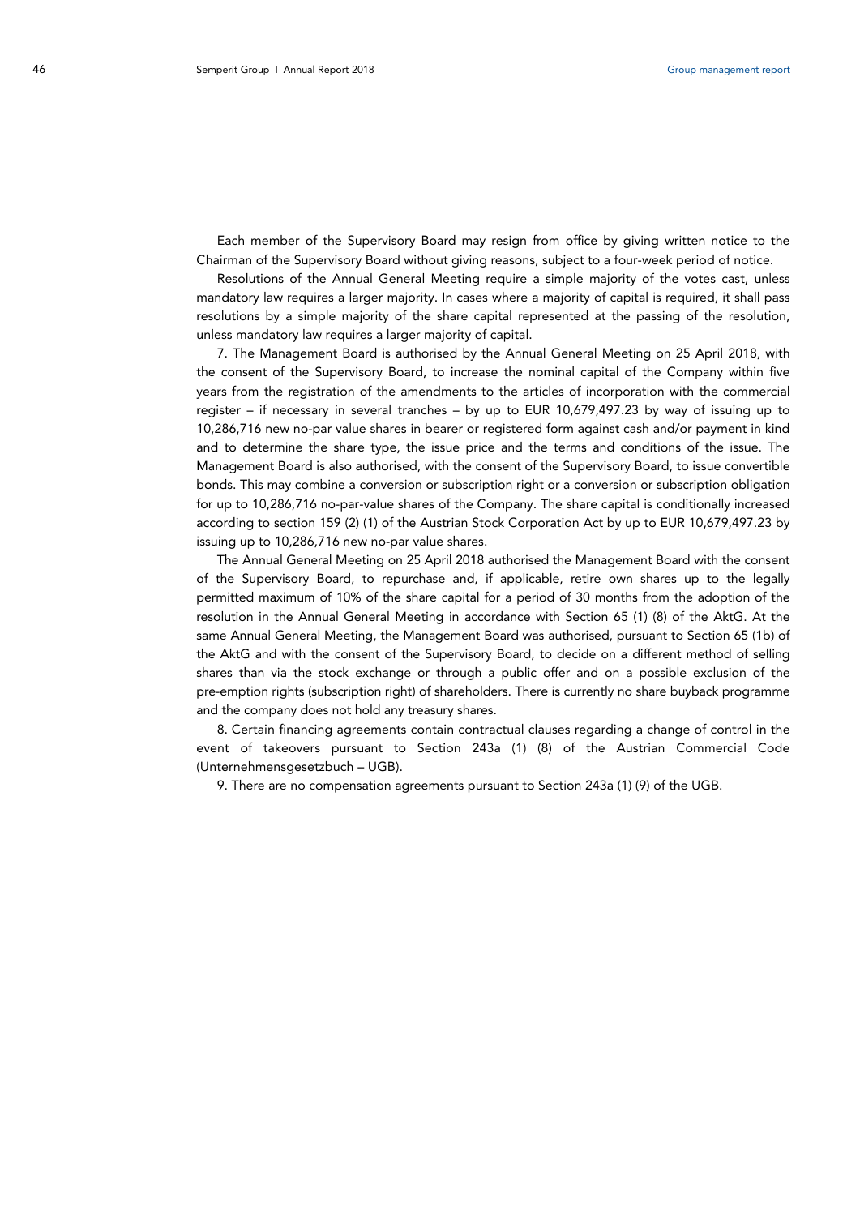Each member of the Supervisory Board may resign from office by giving written notice to the Chairman of the Supervisory Board without giving reasons, subject to a four-week period of notice.

Resolutions of the Annual General Meeting require a simple majority of the votes cast, unless mandatory law requires a larger majority. In cases where a majority of capital is required, it shall pass resolutions by a simple majority of the share capital represented at the passing of the resolution, unless mandatory law requires a larger majority of capital.

7. The Management Board is authorised by the Annual General Meeting on 25 April 2018, with the consent of the Supervisory Board, to increase the nominal capital of the Company within five years from the registration of the amendments to the articles of incorporation with the commercial register – if necessary in several tranches – by up to EUR 10,679,497.23 by way of issuing up to 10,286,716 new no-par value shares in bearer or registered form against cash and/or payment in kind and to determine the share type, the issue price and the terms and conditions of the issue. The Management Board is also authorised, with the consent of the Supervisory Board, to issue convertible bonds. This may combine a conversion or subscription right or a conversion or subscription obligation for up to 10,286,716 no-par-value shares of the Company. The share capital is conditionally increased according to section 159 (2) (1) of the Austrian Stock Corporation Act by up to EUR 10,679,497.23 by issuing up to 10,286,716 new no-par value shares.

The Annual General Meeting on 25 April 2018 authorised the Management Board with the consent of the Supervisory Board, to repurchase and, if applicable, retire own shares up to the legally permitted maximum of 10% of the share capital for a period of 30 months from the adoption of the resolution in the Annual General Meeting in accordance with Section 65 (1) (8) of the AktG. At the same Annual General Meeting, the Management Board was authorised, pursuant to Section 65 (1b) of the AktG and with the consent of the Supervisory Board, to decide on a different method of selling shares than via the stock exchange or through a public offer and on a possible exclusion of the pre-emption rights (subscription right) of shareholders. There is currently no share buyback programme and the company does not hold any treasury shares.

8. Certain financing agreements contain contractual clauses regarding a change of control in the event of takeovers pursuant to Section 243a (1) (8) of the Austrian Commercial Code (Unternehmensgesetzbuch – UGB).

9. There are no compensation agreements pursuant to Section 243a (1) (9) of the UGB.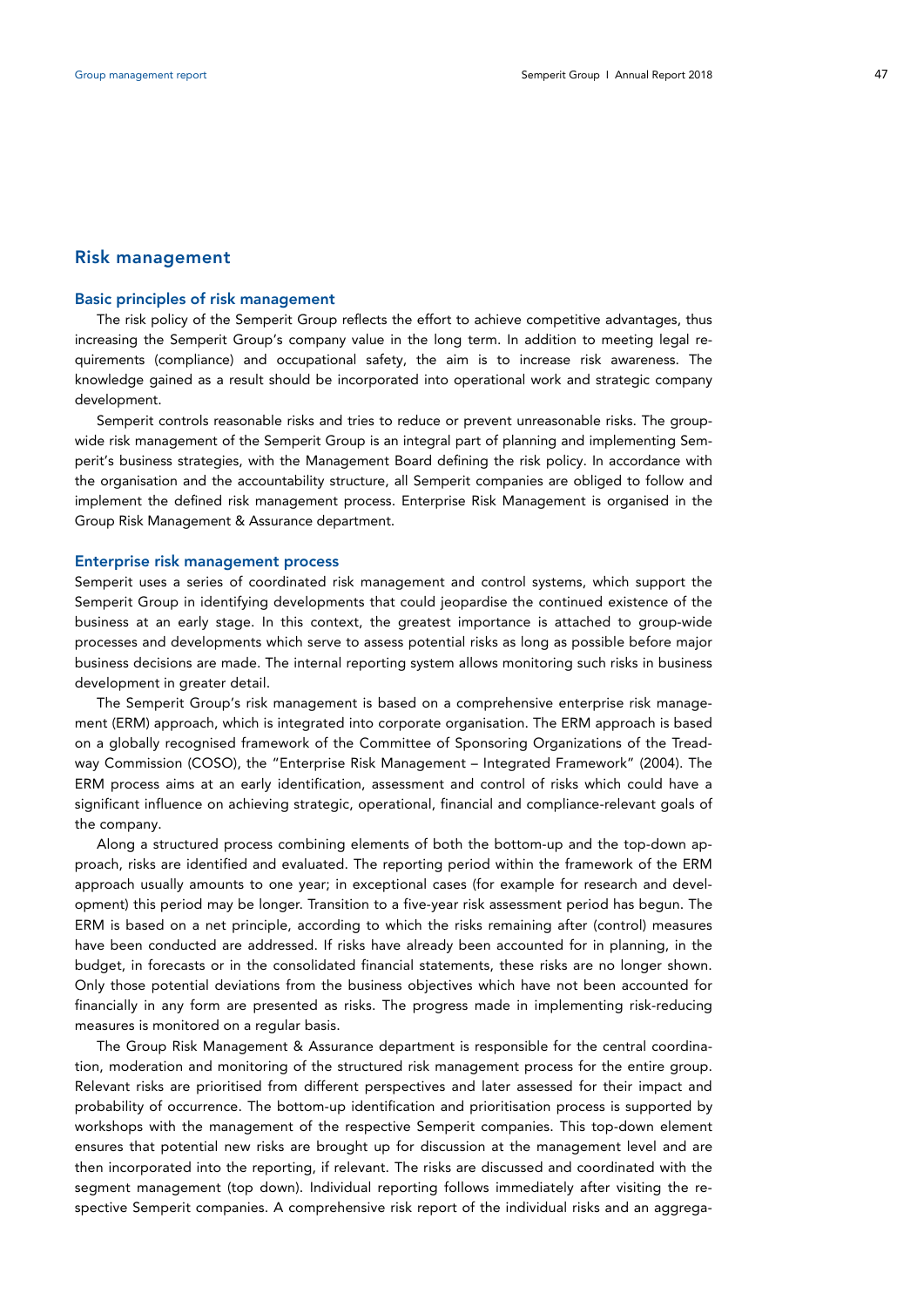## Risk management

### Basic principles of risk management

The risk policy of the Semperit Group reflects the effort to achieve competitive advantages, thus increasing the Semperit Group's company value in the long term. In addition to meeting legal requirements (compliance) and occupational safety, the aim is to increase risk awareness. The knowledge gained as a result should be incorporated into operational work and strategic company development.

Semperit controls reasonable risks and tries to reduce or prevent unreasonable risks. The group-wide risk management of the Semperit Group is an integral part of planning and implementing Semperit's business strategies, with the Management Board defining the risk policy. In accordance with the organisation and the accountability structure, all Semperit companies are obliged to follow and implement the defined risk management process. Enterprise Risk Management is organised in the Group Risk Management & Assurance department.

### Enterprise risk management process

Semperit uses a series of coordinated risk management and control systems, which support the Semperit Group in identifying developments that could jeopardise the continued existence of the business at an early stage. In this context, the greatest importance is attached to group-wide processes and developments which serve to assess potential risks as long as possible before major business decisions are made. The internal reporting system allows monitoring such risks in business development in greater detail.

The Semperit Group's risk management is based on a comprehensive enterprise risk management (ERM) approach, which is integrated into corporate organisation. The ERM approach is based on a globally recognised framework of the Committee of Sponsoring Organizations of the Treadway Commission (COSO), the "Enterprise Risk Management – Integrated Framework" (2004). The ERM process aims at an early identification, assessment and control of risks which could have a significant influence on achieving strategic, operational, financial and compliance-relevant goals of the company.

Along a structured process combining elements of both the bottom-up and the top-down approach, risks are identified and evaluated. The reporting period within the framework of the ERM approach usually amounts to one year; in exceptional cases (for example for research and development) this period may be longer. Transition to a five-year risk assessment period has begun. The ERM is based on a net principle, according to which the risks remaining after (control) measures have been conducted are addressed. If risks have already been accounted for in planning, in the budget, in forecasts or in the consolidated financial statements, these risks are no longer shown. Only those potential deviations from the business objectives which have not been accounted for financially in any form are presented as risks. The progress made in implementing risk-reducing measures is monitored on a regular basis.

The Group Risk Management & Assurance department is responsible for the central coordination, moderation and monitoring of the structured risk management process for the entire group. Relevant risks are prioritised from different perspectives and later assessed for their impact and probability of occurrence. The bottom-up identification and prioritisation process is supported by workshops with the management of the respective Semperit companies. This top-down element ensures that potential new risks are brought up for discussion at the management level and are then incorporated into the reporting, if relevant. The risks are discussed and coordinated with the segment management (top down). Individual reporting follows immediately after visiting the respective Semperit companies. A comprehensive risk report of the individual risks and an aggrega-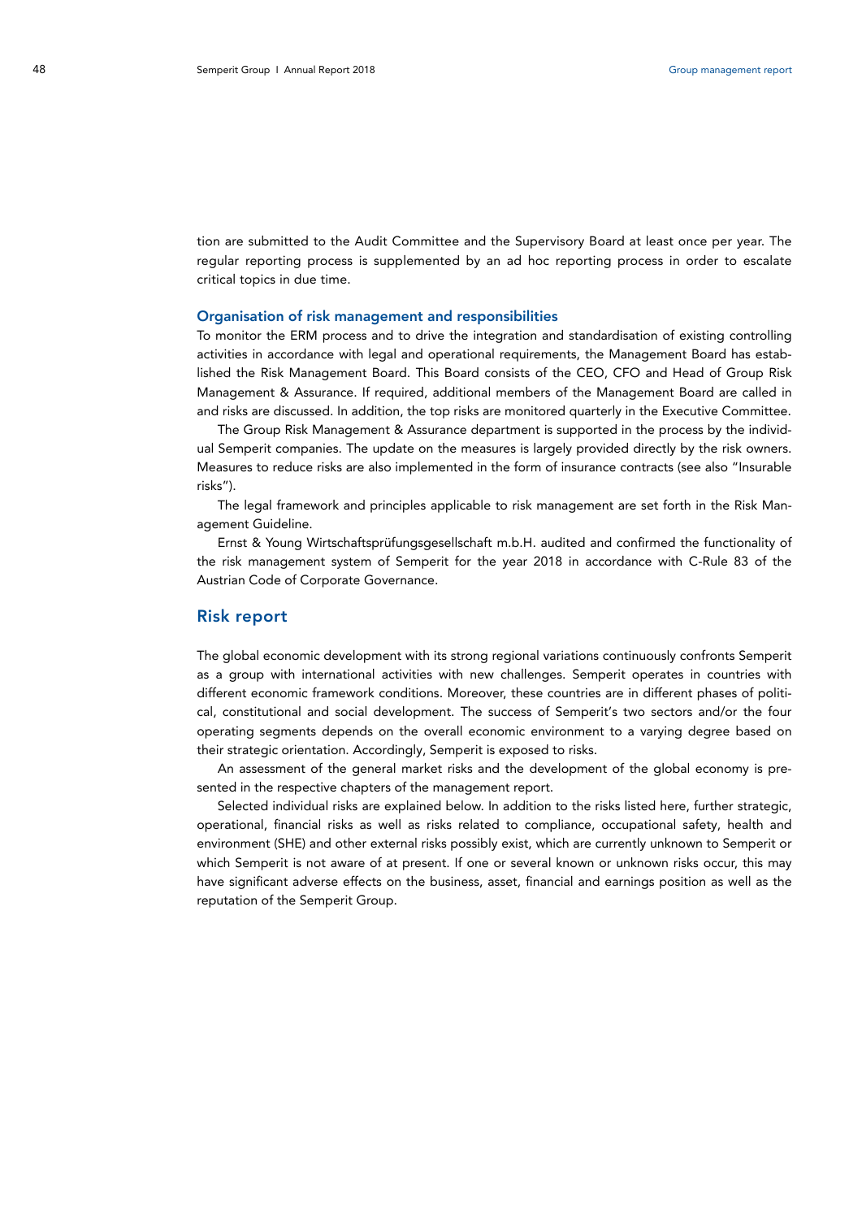tion are submitted to the Audit Committee and the Supervisory Board at least once per year. The regular reporting process is supplemented by an ad hoc reporting process in order to escalate critical topics in due time.

### Organisation of risk management and responsibilities

To monitor the ERM process and to drive the integration and standardisation of existing controlling activities in accordance with legal and operational requirements, the Management Board has established the Risk Management Board. This Board consists of the CEO, CFO and Head of Group Risk Management & Assurance. If required, additional members of the Management Board are called in and risks are discussed. In addition, the top risks are monitored quarterly in the Executive Committee.

The Group Risk Management & Assurance department is supported in the process by the individual Semperit companies. The update on the measures is largely provided directly by the risk owners. Measures to reduce risks are also implemented in the form of insurance contracts (see also "Insurable risks").

The legal framework and principles applicable to risk management are set forth in the Risk Management Guideline.

Ernst & Young Wirtschaftsprüfungsgesellschaft m.b.H. audited and confirmed the functionality of the risk management system of Semperit for the year 2018 in accordance with C-Rule 83 of the Austrian Code of Corporate Governance.

## Risk report

The global economic development with its strong regional variations continuously confronts Semperit as a group with international activities with new challenges. Semperit operates in countries with different economic framework conditions. Moreover, these countries are in different phases of political, constitutional and social development. The success of Semperit's two sectors and/or the four operating segments depends on the overall economic environment to a varying degree based on their strategic orientation. Accordingly, Semperit is exposed to risks.

An assessment of the general market risks and the development of the global economy is presented in the respective chapters of the management report.

Selected individual risks are explained below. In addition to the risks listed here, further strategic, operational, financial risks as well as risks related to compliance, occupational safety, health and environment (SHE) and other external risks possibly exist, which are currently unknown to Semperit or which Semperit is not aware of at present. If one or several known or unknown risks occur, this may have significant adverse effects on the business, asset, financial and earnings position as well as the reputation of the Semperit Group.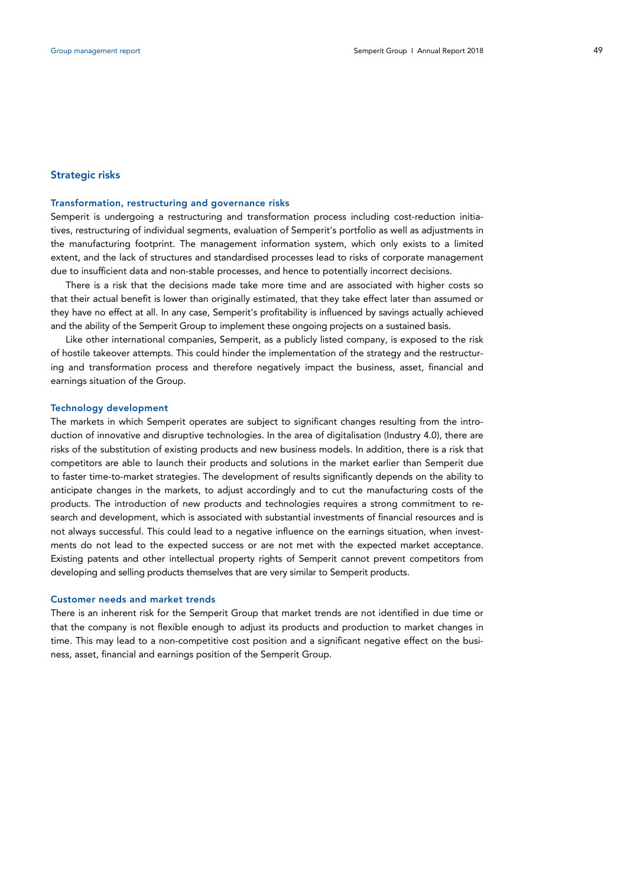## Strategic risks

### Transformation, restructuring and governance risks

Semperit is undergoing a restructuring and transformation process including cost-reduction initiatives, restructuring of individual segments, evaluation of Semperit's portfolio as well as adjustments in the manufacturing footprint. The management information system, which only exists to a limited extent, and the lack of structures and standardised processes lead to risks of corporate management due to insufficient data and non-stable processes, and hence to potentially incorrect decisions.

There is a risk that the decisions made take more time and are associated with higher costs so that their actual benefit is lower than originally estimated, that they take effect later than assumed or they have no effect at all. In any case, Semperit's profitability is influenced by savings actually achieved and the ability of the Semperit Group to implement these ongoing projects on a sustained basis.

Like other international companies, Semperit, as a publicly listed company, is exposed to the risk of hostile takeover attempts. This could hinder the implementation of the strategy and the restructuring and transformation process and therefore negatively impact the business, asset, financial and earnings situation of the Group.

### Technology development

The markets in which Semperit operates are subject to significant changes resulting from the introduction of innovative and disruptive technologies. In the area of digitalisation (Industry 4.0), there are risks of the substitution of existing products and new business models. In addition, there is a risk that competitors are able to launch their products and solutions in the market earlier than Semperit due to faster time-to-market strategies. The development of results significantly depends on the ability to anticipate changes in the markets, to adjust accordingly and to cut the manufacturing costs of the products. The introduction of new products and technologies requires a strong commitment to research and development, which is associated with substantial investments of financial resources and is not always successful. This could lead to a negative influence on the earnings situation, when investments do not lead to the expected success or are not met with the expected market acceptance. Existing patents and other intellectual property rights of Semperit cannot prevent competitors from developing and selling products themselves that are very similar to Semperit products.

### Customer needs and market trends

There is an inherent risk for the Semperit Group that market trends are not identified in due time or that the company is not flexible enough to adjust its products and production to market changes in time. This may lead to a non-competitive cost position and a significant negative effect on the business, asset, financial and earnings position of the Semperit Group.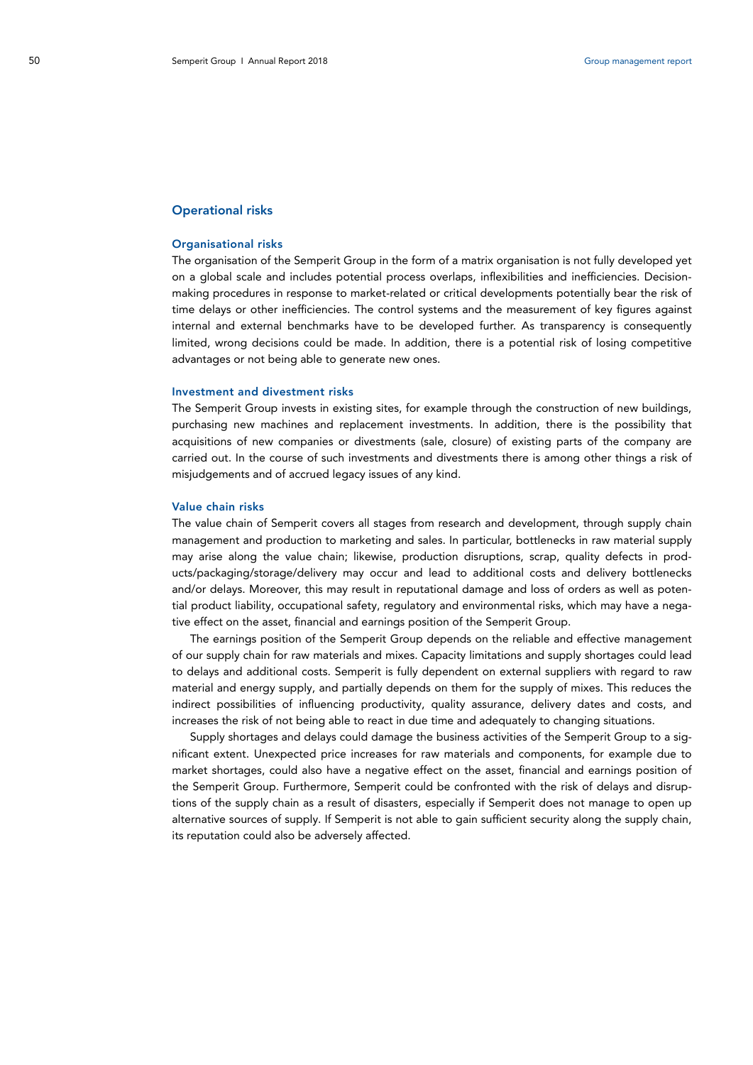## Operational risks

### Organisational risks

The organisation of the Semperit Group in the form of a matrix organisation is not fully developed yet on a global scale and includes potential process overlaps, inflexibilities and inefficiencies. Decision-making procedures in response to market-related or critical developments potentially bear the risk of time delays or other inefficiencies. The control systems and the measurement of key figures against internal and external benchmarks have to be developed further. As transparency is consequently limited, wrong decisions could be made. In addition, there is a potential risk of losing competitive advantages or not being able to generate new ones.

### Investment and divestment risks

The Semperit Group invests in existing sites, for example through the construction of new buildings, purchasing new machines and replacement investments. In addition, there is the possibility that acquisitions of new companies or divestments (sale, closure) of existing parts of the company are carried out. In the course of such investments and divestments there is among other things a risk of misjudgements and of accrued legacy issues of any kind.

### Value chain risks

The value chain of Semperit covers all stages from research and development, through supply chain management and production to marketing and sales. In particular, bottlenecks in raw material supply may arise along the value chain; likewise, production disruptions, scrap, quality defects in products/packaging/storage/delivery may occur and lead to additional costs and delivery bottlenecks and/or delays. Moreover, this may result in reputational damage and loss of orders as well as potential product liability, occupational safety, regulatory and environmental risks, which may have a negative effect on the asset, financial and earnings position of the Semperit Group.

The earnings position of the Semperit Group depends on the reliable and effective management of our supply chain for raw materials and mixes. Capacity limitations and supply shortages could lead to delays and additional costs. Semperit is fully dependent on external suppliers with regard to raw material and energy supply, and partially depends on them for the supply of mixes. This reduces the indirect possibilities of influencing productivity, quality assurance, delivery dates and costs, and increases the risk of not being able to react in due time and adequately to changing situations.

Supply shortages and delays could damage the business activities of the Semperit Group to a significant extent. Unexpected price increases for raw materials and components, for example due to market shortages, could also have a negative effect on the asset, financial and earnings position of the Semperit Group. Furthermore, Semperit could be confronted with the risk of delays and disruptions of the supply chain as a result of disasters, especially if Semperit does not manage to open up alternative sources of supply. If Semperit is not able to gain sufficient security along the supply chain, its reputation could also be adversely affected.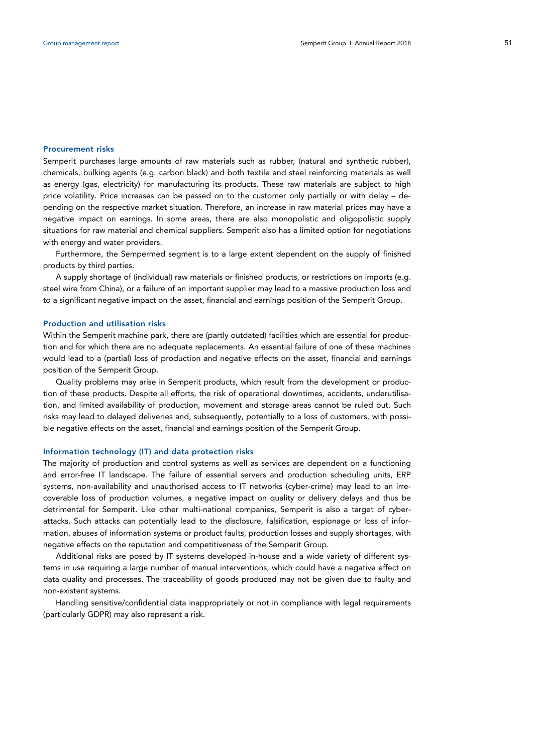### Procurement risks

Semperit purchases large amounts of raw materials such as rubber, (natural and synthetic rubber), chemicals, bulking agents (e.g. carbon black) and both textile and steel reinforcing materials as well as energy (gas, electricity) for manufacturing its products. These raw materials are subject to high price volatility. Price increases can be passed on to the customer only partially or with delay – depending on the respective market situation. Therefore, an increase in raw material prices may have a negative impact on earnings. In some areas, there are also monopolistic and oligopolistic supply situations for raw material and chemical suppliers. Semperit also has a limited option for negotiations with energy and water providers.

Furthermore, the Sempermed segment is to a large extent dependent on the supply of finished products by third parties.

A supply shortage of (individual) raw materials or finished products, or restrictions on imports (e.g. steel wire from China), or a failure of an important supplier may lead to a massive production loss and to a significant negative impact on the asset, financial and earnings position of the Semperit Group.

### Production and utilisation risks

Within the Semperit machine park, there are (partly outdated) facilities which are essential for production and for which there are no adequate replacements. An essential failure of one of these machines would lead to a (partial) loss of production and negative effects on the asset, financial and earnings position of the Semperit Group.

Quality problems may arise in Semperit products, which result from the development or production of these products. Despite all efforts, the risk of operational downtimes, accidents, underutilisation, and limited availability of production, movement and storage areas cannot be ruled out. Such risks may lead to delayed deliveries and, subsequently, potentially to a loss of customers, with possible negative effects on the asset, financial and earnings position of the Semperit Group.

### Information technology (IT) and data protection risks

The majority of production and control systems as well as services are dependent on a functioning and error-free IT landscape. The failure of essential servers and production scheduling units, ERP systems, non-availability and unauthorised access to IT networks (cyber-crime) may lead to an irrecoverable loss of production volumes, a negative impact on quality or delivery delays and thus be detrimental for Semperit. Like other multi-national companies, Semperit is also a target of cyber-attacks. Such attacks can potentially lead to the disclosure, falsification, espionage or loss of information, abuses of information systems or product faults, production losses and supply shortages, with negative effects on the reputation and competitiveness of the Semperit Group.

Additional risks are posed by IT systems developed in-house and a wide variety of different systems in use requiring a large number of manual interventions, which could have a negative effect on data quality and processes. The traceability of goods produced may not be given due to faulty and non-existent systems.

Handling sensitive/confidential data inappropriately or not in compliance with legal requirements (particularly GDPR) may also represent a risk.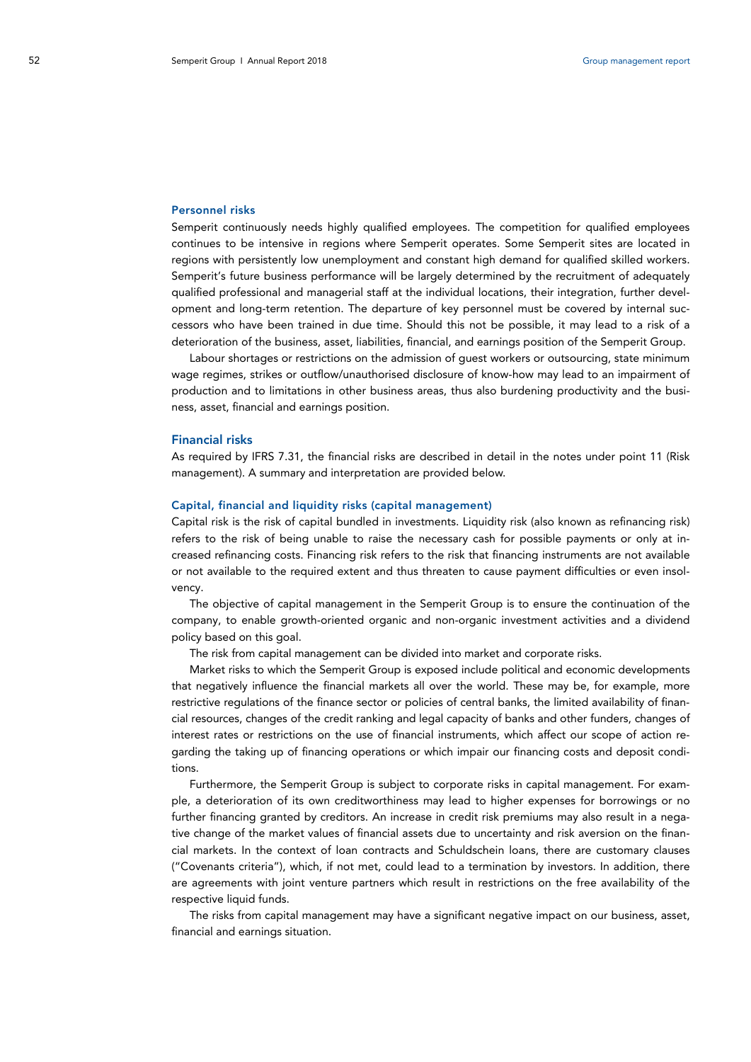### Personnel risks

Semperit continuously needs highly qualified employees. The competition for qualified employees continues to be intensive in regions where Semperit operates. Some Semperit sites are located in regions with persistently low unemployment and constant high demand for qualified skilled workers. Semperit's future business performance will be largely determined by the recruitment of adequately qualified professional and managerial staff at the individual locations, their integration, further development and long-term retention. The departure of key personnel must be covered by internal successors who have been trained in due time. Should this not be possible, it may lead to a risk of a deterioration of the business, asset, liabilities, financial, and earnings position of the Semperit Group.

Labour shortages or restrictions on the admission of guest workers or outsourcing, state minimum wage regimes, strikes or outflow/unauthorised disclosure of know-how may lead to an impairment of production and to limitations in other business areas, thus also burdening productivity and the business, asset, financial and earnings position.

### Financial risks

As required by IFRS 7.31, the financial risks are described in detail in the notes under point 11 (Risk management). A summary and interpretation are provided below.

#### Capital, financial and liquidity risks (capital management)

Capital risk is the risk of capital bundled in investments. Liquidity risk (also known as refinancing risk) refers to the risk of being unable to raise the necessary cash for possible payments or only at increased refinancing costs. Financing risk refers to the risk that financing instruments are not available or not available to the required extent and thus threaten to cause payment difficulties or even insolvency.

The objective of capital management in the Semperit Group is to ensure the continuation of the company, to enable growth-oriented organic and non-organic investment activities and a dividend policy based on this goal.

The risk from capital management can be divided into market and corporate risks.

Market risks to which the Semperit Group is exposed include political and economic developments that negatively influence the financial markets all over the world. These may be, for example, more restrictive regulations of the finance sector or policies of central banks, the limited availability of financial resources, changes of the credit ranking and legal capacity of banks and other funders, changes of interest rates or restrictions on the use of financial instruments, which affect our scope of action regarding the taking up of financing operations or which impair our financing costs and deposit conditions.

Furthermore, the Semperit Group is subject to corporate risks in capital management. For example, a deterioration of its own creditworthiness may lead to higher expenses for borrowings or no further financing granted by creditors. An increase in credit risk premiums may also result in a negative change of the market values of financial assets due to uncertainty and risk aversion on the financial markets. In the context of loan contracts and Schuldschein loans, there are customary clauses ("Covenants criteria"), which, if not met, could lead to a termination by investors. In addition, there are agreements with joint venture partners which result in restrictions on the free availability of the respective liquid funds.

The risks from capital management may have a significant negative impact on our business, asset, financial and earnings situation.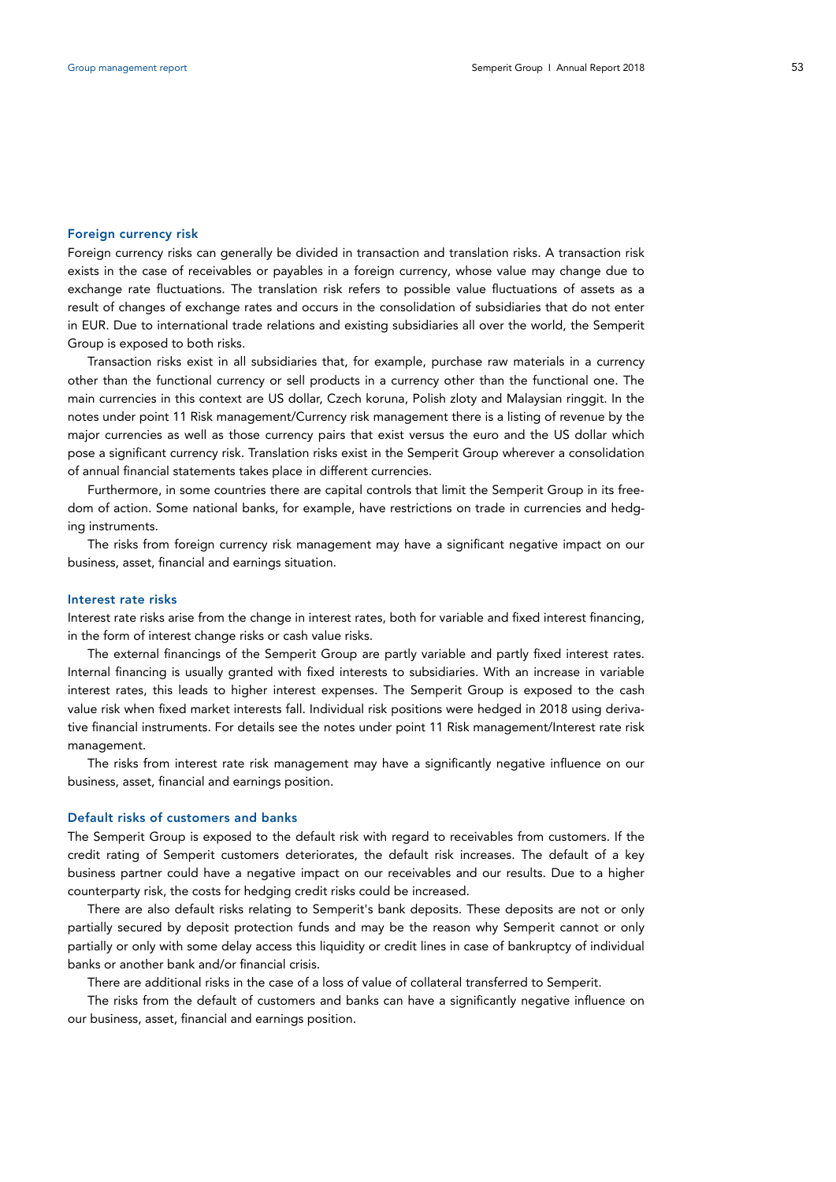#### Foreign currency risk

Foreign currency risks can generally be divided in transaction and translation risks. A transaction risk exists in the case of receivables or payables in a foreign currency, whose value may change due to exchange rate fluctuations. The translation risk refers to possible value fluctuations of assets as a result of changes of exchange rates and occurs in the consolidation of subsidiaries that do not enter in EUR. Due to international trade relations and existing subsidiaries all over the world, the Semperit Group is exposed to both risks.

Transaction risks exist in all subsidiaries that, for example, purchase raw materials in a currency other than the functional currency or sell products in a currency other than the functional one. The main currencies in this context are US dollar, Czech koruna, Polish zloty and Malaysian ringgit. In the notes under point 11 Risk management/Currency risk management there is a listing of revenue by the major currencies as well as those currency pairs that exist versus the euro and the US dollar which pose a significant currency risk. Translation risks exist in the Semperit Group wherever a consolidation of annual financial statements takes place in different currencies.

Furthermore, in some countries there are capital controls that limit the Semperit Group in its freedom of action. Some national banks, for example, have restrictions on trade in currencies and hedging instruments.

The risks from foreign currency risk management may have a significant negative impact on our business, asset, financial and earnings situation.

#### Interest rate risks

Interest rate risks arise from the change in interest rates, both for variable and fixed interest financing, in the form of interest change risks or cash value risks.

The external financings of the Semperit Group are partly variable and partly fixed interest rates. Internal financing is usually granted with fixed interests to subsidiaries. With an increase in variable interest rates, this leads to higher interest expenses. The Semperit Group is exposed to the cash value risk when fixed market interests fall. Individual risk positions were hedged in 2018 using derivative financial instruments. For details see the notes under point 11 Risk management/Interest rate risk management.

The risks from interest rate risk management may have a significantly negative influence on our business, asset, financial and earnings position.

#### Default risks of customers and banks

The Semperit Group is exposed to the default risk with regard to receivables from customers. If the credit rating of Semperit customers deteriorates, the default risk increases. The default of a key business partner could have a negative impact on our receivables and our results. Due to a higher counterparty risk, the costs for hedging credit risks could be increased.

There are also default risks relating to Semperit's bank deposits. These deposits are not or only partially secured by deposit protection funds and may be the reason why Semperit cannot or only partially or only with some delay access this liquidity or credit lines in case of bankruptcy of individual banks or another bank and/or financial crisis.

There are additional risks in the case of a loss of value of collateral transferred to Semperit.

The risks from the default of customers and banks can have a significantly negative influence on our business, asset, financial and earnings position.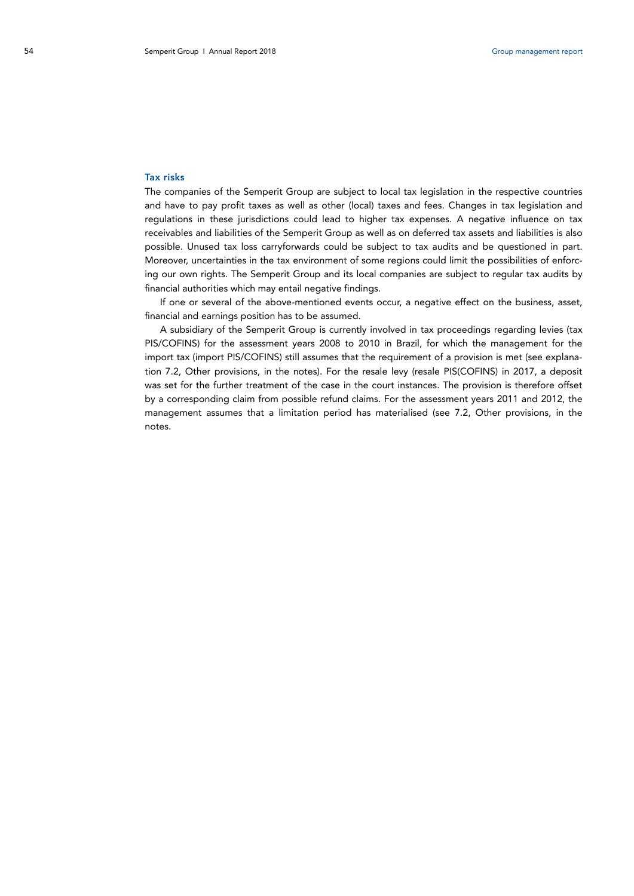### Tax risks

The companies of the Semperit Group are subject to local tax legislation in the respective countries and have to pay profit taxes as well as other (local) taxes and fees. Changes in tax legislation and regulations in these jurisdictions could lead to higher tax expenses. A negative influence on tax receivables and liabilities of the Semperit Group as well as on deferred tax assets and liabilities is also possible. Unused tax loss carryforwards could be subject to tax audits and be questioned in part. Moreover, uncertainties in the tax environment of some regions could limit the possibilities of enforcing our own rights. The Semperit Group and its local companies are subject to regular tax audits by financial authorities which may entail negative findings.

If one or several of the above-mentioned events occur, a negative effect on the business, asset, financial and earnings position has to be assumed.

A subsidiary of the Semperit Group is currently involved in tax proceedings regarding levies (tax PIS/COFINS) for the assessment years 2008 to 2010 in Brazil, for which the management for the import tax (import PIS/COFINS) still assumes that the requirement of a provision is met (see explanation 7.2, Other provisions, in the notes). For the resale levy (resale PIS(COFINS) in 2017, a deposit was set for the further treatment of the case in the court instances. The provision is therefore offset by a corresponding claim from possible refund claims. For the assessment years 2011 and 2012, the management assumes that a limitation period has materialised (see 7.2, Other provisions, in the notes.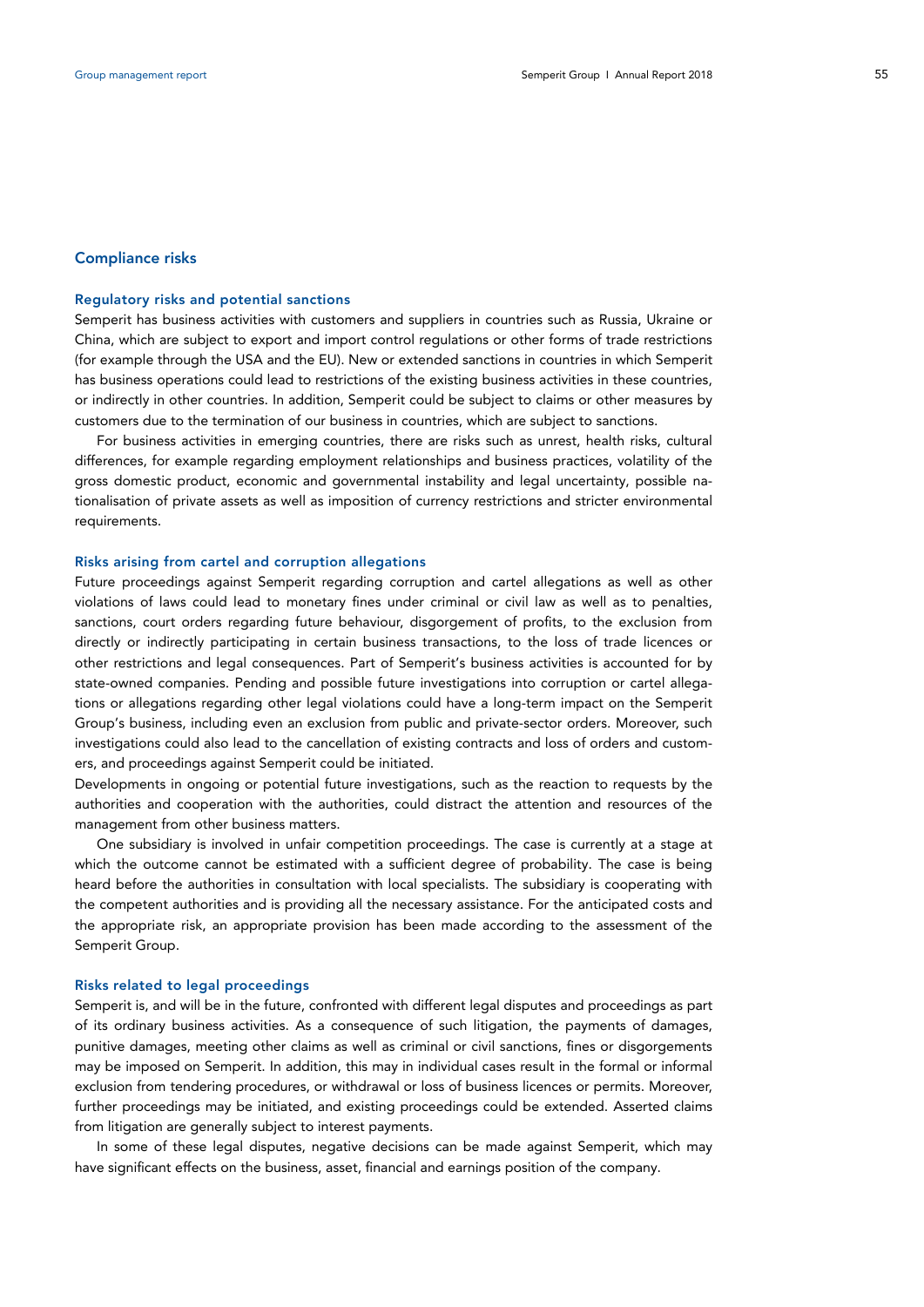## Compliance risks

### Regulatory risks and potential sanctions

Semperit has business activities with customers and suppliers in countries such as Russia, Ukraine or China, which are subject to export and import control regulations or other forms of trade restrictions (for example through the USA and the EU). New or extended sanctions in countries in which Semperit has business operations could lead to restrictions of the existing business activities in these countries, or indirectly in other countries. In addition, Semperit could be subject to claims or other measures by customers due to the termination of our business in countries, which are subject to sanctions.

For business activities in emerging countries, there are risks such as unrest, health risks, cultural differences, for example regarding employment relationships and business practices, volatility of the gross domestic product, economic and governmental instability and legal uncertainty, possible nationalisation of private assets as well as imposition of currency restrictions and stricter environmental requirements.

### Risks arising from cartel and corruption allegations

Future proceedings against Semperit regarding corruption and cartel allegations as well as other violations of laws could lead to monetary fines under criminal or civil law as well as to penalties, sanctions, court orders regarding future behaviour, disgorgement of profits, to the exclusion from directly or indirectly participating in certain business transactions, to the loss of trade licences or other restrictions and legal consequences. Part of Semperit's business activities is accounted for by state-owned companies. Pending and possible future investigations into corruption or cartel allegations or allegations regarding other legal violations could have a long-term impact on the Semperit Group's business, including even an exclusion from public and private-sector orders. Moreover, such investigations could also lead to the cancellation of existing contracts and loss of orders and customers, and proceedings against Semperit could be initiated.

Developments in ongoing or potential future investigations, such as the reaction to requests by the authorities and cooperation with the authorities, could distract the attention and resources of the management from other business matters.

One subsidiary is involved in unfair competition proceedings. The case is currently at a stage at which the outcome cannot be estimated with a sufficient degree of probability. The case is being heard before the authorities in consultation with local specialists. The subsidiary is cooperating with the competent authorities and is providing all the necessary assistance. For the anticipated costs and the appropriate risk, an appropriate provision has been made according to the assessment of the Semperit Group.

### Risks related to legal proceedings

Semperit is, and will be in the future, confronted with different legal disputes and proceedings as part of its ordinary business activities. As a consequence of such litigation, the payments of damages, punitive damages, meeting other claims as well as criminal or civil sanctions, fines or disgorgements may be imposed on Semperit. In addition, this may in individual cases result in the formal or informal exclusion from tendering procedures, or withdrawal or loss of business licences or permits. Moreover, further proceedings may be initiated, and existing proceedings could be extended. Asserted claims from litigation are generally subject to interest payments.

In some of these legal disputes, negative decisions can be made against Semperit, which may have significant effects on the business, asset, financial and earnings position of the company.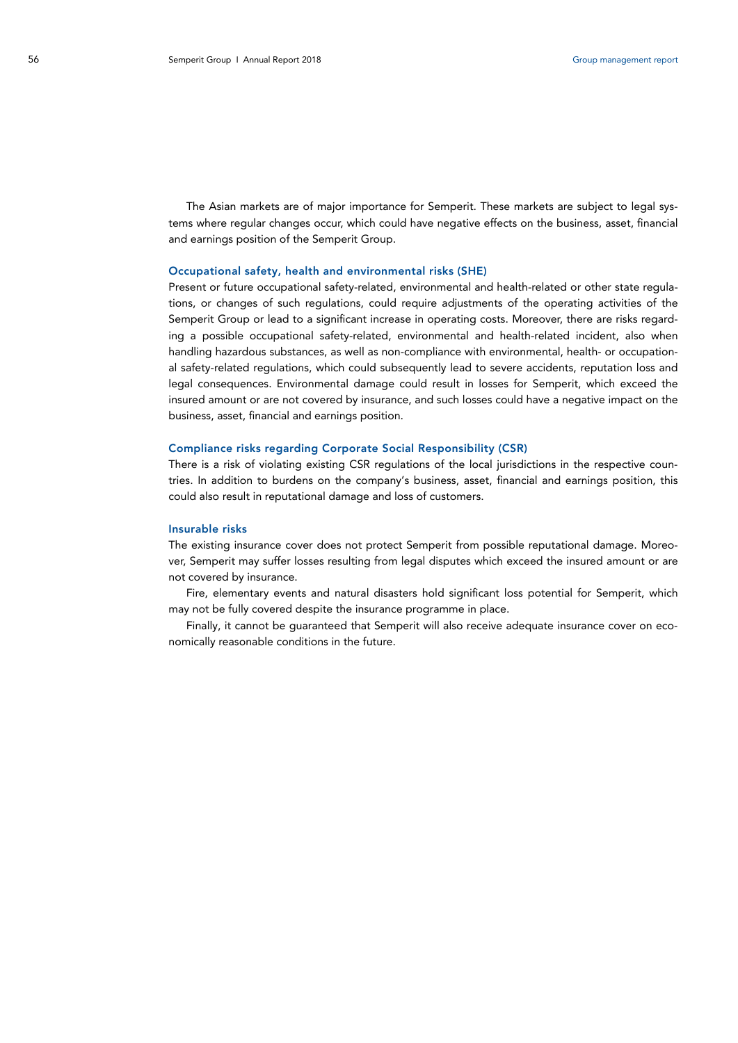The Asian markets are of major importance for Semperit. These markets are subject to legal systems where regular changes occur, which could have negative effects on the business, asset, financial and earnings position of the Semperit Group.

### Occupational safety, health and environmental risks (SHE)

Present or future occupational safety-related, environmental and health-related or other state regulations, or changes of such regulations, could require adjustments of the operating activities of the Semperit Group or lead to a significant increase in operating costs. Moreover, there are risks regarding a possible occupational safety-related, environmental and health-related incident, also when handling hazardous substances, as well as non-compliance with environmental, health- or occupational safety-related regulations, which could subsequently lead to severe accidents, reputation loss and legal consequences. Environmental damage could result in losses for Semperit, which exceed the insured amount or are not covered by insurance, and such losses could have a negative impact on the business, asset, financial and earnings position.

### Compliance risks regarding Corporate Social Responsibility (CSR)

There is a risk of violating existing CSR regulations of the local jurisdictions in the respective countries. In addition to burdens on the company's business, asset, financial and earnings position, this could also result in reputational damage and loss of customers.

### Insurable risks

The existing insurance cover does not protect Semperit from possible reputational damage. Moreover, Semperit may suffer losses resulting from legal disputes which exceed the insured amount or are not covered by insurance.

Fire, elementary events and natural disasters hold significant loss potential for Semperit, which may not be fully covered despite the insurance programme in place.

Finally, it cannot be guaranteed that Semperit will also receive adequate insurance cover on economically reasonable conditions in the future.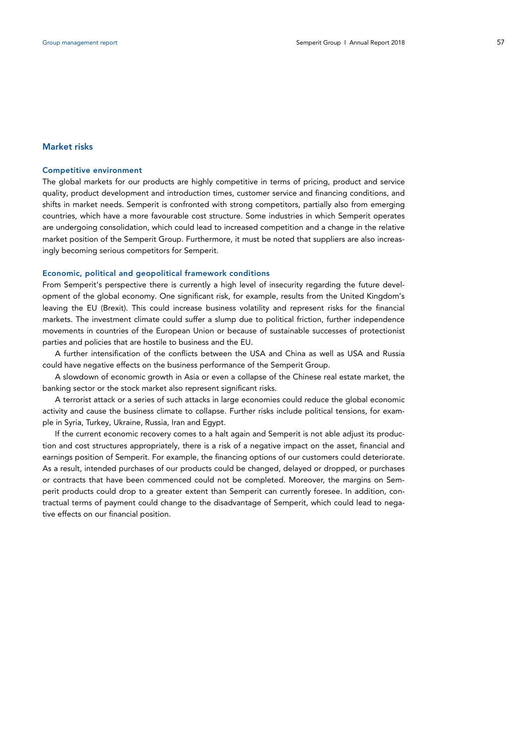## Market risks

### Competitive environment

The global markets for our products are highly competitive in terms of pricing, product and service quality, product development and introduction times, customer service and financing conditions, and shifts in market needs. Semperit is confronted with strong competitors, partially also from emerging countries, which have a more favourable cost structure. Some industries in which Semperit operates are undergoing consolidation, which could lead to increased competition and a change in the relative market position of the Semperit Group. Furthermore, it must be noted that suppliers are also increasingly becoming serious competitors for Semperit.

### Economic, political and geopolitical framework conditions

From Semperit's perspective there is currently a high level of insecurity regarding the future development of the global economy. One significant risk, for example, results from the United Kingdom's leaving the EU (Brexit). This could increase business volatility and represent risks for the financial markets. The investment climate could suffer a slump due to political friction, further independence movements in countries of the European Union or because of sustainable successes of protectionist parties and policies that are hostile to business and the EU.

A further intensification of the conflicts between the USA and China as well as USA and Russia could have negative effects on the business performance of the Semperit Group.

A slowdown of economic growth in Asia or even a collapse of the Chinese real estate market, the banking sector or the stock market also represent significant risks.

A terrorist attack or a series of such attacks in large economies could reduce the global economic activity and cause the business climate to collapse. Further risks include political tensions, for example in Syria, Turkey, Ukraine, Russia, Iran and Egypt.

If the current economic recovery comes to a halt again and Semperit is not able adjust its production and cost structures appropriately, there is a risk of a negative impact on the asset, financial and earnings position of Semperit. For example, the financing options of our customers could deteriorate. As a result, intended purchases of our products could be changed, delayed or dropped, or purchases or contracts that have been commenced could not be completed. Moreover, the margins on Semperit products could drop to a greater extent than Semperit can currently foresee. In addition, contractual terms of payment could change to the disadvantage of Semperit, which could lead to negative effects on our financial position.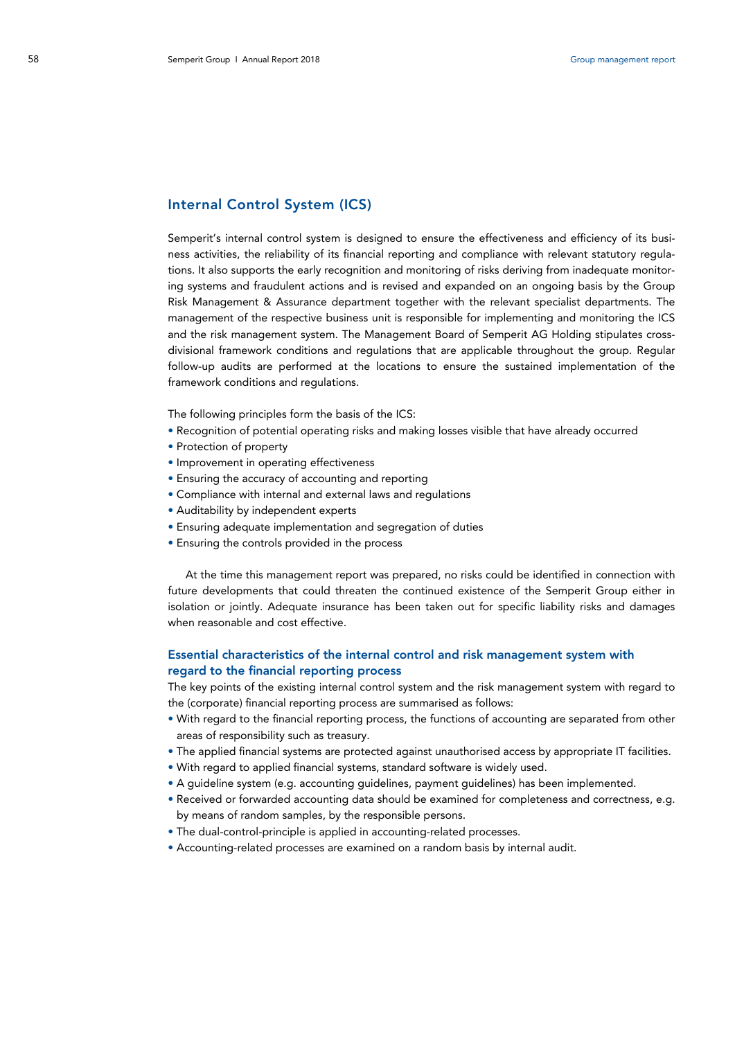## Internal Control System (ICS)

Semperit's internal control system is designed to ensure the effectiveness and efficiency of its business activities, the reliability of its financial reporting and compliance with relevant statutory regulations. It also supports the early recognition and monitoring of risks deriving from inadequate monitoring systems and fraudulent actions and is revised and expanded on an ongoing basis by the Group Risk Management & Assurance department together with the relevant specialist departments. The management of the respective business unit is responsible for implementing and monitoring the ICS and the risk management system. The Management Board of Semperit AG Holding stipulates cross-divisional framework conditions and regulations that are applicable throughout the group. Regular follow-up audits are performed at the locations to ensure the sustained implementation of the framework conditions and regulations.

The following principles form the basis of the ICS:

- Recognition of potential operating risks and making losses visible that have already occurred
- Protection of property
- Improvement in operating effectiveness
- Ensuring the accuracy of accounting and reporting
- Compliance with internal and external laws and regulations
- Auditability by independent experts
- Ensuring adequate implementation and segregation of duties
- Ensuring the controls provided in the process

At the time this management report was prepared, no risks could be identified in connection with future developments that could threaten the continued existence of the Semperit Group either in isolation or jointly. Adequate insurance has been taken out for specific liability risks and damages when reasonable and cost effective.

### Essential characteristics of the internal control and risk management system with regard to the financial reporting process

The key points of the existing internal control system and the risk management system with regard to the (corporate) financial reporting process are summarised as follows:

- With regard to the financial reporting process, the functions of accounting are separated from other areas of responsibility such as treasury.
- The applied financial systems are protected against unauthorised access by appropriate IT facilities.
- With regard to applied financial systems, standard software is widely used.
- A guideline system (e.g. accounting guidelines, payment guidelines) has been implemented.
- Received or forwarded accounting data should be examined for completeness and correctness, e.g. by means of random samples, by the responsible persons.
- The dual-control-principle is applied in accounting-related processes.
- Accounting-related processes are examined on a random basis by internal audit.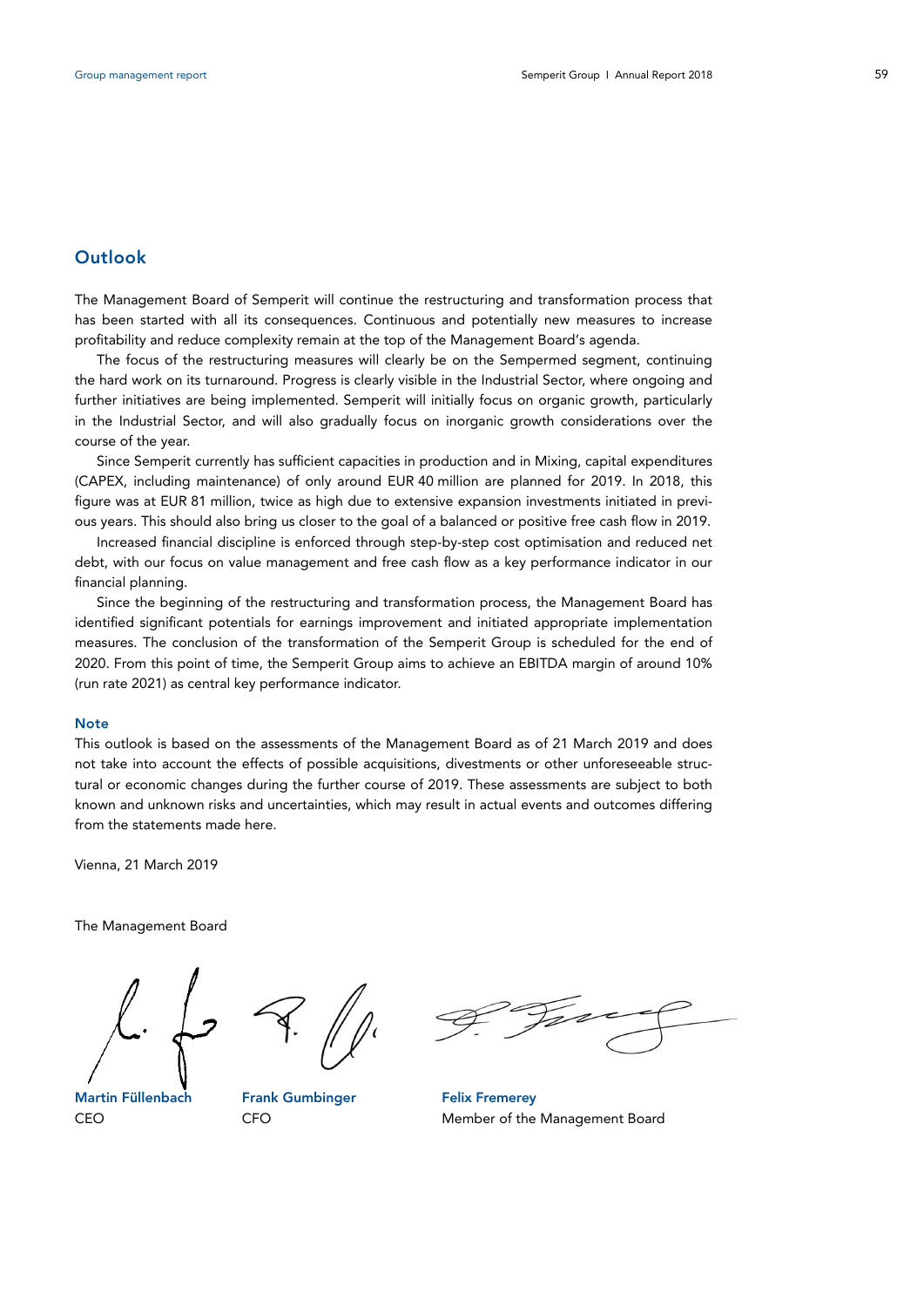## Outlook

The Management Board of Semperit will continue the restructuring and transformation process that has been started with all its consequences. Continuous and potentially new measures to increase profitability and reduce complexity remain at the top of the Management Board's agenda.

The focus of the restructuring measures will clearly be on the Sempermed segment, continuing the hard work on its turnaround. Progress is clearly visible in the Industrial Sector, where ongoing and further initiatives are being implemented. Semperit will initially focus on organic growth, particularly in the Industrial Sector, and will also gradually focus on inorganic growth considerations over the course of the year.

Since Semperit currently has sufficient capacities in production and in Mixing, capital expenditures (CAPEX, including maintenance) of only around EUR 40 million are planned for 2019. In 2018, this figure was at EUR 81 million, twice as high due to extensive expansion investments initiated in previous years. This should also bring us closer to the goal of a balanced or positive free cash flow in 2019.

Increased financial discipline is enforced through step-by-step cost optimisation and reduced net debt, with our focus on value management and free cash flow as a key performance indicator in our financial planning.

Since the beginning of the restructuring and transformation process, the Management Board has identified significant potentials for earnings improvement and initiated appropriate implementation measures. The conclusion of the transformation of the Semperit Group is scheduled for the end of 2020. From this point of time, the Semperit Group aims to achieve an EBITDA margin of around 10% (run rate 2021) as central key performance indicator.

### Note

This outlook is based on the assessments of the Management Board as of 21 March 2019 and does not take into account the effects of possible acquisitions, divestments or other unforeseeable structural or economic changes during the further course of 2019. These assessments are subject to both known and unknown risks and uncertainties, which may result in actual events and outcomes differing from the statements made here.

Vienna, 21 March 2019

The Management Board

**Martin Füllenbach**
CEO

**Frank Gumbinger**
CFO

**Felix Fremerey**
Member of the Management Board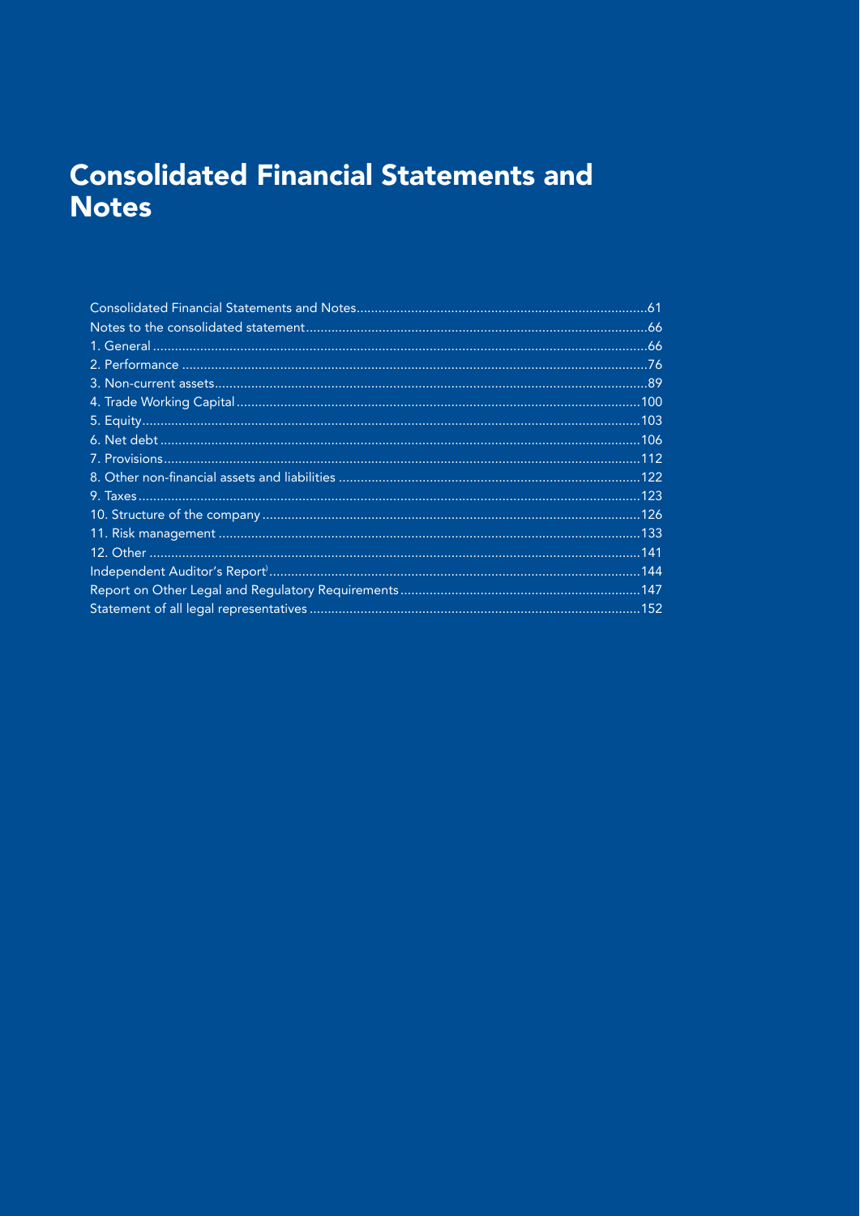# Consolidated Financial Statements and Notes

| | |
|---|---|
| Consolidated Financial Statements and Notes | 61 |
| Notes to the consolidated statement | 66 |
| 1. General | 66 |
| 2. Performance | 76 |
| 3. Non-current assets | 89 |
| 4. Trade Working Capital | 100 |
| 5. Equity | 103 |
| 6. Net debt | 106 |
| 7. Provisions | 112 |
| 8. Other non-financial assets and liabilities | 122 |
| 9. Taxes | 123 |
| 10. Structure of the company | 126 |
| 11. Risk management | 133 |
| 12. Other | 141 |
| Independent Auditor's Report | 144 |
| Report on Other Legal and Regulatory Requirements | 147 |
| Statement of all legal representatives | 152 |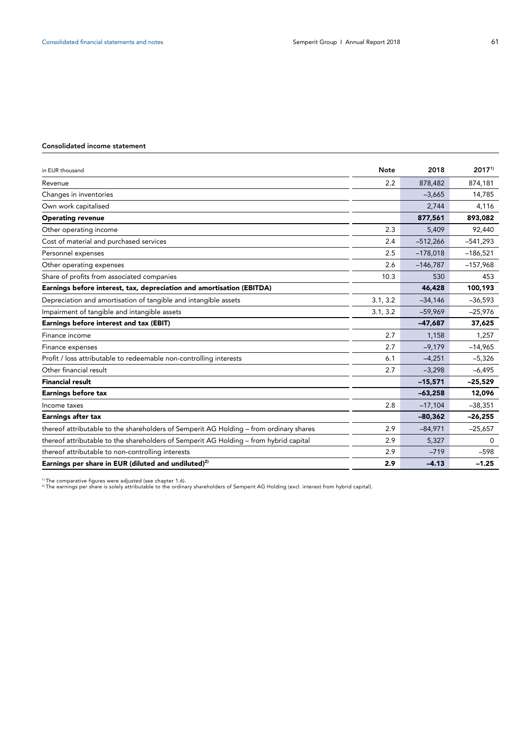## Consolidated income statement

| in EUR thousand | Note | 2018 | 2017[1] |
|---|---|---|---|
| Revenue | 2.2 | 878,482 | 874,181 |
| Changes in inventories | | –3,665 | 14,785 |
| Own work capitalised | | 2,744 | 4,116 |
| **Operating revenue** | | **877,561** | **893,082** |
| Other operating income | 2.3 | 5,409 | 92,440 |
| Cost of material and purchased services | 2.4 | –512,266 | –541,293 |
| Personnel expenses | 2.5 | –178,018 | –186,521 |
| Other operating expenses | 2.6 | –146,787 | –157,968 |
| Share of profits from associated companies | 10.3 | 530 | 453 |
| **Earnings before interest, tax, depreciation and amortisation (EBITDA)** | | **46,428** | **100,193** |
| Depreciation and amortisation of tangible and intangible assets | 3.1, 3.2 | –34,146 | –36,593 |
| Impairment of tangible and intangible assets | 3.1, 3.2 | –59,969 | –25,976 |
| **Earnings before interest and tax (EBIT)** | | **–47,687** | **37,625** |
| Finance income | 2.7 | 1,158 | 1,257 |
| Finance expenses | 2.7 | –9,179 | –14,965 |
| Profit / loss attributable to redeemable non-controlling interests | 6.1 | –4,251 | –5,326 |
| Other financial result | 2.7 | –3,298 | –6,495 |
| **Financial result** | | **–15,571** | **–25,529** |
| **Earnings before tax** | | **–63,258** | **12,096** |
| Income taxes | 2.8 | –17,104 | –38,351 |
| **Earnings after tax** | | **–80,362** | **–26,255** |
| thereof attributable to the shareholders of Semperit AG Holding – from ordinary shares | 2.9 | –84,971 | –25,657 |
| thereof attributable to the shareholders of Semperit AG Holding – from hybrid capital | 2.9 | 5,327 | 0 |
| thereof attributable to non-controlling interests | 2.9 | –719 | –598 |
| **Earnings per share in EUR (diluted and undiluted)[2]** | **2.9** | **–4.13** | **–1.25** |

[1] The comparative figures were adjusted (see chapter 1.6).
[2] The earnings per share is solely attributable to the ordinary shareholders of Semperit AG Holding (excl. interest from hybrid capital).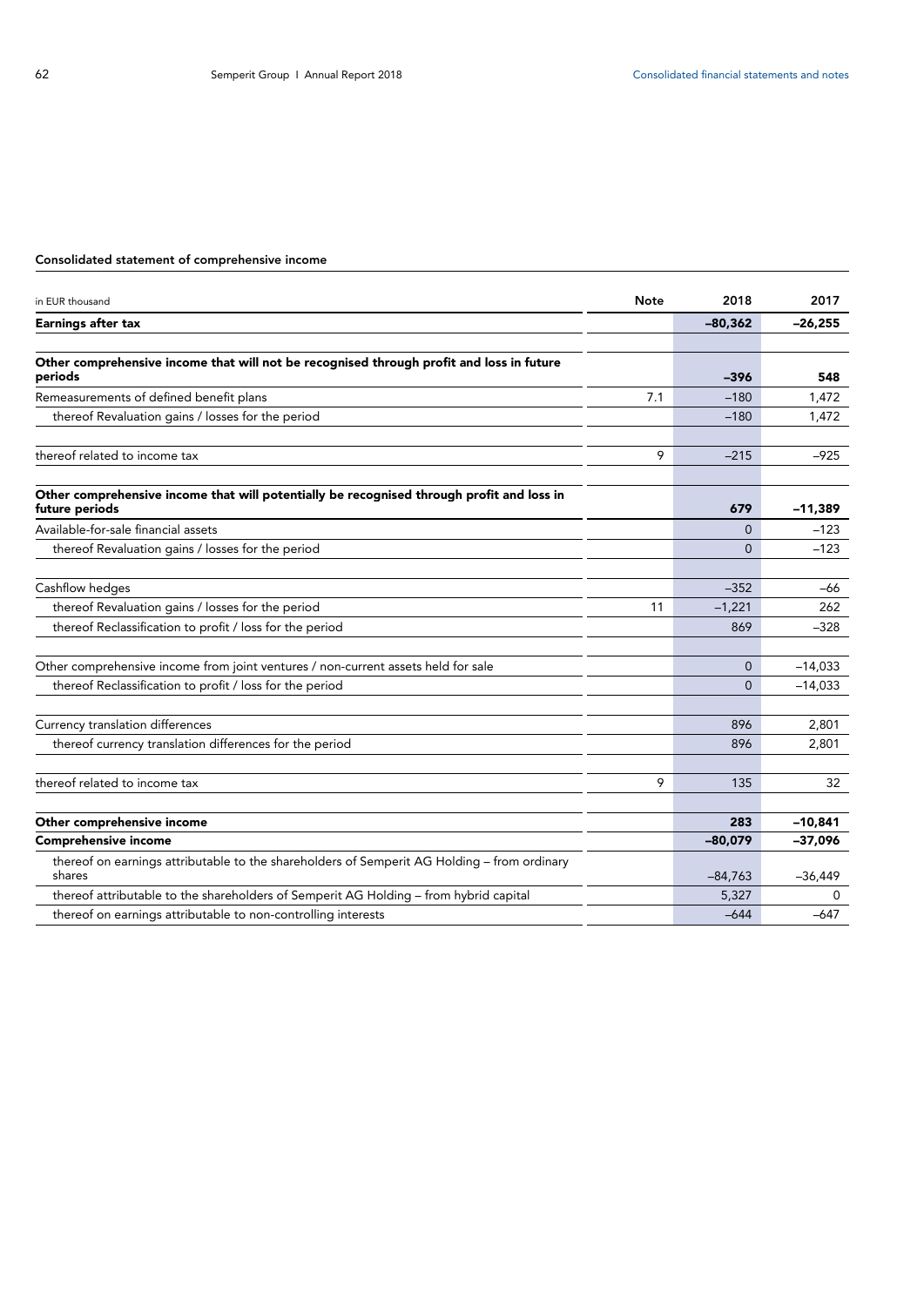### Consolidated statement of comprehensive income

| in EUR thousand | Note | 2018 | 2017 |
|---|---|---|---|
| **Earnings after tax** | | **–80,362** | **–26,255** |
| | | | |
| **Other comprehensive income that will not be recognised through profit and loss in future periods** | | **–396** | **548** |
| Remeasurements of defined benefit plans | 7.1 | –180 | 1,472 |
| thereof Revaluation gains / losses for the period | | –180 | 1,472 |
| | | | |
| thereof related to income tax | 9 | –215 | –925 |
| | | | |
| **Other comprehensive income that will potentially be recognised through profit and loss in future periods** | | **679** | **–11,389** |
| Available-for-sale financial assets | | 0 | –123 |
| thereof Revaluation gains / losses for the period | | 0 | –123 |
| | | | |
| Cashflow hedges | | –352 | –66 |
| thereof Revaluation gains / losses for the period | 11 | –1,221 | 262 |
| thereof Reclassification to profit / loss for the period | | 869 | –328 |
| | | | |
| Other comprehensive income from joint ventures / non-current assets held for sale | | 0 | –14,033 |
| thereof Reclassification to profit / loss for the period | | 0 | –14,033 |
| | | | |
| Currency translation differences | | 896 | 2,801 |
| thereof currency translation differences for the period | | 896 | 2,801 |
| | | | |
| thereof related to income tax | 9 | 135 | 32 |
| | | | |
| **Other comprehensive income** | | **283** | **–10,841** |
| **Comprehensive income** | | **–80,079** | **–37,096** |
| thereof on earnings attributable to the shareholders of Semperit AG Holding – from ordinary shares | | –84,763 | –36,449 |
| thereof attributable to the shareholders of Semperit AG Holding – from hybrid capital | | 5,327 | 0 |
| thereof on earnings attributable to non-controlling interests | | –644 | –647 |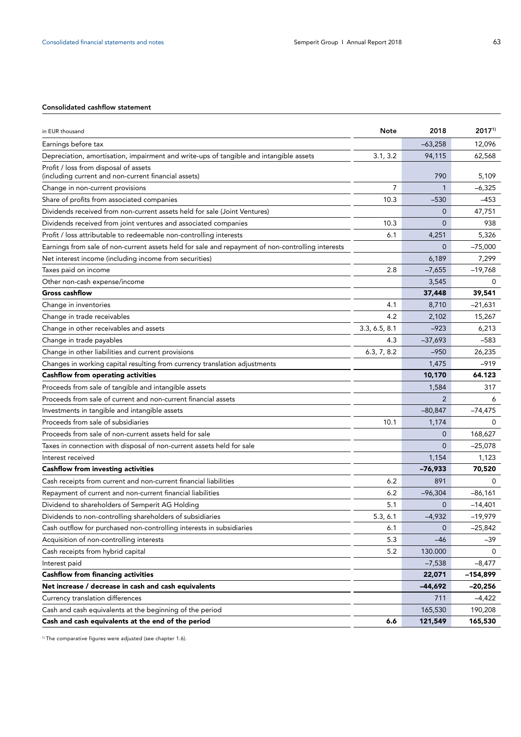#### Consolidated cashflow statement

| in EUR thousand | Note | 2018 | 2017[1] |
|---|---|---|---|
| Earnings before tax | | –63,258 | 12,096 |
| Depreciation, amortisation, impairment and write-ups of tangible and intangible assets | 3.1, 3.2 | 94,115 | 62,568 |
| Profit / loss from disposal of assets (including current and non-current financial assets) | | 790 | 5,109 |
| Change in non-current provisions | 7 | 1 | –6,325 |
| Share of profits from associated companies | 10.3 | –530 | –453 |
| Dividends received from non-current assets held for sale (Joint Ventures) | | 0 | 47,751 |
| Dividends received from joint ventures and associated companies | 10.3 | 0 | 938 |
| Profit / loss attributable to redeemable non-controlling interests | 6.1 | 4,251 | 5,326 |
| Earnings from sale of non-current assets held for sale and repayment of non-controlling interests | | 0 | –75,000 |
| Net interest income (including income from securities) | | 6,189 | 7,299 |
| Taxes paid on income | 2.8 | –7,655 | –19,768 |
| Other non-cash expense/income | | 3,545 | 0 |
| **Gross cashflow** | | **37,448** | **39,541** |
| Change in inventories | 4.1 | 8,710 | –21,631 |
| Change in trade receivables | 4.2 | 2,102 | 15,267 |
| Change in other receivables and assets | 3.3, 6.5, 8.1 | –923 | 6,213 |
| Change in trade payables | 4.3 | –37,693 | –583 |
| Change in other liabilities and current provisions | 6.3, 7, 8.2 | –950 | 26,235 |
| Changes in working capital resulting from currency translation adjustments | | 1,475 | –919 |
| **Cashflow from operating activities** | | **10,170** | **64.123** |
| Proceeds from sale of tangible and intangible assets | | 1,584 | 317 |
| Proceeds from sale of current and non-current financial assets | | 2 | 6 |
| Investments in tangible and intangible assets | | –80,847 | –74,475 |
| Proceeds from sale of subsidiaries | 10.1 | 1,174 | 0 |
| Proceeds from sale of non-current assets held for sale | | 0 | 168,627 |
| Taxes in connection with disposal of non-current assets held for sale | | 0 | –25,078 |
| Interest received | | 1,154 | 1,123 |
| **Cashflow from investing activities** | | **–76,933** | **70,520** |
| Cash receipts from current and non-current financial liabilities | 6.2 | 891 | 0 |
| Repayment of current and non-current financial liabilities | 6.2 | –96,304 | –86,161 |
| Dividend to shareholders of Semperit AG Holding | 5.1 | 0 | –14,401 |
| Dividends to non-controlling shareholders of subsidiaries | 5.3, 6.1 | –4,932 | –19,979 |
| Cash outflow for purchased non-controlling interests in subsidiaries | 6.1 | 0 | –25,842 |
| Acquisition of non-controlling interests | 5.3 | –46 | –39 |
| Cash receipts from hybrid capital | 5.2 | 130.000 | 0 |
| Interest paid | | –7,538 | –8,477 |
| **Cashflow from financing activities** | | **22,071** | **–154,899** |
| **Net increase / decrease in cash and cash equivalents** | | **–44,692** | **–20,256** |
| Currency translation differences | | 711 | –4,422 |
| Cash and cash equivalents at the beginning of the period | | 165,530 | 190,208 |
| **Cash and cash equivalents at the end of the period** | **6.6** | **121,549** | **165,530** |

[1] The comparative figures were adjusted (see chapter 1.6).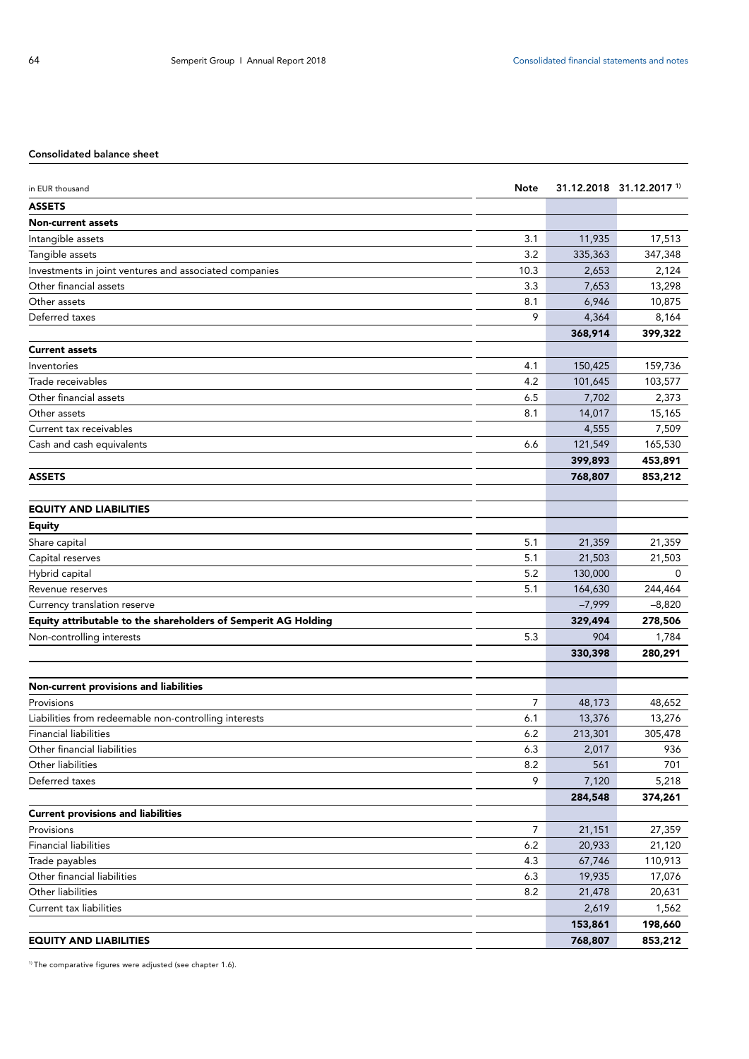### Consolidated balance sheet

| in EUR thousand | Note | 31.12.2018 | 31.12.2017 [1] |
|---|---|---|---|
| **ASSETS** | | | |
| **Non-current assets** | | | |
| Intangible assets | 3.1 | 11,935 | 17,513 |
| Tangible assets | 3.2 | 335,363 | 347,348 |
| Investments in joint ventures and associated companies | 10.3 | 2,653 | 2,124 |
| Other financial assets | 3.3 | 7,653 | 13,298 |
| Other assets | 8.1 | 6,946 | 10,875 |
| Deferred taxes | 9 | 4,364 | 8,164 |
| | | **368,914** | **399,322** |
| **Current assets** | | | |
| Inventories | 4.1 | 150,425 | 159,736 |
| Trade receivables | 4.2 | 101,645 | 103,577 |
| Other financial assets | 6.5 | 7,702 | 2,373 |
| Other assets | 8.1 | 14,017 | 15,165 |
| Current tax receivables | | 4,555 | 7,509 |
| Cash and cash equivalents | 6.6 | 121,549 | 165,530 |
| | | **399,893** | **453,891** |
| **ASSETS** | | **768,807** | **853,212** |
| | | | |
| **EQUITY AND LIABILITIES** | | | |
| **Equity** | | | |
| Share capital | 5.1 | 21,359 | 21,359 |
| Capital reserves | 5.1 | 21,503 | 21,503 |
| Hybrid capital | 5.2 | 130,000 | 0 |
| Revenue reserves | 5.1 | 164,630 | 244,464 |
| Currency translation reserve | | –7,999 | –8,820 |
| **Equity attributable to the shareholders of Semperit AG Holding** | | **329,494** | **278,506** |
| Non-controlling interests | 5.3 | 904 | 1,784 |
| | | **330,398** | **280,291** |
| | | | |
| **Non-current provisions and liabilities** | | | |
| Provisions | 7 | 48,173 | 48,652 |
| Liabilities from redeemable non-controlling interests | 6.1 | 13,376 | 13,276 |
| Financial liabilities | 6.2 | 213,301 | 305,478 |
| Other financial liabilities | 6.3 | 2,017 | 936 |
| Other liabilities | 8.2 | 561 | 701 |
| Deferred taxes | 9 | 7,120 | 5,218 |
| | | **284,548** | **374,261** |
| **Current provisions and liabilities** | | | |
| Provisions | 7 | 21,151 | 27,359 |
| Financial liabilities | 6.2 | 20,933 | 21,120 |
| Trade payables | 4.3 | 67,746 | 110,913 |
| Other financial liabilities | 6.3 | 19,935 | 17,076 |
| Other liabilities | 8.2 | 21,478 | 20,631 |
| Current tax liabilities | | 2,619 | 1,562 |
| | | **153,861** | **198,660** |
| **EQUITY AND LIABILITIES** | | **768,807** | **853,212** |

[1] The comparative figures were adjusted (see chapter 1.6).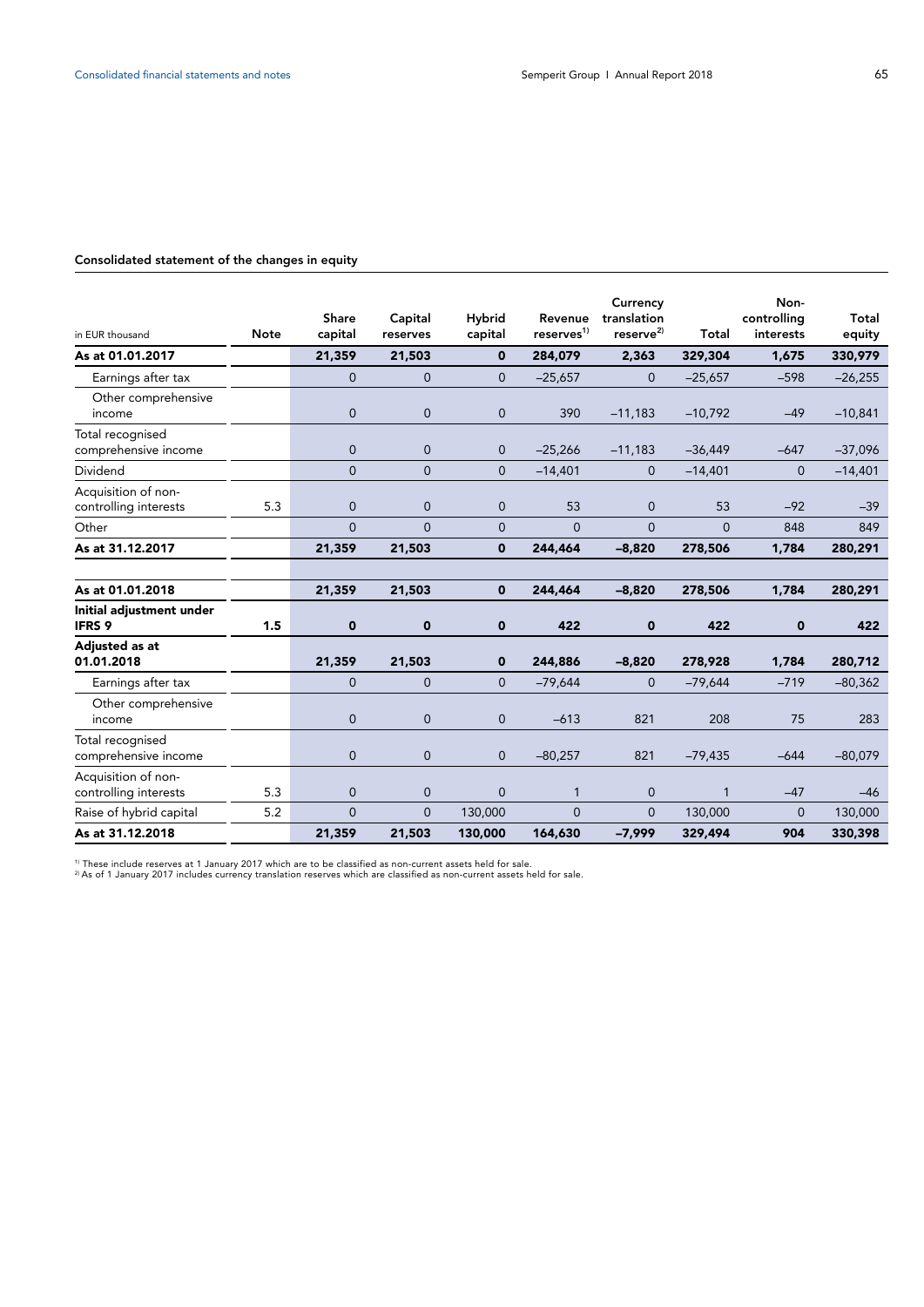### Consolidated statement of the changes in equity

| in EUR thousand | Note | Share capital | Capital reserves | Hybrid capital | Revenue reserves[1] | Currency translation reserve[2] | Total | Non-controlling interests | Total equity |
|---|---|---|---|---|---|---|---|---|---|
| **As at 01.01.2017** | | **21,359** | **21,503** | **0** | **284,079** | **2,363** | **329,304** | **1,675** | **330,979** |
| Earnings after tax | | 0 | 0 | 0 | –25,657 | 0 | –25,657 | –598 | –26,255 |
| Other comprehensive income | | 0 | 0 | 0 | 390 | –11,183 | –10,792 | –49 | –10,841 |
| Total recognised comprehensive income | | 0 | 0 | 0 | –25,266 | –11,183 | –36,449 | –647 | –37,096 |
| Dividend | | 0 | 0 | 0 | –14,401 | 0 | –14,401 | 0 | –14,401 |
| Acquisition of non-controlling interests | 5.3 | 0 | 0 | 0 | 53 | 0 | 53 | –92 | –39 |
| Other | | 0 | 0 | 0 | 0 | 0 | 0 | 848 | 849 |
| **As at 31.12.2017** | | **21,359** | **21,503** | **0** | **244,464** | **–8,820** | **278,506** | **1,784** | **280,291** |
| | | | | | | | | | |
| **As at 01.01.2018** | | **21,359** | **21,503** | **0** | **244,464** | **–8,820** | **278,506** | **1,784** | **280,291** |
| **Initial adjustment under IFRS 9** | **1.5** | **0** | **0** | **0** | **422** | **0** | **422** | **0** | **422** |
| **Adjusted as at 01.01.2018** | | **21,359** | **21,503** | **0** | **244,886** | **–8,820** | **278,928** | **1,784** | **280,712** |
| Earnings after tax | | 0 | 0 | 0 | –79,644 | 0 | –79,644 | –719 | –80,362 |
| Other comprehensive income | | 0 | 0 | 0 | –613 | 821 | 208 | 75 | 283 |
| Total recognised comprehensive income | | 0 | 0 | 0 | –80,257 | 821 | –79,435 | –644 | –80,079 |
| Acquisition of non-controlling interests | 5.3 | 0 | 0 | 0 | 1 | 0 | 1 | –47 | –46 |
| Raise of hybrid capital | 5.2 | 0 | 0 | 130,000 | 0 | 0 | 130,000 | 0 | 130,000 |
| **As at 31.12.2018** | | **21,359** | **21,503** | **130,000** | **164,630** | **–7,999** | **329,494** | **904** | **330,398** |

[1] These include reserves at 1 January 2017 which are to be classified as non-current assets held for sale.
[2] As of 1 January 2017 includes currency translation reserves which are classified as non-current assets held for sale.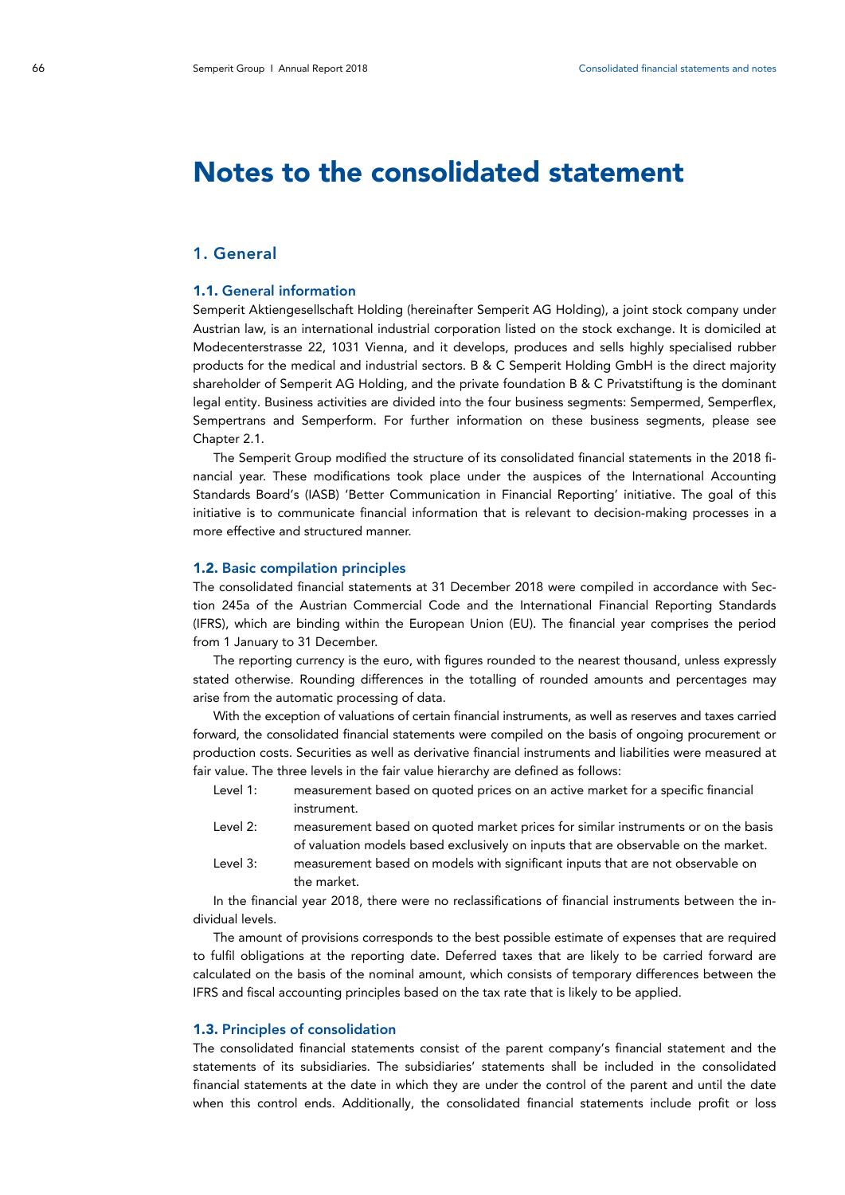# Notes to the consolidated statement

## 1. General

### 1.1. General information

Semperit Aktiengesellschaft Holding (hereinafter Semperit AG Holding), a joint stock company under Austrian law, is an international industrial corporation listed on the stock exchange. It is domiciled at Modecenterstrasse 22, 1031 Vienna, and it develops, produces and sells highly specialised rubber products for the medical and industrial sectors. B & C Semperit Holding GmbH is the direct majority shareholder of Semperit AG Holding, and the private foundation B & C Privatstiftung is the dominant legal entity. Business activities are divided into the four business segments: Sempermed, Semperflex, Sempertrans and Semperform. For further information on these business segments, please see Chapter 2.1.

The Semperit Group modified the structure of its consolidated financial statements in the 2018 financial year. These modifications took place under the auspices of the International Accounting Standards Board's (IASB) 'Better Communication in Financial Reporting' initiative. The goal of this initiative is to communicate financial information that is relevant to decision-making processes in a more effective and structured manner.

### 1.2. Basic compilation principles

The consolidated financial statements at 31 December 2018 were compiled in accordance with Section 245a of the Austrian Commercial Code and the International Financial Reporting Standards (IFRS), which are binding within the European Union (EU). The financial year comprises the period from 1 January to 31 December.

The reporting currency is the euro, with figures rounded to the nearest thousand, unless expressly stated otherwise. Rounding differences in the totalling of rounded amounts and percentages may arise from the automatic processing of data.

With the exception of valuations of certain financial instruments, as well as reserves and taxes carried forward, the consolidated financial statements were compiled on the basis of ongoing procurement or production costs. Securities as well as derivative financial instruments and liabilities were measured at fair value. The three levels in the fair value hierarchy are defined as follows:

- Level 1: measurement based on quoted prices on an active market for a specific financial instrument.
- Level 2: measurement based on quoted market prices for similar instruments or on the basis of valuation models based exclusively on inputs that are observable on the market.
- Level 3: measurement based on models with significant inputs that are not observable on the market.

In the financial year 2018, there were no reclassifications of financial instruments between the individual levels.

The amount of provisions corresponds to the best possible estimate of expenses that are required to fulfil obligations at the reporting date. Deferred taxes that are likely to be carried forward are calculated on the basis of the nominal amount, which consists of temporary differences between the IFRS and fiscal accounting principles based on the tax rate that is likely to be applied.

### 1.3. Principles of consolidation

The consolidated financial statements consist of the parent company's financial statement and the statements of its subsidiaries. The subsidiaries' statements shall be included in the consolidated financial statements at the date in which they are under the control of the parent and until the date when this control ends. Additionally, the consolidated financial statements include profit or loss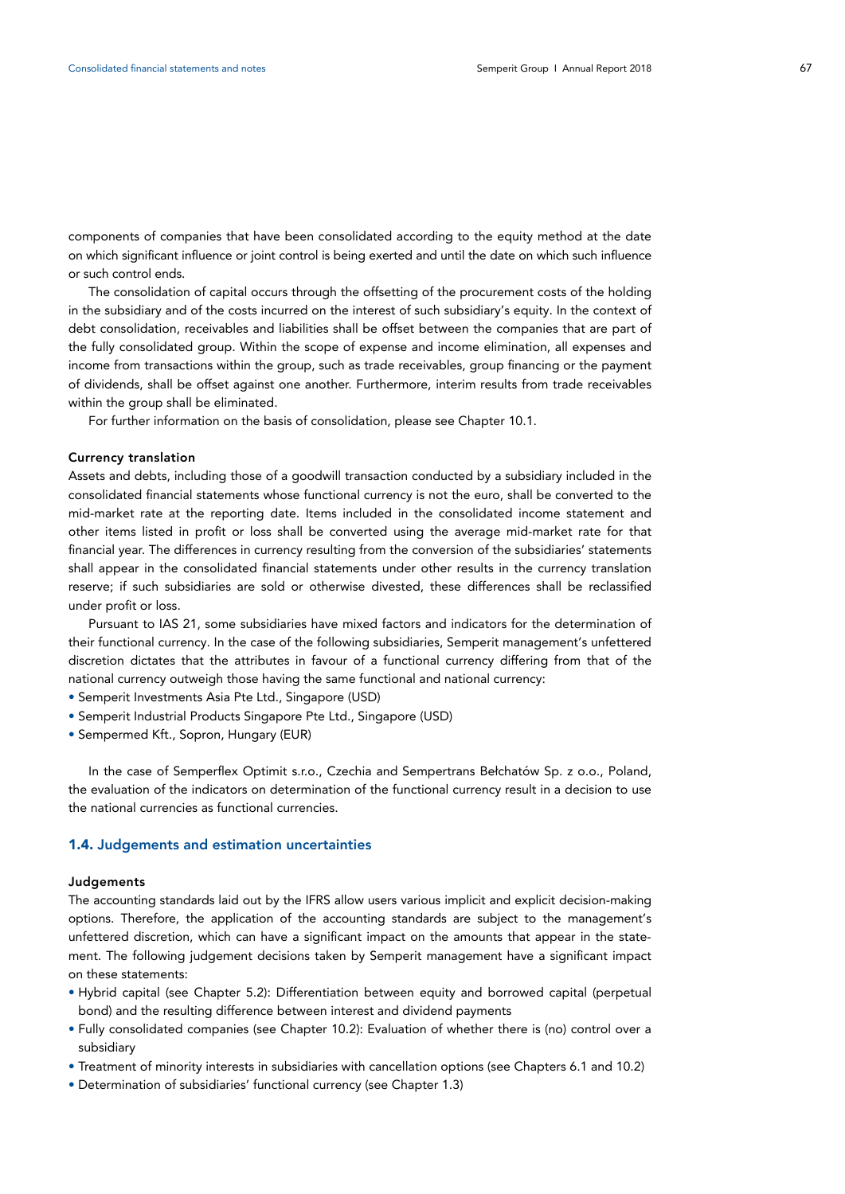components of companies that have been consolidated according to the equity method at the date on which significant influence or joint control is being exerted and until the date on which such influence or such control ends.

The consolidation of capital occurs through the offsetting of the procurement costs of the holding in the subsidiary and of the costs incurred on the interest of such subsidiary's equity. In the context of debt consolidation, receivables and liabilities shall be offset between the companies that are part of the fully consolidated group. Within the scope of expense and income elimination, all expenses and income from transactions within the group, such as trade receivables, group financing or the payment of dividends, shall be offset against one another. Furthermore, interim results from trade receivables within the group shall be eliminated.

For further information on the basis of consolidation, please see Chapter 10.1.

#### Currency translation

Assets and debts, including those of a goodwill transaction conducted by a subsidiary included in the consolidated financial statements whose functional currency is not the euro, shall be converted to the mid-market rate at the reporting date. Items included in the consolidated income statement and other items listed in profit or loss shall be converted using the average mid-market rate for that financial year. The differences in currency resulting from the conversion of the subsidiaries' statements shall appear in the consolidated financial statements under other results in the currency translation reserve; if such subsidiaries are sold or otherwise divested, these differences shall be reclassified under profit or loss.

Pursuant to IAS 21, some subsidiaries have mixed factors and indicators for the determination of their functional currency. In the case of the following subsidiaries, Semperit management's unfettered discretion dictates that the attributes in favour of a functional currency differing from that of the national currency outweigh those having the same functional and national currency:

- Semperit Investments Asia Pte Ltd., Singapore (USD)
- Semperit Industrial Products Singapore Pte Ltd., Singapore (USD)
- Sempermed Kft., Sopron, Hungary (EUR)

In the case of Semperflex Optimit s.r.o., Czechia and Sempertrans Bełchatów Sp. z o.o., Poland, the evaluation of the indicators on determination of the functional currency result in a decision to use the national currencies as functional currencies.

### 1.4. Judgements and estimation uncertainties

#### Judgements

The accounting standards laid out by the IFRS allow users various implicit and explicit decision-making options. Therefore, the application of the accounting standards are subject to the management's unfettered discretion, which can have a significant impact on the amounts that appear in the statement. The following judgement decisions taken by Semperit management have a significant impact on these statements:

- Hybrid capital (see Chapter 5.2): Differentiation between equity and borrowed capital (perpetual bond) and the resulting difference between interest and dividend payments
- Fully consolidated companies (see Chapter 10.2): Evaluation of whether there is (no) control over a subsidiary
- Treatment of minority interests in subsidiaries with cancellation options (see Chapters 6.1 and 10.2)
- Determination of subsidiaries' functional currency (see Chapter 1.3)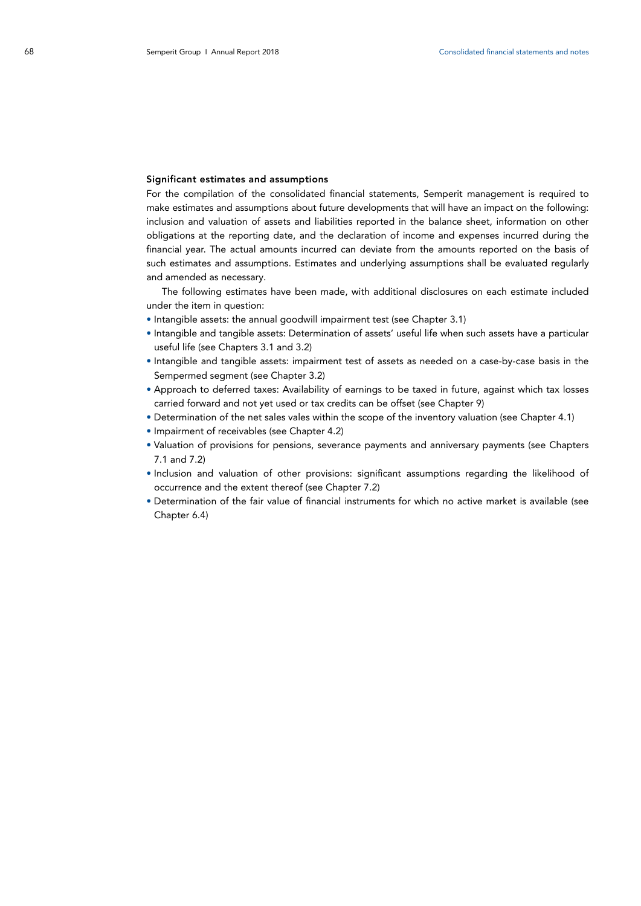### Significant estimates and assumptions

For the compilation of the consolidated financial statements, Semperit management is required to make estimates and assumptions about future developments that will have an impact on the following: inclusion and valuation of assets and liabilities reported in the balance sheet, information on other obligations at the reporting date, and the declaration of income and expenses incurred during the financial year. The actual amounts incurred can deviate from the amounts reported on the basis of such estimates and assumptions. Estimates and underlying assumptions shall be evaluated regularly and amended as necessary.

The following estimates have been made, with additional disclosures on each estimate included under the item in question:

- Intangible assets: the annual goodwill impairment test (see Chapter 3.1)
- Intangible and tangible assets: Determination of assets' useful life when such assets have a particular useful life (see Chapters 3.1 and 3.2)
- Intangible and tangible assets: impairment test of assets as needed on a case-by-case basis in the Sempermed segment (see Chapter 3.2)
- Approach to deferred taxes: Availability of earnings to be taxed in future, against which tax losses carried forward and not yet used or tax credits can be offset (see Chapter 9)
- Determination of the net sales vales within the scope of the inventory valuation (see Chapter 4.1)
- Impairment of receivables (see Chapter 4.2)
- Valuation of provisions for pensions, severance payments and anniversary payments (see Chapters 7.1 and 7.2)
- Inclusion and valuation of other provisions: significant assumptions regarding the likelihood of occurrence and the extent thereof (see Chapter 7.2)
- Determination of the fair value of financial instruments for which no active market is available (see Chapter 6.4)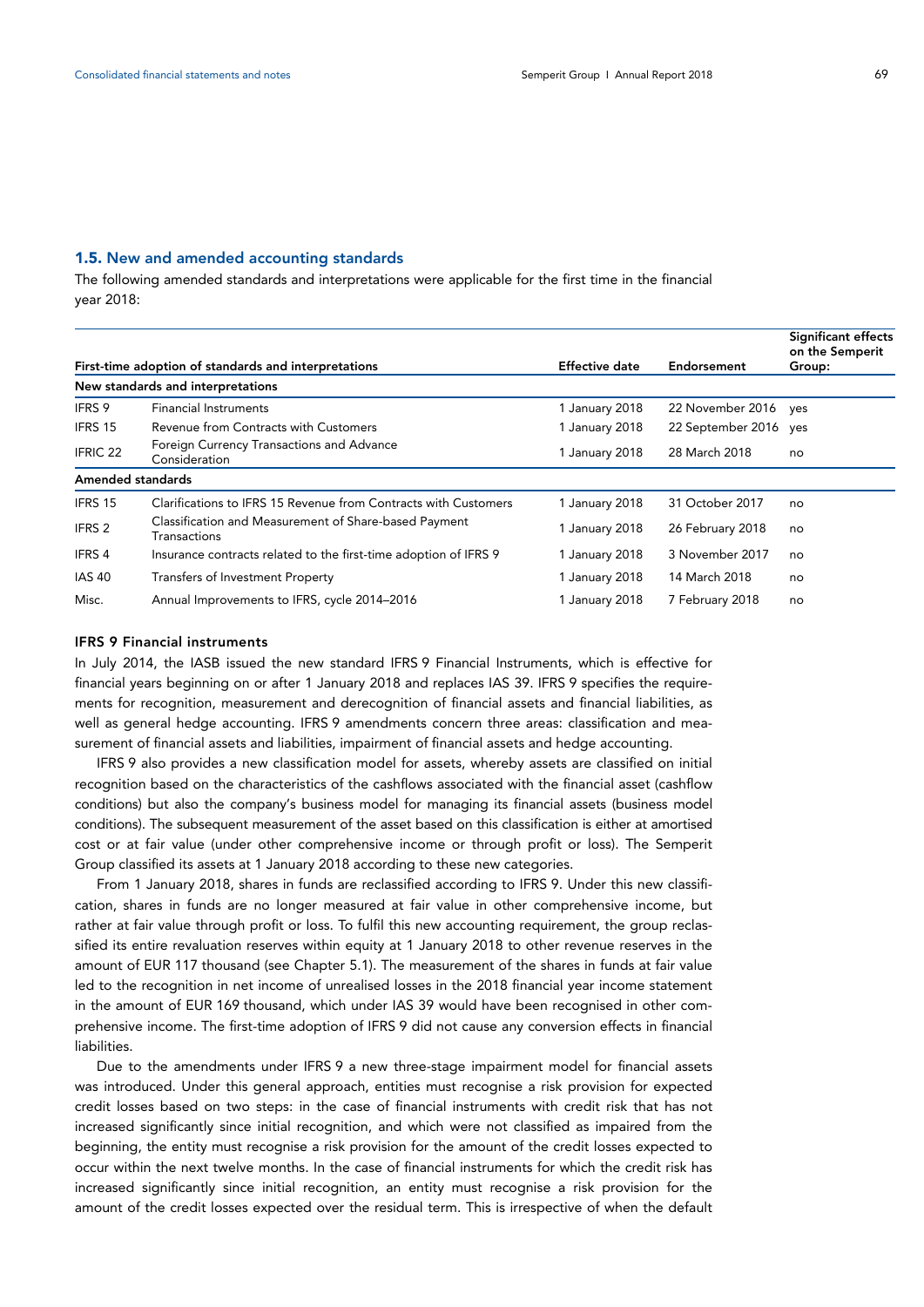## 1.5. New and amended accounting standards

The following amended standards and interpretations were applicable for the first time in the financial year 2018:

| First-time adoption of standards and interpretations | | Effective date | Endorsement | Significant effects on the Semperit Group: |
|---|---|---|---|---|
| **New standards and interpretations** | | | | |
| IFRS 9 | Financial Instruments | 1 January 2018 | 22 November 2016 | yes |
| IFRS 15 | Revenue from Contracts with Customers | 1 January 2018 | 22 September 2016 | yes |
| IFRIC 22 | Foreign Currency Transactions and Advance Consideration | 1 January 2018 | 28 March 2018 | no |
| **Amended standards** | | | | |
| IFRS 15 | Clarifications to IFRS 15 Revenue from Contracts with Customers | 1 January 2018 | 31 October 2017 | no |
| IFRS 2 | Classification and Measurement of Share-based Payment Transactions | 1 January 2018 | 26 February 2018 | no |
| IFRS 4 | Insurance contracts related to the first-time adoption of IFRS 9 | 1 January 2018 | 3 November 2017 | no |
| IAS 40 | Transfers of Investment Property | 1 January 2018 | 14 March 2018 | no |
| Misc. | Annual Improvements to IFRS, cycle 2014–2016 | 1 January 2018 | 7 February 2018 | no |

### IFRS 9 Financial instruments

In July 2014, the IASB issued the new standard IFRS 9 Financial Instruments, which is effective for financial years beginning on or after 1 January 2018 and replaces IAS 39. IFRS 9 specifies the requirements for recognition, measurement and derecognition of financial assets and financial liabilities, as well as general hedge accounting. IFRS 9 amendments concern three areas: classification and measurement of financial assets and liabilities, impairment of financial assets and hedge accounting.

IFRS 9 also provides a new classification model for assets, whereby assets are classified on initial recognition based on the characteristics of the cashflows associated with the financial asset (cashflow conditions) but also the company's business model for managing its financial assets (business model conditions). The subsequent measurement of the asset based on this classification is either at amortised cost or at fair value (under other comprehensive income or through profit or loss). The Semperit Group classified its assets at 1 January 2018 according to these new categories.

From 1 January 2018, shares in funds are reclassified according to IFRS 9. Under this new classification, shares in funds are no longer measured at fair value in other comprehensive income, but rather at fair value through profit or loss. To fulfil this new accounting requirement, the group reclassified its entire revaluation reserves within equity at 1 January 2018 to other revenue reserves in the amount of EUR 117 thousand (see Chapter 5.1). The measurement of the shares in funds at fair value led to the recognition in net income of unrealised losses in the 2018 financial year income statement in the amount of EUR 169 thousand, which under IAS 39 would have been recognised in other comprehensive income. The first-time adoption of IFRS 9 did not cause any conversion effects in financial liabilities.

Due to the amendments under IFRS 9 a new three-stage impairment model for financial assets was introduced. Under this general approach, entities must recognise a risk provision for expected credit losses based on two steps: in the case of financial instruments with credit risk that has not increased significantly since initial recognition, and which were not classified as impaired from the beginning, the entity must recognise a risk provision for the amount of the credit losses expected to occur within the next twelve months. In the case of financial instruments for which the credit risk has increased significantly since initial recognition, an entity must recognise a risk provision for the amount of the credit losses expected over the residual term. This is irrespective of when the default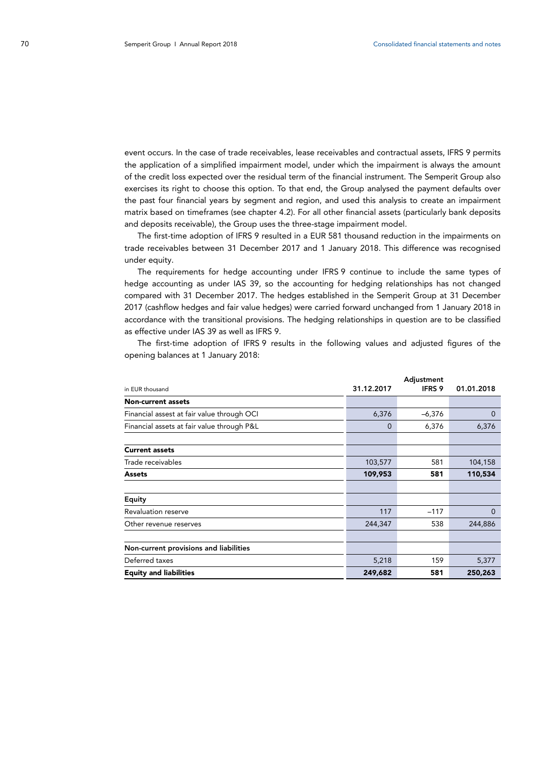event occurs. In the case of trade receivables, lease receivables and contractual assets, IFRS 9 permits the application of a simplified impairment model, under which the impairment is always the amount of the credit loss expected over the residual term of the financial instrument. The Semperit Group also exercises its right to choose this option. To that end, the Group analysed the payment defaults over the past four financial years by segment and region, and used this analysis to create an impairment matrix based on timeframes (see chapter 4.2). For all other financial assets (particularly bank deposits and deposits receivable), the Group uses the three-stage impairment model.

The first-time adoption of IFRS 9 resulted in a EUR 581 thousand reduction in the impairments on trade receivables between 31 December 2017 and 1 January 2018. This difference was recognised under equity.

The requirements for hedge accounting under IFRS 9 continue to include the same types of hedge accounting as under IAS 39, so the accounting for hedging relationships has not changed compared with 31 December 2017. The hedges established in the Semperit Group at 31 December 2017 (cashflow hedges and fair value hedges) were carried forward unchanged from 1 January 2018 in accordance with the transitional provisions. The hedging relationships in question are to be classified as effective under IAS 39 as well as IFRS 9.

The first-time adoption of IFRS 9 results in the following values and adjusted figures of the opening balances at 1 January 2018:

| in EUR thousand | 31.12.2017 | Adjustment IFRS 9 | 01.01.2018 |
|---|---|---|---|
| **Non-current assets** | | | |
| Financial assest at fair value through OCI | 6,376 | –6,376 | 0 |
| Financial assets at fair value through P&L | 0 | 6,376 | 6,376 |
| | | | |
| **Current assets** | | | |
| Trade receivables | 103,577 | 581 | 104,158 |
| **Assets** | **109,953** | **581** | **110,534** |
| | | | |
| **Equity** | | | |
| Revaluation reserve | 117 | –117 | 0 |
| Other revenue reserves | 244,347 | 538 | 244,886 |
| | | | |
| **Non-current provisions and liabilities** | | | |
| Deferred taxes | 5,218 | 159 | 5,377 |
| **Equity and liabilities** | **249,682** | **581** | **250,263** |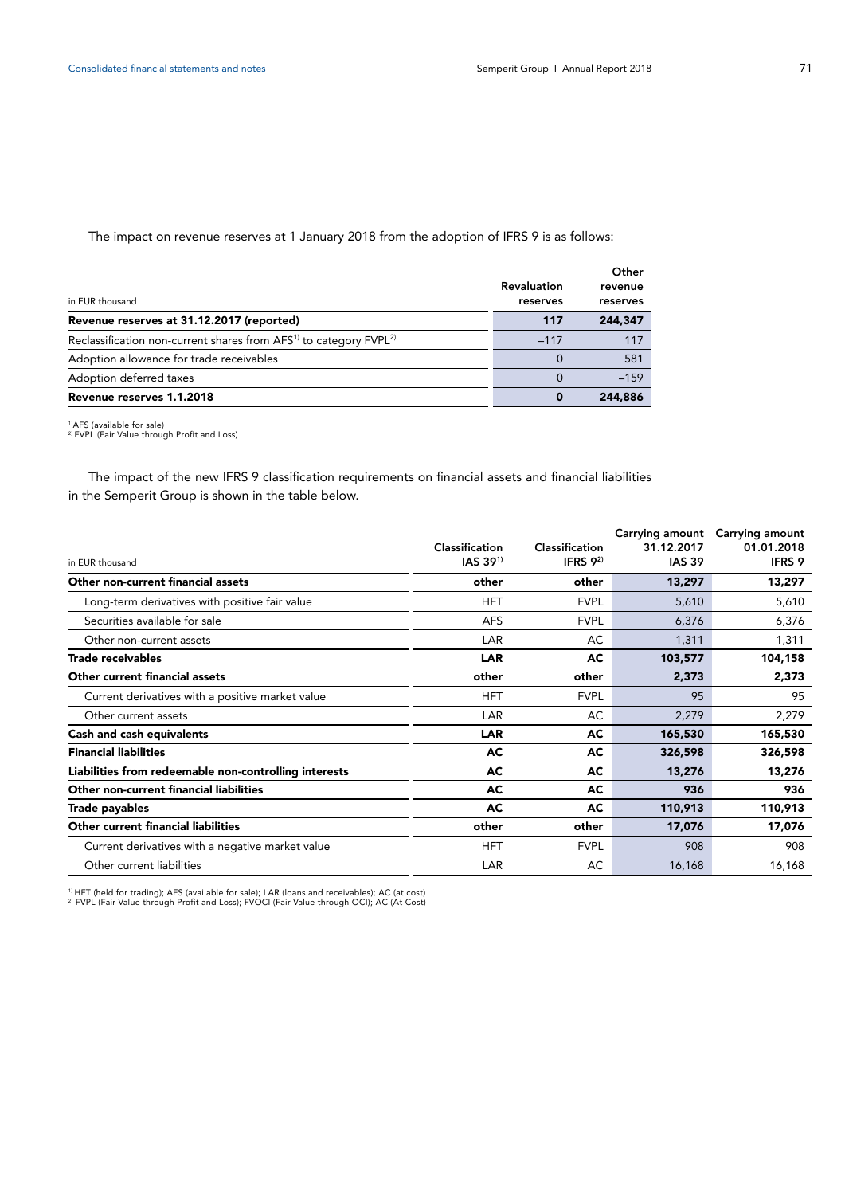The impact on revenue reserves at 1 January 2018 from the adoption of IFRS 9 is as follows:

| in EUR thousand | Revaluation reserves | Other revenue reserves |
|---|---|---|
| **Revenue reserves at 31.12.2017 (reported)** | **117** | **244,347** |
| Reclassification non-current shares from AFS[1] to category FVPL[2] | –117 | 117 |
| Adoption allowance for trade receivables | 0 | 581 |
| Adoption deferred taxes | 0 | –159 |
| **Revenue reserves 1.1.2018** | **0** | **244,886** |

[1] AFS (available for sale)
[2] FVPL (Fair Value through Profit and Loss)

The impact of the new IFRS 9 classification requirements on financial assets and financial liabilities in the Semperit Group is shown in the table below.

| in EUR thousand | Classification IAS 39[1] | Classification IFRS 9[2] | Carrying amount 31.12.2017 IAS 39 | Carrying amount 01.01.2018 IFRS 9 |
|---|---|---|---|---|
| **Other non-current financial assets** | **other** | **other** | **13,297** | **13,297** |
| Long-term derivatives with positive fair value | HFT | FVPL | 5,610 | 5,610 |
| Securities available for sale | AFS | FVPL | 6,376 | 6,376 |
| Other non-current assets | LAR | AC | 1,311 | 1,311 |
| **Trade receivables** | **LAR** | **AC** | **103,577** | **104,158** |
| **Other current financial assets** | **other** | **other** | **2,373** | **2,373** |
| Current derivatives with a positive market value | HFT | FVPL | 95 | 95 |
| Other current assets | LAR | AC | 2,279 | 2,279 |
| **Cash and cash equivalents** | **LAR** | **AC** | **165,530** | **165,530** |
| **Financial liabilities** | **AC** | **AC** | **326,598** | **326,598** |
| **Liabilities from redeemable non-controlling interests** | **AC** | **AC** | **13,276** | **13,276** |
| **Other non-current financial liabilities** | **AC** | **AC** | **936** | **936** |
| **Trade payables** | **AC** | **AC** | **110,913** | **110,913** |
| **Other current financial liabilities** | **other** | **other** | **17,076** | **17,076** |
| Current derivatives with a negative market value | HFT | FVPL | 908 | 908 |
| Other current liabilities | LAR | AC | 16,168 | 16,168 |

[1] HFT (held for trading); AFS (available for sale); LAR (loans and receivables); AC (at cost)
[2] FVPL (Fair Value through Profit and Loss); FVOCI (Fair Value through OCI); AC (At Cost)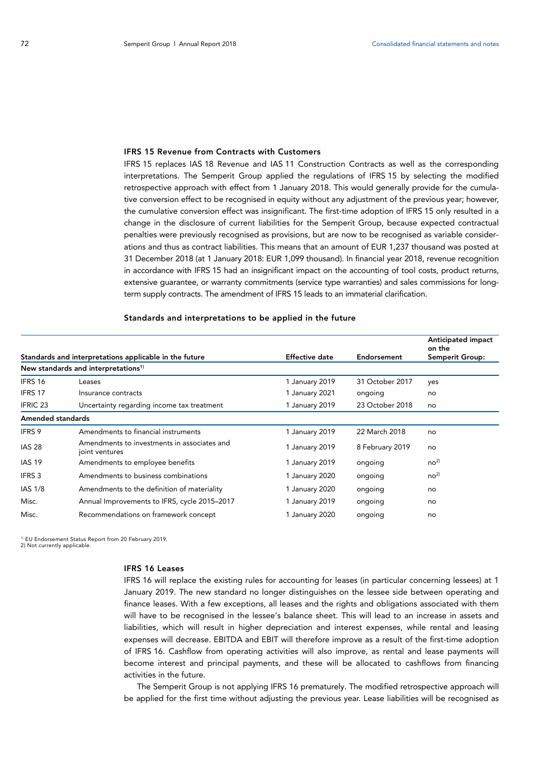### IFRS 15 Revenue from Contracts with Customers

IFRS 15 replaces IAS 18 Revenue and IAS 11 Construction Contracts as well as the corresponding interpretations. The Semperit Group applied the regulations of IFRS 15 by selecting the modified retrospective approach with effect from 1 January 2018. This would generally provide for the cumulative conversion effect to be recognised in equity without any adjustment of the previous year; however, the cumulative conversion effect was insignificant. The first-time adoption of IFRS 15 only resulted in a change in the disclosure of current liabilities for the Semperit Group, because expected contractual penalties were previously recognised as provisions, but are now to be recognised as variable considerations and thus as contract liabilities. This means that an amount of EUR 1,237 thousand was posted at 31 December 2018 (at 1 January 2018: EUR 1,099 thousand). In financial year 2018, revenue recognition in accordance with IFRS 15 had an insignificant impact on the accounting of tool costs, product returns, extensive guarantee, or warranty commitments (service type warranties) and sales commissions for long-term supply contracts. The amendment of IFRS 15 leads to an immaterial clarification.

### Standards and interpretations to be applied in the future

| Standards and interpretations applicable in the future | | Effective date | Endorsement | Anticipated impact on the Semperit Group: |
|---|---|---|---|---|
| **New standards and interpretations**[1] | | | | |
| IFRS 16 | Leases | 1 January 2019 | 31 October 2017 | yes |
| IFRS 17 | Insurance contracts | 1 January 2021 | ongoing | no |
| IFRIC 23 | Uncertainty regarding income tax treatment | 1 January 2019 | 23 October 2018 | no |
| **Amended standards** | | | | |
| IFRS 9 | Amendments to financial instruments | 1 January 2019 | 22 March 2018 | no |
| IAS 28 | Amendments to investments in associates and joint ventures | 1 January 2019 | 8 February 2019 | no |
| IAS 19 | Amendments to employee benefits | 1 January 2019 | ongoing | no[2] |
| IFRS 3 | Amendments to business combinations | 1 January 2020 | ongoing | no[2] |
| IAS 1/8 | Amendments to the definition of materiality | 1 January 2020 | ongoing | no |
| Misc. | Annual Improvements to IFRS, cycle 2015–2017 | 1 January 2019 | ongoing | no |
| Misc. | Recommendations on framework concept | 1 January 2020 | ongoing | no |

[1] EU Endorsement Status Report from 20 February 2019.
2) Not currently applicable.

### IFRS 16 Leases

IFRS 16 will replace the existing rules for accounting for leases (in particular concerning lessees) at 1 January 2019. The new standard no longer distinguishes on the lessee side between operating and finance leases. With a few exceptions, all leases and the rights and obligations associated with them will have to be recognised in the lessee's balance sheet. This will lead to an increase in assets and liabilities, which will result in higher depreciation and interest expenses, while rental and leasing expenses will decrease. EBITDA and EBIT will therefore improve as a result of the first-time adoption of IFRS 16. Cashflow from operating activities will also improve, as rental and lease payments will become interest and principal payments, and these will be allocated to cashflows from financing activities in the future.

The Semperit Group is not applying IFRS 16 prematurely. The modified retrospective approach will be applied for the first time without adjusting the previous year. Lease liabilities will be recognised as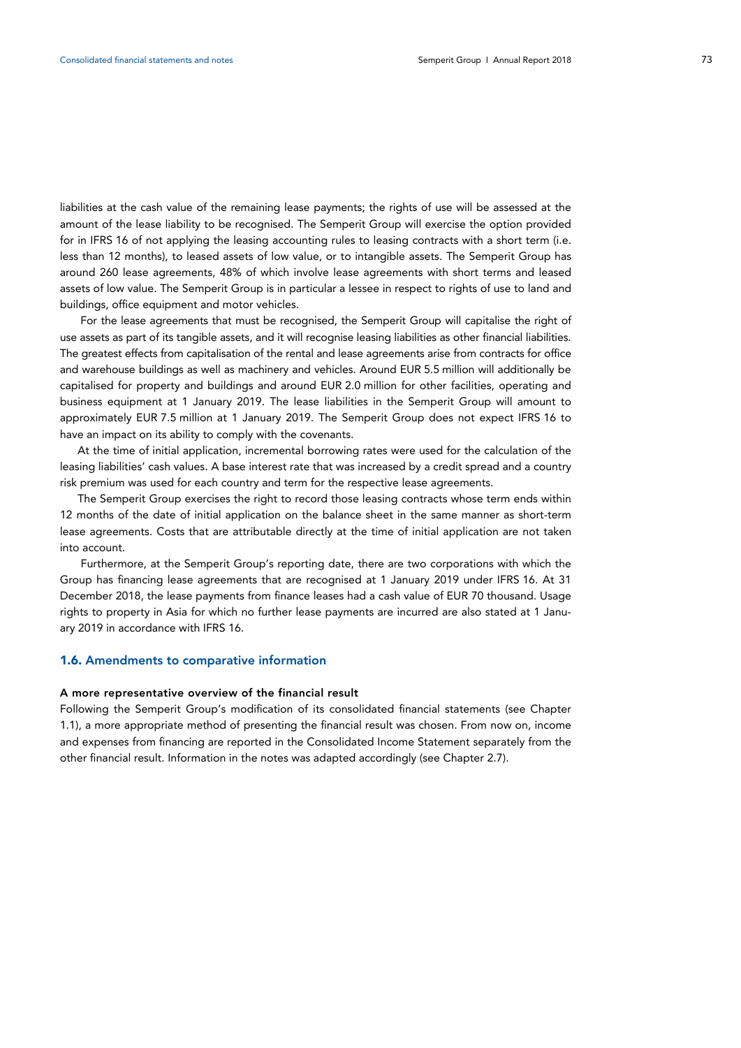liabilities at the cash value of the remaining lease payments; the rights of use will be assessed at the amount of the lease liability to be recognised. The Semperit Group will exercise the option provided for in IFRS 16 of not applying the leasing accounting rules to leasing contracts with a short term (i.e. less than 12 months), to leased assets of low value, or to intangible assets. The Semperit Group has around 260 lease agreements, 48% of which involve lease agreements with short terms and leased assets of low value. The Semperit Group is in particular a lessee in respect to rights of use to land and buildings, office equipment and motor vehicles.

For the lease agreements that must be recognised, the Semperit Group will capitalise the right of use assets as part of its tangible assets, and it will recognise leasing liabilities as other financial liabilities. The greatest effects from capitalisation of the rental and lease agreements arise from contracts for office and warehouse buildings as well as machinery and vehicles. Around EUR 5.5 million will additionally be capitalised for property and buildings and around EUR 2.0 million for other facilities, operating and business equipment at 1 January 2019. The lease liabilities in the Semperit Group will amount to approximately EUR 7.5 million at 1 January 2019. The Semperit Group does not expect IFRS 16 to have an impact on its ability to comply with the covenants.

At the time of initial application, incremental borrowing rates were used for the calculation of the leasing liabilities' cash values. A base interest rate that was increased by a credit spread and a country risk premium was used for each country and term for the respective lease agreements.

The Semperit Group exercises the right to record those leasing contracts whose term ends within 12 months of the date of initial application on the balance sheet in the same manner as short-term lease agreements. Costs that are attributable directly at the time of initial application are not taken into account.

Furthermore, at the Semperit Group's reporting date, there are two corporations with which the Group has financing lease agreements that are recognised at 1 January 2019 under IFRS 16. At 31 December 2018, the lease payments from finance leases had a cash value of EUR 70 thousand. Usage rights to property in Asia for which no further lease payments are incurred are also stated at 1 January 2019 in accordance with IFRS 16.

## 1.6. Amendments to comparative information

**A more representative overview of the financial result**

Following the Semperit Group's modification of its consolidated financial statements (see Chapter 1.1), a more appropriate method of presenting the financial result was chosen. From now on, income and expenses from financing are reported in the Consolidated Income Statement separately from the other financial result. Information in the notes was adapted accordingly (see Chapter 2.7).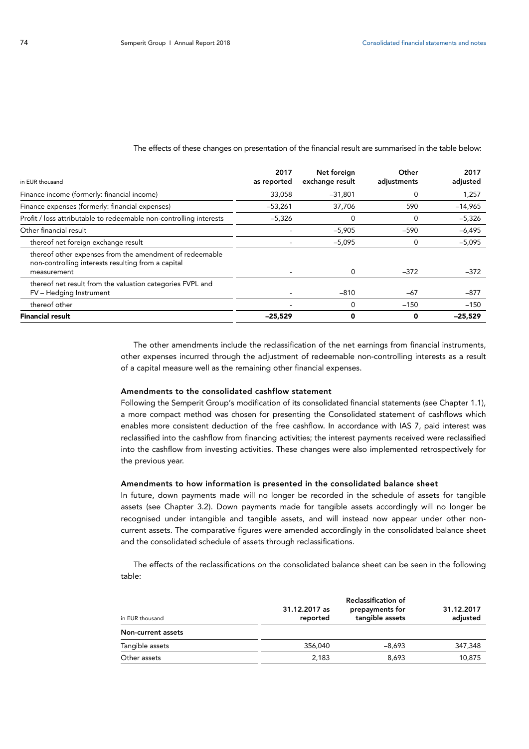The effects of these changes on presentation of the financial result are summarised in the table below:

| in EUR thousand | 2017 as reported | Net foreign exchange result | Other adjustments | 2017 adjusted |
|---|---|---|---|---|
| Finance income (formerly: financial income) | 33,058 | –31,801 | 0 | 1,257 |
| Finance expenses (formerly: financial expenses) | –53,261 | 37,706 | 590 | –14,965 |
| Profit / loss attributable to redeemable non-controlling interests | –5,326 | 0 | 0 | –5,326 |
| Other financial result | - | –5,905 | –590 | –6,495 |
| thereof net foreign exchange result | - | –5,095 | 0 | –5,095 |
| thereof other expenses from the amendment of redeemable non-controlling interests resulting from a capital measurement | - | 0 | –372 | –372 |
| thereof net result from the valuation categories FVPL and FV – Hedging Instrument | - | –810 | –67 | –877 |
| thereof other | - | 0 | –150 | –150 |
| **Financial result** | **–25,529** | **0** | **0** | **–25,529** |

The other amendments include the reclassification of the net earnings from financial instruments, other expenses incurred through the adjustment of redeemable non-controlling interests as a result of a capital measure well as the remaining other financial expenses.

### Amendments to the consolidated cashflow statement

Following the Semperit Group's modification of its consolidated financial statements (see Chapter 1.1), a more compact method was chosen for presenting the Consolidated statement of cashflows which enables more consistent deduction of the free cashflow. In accordance with IAS 7, paid interest was reclassified into the cashflow from financing activities; the interest payments received were reclassified into the cashflow from investing activities. These changes were also implemented retrospectively for the previous year.

### Amendments to how information is presented in the consolidated balance sheet

In future, down payments made will no longer be recorded in the schedule of assets for tangible assets (see Chapter 3.2). Down payments made for tangible assets accordingly will no longer be recognised under intangible and tangible assets, and will instead now appear under other non-current assets. The comparative figures were amended accordingly in the consolidated balance sheet and the consolidated schedule of assets through reclassifications.

The effects of the reclassifications on the consolidated balance sheet can be seen in the following table:

| in EUR thousand | 31.12.2017 as reported | Reclassification of prepayments for tangible assets | 31.12.2017 adjusted |
|---|---|---|---|
| **Non-current assets** | | | |
| Tangible assets | 356,040 | –8,693 | 347,348 |
| Other assets | 2,183 | 8,693 | 10,875 |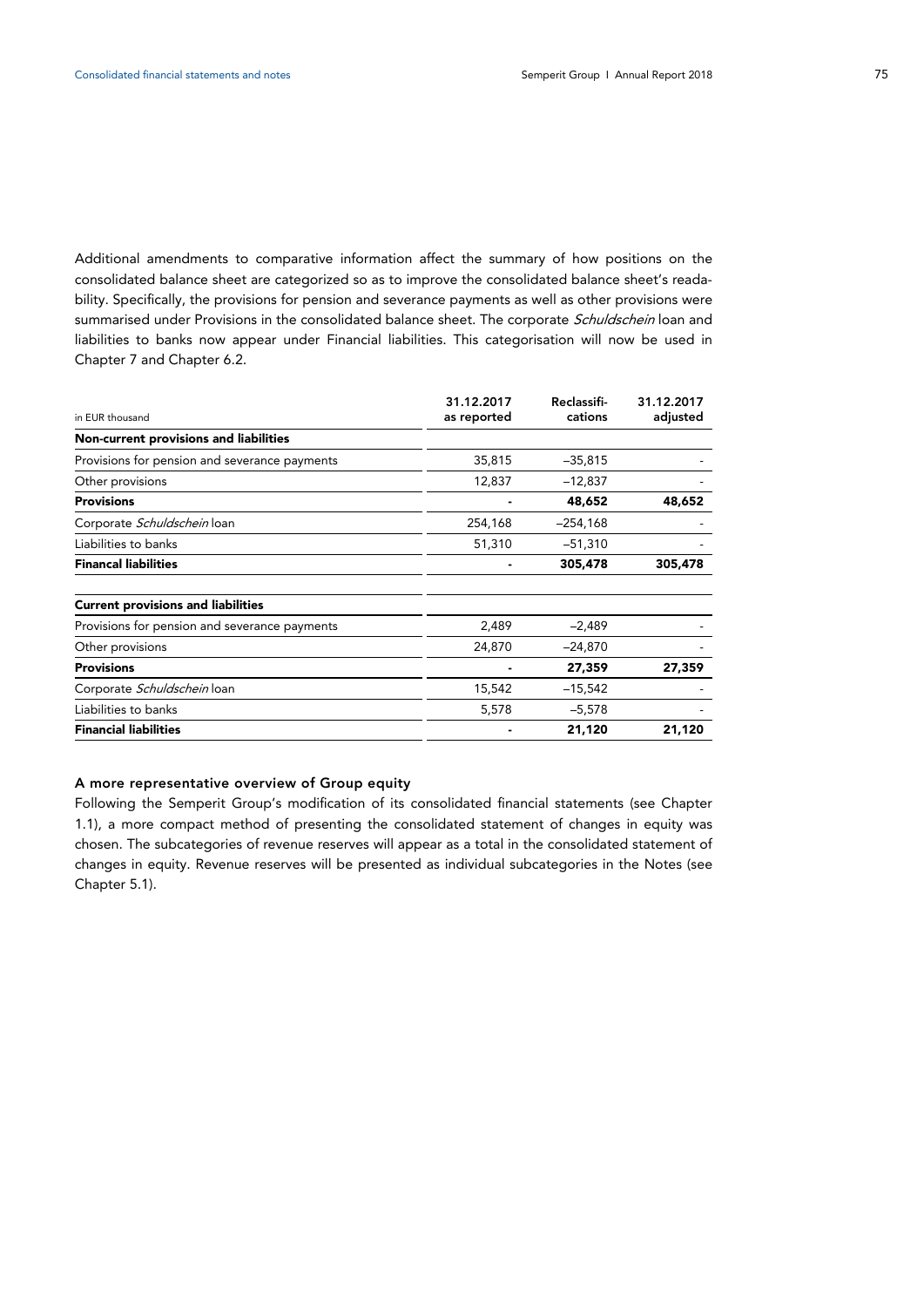Additional amendments to comparative information affect the summary of how positions on the consolidated balance sheet are categorized so as to improve the consolidated balance sheet's readability. Specifically, the provisions for pension and severance payments as well as other provisions were summarised under Provisions in the consolidated balance sheet. The corporate *Schuldschein* loan and liabilities to banks now appear under Financial liabilities. This categorisation will now be used in Chapter 7 and Chapter 6.2.

| in EUR thousand | 31.12.2017 as reported | Reclassifications | 31.12.2017 adjusted |
|---|---|---|---|
| **Non-current provisions and liabilities** | | | |
| Provisions for pension and severance payments | 35,815 | –35,815 | - |
| Other provisions | 12,837 | –12,837 | - |
| **Provisions** | - | **48,652** | **48,652** |
| Corporate *Schuldschein* loan | 254,168 | –254,168 | - |
| Liabilities to banks | 51,310 | –51,310 | - |
| **Financal liabilities** | - | **305,478** | **305,478** |
| | | | |
| **Current provisions and liabilities** | | | |
| Provisions for pension and severance payments | 2,489 | –2,489 | - |
| Other provisions | 24,870 | –24,870 | - |
| **Provisions** | - | **27,359** | **27,359** |
| Corporate *Schuldschein* loan | 15,542 | –15,542 | - |
| Liabilities to banks | 5,578 | –5,578 | - |
| **Financial liabilities** | - | **21,120** | **21,120** |

### A more representative overview of Group equity

Following the Semperit Group's modification of its consolidated financial statements (see Chapter 1.1), a more compact method of presenting the consolidated statement of changes in equity was chosen. The subcategories of revenue reserves will appear as a total in the consolidated statement of changes in equity. Revenue reserves will be presented as individual subcategories in the Notes (see Chapter 5.1).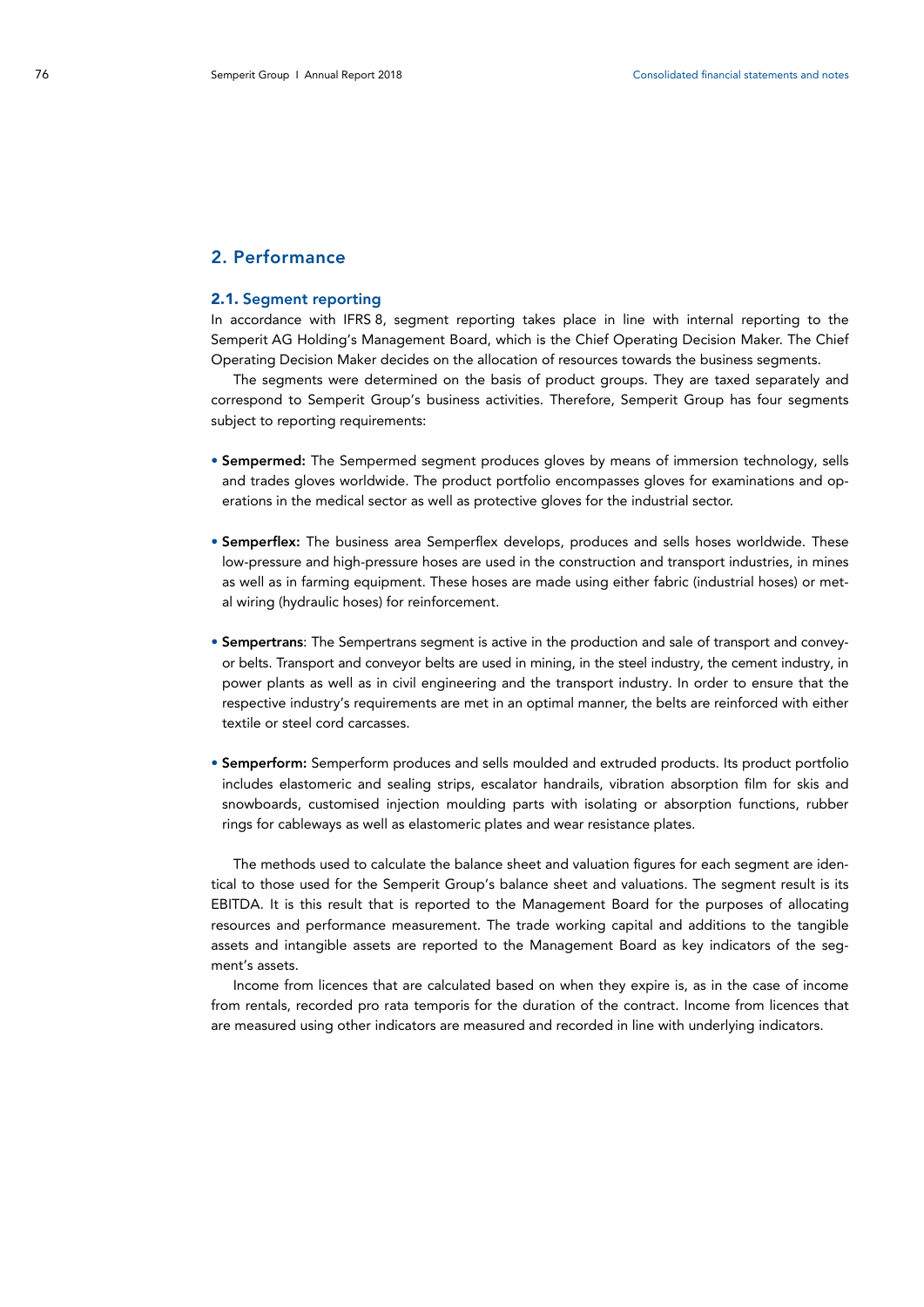## 2. Performance

### 2.1. Segment reporting

In accordance with IFRS 8, segment reporting takes place in line with internal reporting to the Semperit AG Holding's Management Board, which is the Chief Operating Decision Maker. The Chief Operating Decision Maker decides on the allocation of resources towards the business segments.

The segments were determined on the basis of product groups. They are taxed separately and correspond to Semperit Group's business activities. Therefore, Semperit Group has four segments subject to reporting requirements:

- **Sempermed:** The Sempermed segment produces gloves by means of immersion technology, sells and trades gloves worldwide. The product portfolio encompasses gloves for examinations and operations in the medical sector as well as protective gloves for the industrial sector.
- **Semperflex:** The business area Semperflex develops, produces and sells hoses worldwide. These low-pressure and high-pressure hoses are used in the construction and transport industries, in mines as well as in farming equipment. These hoses are made using either fabric (industrial hoses) or metal wiring (hydraulic hoses) for reinforcement.
- **Sempertrans**: The Sempertrans segment is active in the production and sale of transport and conveyor belts. Transport and conveyor belts are used in mining, in the steel industry, the cement industry, in power plants as well as in civil engineering and the transport industry. In order to ensure that the respective industry's requirements are met in an optimal manner, the belts are reinforced with either textile or steel cord carcasses.
- **Semperform:** Semperform produces and sells moulded and extruded products. Its product portfolio includes elastomeric and sealing strips, escalator handrails, vibration absorption film for skis and snowboards, customised injection moulding parts with isolating or absorption functions, rubber rings for cableways as well as elastomeric plates and wear resistance plates.

The methods used to calculate the balance sheet and valuation figures for each segment are identical to those used for the Semperit Group's balance sheet and valuations. The segment result is its EBITDA. It is this result that is reported to the Management Board for the purposes of allocating resources and performance measurement. The trade working capital and additions to the tangible assets and intangible assets are reported to the Management Board as key indicators of the segment's assets.

Income from licences that are calculated based on when they expire is, as in the case of income from rentals, recorded pro rata temporis for the duration of the contract. Income from licences that are measured using other indicators are measured and recorded in line with underlying indicators.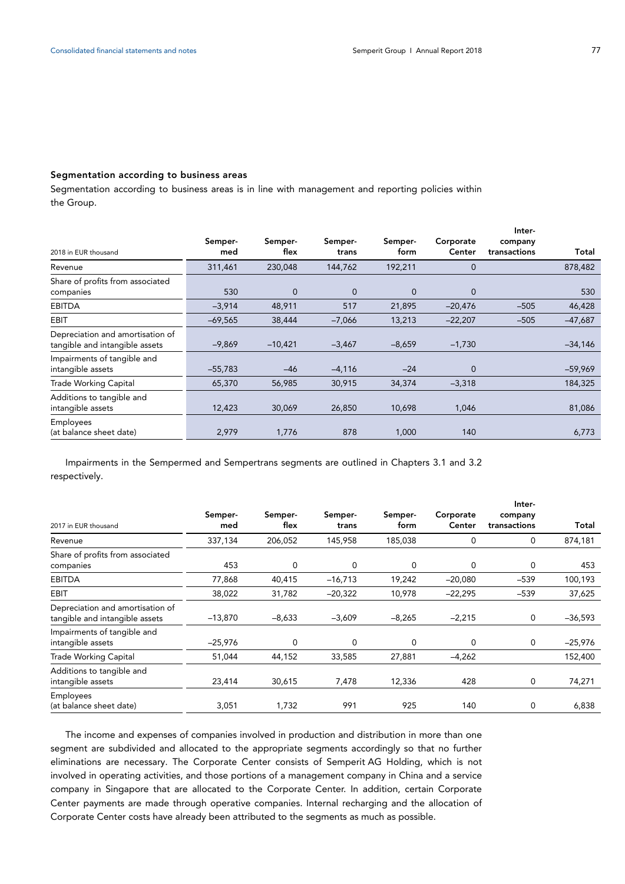### Segmentation according to business areas

Segmentation according to business areas is in line with management and reporting policies within the Group.

| 2018 in EUR thousand | Sempermed | Semperflex | Sempertrans | Semperform | Corporate Center | Intercompany transactions | Total |
|---|---|---|---|---|---|---|---|
| Revenue | 311,461 | 230,048 | 144,762 | 192,211 | 0 | | 878,482 |
| Share of profits from associated companies | 530 | 0 | 0 | 0 | 0 | | 530 |
| EBITDA | –3,914 | 48,911 | 517 | 21,895 | –20,476 | –505 | 46,428 |
| EBIT | –69,565 | 38,444 | –7,066 | 13,213 | –22,207 | –505 | –47,687 |
| Depreciation and amortisation of tangible and intangible assets | –9,869 | –10,421 | –3,467 | –8,659 | –1,730 | | –34,146 |
| Impairments of tangible and intangible assets | –55,783 | –46 | –4,116 | –24 | 0 | | –59,969 |
| Trade Working Capital | 65,370 | 56,985 | 30,915 | 34,374 | –3,318 | | 184,325 |
| Additions to tangible and intangible assets | 12,423 | 30,069 | 26,850 | 10,698 | 1,046 | | 81,086 |
| Employees (at balance sheet date) | 2,979 | 1,776 | 878 | 1,000 | 140 | | 6,773 |

Impairments in the Sempermed and Sempertrans segments are outlined in Chapters 3.1 and 3.2 respectively.

| 2017 in EUR thousand | Sempermed | Semperflex | Sempertrans | Semperform | Corporate Center | Intercompany transactions | Total |
|---|---|---|---|---|---|---|---|
| Revenue | 337,134 | 206,052 | 145,958 | 185,038 | 0 | 0 | 874,181 |
| Share of profits from associated companies | 453 | 0 | 0 | 0 | 0 | 0 | 453 |
| EBITDA | 77,868 | 40,415 | –16,713 | 19,242 | –20,080 | –539 | 100,193 |
| EBIT | 38,022 | 31,782 | –20,322 | 10,978 | –22,295 | –539 | 37,625 |
| Depreciation and amortisation of tangible and intangible assets | –13,870 | –8,633 | –3,609 | –8,265 | –2,215 | 0 | –36,593 |
| Impairments of tangible and intangible assets | –25,976 | 0 | 0 | 0 | 0 | 0 | –25,976 |
| Trade Working Capital | 51,044 | 44,152 | 33,585 | 27,881 | –4,262 | | 152,400 |
| Additions to tangible and intangible assets | 23,414 | 30,615 | 7,478 | 12,336 | 428 | 0 | 74,271 |
| Employees (at balance sheet date) | 3,051 | 1,732 | 991 | 925 | 140 | 0 | 6,838 |

The income and expenses of companies involved in production and distribution in more than one segment are subdivided and allocated to the appropriate segments accordingly so that no further eliminations are necessary. The Corporate Center consists of Semperit AG Holding, which is not involved in operating activities, and those portions of a management company in China and a service company in Singapore that are allocated to the Corporate Center. In addition, certain Corporate Center payments are made through operative companies. Internal recharging and the allocation of Corporate Center costs have already been attributed to the segments as much as possible.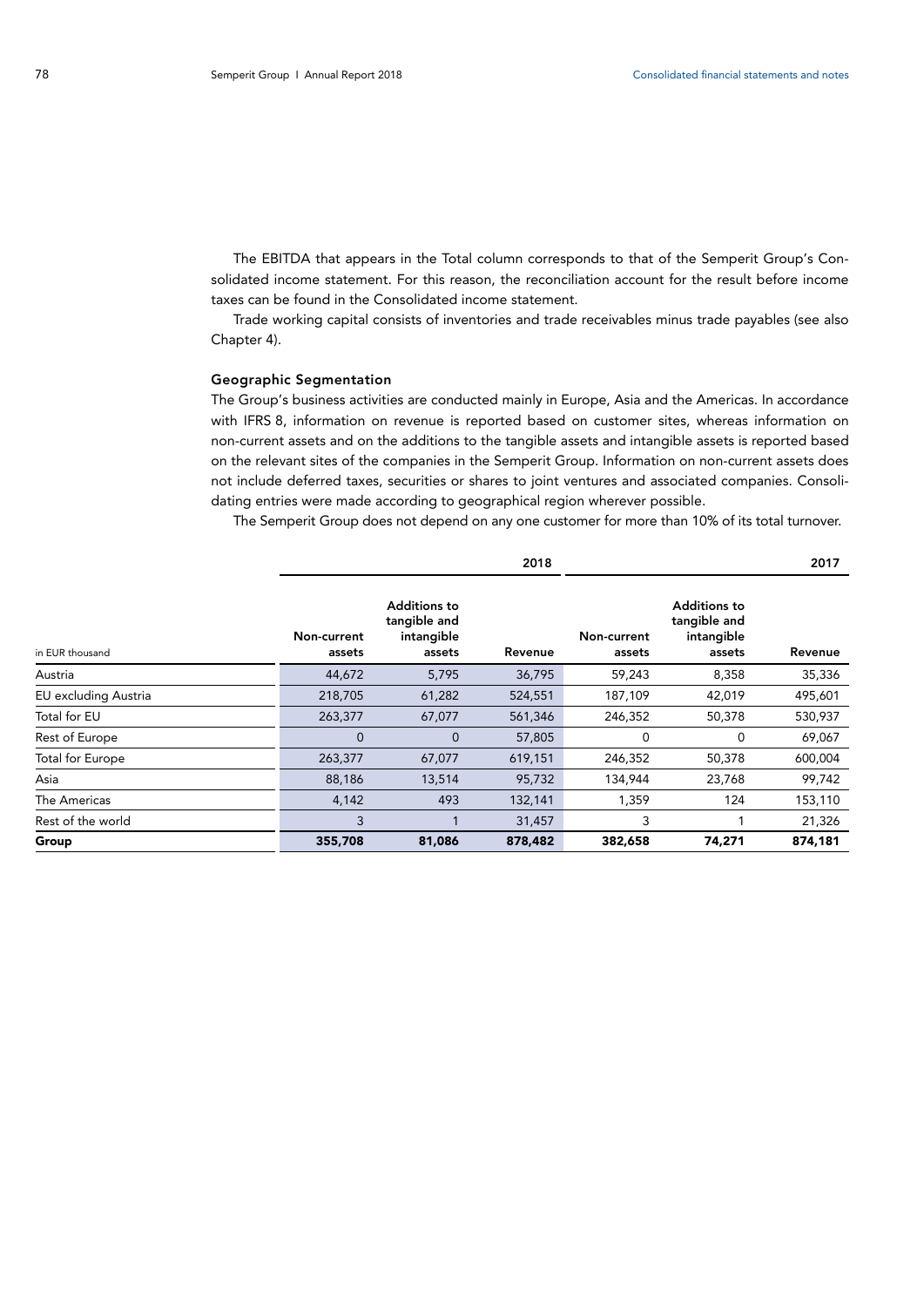The EBITDA that appears in the Total column corresponds to that of the Semperit Group's Consolidated income statement. For this reason, the reconciliation account for the result before income taxes can be found in the Consolidated income statement.

Trade working capital consists of inventories and trade receivables minus trade payables (see also Chapter 4).

#### Geographic Segmentation

The Group's business activities are conducted mainly in Europe, Asia and the Americas. In accordance with IFRS 8, information on revenue is reported based on customer sites, whereas information on non-current assets and on the additions to the tangible assets and intangible assets is reported based on the relevant sites of the companies in the Semperit Group. Information on non-current assets does not include deferred taxes, securities or shares to joint ventures and associated companies. Consolidating entries were made according to geographical region wherever possible.

The Semperit Group does not depend on any one customer for more than 10% of its total turnover.

| | | | 2018 | | | 2017 |
|---|---|---|---|---|---|---|
| in EUR thousand | Non-current assets | Additions to tangible and intangible assets | Revenue | Non-current assets | Additions to tangible and intangible assets | Revenue |
| Austria | 44,672 | 5,795 | 36,795 | 59,243 | 8,358 | 35,336 |
| EU excluding Austria | 218,705 | 61,282 | 524,551 | 187,109 | 42,019 | 495,601 |
| Total for EU | 263,377 | 67,077 | 561,346 | 246,352 | 50,378 | 530,937 |
| Rest of Europe | 0 | 0 | 57,805 | 0 | 0 | 69,067 |
| Total for Europe | 263,377 | 67,077 | 619,151 | 246,352 | 50,378 | 600,004 |
| Asia | 88,186 | 13,514 | 95,732 | 134,944 | 23,768 | 99,742 |
| The Americas | 4,142 | 493 | 132,141 | 1,359 | 124 | 153,110 |
| Rest of the world | 3 | 1 | 31,457 | 3 | 1 | 21,326 |
| **Group** | **355,708** | **81,086** | **878,482** | **382,658** | **74,271** | **874,181** |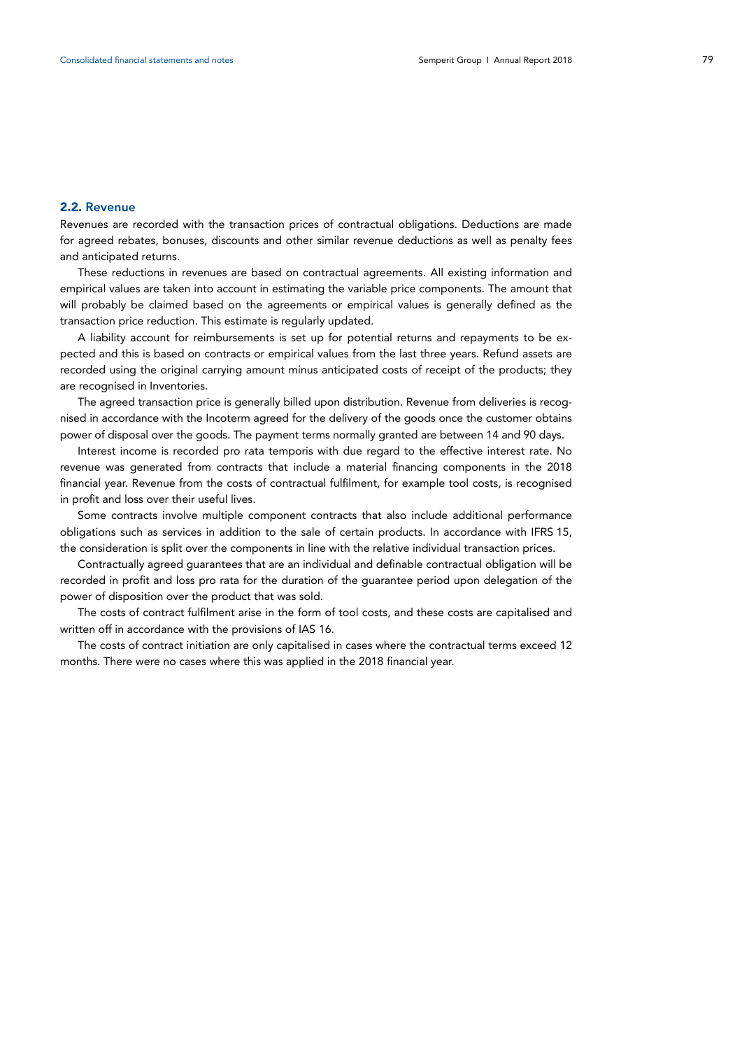## 2.2. Revenue

Revenues are recorded with the transaction prices of contractual obligations. Deductions are made for agreed rebates, bonuses, discounts and other similar revenue deductions as well as penalty fees and anticipated returns.

These reductions in revenues are based on contractual agreements. All existing information and empirical values are taken into account in estimating the variable price components. The amount that will probably be claimed based on the agreements or empirical values is generally defined as the transaction price reduction. This estimate is regularly updated.

A liability account for reimbursements is set up for potential returns and repayments to be expected and this is based on contracts or empirical values from the last three years. Refund assets are recorded using the original carrying amount minus anticipated costs of receipt of the products; they are recognised in Inventories.

The agreed transaction price is generally billed upon distribution. Revenue from deliveries is recognised in accordance with the Incoterm agreed for the delivery of the goods once the customer obtains power of disposal over the goods. The payment terms normally granted are between 14 and 90 days.

Interest income is recorded pro rata temporis with due regard to the effective interest rate. No revenue was generated from contracts that include a material financing components in the 2018 financial year. Revenue from the costs of contractual fulfilment, for example tool costs, is recognised in profit and loss over their useful lives.

Some contracts involve multiple component contracts that also include additional performance obligations such as services in addition to the sale of certain products. In accordance with IFRS 15, the consideration is split over the components in line with the relative individual transaction prices.

Contractually agreed guarantees that are an individual and definable contractual obligation will be recorded in profit and loss pro rata for the duration of the guarantee period upon delegation of the power of disposition over the product that was sold.

The costs of contract fulfilment arise in the form of tool costs, and these costs are capitalised and written off in accordance with the provisions of IAS 16.

The costs of contract initiation are only capitalised in cases where the contractual terms exceed 12 months. There were no cases where this was applied in the 2018 financial year.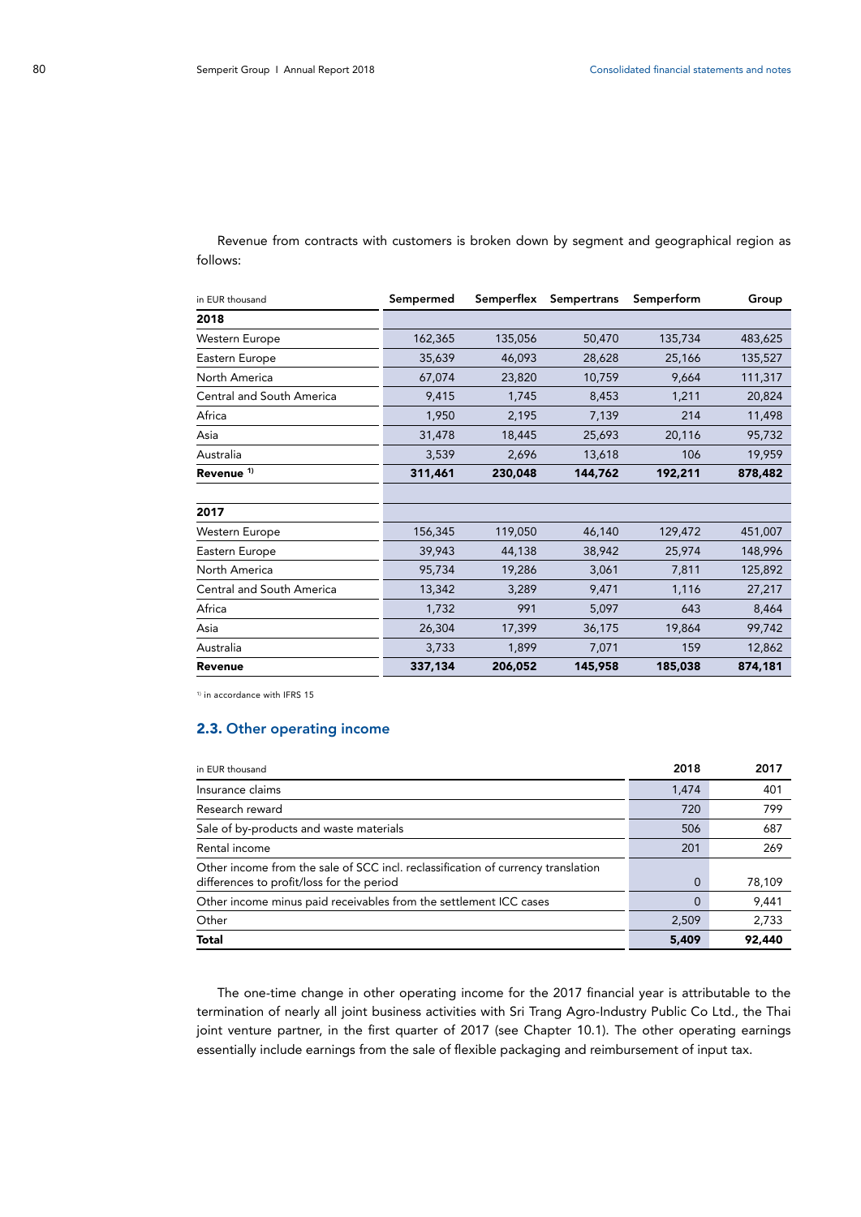Revenue from contracts with customers is broken down by segment and geographical region as follows:

| in EUR thousand | Sempermed | Semperflex | Sempertrans | Semperform | Group |
|---|---|---|---|---|---|
| **2018** | | | | | |
| Western Europe | 162,365 | 135,056 | 50,470 | 135,734 | 483,625 |
| Eastern Europe | 35,639 | 46,093 | 28,628 | 25,166 | 135,527 |
| North America | 67,074 | 23,820 | 10,759 | 9,664 | 111,317 |
| Central and South America | 9,415 | 1,745 | 8,453 | 1,211 | 20,824 |
| Africa | 1,950 | 2,195 | 7,139 | 214 | 11,498 |
| Asia | 31,478 | 18,445 | 25,693 | 20,116 | 95,732 |
| Australia | 3,539 | 2,696 | 13,618 | 106 | 19,959 |
| **Revenue [1)]** | **311,461** | **230,048** | **144,762** | **192,211** | **878,482** |
| | | | | | |
| **2017** | | | | | |
| Western Europe | 156,345 | 119,050 | 46,140 | 129,472 | 451,007 |
| Eastern Europe | 39,943 | 44,138 | 38,942 | 25,974 | 148,996 |
| North America | 95,734 | 19,286 | 3,061 | 7,811 | 125,892 |
| Central and South America | 13,342 | 3,289 | 9,471 | 1,116 | 27,217 |
| Africa | 1,732 | 991 | 5,097 | 643 | 8,464 |
| Asia | 26,304 | 17,399 | 36,175 | 19,864 | 99,742 |
| Australia | 3,733 | 1,899 | 7,071 | 159 | 12,862 |
| **Revenue** | **337,134** | **206,052** | **145,958** | **185,038** | **874,181** |

[1)] in accordance with IFRS 15

## 2.3. Other operating income

| in EUR thousand | 2018 | 2017 |
|---|---|---|
| Insurance claims | 1,474 | 401 |
| Research reward | 720 | 799 |
| Sale of by-products and waste materials | 506 | 687 |
| Rental income | 201 | 269 |
| Other income from the sale of SCC incl. reclassification of currency translation differences to profit/loss for the period | 0 | 78,109 |
| Other income minus paid receivables from the settlement ICC cases | 0 | 9,441 |
| Other | 2,509 | 2,733 |
| **Total** | **5,409** | **92,440** |

The one-time change in other operating income for the 2017 financial year is attributable to the termination of nearly all joint business activities with Sri Trang Agro-Industry Public Co Ltd., the Thai joint venture partner, in the first quarter of 2017 (see Chapter 10.1). The other operating earnings essentially include earnings from the sale of flexible packaging and reimbursement of input tax.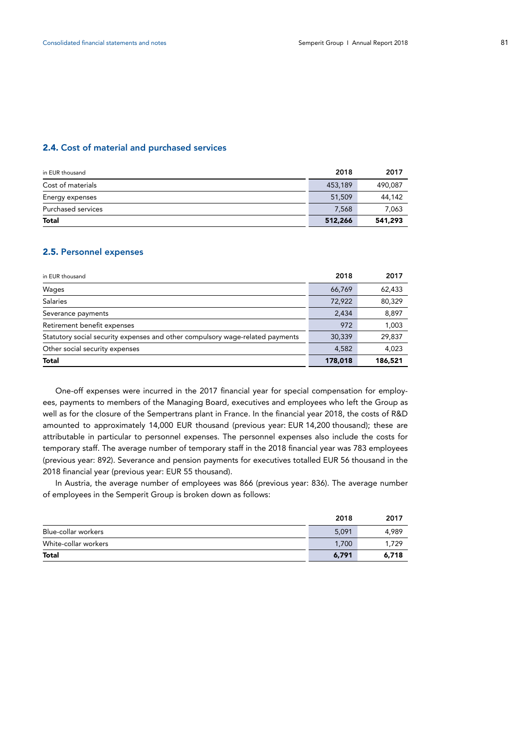## 2.4. Cost of material and purchased services

| in EUR thousand | 2018 | 2017 |
|---|---|---|
| Cost of materials | 453,189 | 490,087 |
| Energy expenses | 51,509 | 44,142 |
| Purchased services | 7,568 | 7,063 |
| **Total** | **512,266** | **541,293** |

## 2.5. Personnel expenses

| in EUR thousand | 2018 | 2017 |
|---|---|---|
| Wages | 66,769 | 62,433 |
| Salaries | 72,922 | 80,329 |
| Severance payments | 2,434 | 8,897 |
| Retirement benefit expenses | 972 | 1,003 |
| Statutory social security expenses and other compulsory wage-related payments | 30,339 | 29,837 |
| Other social security expenses | 4,582 | 4,023 |
| **Total** | **178,018** | **186,521** |

One-off expenses were incurred in the 2017 financial year for special compensation for employees, payments to members of the Managing Board, executives and employees who left the Group as well as for the closure of the Sempertrans plant in France. In the financial year 2018, the costs of R&D amounted to approximately 14,000 EUR thousand (previous year: EUR 14,200 thousand); these are attributable in particular to personnel expenses. The personnel expenses also include the costs for temporary staff. The average number of temporary staff in the 2018 financial year was 783 employees (previous year: 892). Severance and pension payments for executives totalled EUR 56 thousand in the 2018 financial year (previous year: EUR 55 thousand).

In Austria, the average number of employees was 866 (previous year: 836). The average number of employees in the Semperit Group is broken down as follows:

| | 2018 | 2017 |
|---|---|---|
| Blue-collar workers | 5,091 | 4,989 |
| White-collar workers | 1,700 | 1,729 |
| **Total** | **6,791** | **6,718** |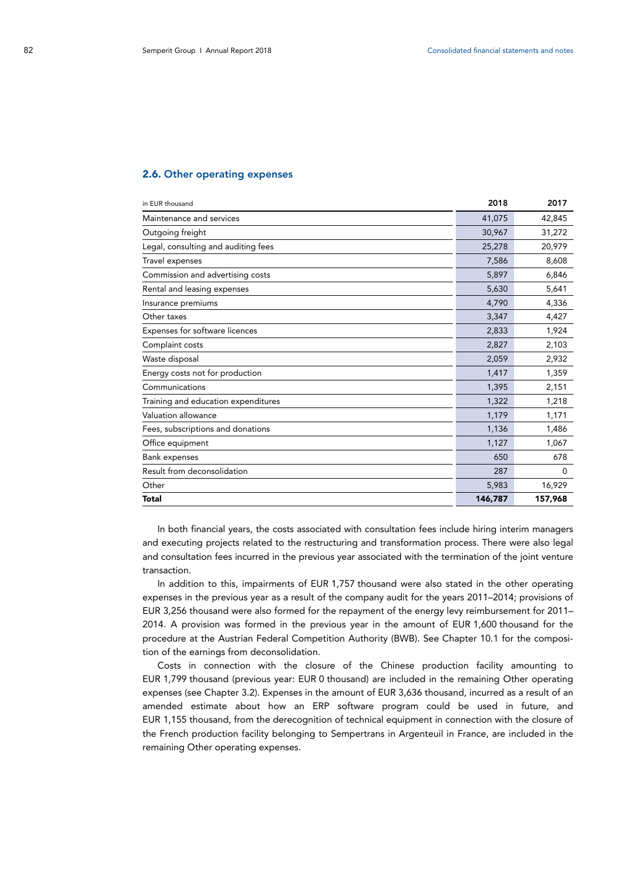## 2.6. Other operating expenses

| in EUR thousand | 2018 | 2017 |
|---|---|---|
| Maintenance and services | 41,075 | 42,845 |
| Outgoing freight | 30,967 | 31,272 |
| Legal, consulting and auditing fees | 25,278 | 20,979 |
| Travel expenses | 7,586 | 8,608 |
| Commission and advertising costs | 5,897 | 6,846 |
| Rental and leasing expenses | 5,630 | 5,641 |
| Insurance premiums | 4,790 | 4,336 |
| Other taxes | 3,347 | 4,427 |
| Expenses for software licences | 2,833 | 1,924 |
| Complaint costs | 2,827 | 2,103 |
| Waste disposal | 2,059 | 2,932 |
| Energy costs not for production | 1,417 | 1,359 |
| Communications | 1,395 | 2,151 |
| Training and education expenditures | 1,322 | 1,218 |
| Valuation allowance | 1,179 | 1,171 |
| Fees, subscriptions and donations | 1,136 | 1,486 |
| Office equipment | 1,127 | 1,067 |
| Bank expenses | 650 | 678 |
| Result from deconsolidation | 287 | 0 |
| Other | 5,983 | 16,929 |
| **Total** | **146,787** | **157,968** |

In both financial years, the costs associated with consultation fees include hiring interim managers and executing projects related to the restructuring and transformation process. There were also legal and consultation fees incurred in the previous year associated with the termination of the joint venture transaction.

In addition to this, impairments of EUR 1,757 thousand were also stated in the other operating expenses in the previous year as a result of the company audit for the years 2011–2014; provisions of EUR 3,256 thousand were also formed for the repayment of the energy levy reimbursement for 2011–2014. A provision was formed in the previous year in the amount of EUR 1,600 thousand for the procedure at the Austrian Federal Competition Authority (BWB). See Chapter 10.1 for the composition of the earnings from deconsolidation.

Costs in connection with the closure of the Chinese production facility amounting to EUR 1,799 thousand (previous year: EUR 0 thousand) are included in the remaining Other operating expenses (see Chapter 3.2). Expenses in the amount of EUR 3,636 thousand, incurred as a result of an amended estimate about how an ERP software program could be used in future, and EUR 1,155 thousand, from the derecognition of technical equipment in connection with the closure of the French production facility belonging to Sempertrans in Argenteuil in France, are included in the remaining Other operating expenses.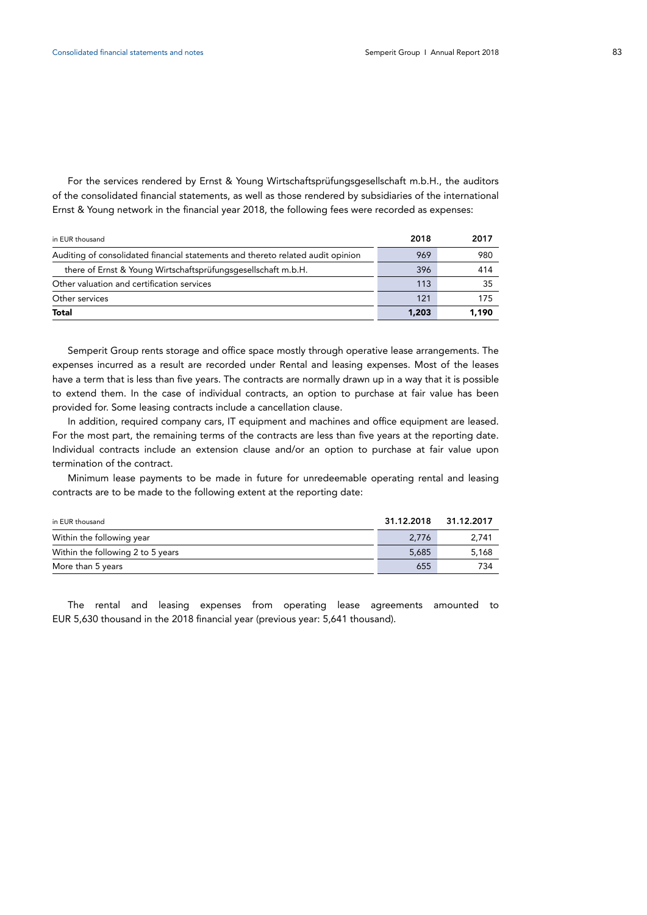For the services rendered by Ernst & Young Wirtschaftsprüfungsgesellschaft m.b.H., the auditors of the consolidated financial statements, as well as those rendered by subsidiaries of the international Ernst & Young network in the financial year 2018, the following fees were recorded as expenses:

| in EUR thousand | 2018 | 2017 |
|---|---|---|
| Auditing of consolidated financial statements and thereto related audit opinion | 969 | 980 |
| there of Ernst & Young Wirtschaftsprüfungsgesellschaft m.b.H. | 396 | 414 |
| Other valuation and certification services | 113 | 35 |
| Other services | 121 | 175 |
| **Total** | **1,203** | **1,190** |

Semperit Group rents storage and office space mostly through operative lease arrangements. The expenses incurred as a result are recorded under Rental and leasing expenses. Most of the leases have a term that is less than five years. The contracts are normally drawn up in a way that it is possible to extend them. In the case of individual contracts, an option to purchase at fair value has been provided for. Some leasing contracts include a cancellation clause.

In addition, required company cars, IT equipment and machines and office equipment are leased. For the most part, the remaining terms of the contracts are less than five years at the reporting date. Individual contracts include an extension clause and/or an option to purchase at fair value upon termination of the contract.

Minimum lease payments to be made in future for unredeemable operating rental and leasing contracts are to be made to the following extent at the reporting date:

| in EUR thousand | 31.12.2018 | 31.12.2017 |
|---|---|---|
| Within the following year | 2,776 | 2,741 |
| Within the following 2 to 5 years | 5,685 | 5,168 |
| More than 5 years | 655 | 734 |

The rental and leasing expenses from operating lease agreements amounted to EUR 5,630 thousand in the 2018 financial year (previous year: 5,641 thousand).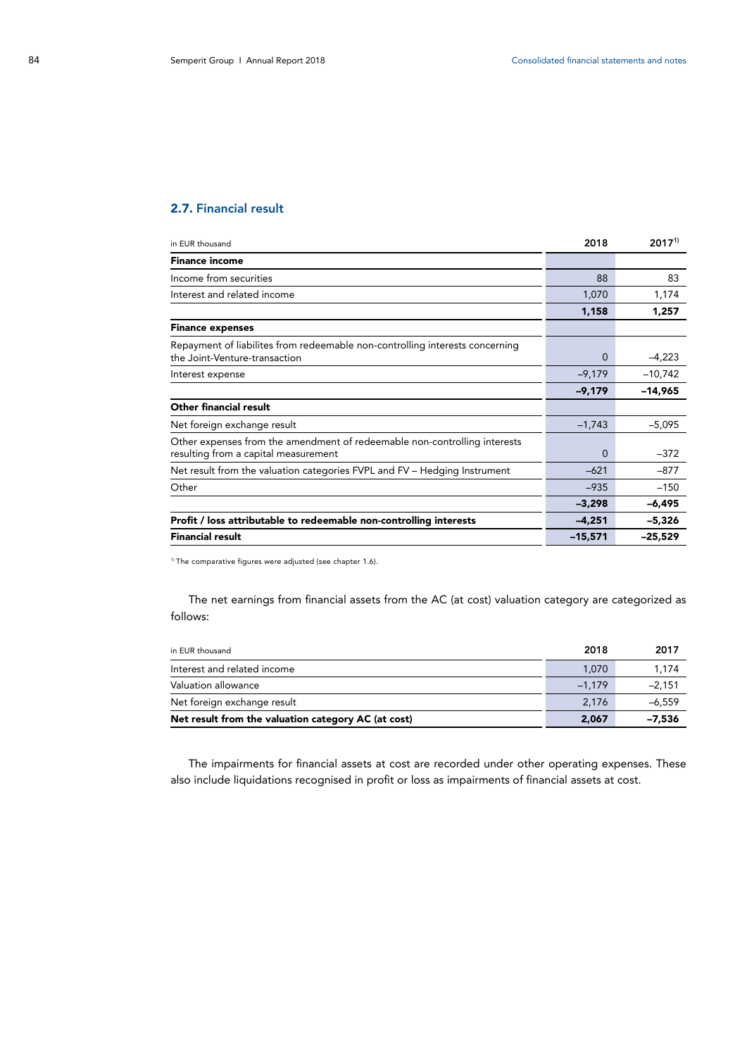## 2.7. Financial result

| in EUR thousand | 2018 | 2017[1] |
|---|---|---|
| **Finance income** | | |
| Income from securities | 88 | 83 |
| Interest and related income | 1,070 | 1,174 |
| | **1,158** | **1,257** |
| **Finance expenses** | | |
| Repayment of liabilites from redeemable non-controlling interests concerning the Joint-Venture-transaction | 0 | –4,223 |
| Interest expense | –9,179 | –10,742 |
| | **–9,179** | **–14,965** |
| **Other financial result** | | |
| Net foreign exchange result | –1,743 | –5,095 |
| Other expenses from the amendment of redeemable non-controlling interests resulting from a capital measurement | 0 | –372 |
| Net result from the valuation categories FVPL and FV – Hedging Instrument | –621 | –877 |
| Other | –935 | –150 |
| | **–3,298** | **–6,495** |
| **Profit / loss attributable to redeemable non-controlling interests** | **–4,251** | **–5,326** |
| **Financial result** | **–15,571** | **–25,529** |

[1] The comparative figures were adjusted (see chapter 1.6).

The net earnings from financial assets from the AC (at cost) valuation category are categorized as follows:

| in EUR thousand | 2018 | 2017 |
|---|---|---|
| Interest and related income | 1,070 | 1,174 |
| Valuation allowance | –1,179 | –2,151 |
| Net foreign exchange result | 2,176 | –6,559 |
| **Net result from the valuation category AC (at cost)** | **2,067** | **–7,536** |

The impairments for financial assets at cost are recorded under other operating expenses. These also include liquidations recognised in profit or loss as impairments of financial assets at cost.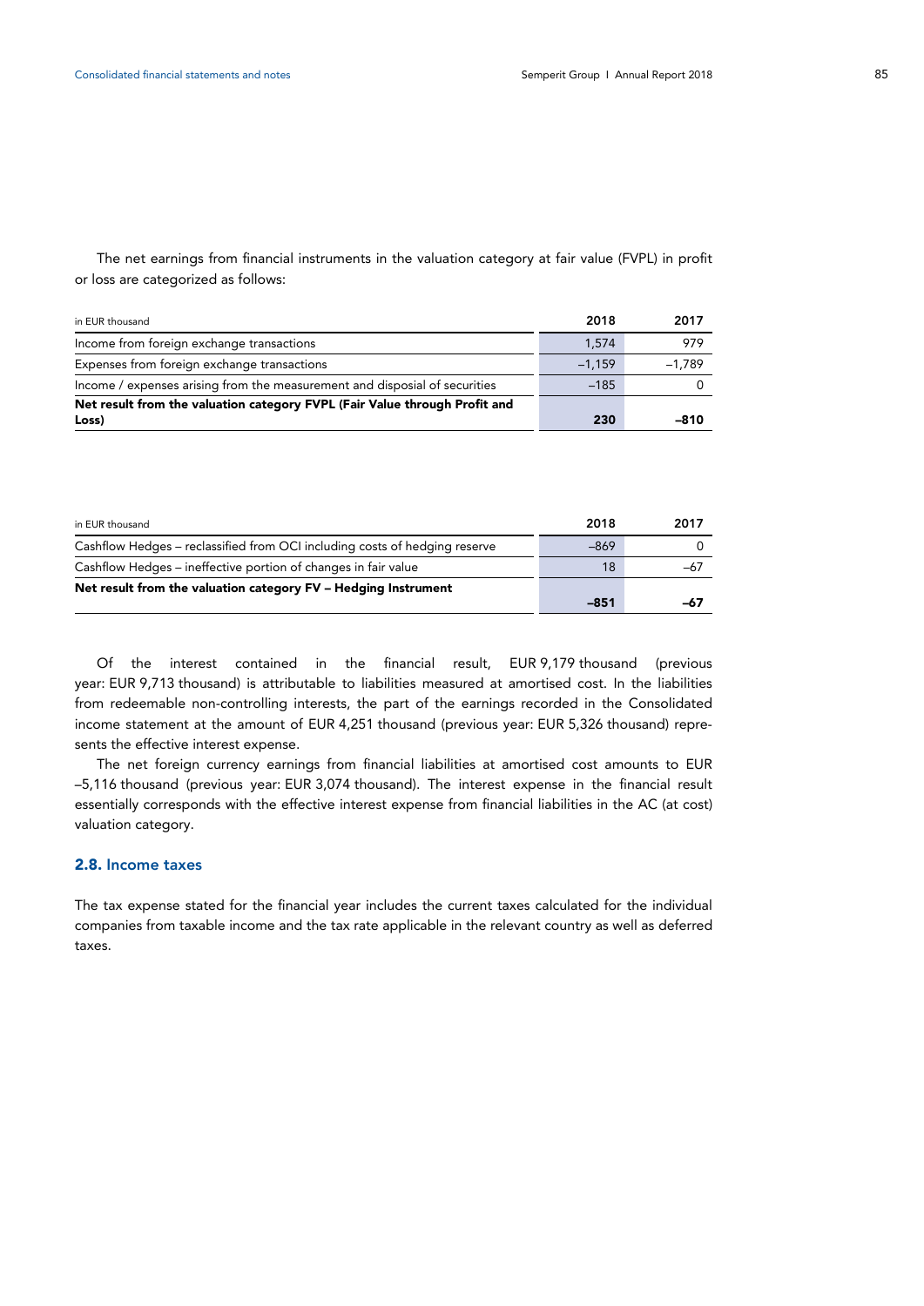The net earnings from financial instruments in the valuation category at fair value (FVPL) in profit or loss are categorized as follows:

| in EUR thousand | 2018 | 2017 |
|---|---|---|
| Income from foreign exchange transactions | 1,574 | 979 |
| Expenses from foreign exchange transactions | –1,159 | –1,789 |
| Income / expenses arising from the measurement and disposal of securities | –185 | 0 |
| **Net result from the valuation category FVPL (Fair Value through Profit and Loss)** | **230** | **–810** |

| in EUR thousand | 2018 | 2017 |
|---|---|---|
| Cashflow Hedges – reclassified from OCI including costs of hedging reserve | –869 | 0 |
| Cashflow Hedges – ineffective portion of changes in fair value | 18 | –67 |
| **Net result from the valuation category FV – Hedging Instrument** | **–851** | **–67** |

Of the interest contained in the financial result, EUR 9,179 thousand (previous year: EUR 9,713 thousand) is attributable to liabilities measured at amortised cost. In the liabilities from redeemable non-controlling interests, the part of the earnings recorded in the Consolidated income statement at the amount of EUR 4,251 thousand (previous year: EUR 5,326 thousand) represents the effective interest expense.

The net foreign currency earnings from financial liabilities at amortised cost amounts to EUR –5,116 thousand (previous year: EUR 3,074 thousand). The interest expense in the financial result essentially corresponds with the effective interest expense from financial liabilities in the AC (at cost) valuation category.

## 2.8. Income taxes

The tax expense stated for the financial year includes the current taxes calculated for the individual companies from taxable income and the tax rate applicable in the relevant country as well as deferred taxes.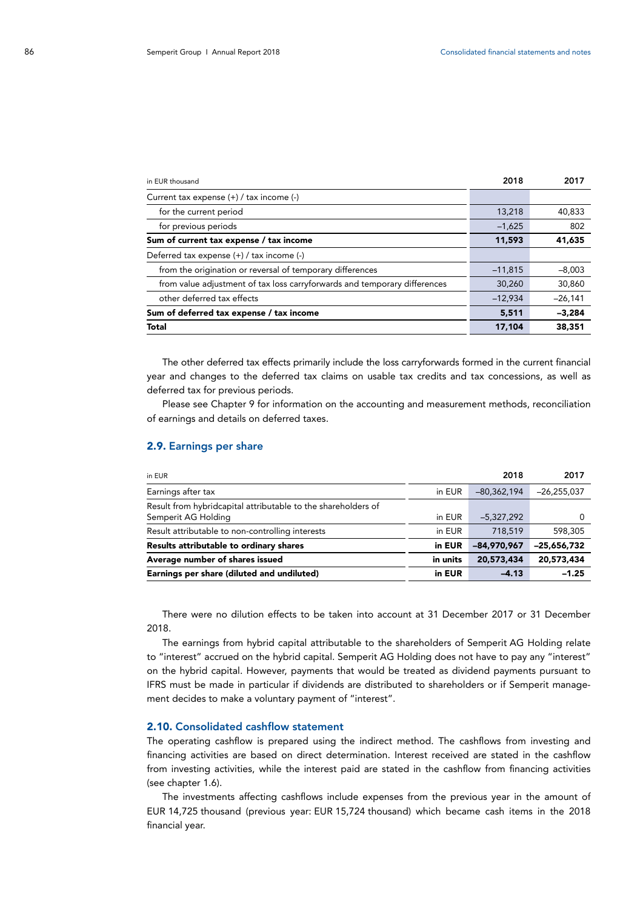| in EUR thousand | 2018 | 2017 |
|---|---|---|
| Current tax expense (+) / tax income (-) | | |
| for the current period | 13,218 | 40,833 |
| for previous periods | –1,625 | 802 |
| **Sum of current tax expense / tax income** | **11,593** | **41,635** |
| Deferred tax expense (+) / tax income (-) | | |
| from the origination or reversal of temporary differences | –11,815 | –8,003 |
| from value adjustment of tax loss carryforwards and temporary differences | 30,260 | 30,860 |
| other deferred tax effects | –12,934 | –26,141 |
| **Sum of deferred tax expense / tax income** | **5,511** | **–3,284** |
| **Total** | **17,104** | **38,351** |

The other deferred tax effects primarily include the loss carryforwards formed in the current financial year and changes to the deferred tax claims on usable tax credits and tax concessions, as well as deferred tax for previous periods.

Please see Chapter 9 for information on the accounting and measurement methods, reconciliation of earnings and details on deferred taxes.

## 2.9. Earnings per share

| in EUR | | 2018 | 2017 |
|---|---|---|---|
| Earnings after tax | in EUR | –80,362,194 | –26,255,037 |
| Result from hybridcapital attributable to the shareholders of Semperit AG Holding | in EUR | –5,327,292 | 0 |
| Result attributable to non-controlling interests | in EUR | 718,519 | 598,305 |
| **Results attributable to ordinary shares** | **in EUR** | **–84,970,967** | **–25,656,732** |
| **Average number of shares issued** | **in units** | **20,573,434** | **20,573,434** |
| **Earnings per share (diluted and undiluted)** | **in EUR** | **–4.13** | **–1.25** |

There were no dilution effects to be taken into account at 31 December 2017 or 31 December 2018.

The earnings from hybrid capital attributable to the shareholders of Semperit AG Holding relate to "interest" accrued on the hybrid capital. Semperit AG Holding does not have to pay any "interest" on the hybrid capital. However, payments that would be treated as dividend payments pursuant to IFRS must be made in particular if dividends are distributed to shareholders or if Semperit management decides to make a voluntary payment of "interest".

## 2.10. Consolidated cashflow statement

The operating cashflow is prepared using the indirect method. The cashflows from investing and financing activities are based on direct determination. Interest received are stated in the cashflow from investing activities, while the interest paid are stated in the cashflow from financing activities (see chapter 1.6).

The investments affecting cashflows include expenses from the previous year in the amount of EUR 14,725 thousand (previous year: EUR 15,724 thousand) which became cash items in the 2018 financial year.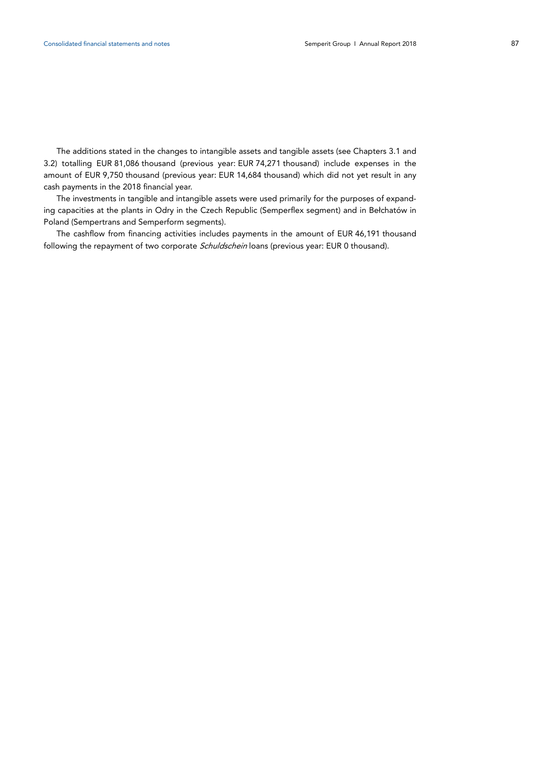The additions stated in the changes to intangible assets and tangible assets (see Chapters 3.1 and 3.2) totalling EUR 81,086 thousand (previous year: EUR 74,271 thousand) include expenses in the amount of EUR 9,750 thousand (previous year: EUR 14,684 thousand) which did not yet result in any cash payments in the 2018 financial year.

The investments in tangible and intangible assets were used primarily for the purposes of expanding capacities at the plants in Odry in the Czech Republic (Semperflex segment) and in Bełchatów in Poland (Sempertrans and Semperform segments).

The cashflow from financing activities includes payments in the amount of EUR 46,191 thousand following the repayment of two corporate *Schuldschein* loans (previous year: EUR 0 thousand).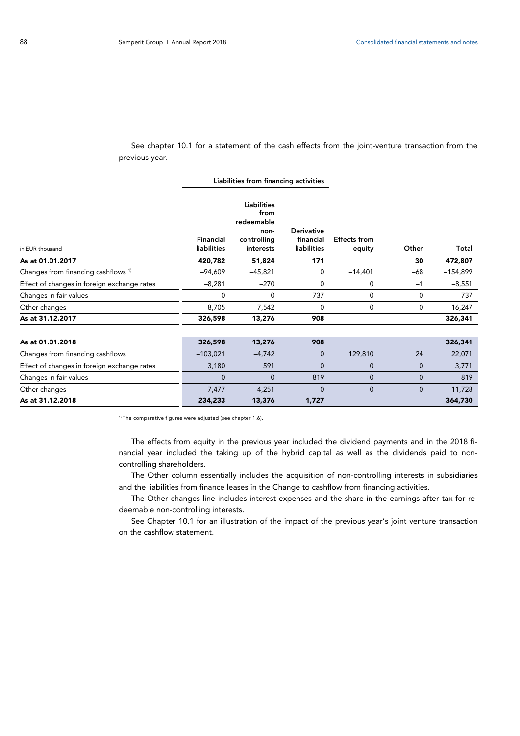See chapter 10.1 for a statement of the cash effects from the joint-venture transaction from the previous year.

| in EUR thousand | Liabilities from financing activities | | | | | |
|---|---|---|---|---|---|---|
| | Financial liabilities | Liabilities from redeemable non-controlling interests | Derivative financial liabilities | Effects from equity | Other | Total |
| **As at 01.01.2017** | **420,782** | **51,824** | **171** | | **30** | **472,807** |
| Changes from financing cashflows [1] | –94,609 | –45,821 | 0 | –14,401 | –68 | –154,899 |
| Effect of changes in foreign exchange rates | –8,281 | –270 | 0 | 0 | –1 | –8,551 |
| Changes in fair values | 0 | 0 | 737 | 0 | 0 | 737 |
| Other changes | 8,705 | 7,542 | 0 | 0 | 0 | 16,247 |
| **As at 31.12.2017** | **326,598** | **13,276** | **908** | | | **326,341** |
| | | | | | | |
| **As at 01.01.2018** | **326,598** | **13,276** | **908** | | | **326,341** |
| Changes from financing cashflows | –103,021 | –4,742 | 0 | 129,810 | 24 | 22,071 |
| Effect of changes in foreign exchange rates | 3,180 | 591 | 0 | 0 | 0 | 3,771 |
| Changes in fair values | 0 | 0 | 819 | 0 | 0 | 819 |
| Other changes | 7,477 | 4,251 | 0 | 0 | 0 | 11,728 |
| **As at 31.12.2018** | **234,233** | **13,376** | **1,727** | | | **364,730** |

[1] The comparative figures were adjusted (see chapter 1.6).

The effects from equity in the previous year included the dividend payments and in the 2018 financial year included the taking up of the hybrid capital as well as the dividends paid to non-controlling shareholders.

The Other column essentially includes the acquisition of non-controlling interests in subsidiaries and the liabilities from finance leases in the Change to cashflow from financing activities.

The Other changes line includes interest expenses and the share in the earnings after tax for redeemable non-controlling interests.

See Chapter 10.1 for an illustration of the impact of the previous year's joint venture transaction on the cashflow statement.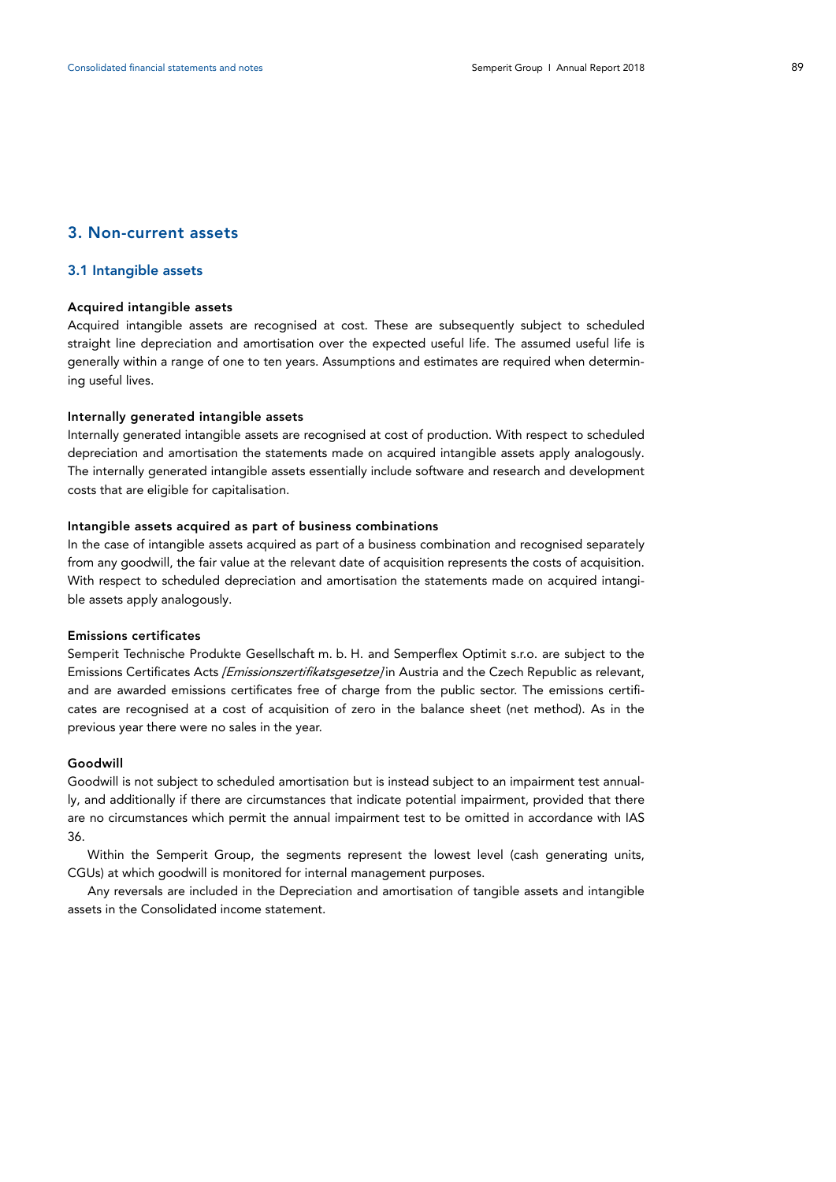## 3. Non-current assets

### 3.1 Intangible assets

#### Acquired intangible assets

Acquired intangible assets are recognised at cost. These are subsequently subject to scheduled straight line depreciation and amortisation over the expected useful life. The assumed useful life is generally within a range of one to ten years. Assumptions and estimates are required when determining useful lives.

#### Internally generated intangible assets

Internally generated intangible assets are recognised at cost of production. With respect to scheduled depreciation and amortisation the statements made on acquired intangible assets apply analogously. The internally generated intangible assets essentially include software and research and development costs that are eligible for capitalisation.

#### Intangible assets acquired as part of business combinations

In the case of intangible assets acquired as part of a business combination and recognised separately from any goodwill, the fair value at the relevant date of acquisition represents the costs of acquisition. With respect to scheduled depreciation and amortisation the statements made on acquired intangible assets apply analogously.

#### Emissions certificates

Semperit Technische Produkte Gesellschaft m. b. H. and Semperflex Optimit s.r.o. are subject to the Emissions Certificates Acts *[Emissionszertifikatsgesetze]* in Austria and the Czech Republic as relevant, and are awarded emissions certificates free of charge from the public sector. The emissions certificates are recognised at a cost of acquisition of zero in the balance sheet (net method). As in the previous year there were no sales in the year.

#### Goodwill

Goodwill is not subject to scheduled amortisation but is instead subject to an impairment test annually, and additionally if there are circumstances that indicate potential impairment, provided that there are no circumstances which permit the annual impairment test to be omitted in accordance with IAS 36.

Within the Semperit Group, the segments represent the lowest level (cash generating units, CGUs) at which goodwill is monitored for internal management purposes.

Any reversals are included in the Depreciation and amortisation of tangible assets and intangible assets in the Consolidated income statement.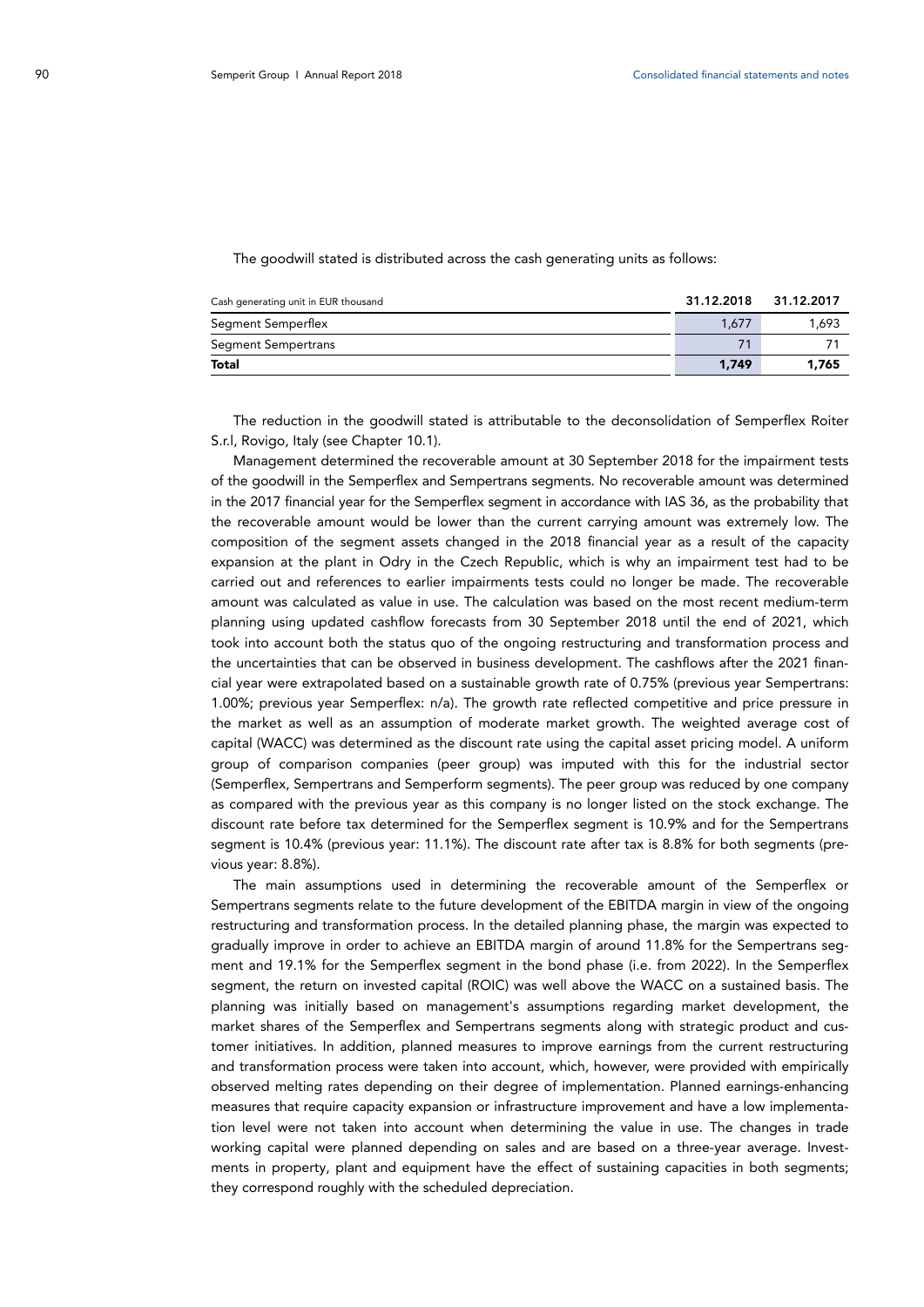The goodwill stated is distributed across the cash generating units as follows:

| Cash generating unit in EUR thousand | 31.12.2018 | 31.12.2017 |
|---|---|---|
| Segment Semperflex | 1,677 | 1,693 |
| Segment Sempertrans | 71 | 71 |
| **Total** | **1,749** | **1,765** |

The reduction in the goodwill stated is attributable to the deconsolidation of Semperflex Roiter S.r.l, Rovigo, Italy (see Chapter 10.1).

Management determined the recoverable amount at 30 September 2018 for the impairment tests of the goodwill in the Semperflex and Sempertrans segments. No recoverable amount was determined in the 2017 financial year for the Semperflex segment in accordance with IAS 36, as the probability that the recoverable amount would be lower than the current carrying amount was extremely low. The composition of the segment assets changed in the 2018 financial year as a result of the capacity expansion at the plant in Odry in the Czech Republic, which is why an impairment test had to be carried out and references to earlier impairments tests could no longer be made. The recoverable amount was calculated as value in use. The calculation was based on the most recent medium-term planning using updated cashflow forecasts from 30 September 2018 until the end of 2021, which took into account both the status quo of the ongoing restructuring and transformation process and the uncertainties that can be observed in business development. The cashflows after the 2021 financial year were extrapolated based on a sustainable growth rate of 0.75% (previous year Sempertrans: 1.00%; previous year Semperflex: n/a). The growth rate reflected competitive and price pressure in the market as well as an assumption of moderate market growth. The weighted average cost of capital (WACC) was determined as the discount rate using the capital asset pricing model. A uniform group of comparison companies (peer group) was imputed with this for the industrial sector (Semperflex, Sempertrans and Semperform segments). The peer group was reduced by one company as compared with the previous year as this company is no longer listed on the stock exchange. The discount rate before tax determined for the Semperflex segment is 10.9% and for the Sempertrans segment is 10.4% (previous year: 11.1%). The discount rate after tax is 8.8% for both segments (previous year: 8.8%).

The main assumptions used in determining the recoverable amount of the Semperflex or Sempertrans segments relate to the future development of the EBITDA margin in view of the ongoing restructuring and transformation process. In the detailed planning phase, the margin was expected to gradually improve in order to achieve an EBITDA margin of around 11.8% for the Sempertrans segment and 19.1% for the Semperflex segment in the bond phase (i.e. from 2022). In the Semperflex segment, the return on invested capital (ROIC) was well above the WACC on a sustained basis. The planning was initially based on management's assumptions regarding market development, the market shares of the Semperflex and Sempertrans segments along with strategic product and customer initiatives. In addition, planned measures to improve earnings from the current restructuring and transformation process were taken into account, which, however, were provided with empirically observed melting rates depending on their degree of implementation. Planned earnings-enhancing measures that require capacity expansion or infrastructure improvement and have a low implementation level were not taken into account when determining the value in use. The changes in trade working capital were planned depending on sales and are based on a three-year average. Investments in property, plant and equipment have the effect of sustaining capacities in both segments; they correspond roughly with the scheduled depreciation.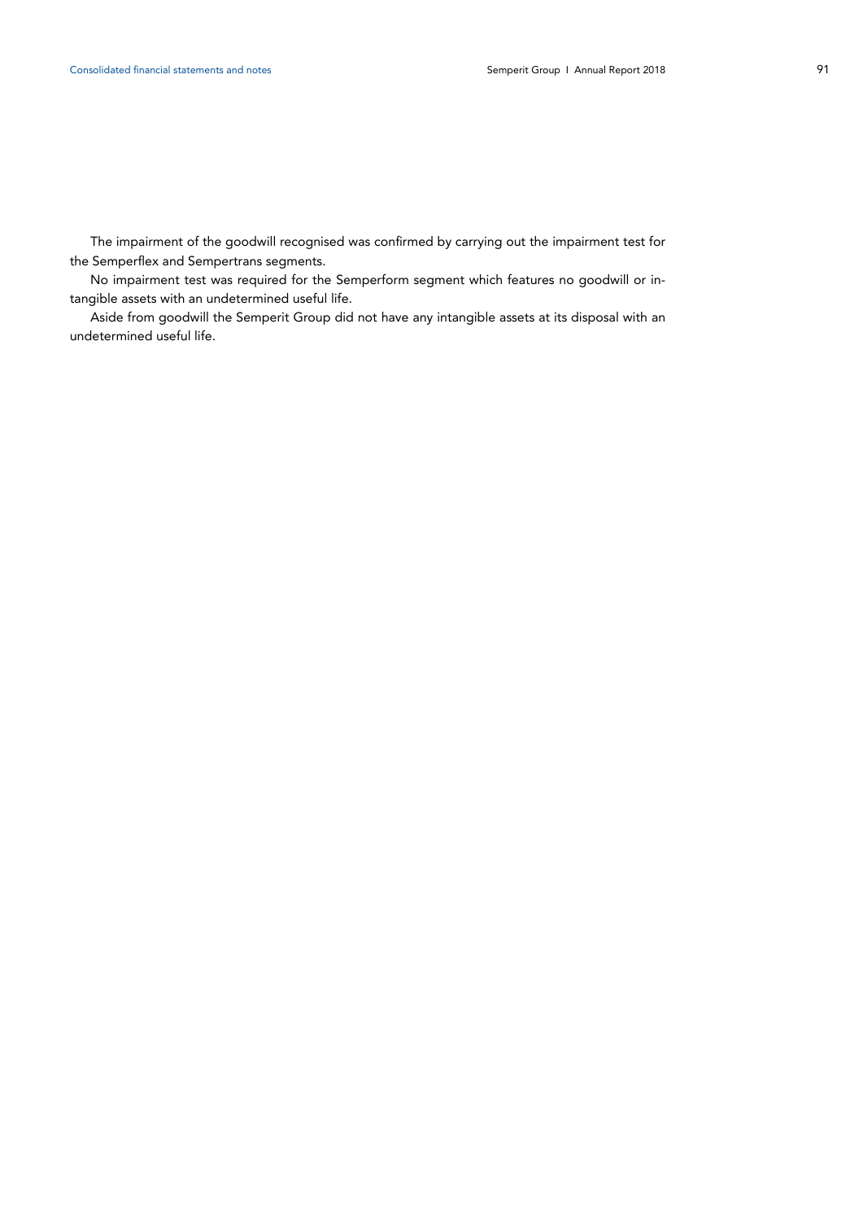The impairment of the goodwill recognised was confirmed by carrying out the impairment test for the Semperflex and Sempertrans segments.

No impairment test was required for the Semperform segment which features no goodwill or intangible assets with an undetermined useful life.

Aside from goodwill the Semperit Group did not have any intangible assets at its disposal with an undetermined useful life.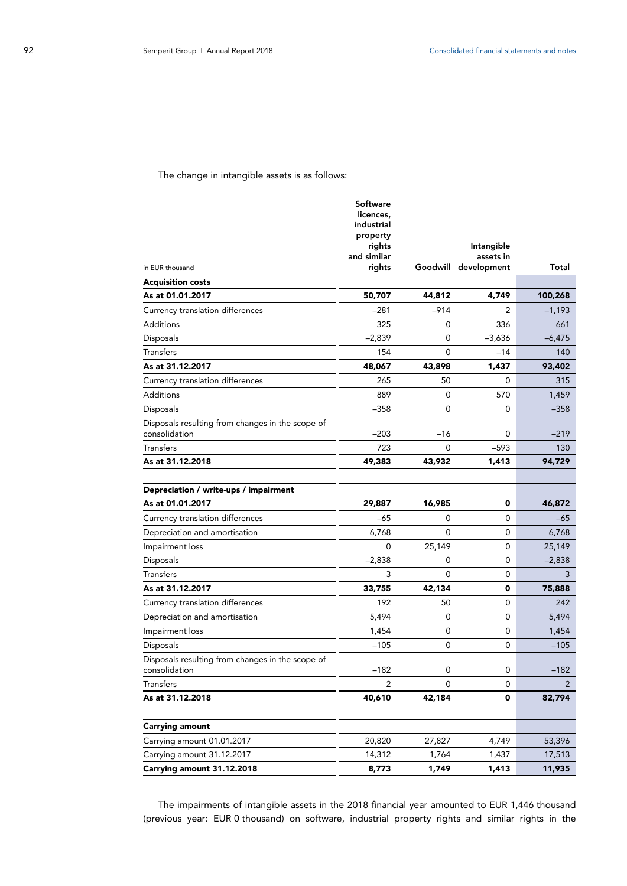The change in intangible assets is as follows:

| in EUR thousand | Software licences, industrial property rights and similar rights | Goodwill | Intangible assets in development | Total |
|---|---|---|---|---|
| **Acquisition costs** | | | | |
| **As at 01.01.2017** | **50,707** | **44,812** | **4,749** | **100,268** |
| Currency translation differences | –281 | –914 | 2 | –1,193 |
| Additions | 325 | 0 | 336 | 661 |
| Disposals | –2,839 | 0 | –3,636 | –6,475 |
| Transfers | 154 | 0 | –14 | 140 |
| **As at 31.12.2017** | **48,067** | **43,898** | **1,437** | **93,402** |
| Currency translation differences | 265 | 50 | 0 | 315 |
| Additions | 889 | 0 | 570 | 1,459 |
| Disposals | –358 | 0 | 0 | –358 |
| Disposals resulting from changes in the scope of consolidation | –203 | –16 | 0 | –219 |
| Transfers | 723 | 0 | –593 | 130 |
| **As at 31.12.2018** | **49,383** | **43,932** | **1,413** | **94,729** |
| | | | | |
| **Depreciation / write-ups / impairment** | | | | |
| **As at 01.01.2017** | **29,887** | **16,985** | **0** | **46,872** |
| Currency translation differences | –65 | 0 | 0 | –65 |
| Depreciation and amortisation | 6,768 | 0 | 0 | 6,768 |
| Impairment loss | 0 | 25,149 | 0 | 25,149 |
| Disposals | –2,838 | 0 | 0 | –2,838 |
| Transfers | 3 | 0 | 0 | 3 |
| **As at 31.12.2017** | **33,755** | **42,134** | **0** | **75,888** |
| Currency translation differences | 192 | 50 | 0 | 242 |
| Depreciation and amortisation | 5,494 | 0 | 0 | 5,494 |
| Impairment loss | 1,454 | 0 | 0 | 1,454 |
| Disposals | –105 | 0 | 0 | –105 |
| Disposals resulting from changes in the scope of consolidation | –182 | 0 | 0 | –182 |
| Transfers | 2 | 0 | 0 | 2 |
| **As at 31.12.2018** | **40,610** | **42,184** | **0** | **82,794** |
| | | | | |
| **Carrying amount** | | | | |
| Carrying amount 01.01.2017 | 20,820 | 27,827 | 4,749 | 53,396 |
| Carrying amount 31.12.2017 | 14,312 | 1,764 | 1,437 | 17,513 |
| **Carrying amount 31.12.2018** | **8,773** | **1,749** | **1,413** | **11,935** |

The impairments of intangible assets in the 2018 financial year amounted to EUR 1,446 thousand (previous year: EUR 0 thousand) on software, industrial property rights and similar rights in the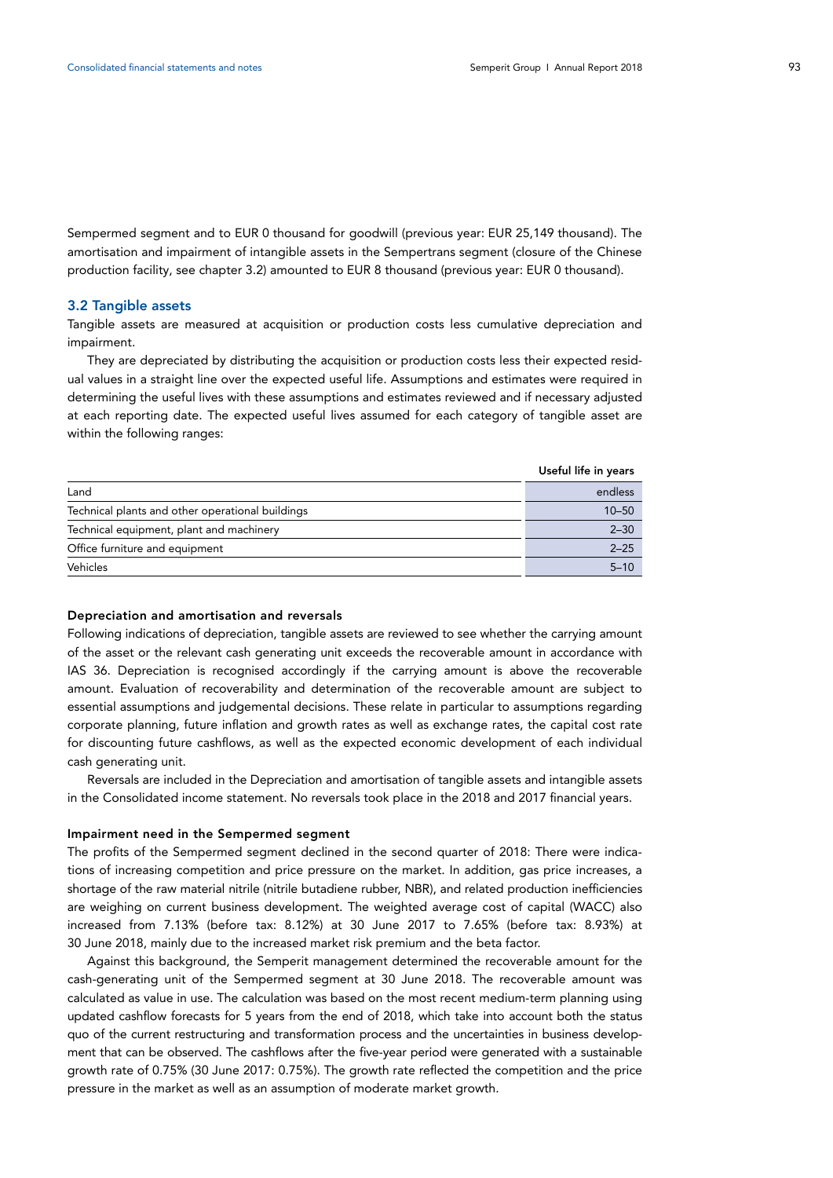Sempermed segment and to EUR 0 thousand for goodwill (previous year: EUR 25,149 thousand). The amortisation and impairment of intangible assets in the Sempertrans segment (closure of the Chinese production facility, see chapter 3.2) amounted to EUR 8 thousand (previous year: EUR 0 thousand).

## 3.2 Tangible assets

Tangible assets are measured at acquisition or production costs less cumulative depreciation and impairment.

They are depreciated by distributing the acquisition or production costs less their expected residual values in a straight line over the expected useful life. Assumptions and estimates were required in determining the useful lives with these assumptions and estimates reviewed and if necessary adjusted at each reporting date. The expected useful lives assumed for each category of tangible asset are within the following ranges:

| | Useful life in years |
|---|---|
| Land | endless |
| Technical plants and other operational buildings | 10–50 |
| Technical equipment, plant and machinery | 2–30 |
| Office furniture and equipment | 2–25 |
| Vehicles | 5–10 |

### Depreciation and amortisation and reversals

Following indications of depreciation, tangible assets are reviewed to see whether the carrying amount of the asset or the relevant cash generating unit exceeds the recoverable amount in accordance with IAS 36. Depreciation is recognised accordingly if the carrying amount is above the recoverable amount. Evaluation of recoverability and determination of the recoverable amount are subject to essential assumptions and judgemental decisions. These relate in particular to assumptions regarding corporate planning, future inflation and growth rates as well as exchange rates, the capital cost rate for discounting future cashflows, as well as the expected economic development of each individual cash generating unit.

Reversals are included in the Depreciation and amortisation of tangible assets and intangible assets in the Consolidated income statement. No reversals took place in the 2018 and 2017 financial years.

### Impairment need in the Sempermed segment

The profits of the Sempermed segment declined in the second quarter of 2018: There were indications of increasing competition and price pressure on the market. In addition, gas price increases, a shortage of the raw material nitrile (nitrile butadiene rubber, NBR), and related production inefficiencies are weighing on current business development. The weighted average cost of capital (WACC) also increased from 7.13% (before tax: 8.12%) at 30 June 2017 to 7.65% (before tax: 8.93%) at 30 June 2018, mainly due to the increased market risk premium and the beta factor.

Against this background, the Semperit management determined the recoverable amount for the cash-generating unit of the Sempermed segment at 30 June 2018. The recoverable amount was calculated as value in use. The calculation was based on the most recent medium-term planning using updated cashflow forecasts for 5 years from the end of 2018, which take into account both the status quo of the current restructuring and transformation process and the uncertainties in business development that can be observed. The cashflows after the five-year period were generated with a sustainable growth rate of 0.75% (30 June 2017: 0.75%). The growth rate reflected the competition and the price pressure in the market as well as an assumption of moderate market growth.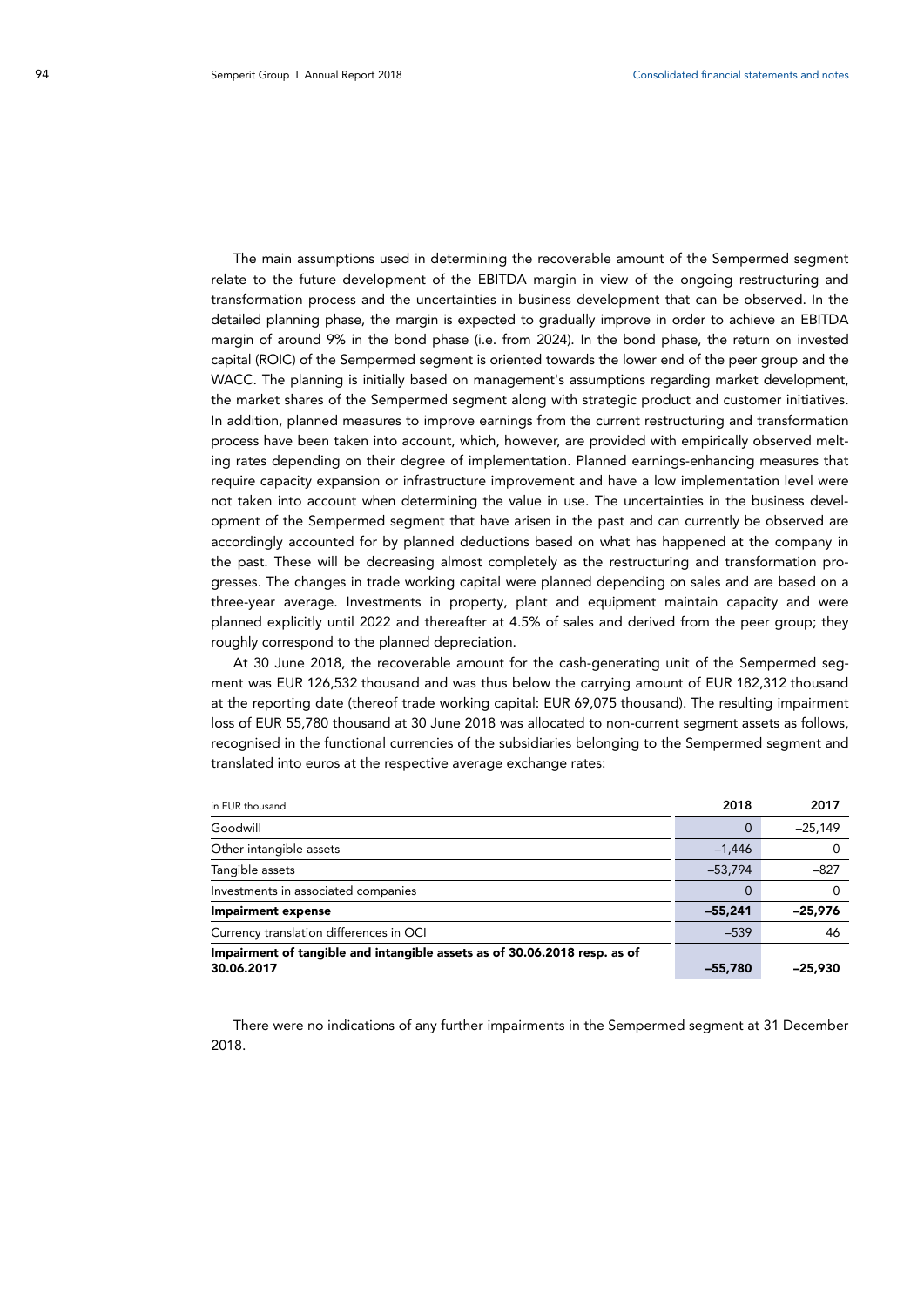The main assumptions used in determining the recoverable amount of the Sempermed segment relate to the future development of the EBITDA margin in view of the ongoing restructuring and transformation process and the uncertainties in business development that can be observed. In the detailed planning phase, the margin is expected to gradually improve in order to achieve an EBITDA margin of around 9% in the bond phase (i.e. from 2024). In the bond phase, the return on invested capital (ROIC) of the Sempermed segment is oriented towards the lower end of the peer group and the WACC. The planning is initially based on management's assumptions regarding market development, the market shares of the Sempermed segment along with strategic product and customer initiatives. In addition, planned measures to improve earnings from the current restructuring and transformation process have been taken into account, which, however, are provided with empirically observed melting rates depending on their degree of implementation. Planned earnings-enhancing measures that require capacity expansion or infrastructure improvement and have a low implementation level were not taken into account when determining the value in use. The uncertainties in the business development of the Sempermed segment that have arisen in the past and can currently be observed are accordingly accounted for by planned deductions based on what has happened at the company in the past. These will be decreasing almost completely as the restructuring and transformation progresses. The changes in trade working capital were planned depending on sales and are based on a three-year average. Investments in property, plant and equipment maintain capacity and were planned explicitly until 2022 and thereafter at 4.5% of sales and derived from the peer group; they roughly correspond to the planned depreciation.

At 30 June 2018, the recoverable amount for the cash-generating unit of the Sempermed segment was EUR 126,532 thousand and was thus below the carrying amount of EUR 182,312 thousand at the reporting date (thereof trade working capital: EUR 69,075 thousand). The resulting impairment loss of EUR 55,780 thousand at 30 June 2018 was allocated to non-current segment assets as follows, recognised in the functional currencies of the subsidiaries belonging to the Sempermed segment and translated into euros at the respective average exchange rates:

| in EUR thousand | 2018 | 2017 |
|---|---|---|
| Goodwill | 0 | –25,149 |
| Other intangible assets | –1,446 | 0 |
| Tangible assets | –53,794 | –827 |
| Investments in associated companies | 0 | 0 |
| **Impairment expense** | **–55,241** | **–25,976** |
| Currency translation differences in OCI | –539 | 46 |
| **Impairment of tangible and intangible assets as of 30.06.2018 resp. as of 30.06.2017** | **–55,780** | **–25,930** |

There were no indications of any further impairments in the Sempermed segment at 31 December 2018.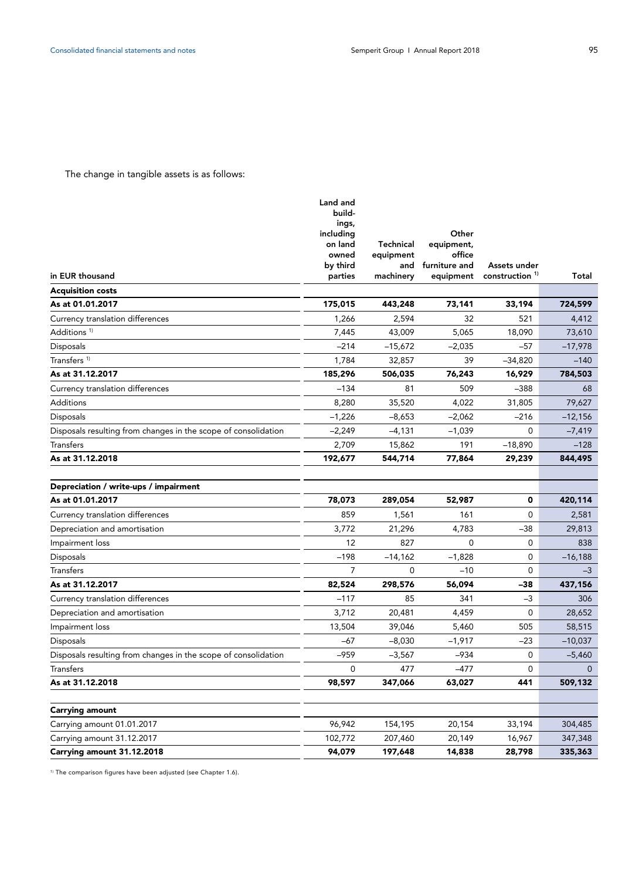The change in tangible assets is as follows:

| in EUR thousand | Land and buildings, including on land owned by third parties | Technical equipment and machinery | Other equipment, office furniture and equipment | Assets under construction [1] | Total |
|---|---|---|---|---|---|
| **Acquisition costs** | | | | | |
| **As at 01.01.2017** | **175,015** | **443,248** | **73,141** | **33,194** | **724,599** |
| Currency translation differences | 1,266 | 2,594 | 32 | 521 | 4,412 |
| Additions [1] | 7,445 | 43,009 | 5,065 | 18,090 | 73,610 |
| Disposals | –214 | –15,672 | –2,035 | –57 | –17,978 |
| Transfers [1] | 1,784 | 32,857 | 39 | –34,820 | –140 |
| **As at 31.12.2017** | **185,296** | **506,035** | **76,243** | **16,929** | **784,503** |
| Currency translation differences | –134 | 81 | 509 | –388 | 68 |
| Additions | 8,280 | 35,520 | 4,022 | 31,805 | 79,627 |
| Disposals | –1,226 | –8,653 | –2,062 | –216 | –12,156 |
| Disposals resulting from changes in the scope of consolidation | –2,249 | –4,131 | –1,039 | 0 | –7,419 |
| Transfers | 2,709 | 15,862 | 191 | –18,890 | –128 |
| **As at 31.12.2018** | **192,677** | **544,714** | **77,864** | **29,239** | **844,495** |
| **Depreciation / write-ups / impairment** | | | | | |
| **As at 01.01.2017** | **78,073** | **289,054** | **52,987** | **0** | **420,114** |
| Currency translation differences | 859 | 1,561 | 161 | 0 | 2,581 |
| Depreciation and amortisation | 3,772 | 21,296 | 4,783 | –38 | 29,813 |
| Impairment loss | 12 | 827 | 0 | 0 | 838 |
| Disposals | –198 | –14,162 | –1,828 | 0 | –16,188 |
| Transfers | 7 | 0 | –10 | 0 | –3 |
| **As at 31.12.2017** | **82,524** | **298,576** | **56,094** | **–38** | **437,156** |
| Currency translation differences | –117 | 85 | 341 | –3 | 306 |
| Depreciation and amortisation | 3,712 | 20,481 | 4,459 | 0 | 28,652 |
| Impairment loss | 13,504 | 39,046 | 5,460 | 505 | 58,515 |
| Disposals | –67 | –8,030 | –1,917 | –23 | –10,037 |
| Disposals resulting from changes in the scope of consolidation | –959 | –3,567 | –934 | 0 | –5,460 |
| Transfers | 0 | 477 | –477 | 0 | 0 |
| **As at 31.12.2018** | **98,597** | **347,066** | **63,027** | **441** | **509,132** |
| **Carrying amount** | | | | | |
| Carrying amount 01.01.2017 | 96,942 | 154,195 | 20,154 | 33,194 | 304,485 |
| Carrying amount 31.12.2017 | 102,772 | 207,460 | 20,149 | 16,967 | 347,348 |
| **Carrying amount 31.12.2018** | **94,079** | **197,648** | **14,838** | **28,798** | **335,363** |

[1] The comparison figures have been adjusted (see Chapter 1.6).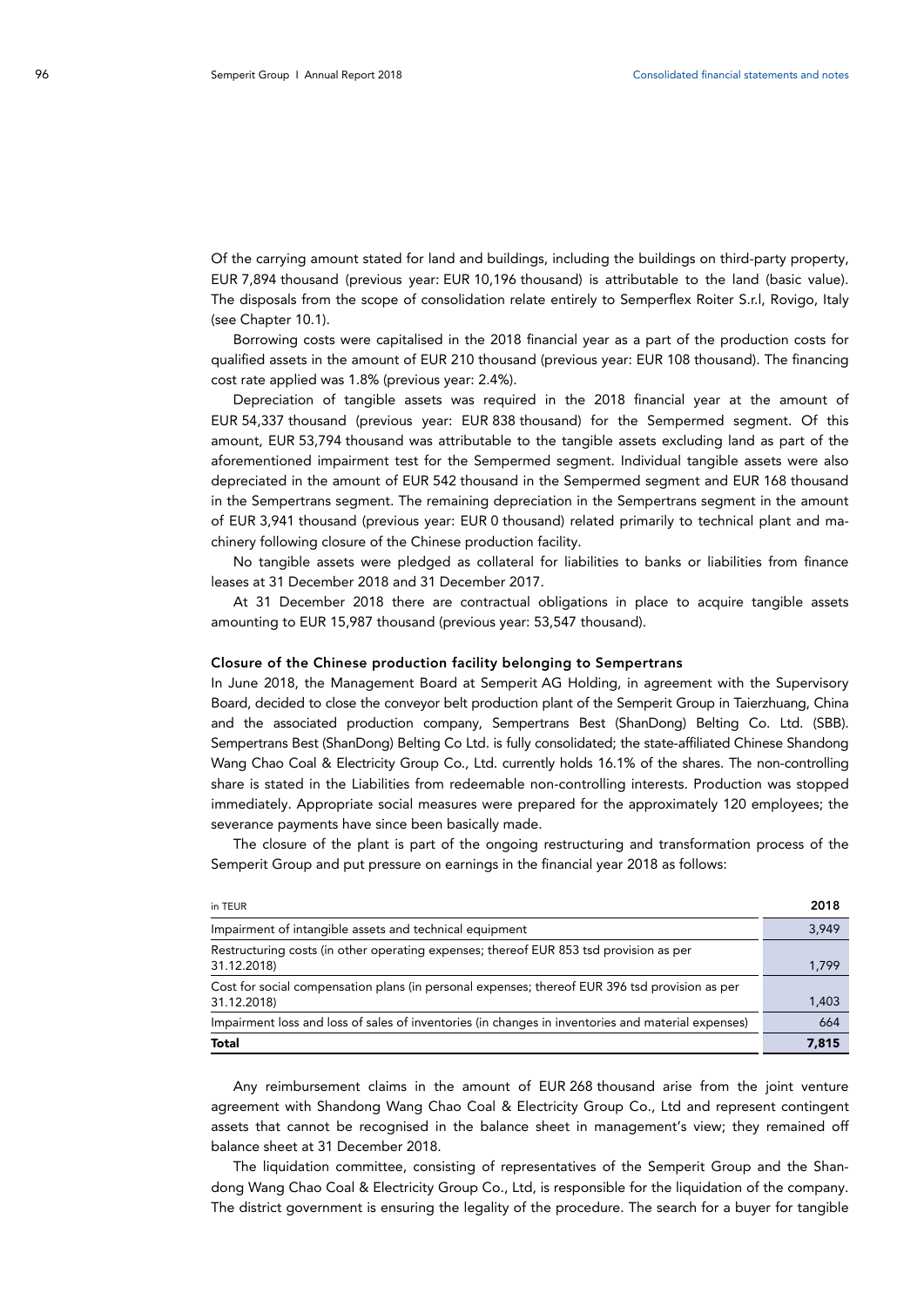Of the carrying amount stated for land and buildings, including the buildings on third-party property, EUR 7,894 thousand (previous year: EUR 10,196 thousand) is attributable to the land (basic value). The disposals from the scope of consolidation relate entirely to Semperflex Roiter S.r.l, Rovigo, Italy (see Chapter 10.1).

Borrowing costs were capitalised in the 2018 financial year as a part of the production costs for qualified assets in the amount of EUR 210 thousand (previous year: EUR 108 thousand). The financing cost rate applied was 1.8% (previous year: 2.4%).

Depreciation of tangible assets was required in the 2018 financial year at the amount of EUR 54,337 thousand (previous year: EUR 838 thousand) for the Sempermed segment. Of this amount, EUR 53,794 thousand was attributable to the tangible assets excluding land as part of the aforementioned impairment test for the Sempermed segment. Individual tangible assets were also depreciated in the amount of EUR 542 thousand in the Sempermed segment and EUR 168 thousand in the Sempertrans segment. The remaining depreciation in the Sempertrans segment in the amount of EUR 3,941 thousand (previous year: EUR 0 thousand) related primarily to technical plant and machinery following closure of the Chinese production facility.

No tangible assets were pledged as collateral for liabilities to banks or liabilities from finance leases at 31 December 2018 and 31 December 2017.

At 31 December 2018 there are contractual obligations in place to acquire tangible assets amounting to EUR 15,987 thousand (previous year: 53,547 thousand).

#### Closure of the Chinese production facility belonging to Sempertrans

In June 2018, the Management Board at Semperit AG Holding, in agreement with the Supervisory Board, decided to close the conveyor belt production plant of the Semperit Group in Taierzhuang, China and the associated production company, Sempertrans Best (ShanDong) Belting Co. Ltd. (SBB). Sempertrans Best (ShanDong) Belting Co Ltd. is fully consolidated; the state-affiliated Chinese Shandong Wang Chao Coal & Electricity Group Co., Ltd. currently holds 16.1% of the shares. The non-controlling share is stated in the Liabilities from redeemable non-controlling interests. Production was stopped immediately. Appropriate social measures were prepared for the approximately 120 employees; the severance payments have since been basically made.

The closure of the plant is part of the ongoing restructuring and transformation process of the Semperit Group and put pressure on earnings in the financial year 2018 as follows:

| in TEUR | 2018 |
|---|---|
| Impairment of intangible assets and technical equipment | 3,949 |
| Restructuring costs (in other operating expenses; thereof EUR 853 tsd provision as per 31.12.2018) | 1,799 |
| Cost for social compensation plans (in personal expenses; thereof EUR 396 tsd provision as per 31.12.2018) | 1,403 |
| Impairment loss and loss of sales of inventories (in changes in inventories and material expenses) | 664 |
| **Total** | **7,815** |

Any reimbursement claims in the amount of EUR 268 thousand arise from the joint venture agreement with Shandong Wang Chao Coal & Electricity Group Co., Ltd and represent contingent assets that cannot be recognised in the balance sheet in management's view; they remained off balance sheet at 31 December 2018.

The liquidation committee, consisting of representatives of the Semperit Group and the Shandong Wang Chao Coal & Electricity Group Co., Ltd, is responsible for the liquidation of the company. The district government is ensuring the legality of the procedure. The search for a buyer for tangible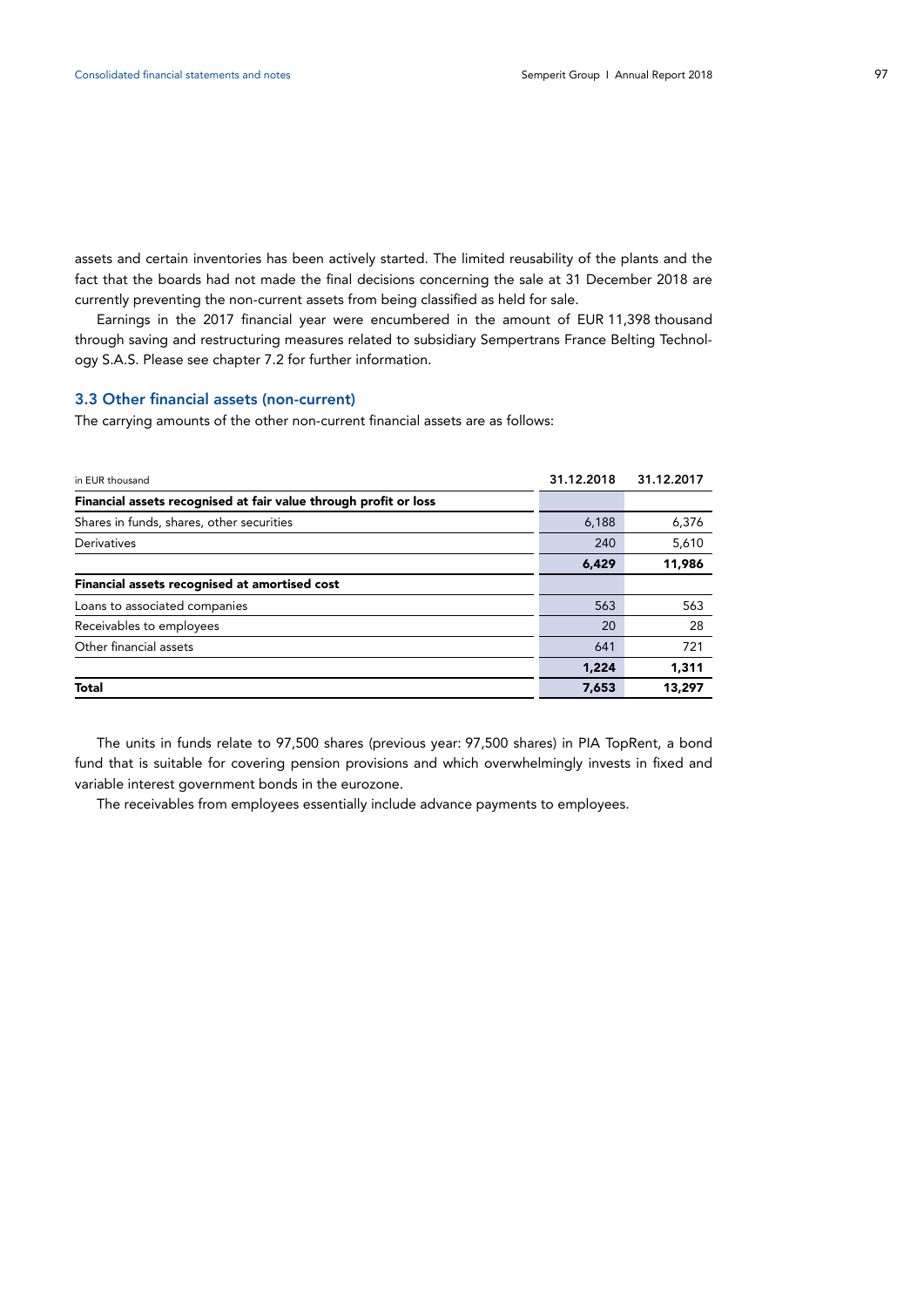assets and certain inventories has been actively started. The limited reusability of the plants and the fact that the boards had not made the final decisions concerning the sale at 31 December 2018 are currently preventing the non-current assets from being classified as held for sale.

Earnings in the 2017 financial year were encumbered in the amount of EUR 11,398 thousand through saving and restructuring measures related to subsidiary Sempertrans France Belting Technology S.A.S. Please see chapter 7.2 for further information.

### 3.3 Other financial assets (non-current)

The carrying amounts of the other non-current financial assets are as follows:

| in EUR thousand | 31.12.2018 | 31.12.2017 |
|---|---|---|
| **Financial assets recognised at fair value through profit or loss** | | |
| Shares in funds, shares, other securities | 6,188 | 6,376 |
| Derivatives | 240 | 5,610 |
| | **6,429** | **11,986** |
| **Financial assets recognised at amortised cost** | | |
| Loans to associated companies | 563 | 563 |
| Receivables to employees | 20 | 28 |
| Other financial assets | 641 | 721 |
| | **1,224** | **1,311** |
| **Total** | **7,653** | **13,297** |

The units in funds relate to 97,500 shares (previous year: 97,500 shares) in PIA TopRent, a bond fund that is suitable for covering pension provisions and which overwhelmingly invests in fixed and variable interest government bonds in the eurozone.

The receivables from employees essentially include advance payments to employees.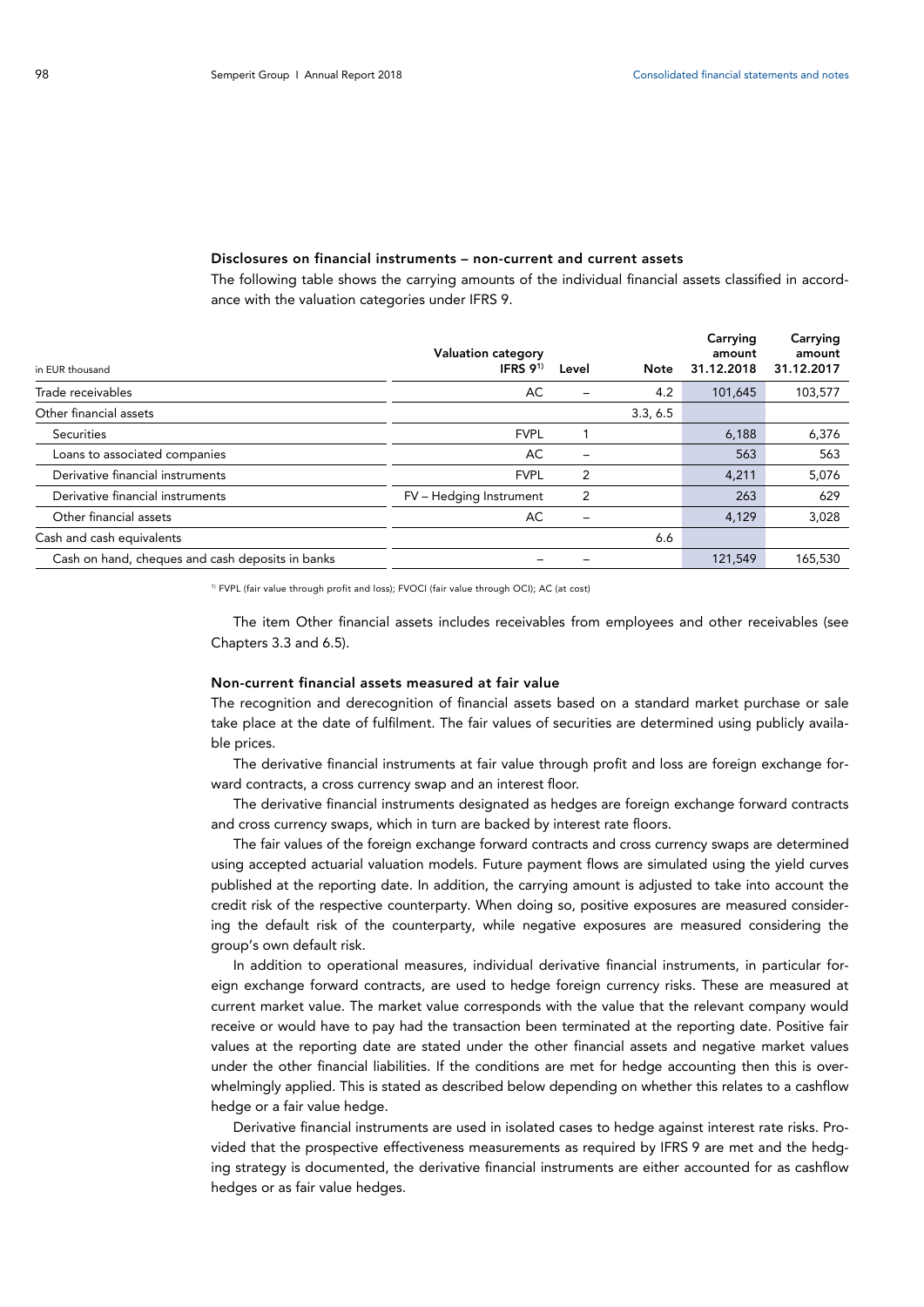### Disclosures on financial instruments – non-current and current assets

The following table shows the carrying amounts of the individual financial assets classified in accordance with the valuation categories under IFRS 9.

| in EUR thousand | Valuation category IFRS 9[1] | Level | Note | Carrying amount 31.12.2018 | Carrying amount 31.12.2017 |
|---|---|---|---|---|---|
| Trade receivables | AC | – | 4.2 | 101,645 | 103,577 |
| Other financial assets | | | 3.3, 6.5 | | |
| Securities | FVPL | 1 | | 6,188 | 6,376 |
| Loans to associated companies | AC | – | | 563 | 563 |
| Derivative financial instruments | FVPL | 2 | | 4,211 | 5,076 |
| Derivative financial instruments | FV – Hedging Instrument | 2 | | 263 | 629 |
| Other financial assets | AC | – | | 4,129 | 3,028 |
| Cash and cash equivalents | | | 6.6 | | |
| Cash on hand, cheques and cash deposits in banks | – | – | | 121,549 | 165,530 |

[1] FVPL (fair value through profit and loss); FVOCI (fair value through OCI); AC (at cost)

The item Other financial assets includes receivables from employees and other receivables (see Chapters 3.3 and 6.5).

### Non-current financial assets measured at fair value

The recognition and derecognition of financial assets based on a standard market purchase or sale take place at the date of fulfilment. The fair values of securities are determined using publicly available prices.

The derivative financial instruments at fair value through profit and loss are foreign exchange forward contracts, a cross currency swap and an interest floor.

The derivative financial instruments designated as hedges are foreign exchange forward contracts and cross currency swaps, which in turn are backed by interest rate floors.

The fair values of the foreign exchange forward contracts and cross currency swaps are determined using accepted actuarial valuation models. Future payment flows are simulated using the yield curves published at the reporting date. In addition, the carrying amount is adjusted to take into account the credit risk of the respective counterparty. When doing so, positive exposures are measured considering the default risk of the counterparty, while negative exposures are measured considering the group's own default risk.

In addition to operational measures, individual derivative financial instruments, in particular foreign exchange forward contracts, are used to hedge foreign currency risks. These are measured at current market value. The market value corresponds with the value that the relevant company would receive or would have to pay had the transaction been terminated at the reporting date. Positive fair values at the reporting date are stated under the other financial assets and negative market values under the other financial liabilities. If the conditions are met for hedge accounting then this is overwhelmingly applied. This is stated as described below depending on whether this relates to a cashflow hedge or a fair value hedge.

Derivative financial instruments are used in isolated cases to hedge against interest rate risks. Provided that the prospective effectiveness measurements as required by IFRS 9 are met and the hedging strategy is documented, the derivative financial instruments are either accounted for as cashflow hedges or as fair value hedges.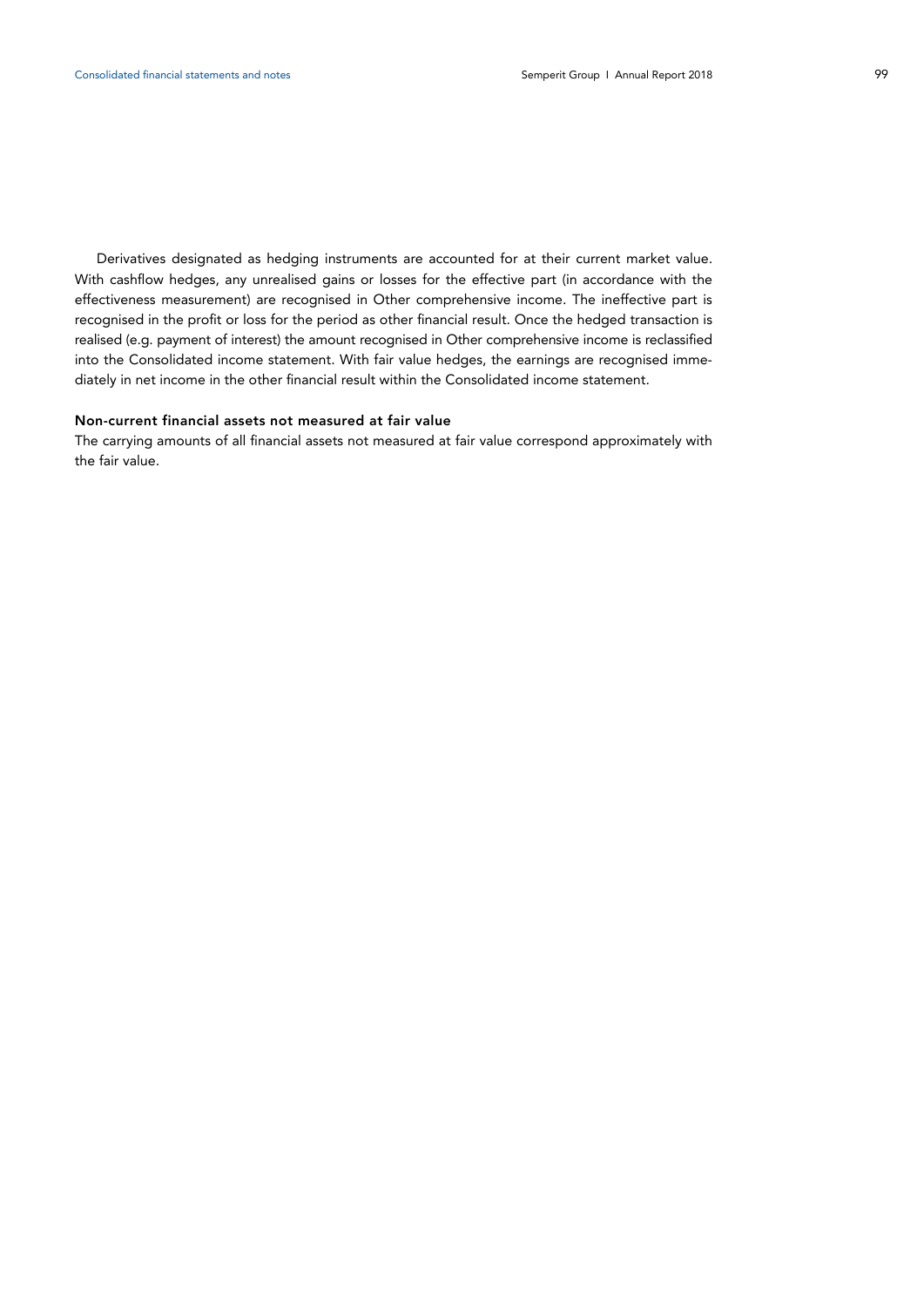Derivatives designated as hedging instruments are accounted for at their current market value. With cashflow hedges, any unrealised gains or losses for the effective part (in accordance with the effectiveness measurement) are recognised in Other comprehensive income. The ineffective part is recognised in the profit or loss for the period as other financial result. Once the hedged transaction is realised (e.g. payment of interest) the amount recognised in Other comprehensive income is reclassified into the Consolidated income statement. With fair value hedges, the earnings are recognised immediately in net income in the other financial result within the Consolidated income statement.

**Non-current financial assets not measured at fair value**

The carrying amounts of all financial assets not measured at fair value correspond approximately with the fair value.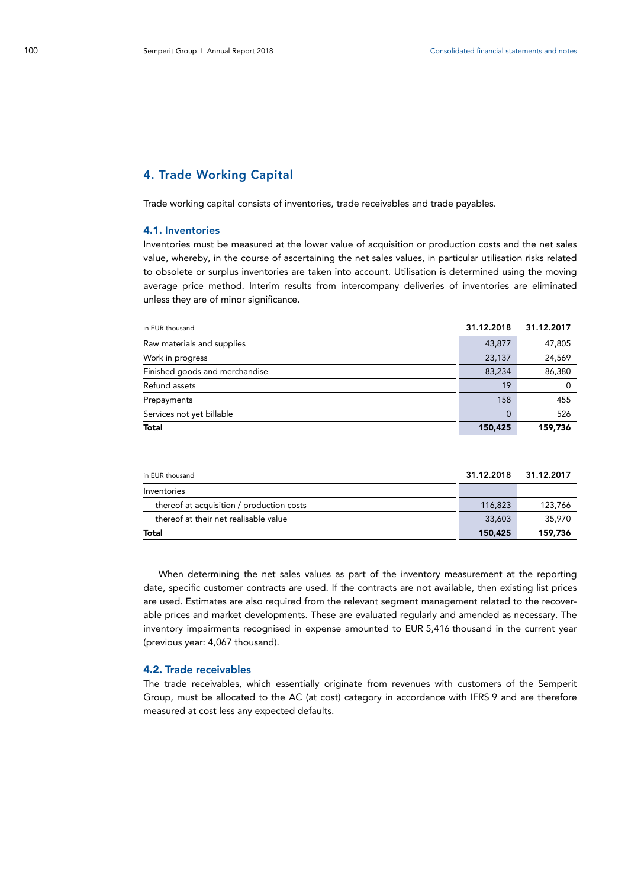## 4. Trade Working Capital

Trade working capital consists of inventories, trade receivables and trade payables.

### 4.1. Inventories

Inventories must be measured at the lower value of acquisition or production costs and the net sales value, whereby, in the course of ascertaining the net sales values, in particular utilisation risks related to obsolete or surplus inventories are taken into account. Utilisation is determined using the moving average price method. Interim results from intercompany deliveries of inventories are eliminated unless they are of minor significance.

| in EUR thousand | 31.12.2018 | 31.12.2017 |
|---|---|---|
| Raw materials and supplies | 43,877 | 47,805 |
| Work in progress | 23,137 | 24,569 |
| Finished goods and merchandise | 83,234 | 86,380 |
| Refund assets | 19 | 0 |
| Prepayments | 158 | 455 |
| Services not yet billable | 0 | 526 |
| **Total** | **150,425** | **159,736** |

| in EUR thousand | 31.12.2018 | 31.12.2017 |
|---|---|---|
| Inventories | | |
| thereof at acquisition / production costs | 116,823 | 123,766 |
| thereof at their net realisable value | 33,603 | 35,970 |
| **Total** | **150,425** | **159,736** |

When determining the net sales values as part of the inventory measurement at the reporting date, specific customer contracts are used. If the contracts are not available, then existing list prices are used. Estimates are also required from the relevant segment management related to the recoverable prices and market developments. These are evaluated regularly and amended as necessary. The inventory impairments recognised in expense amounted to EUR 5,416 thousand in the current year (previous year: 4,067 thousand).

### 4.2. Trade receivables

The trade receivables, which essentially originate from revenues with customers of the Semperit Group, must be allocated to the AC (at cost) category in accordance with IFRS 9 and are therefore measured at cost less any expected defaults.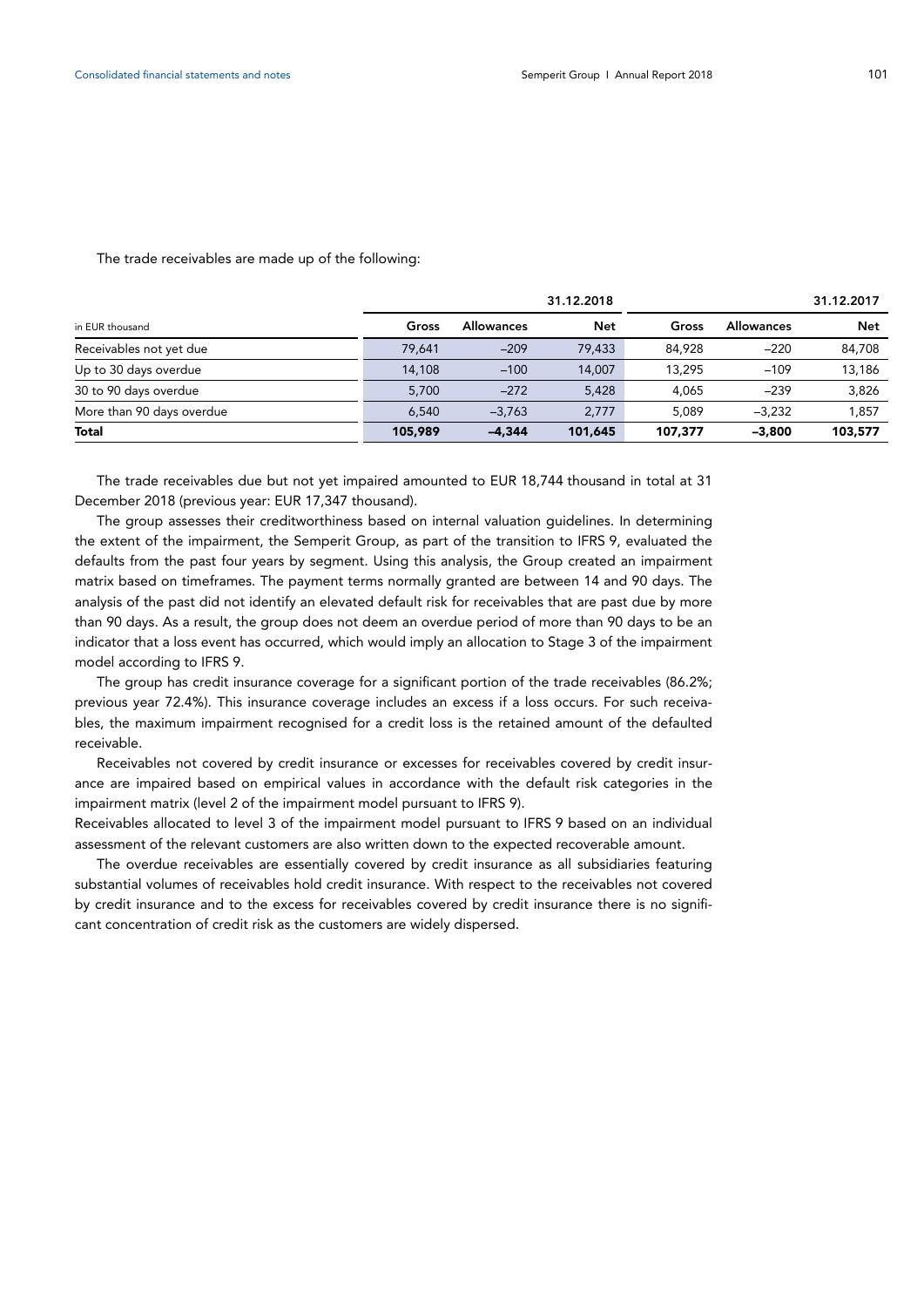The trade receivables are made up of the following:

| in EUR thousand | 31.12.2018 | | | 31.12.2017 | | |
|---|---|---|---|---|---|---|
| | Gross | Allowances | Net | Gross | Allowances | Net |
| Receivables not yet due | 79,641 | –209 | 79,433 | 84,928 | –220 | 84,708 |
| Up to 30 days overdue | 14,108 | –100 | 14,007 | 13,295 | –109 | 13,186 |
| 30 to 90 days overdue | 5,700 | –272 | 5,428 | 4,065 | –239 | 3,826 |
| More than 90 days overdue | 6,540 | –3,763 | 2,777 | 5,089 | –3,232 | 1,857 |
| **Total** | **105,989** | **–4,344** | **101,645** | **107,377** | **–3,800** | **103,577** |

The trade receivables due but not yet impaired amounted to EUR 18,744 thousand in total at 31 December 2018 (previous year: EUR 17,347 thousand).

The group assesses their creditworthiness based on internal valuation guidelines. In determining the extent of the impairment, the Semperit Group, as part of the transition to IFRS 9, evaluated the defaults from the past four years by segment. Using this analysis, the Group created an impairment matrix based on timeframes. The payment terms normally granted are between 14 and 90 days. The analysis of the past did not identify an elevated default risk for receivables that are past due by more than 90 days. As a result, the group does not deem an overdue period of more than 90 days to be an indicator that a loss event has occurred, which would imply an allocation to Stage 3 of the impairment model according to IFRS 9.

The group has credit insurance coverage for a significant portion of the trade receivables (86.2%; previous year 72.4%). This insurance coverage includes an excess if a loss occurs. For such receivables, the maximum impairment recognised for a credit loss is the retained amount of the defaulted receivable.

Receivables not covered by credit insurance or excesses for receivables covered by credit insurance are impaired based on empirical values in accordance with the default risk categories in the impairment matrix (level 2 of the impairment model pursuant to IFRS 9).
Receivables allocated to level 3 of the impairment model pursuant to IFRS 9 based on an individual assessment of the relevant customers are also written down to the expected recoverable amount.

The overdue receivables are essentially covered by credit insurance as all subsidiaries featuring substantial volumes of receivables hold credit insurance. With respect to the receivables not covered by credit insurance and to the excess for receivables covered by credit insurance there is no significant concentration of credit risk as the customers are widely dispersed.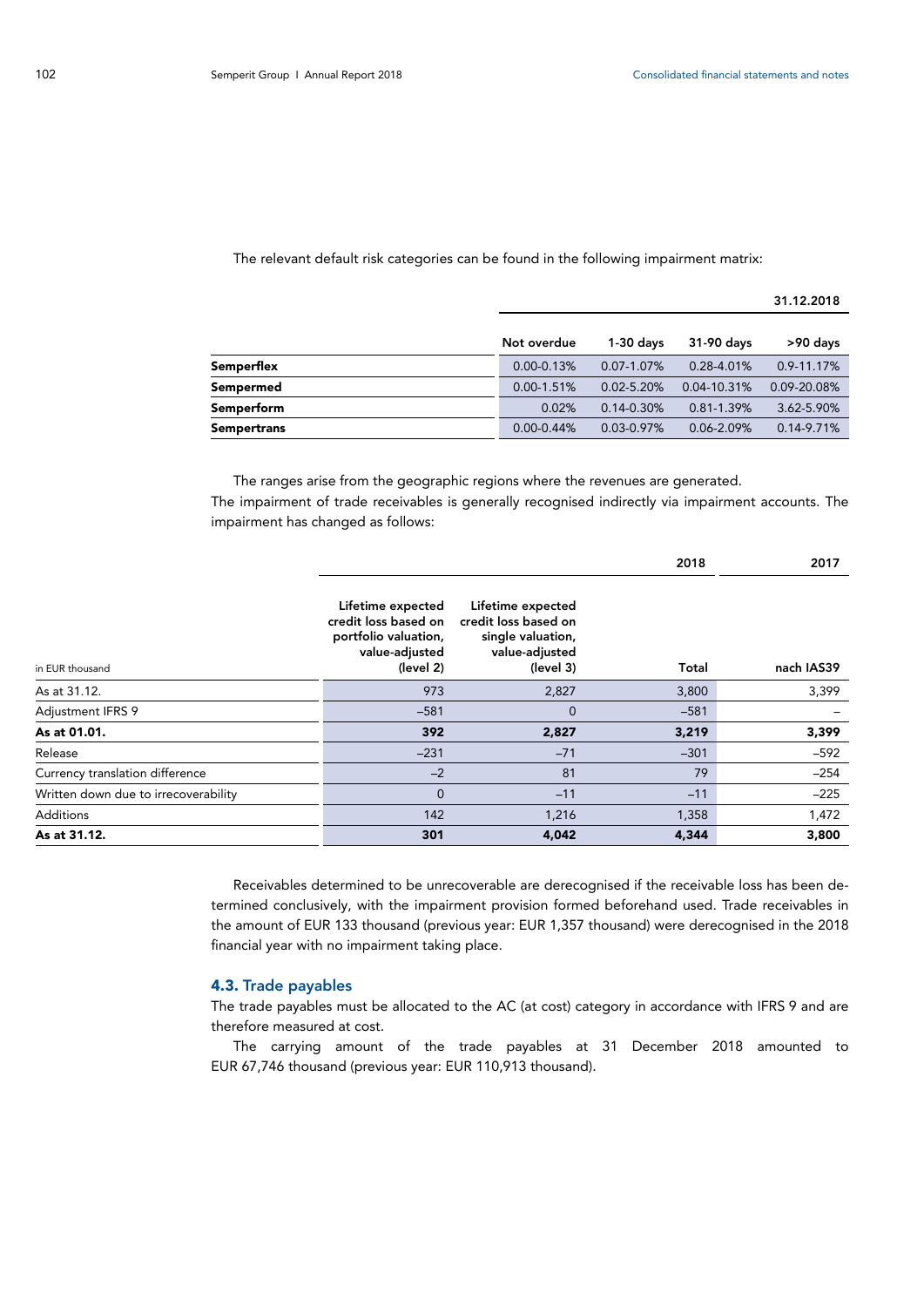The relevant default risk categories can be found in the following impairment matrix:

| | 31.12.2018 | | | |
|---|---|---|---|---|
| | Not overdue | 1-30 days | 31-90 days | >90 days |
| **Semperflex** | 0.00-0.13% | 0.07-1.07% | 0.28-4.01% | 0.9-11.17% |
| **Sempermed** | 0.00-1.51% | 0.02-5.20% | 0.04-10.31% | 0.09-20.08% |
| **Semperform** | 0.02% | 0.14-0.30% | 0.81-1.39% | 3.62-5.90% |
| **Sempertrans** | 0.00-0.44% | 0.03-0.97% | 0.06-2.09% | 0.14-9.71% |

The ranges arise from the geographic regions where the revenues are generated.

The impairment of trade receivables is generally recognised indirectly via impairment accounts. The impairment has changed as follows:

| | 2018 | | | 2017 |
|---|---|---|---|---|
| in EUR thousand | Lifetime expected credit loss based on portfolio valuation, value-adjusted (level 2) | Lifetime expected credit loss based on single valuation, value-adjusted (level 3) | Total | nach IAS39 |
| As at 31.12. | 973 | 2,827 | 3,800 | 3,399 |
| Adjustment IFRS 9 | –581 | 0 | –581 | – |
| **As at 01.01.** | **392** | **2,827** | **3,219** | **3,399** |
| Release | –231 | –71 | –301 | –592 |
| Currency translation difference | –2 | 81 | 79 | –254 |
| Written down due to irrecoverability | 0 | –11 | –11 | –225 |
| Additions | 142 | 1,216 | 1,358 | 1,472 |
| **As at 31.12.** | **301** | **4,042** | **4,344** | **3,800** |

Receivables determined to be unrecoverable are derecognised if the receivable loss has been determined conclusively, with the impairment provision formed beforehand used. Trade receivables in the amount of EUR 133 thousand (previous year: EUR 1,357 thousand) were derecognised in the 2018 financial year with no impairment taking place.

### 4.3. Trade payables

The trade payables must be allocated to the AC (at cost) category in accordance with IFRS 9 and are therefore measured at cost.

The carrying amount of the trade payables at 31 December 2018 amounted to EUR 67,746 thousand (previous year: EUR 110,913 thousand).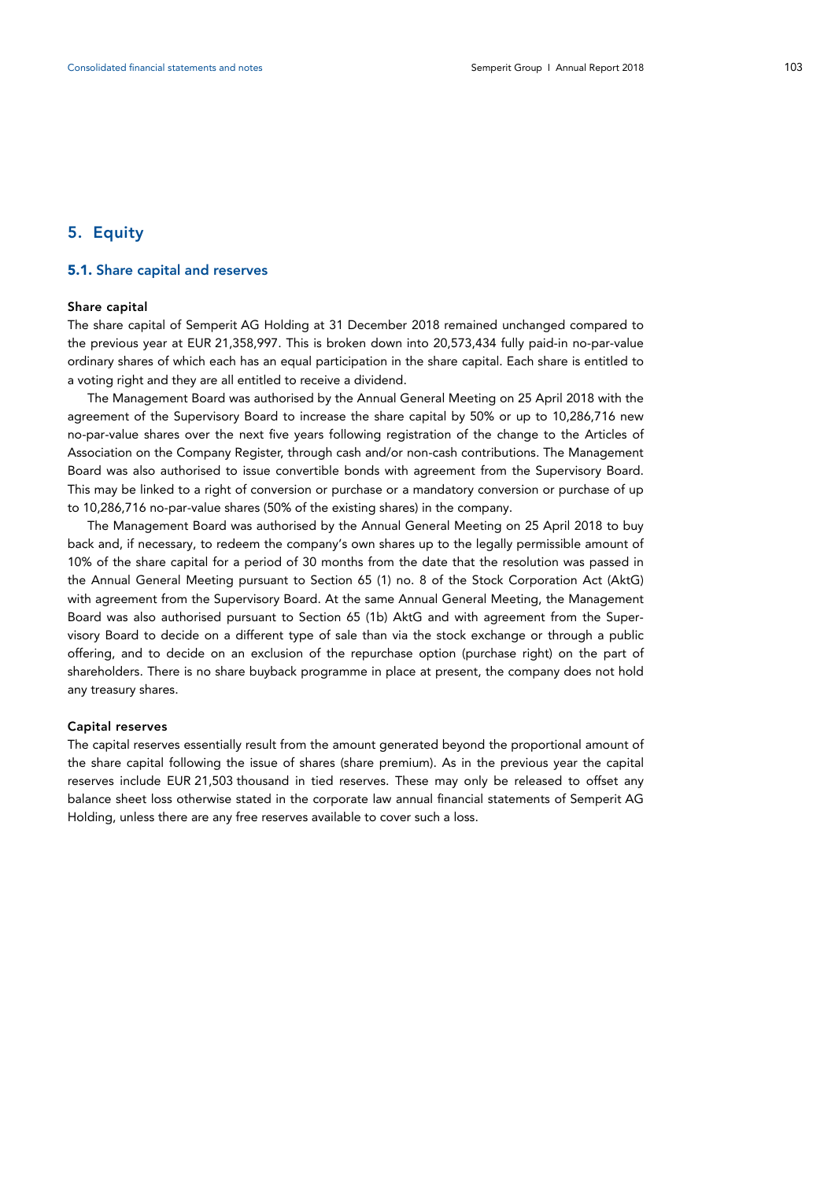## 5. Equity

### 5.1. Share capital and reserves

#### Share capital

The share capital of Semperit AG Holding at 31 December 2018 remained unchanged compared to the previous year at EUR 21,358,997. This is broken down into 20,573,434 fully paid-in no-par-value ordinary shares of which each has an equal participation in the share capital. Each share is entitled to a voting right and they are all entitled to receive a dividend.

The Management Board was authorised by the Annual General Meeting on 25 April 2018 with the agreement of the Supervisory Board to increase the share capital by 50% or up to 10,286,716 new no-par-value shares over the next five years following registration of the change to the Articles of Association on the Company Register, through cash and/or non-cash contributions. The Management Board was also authorised to issue convertible bonds with agreement from the Supervisory Board. This may be linked to a right of conversion or purchase or a mandatory conversion or purchase of up to 10,286,716 no-par-value shares (50% of the existing shares) in the company.

The Management Board was authorised by the Annual General Meeting on 25 April 2018 to buy back and, if necessary, to redeem the company's own shares up to the legally permissible amount of 10% of the share capital for a period of 30 months from the date that the resolution was passed in the Annual General Meeting pursuant to Section 65 (1) no. 8 of the Stock Corporation Act (AktG) with agreement from the Supervisory Board. At the same Annual General Meeting, the Management Board was also authorised pursuant to Section 65 (1b) AktG and with agreement from the Supervisory Board to decide on a different type of sale than via the stock exchange or through a public offering, and to decide on an exclusion of the repurchase option (purchase right) on the part of shareholders. There is no share buyback programme in place at present, the company does not hold any treasury shares.

#### Capital reserves

The capital reserves essentially result from the amount generated beyond the proportional amount of the share capital following the issue of shares (share premium). As in the previous year the capital reserves include EUR 21,503 thousand in tied reserves. These may only be released to offset any balance sheet loss otherwise stated in the corporate law annual financial statements of Semperit AG Holding, unless there are any free reserves available to cover such a loss.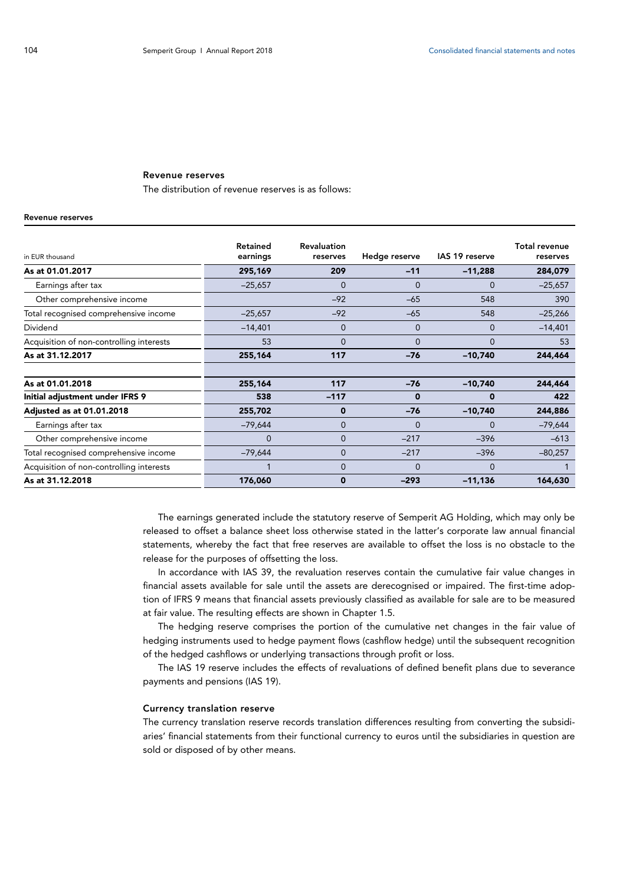### Revenue reserves

The distribution of revenue reserves is as follows:

**Revenue reserves**

| in EUR thousand | Retained earnings | Revaluation reserves | Hedge reserve | IAS 19 reserve | Total revenue reserves |
|---|---|---|---|---|---|
| **As at 01.01.2017** | **295,169** | **209** | **–11** | **–11,288** | **284,079** |
| Earnings after tax | –25,657 | 0 | 0 | 0 | –25,657 |
| Other comprehensive income | | –92 | –65 | 548 | 390 |
| Total recognised comprehensive income | –25,657 | –92 | –65 | 548 | –25,266 |
| Dividend | –14,401 | 0 | 0 | 0 | –14,401 |
| Acquisition of non-controlling interests | 53 | 0 | 0 | 0 | 53 |
| **As at 31.12.2017** | **255,164** | **117** | **–76** | **–10,740** | **244,464** |
| | | | | | |
| **As at 01.01.2018** | **255,164** | **117** | **–76** | **–10,740** | **244,464** |
| **Initial adjustment under IFRS 9** | **538** | **–117** | **0** | **0** | **422** |
| **Adjusted as at 01.01.2018** | **255,702** | **0** | **–76** | **–10,740** | **244,886** |
| Earnings after tax | –79,644 | 0 | 0 | 0 | –79,644 |
| Other comprehensive income | 0 | 0 | –217 | –396 | –613 |
| Total recognised comprehensive income | –79,644 | 0 | –217 | –396 | –80,257 |
| Acquisition of non-controlling interests | 1 | 0 | 0 | 0 | 1 |
| **As at 31.12.2018** | **176,060** | **0** | **–293** | **–11,136** | **164,630** |

The earnings generated include the statutory reserve of Semperit AG Holding, which may only be released to offset a balance sheet loss otherwise stated in the latter's corporate law annual financial statements, whereby the fact that free reserves are available to offset the loss is no obstacle to the release for the purposes of offsetting the loss.

In accordance with IAS 39, the revaluation reserves contain the cumulative fair value changes in financial assets available for sale until the assets are derecognised or impaired. The first-time adoption of IFRS 9 means that financial assets previously classified as available for sale are to be measured at fair value. The resulting effects are shown in Chapter 1.5.

The hedging reserve comprises the portion of the cumulative net changes in the fair value of hedging instruments used to hedge payment flows (cashflow hedge) until the subsequent recognition of the hedged cashflows or underlying transactions through profit or loss.

The IAS 19 reserve includes the effects of revaluations of defined benefit plans due to severance payments and pensions (IAS 19).

### Currency translation reserve

The currency translation reserve records translation differences resulting from converting the subsidiaries' financial statements from their functional currency to euros until the subsidiaries in question are sold or disposed of by other means.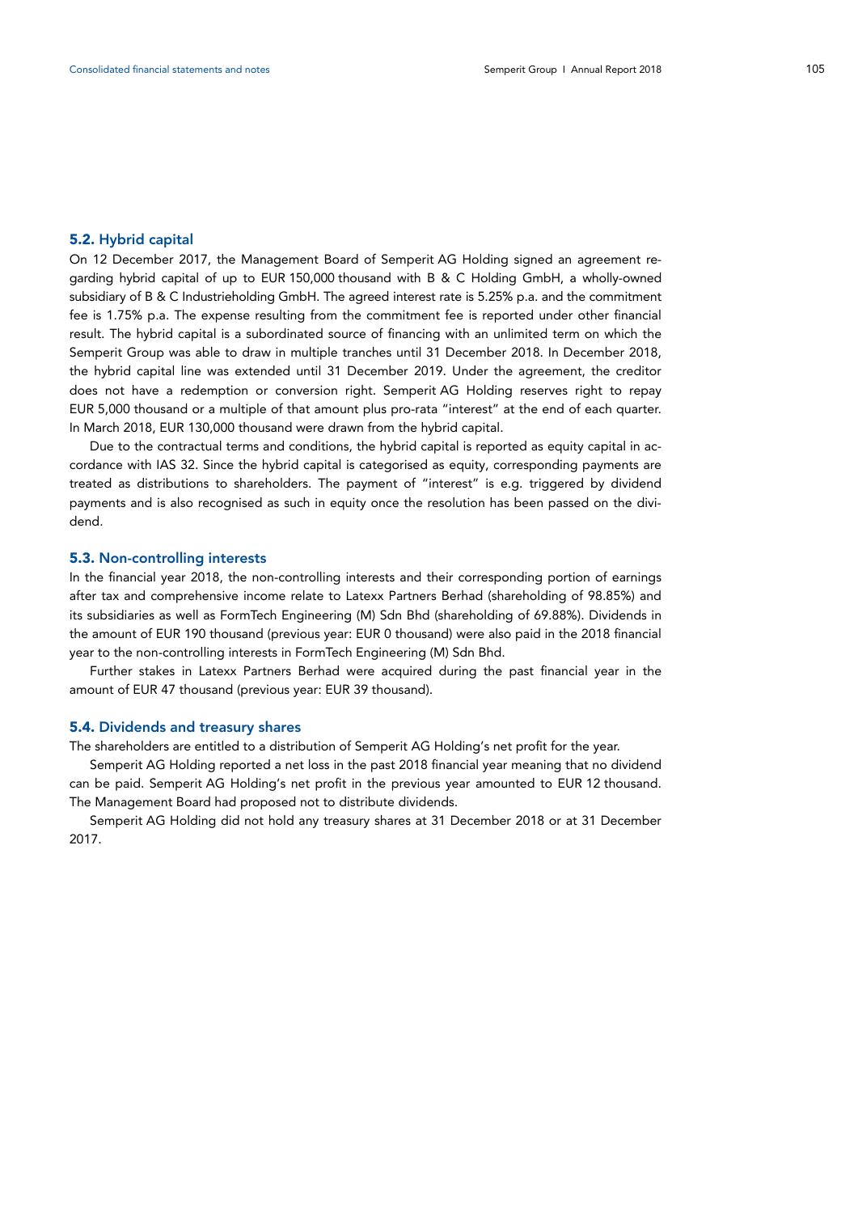### 5.2. Hybrid capital

On 12 December 2017, the Management Board of Semperit AG Holding signed an agreement regarding hybrid capital of up to EUR 150,000 thousand with B & C Holding GmbH, a wholly-owned subsidiary of B & C Industrieholding GmbH. The agreed interest rate is 5.25% p.a. and the commitment fee is 1.75% p.a. The expense resulting from the commitment fee is reported under other financial result. The hybrid capital is a subordinated source of financing with an unlimited term on which the Semperit Group was able to draw in multiple tranches until 31 December 2018. In December 2018, the hybrid capital line was extended until 31 December 2019. Under the agreement, the creditor does not have a redemption or conversion right. Semperit AG Holding reserves right to repay EUR 5,000 thousand or a multiple of that amount plus pro-rata "interest" at the end of each quarter. In March 2018, EUR 130,000 thousand were drawn from the hybrid capital.

Due to the contractual terms and conditions, the hybrid capital is reported as equity capital in accordance with IAS 32. Since the hybrid capital is categorised as equity, corresponding payments are treated as distributions to shareholders. The payment of "interest" is e.g. triggered by dividend payments and is also recognised as such in equity once the resolution has been passed on the dividend.

### 5.3. Non-controlling interests

In the financial year 2018, the non-controlling interests and their corresponding portion of earnings after tax and comprehensive income relate to Latexx Partners Berhad (shareholding of 98.85%) and its subsidiaries as well as FormTech Engineering (M) Sdn Bhd (shareholding of 69.88%). Dividends in the amount of EUR 190 thousand (previous year: EUR 0 thousand) were also paid in the 2018 financial year to the non-controlling interests in FormTech Engineering (M) Sdn Bhd.

Further stakes in Latexx Partners Berhad were acquired during the past financial year in the amount of EUR 47 thousand (previous year: EUR 39 thousand).

### 5.4. Dividends and treasury shares

The shareholders are entitled to a distribution of Semperit AG Holding's net profit for the year.

Semperit AG Holding reported a net loss in the past 2018 financial year meaning that no dividend can be paid. Semperit AG Holding's net profit in the previous year amounted to EUR 12 thousand. The Management Board had proposed not to distribute dividends.

Semperit AG Holding did not hold any treasury shares at 31 December 2018 or at 31 December 2017.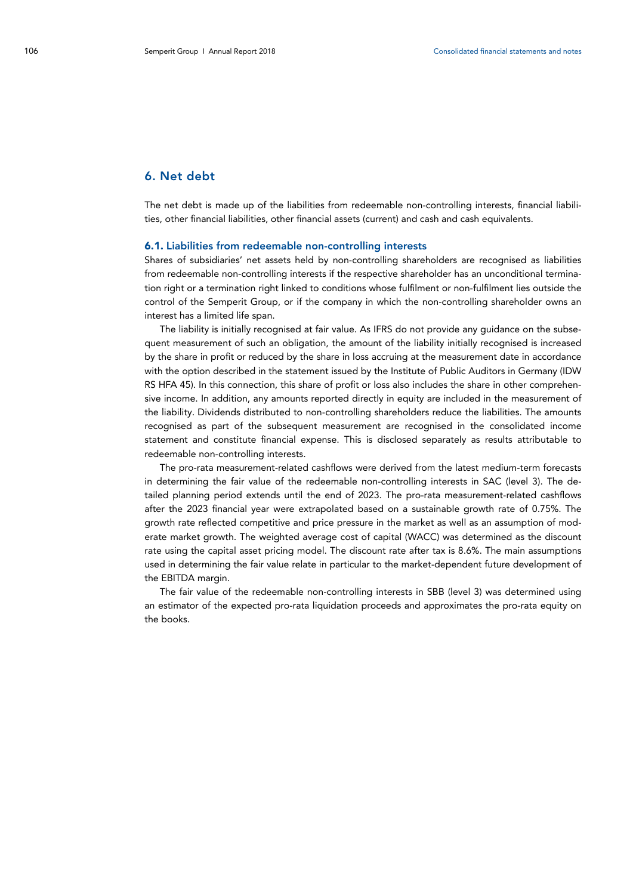## 6. Net debt

The net debt is made up of the liabilities from redeemable non-controlling interests, financial liabilities, other financial liabilities, other financial assets (current) and cash and cash equivalents.

### 6.1. Liabilities from redeemable non-controlling interests

Shares of subsidiaries' net assets held by non-controlling shareholders are recognised as liabilities from redeemable non-controlling interests if the respective shareholder has an unconditional termination right or a termination right linked to conditions whose fulfilment or non-fulfilment lies outside the control of the Semperit Group, or if the company in which the non-controlling shareholder owns an interest has a limited life span.

The liability is initially recognised at fair value. As IFRS do not provide any guidance on the subsequent measurement of such an obligation, the amount of the liability initially recognised is increased by the share in profit or reduced by the share in loss accruing at the measurement date in accordance with the option described in the statement issued by the Institute of Public Auditors in Germany (IDW RS HFA 45). In this connection, this share of profit or loss also includes the share in other comprehensive income. In addition, any amounts reported directly in equity are included in the measurement of the liability. Dividends distributed to non-controlling shareholders reduce the liabilities. The amounts recognised as part of the subsequent measurement are recognised in the consolidated income statement and constitute financial expense. This is disclosed separately as results attributable to redeemable non-controlling interests.

The pro-rata measurement-related cashflows were derived from the latest medium-term forecasts in determining the fair value of the redeemable non-controlling interests in SAC (level 3). The detailed planning period extends until the end of 2023. The pro-rata measurement-related cashflows after the 2023 financial year were extrapolated based on a sustainable growth rate of 0.75%. The growth rate reflected competitive and price pressure in the market as well as an assumption of moderate market growth. The weighted average cost of capital (WACC) was determined as the discount rate using the capital asset pricing model. The discount rate after tax is 8.6%. The main assumptions used in determining the fair value relate in particular to the market-dependent future development of the EBITDA margin.

The fair value of the redeemable non-controlling interests in SBB (level 3) was determined using an estimator of the expected pro-rata liquidation proceeds and approximates the pro-rata equity on the books.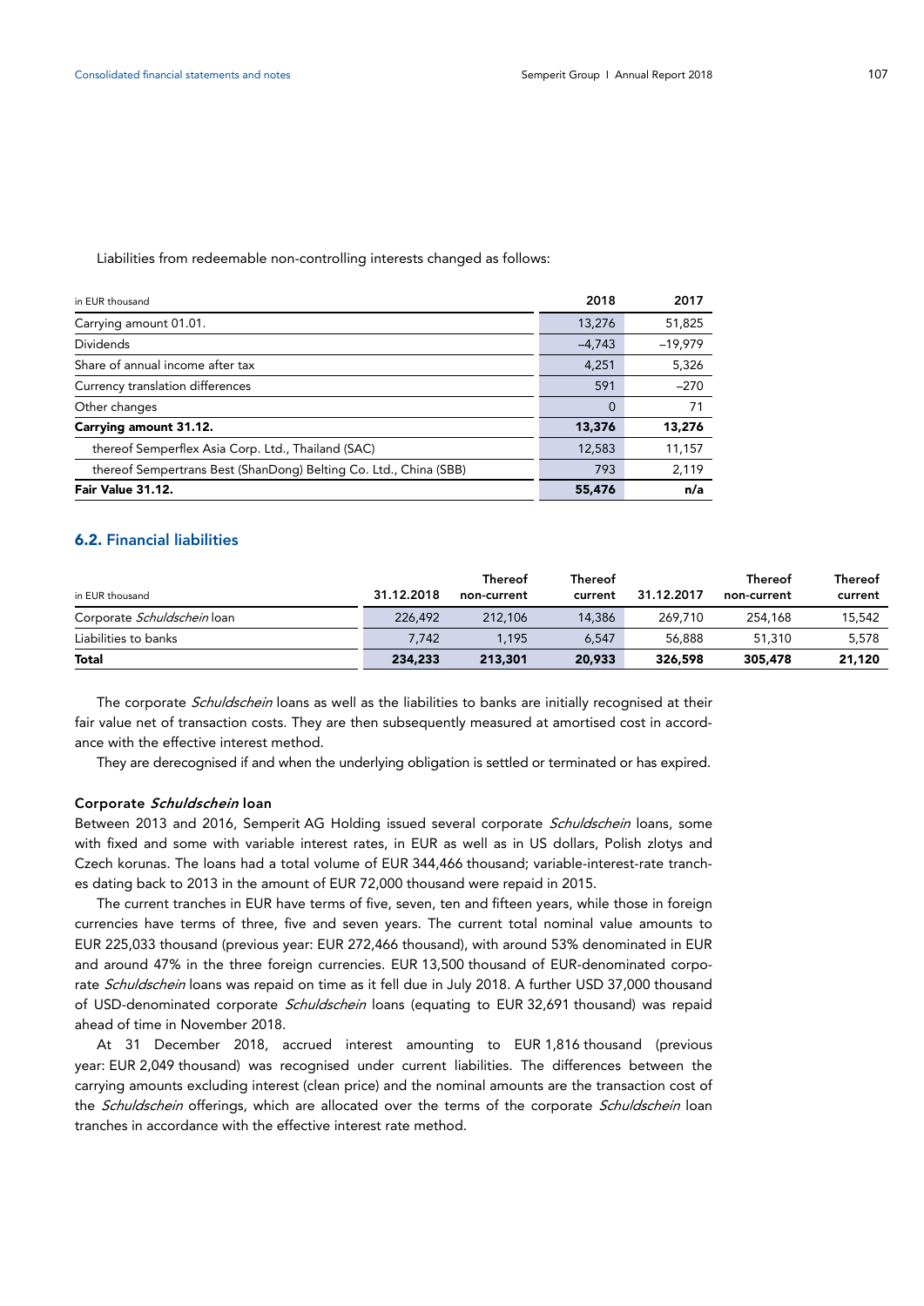Liabilities from redeemable non-controlling interests changed as follows:

| in EUR thousand | 2018 | 2017 |
|---|---|---|
| Carrying amount 01.01. | 13,276 | 51,825 |
| Dividends | –4,743 | –19,979 |
| Share of annual income after tax | 4,251 | 5,326 |
| Currency translation differences | 591 | –270 |
| Other changes | 0 | 71 |
| **Carrying amount 31.12.** | **13,376** | **13,276** |
| thereof Semperflex Asia Corp. Ltd., Thailand (SAC) | 12,583 | 11,157 |
| thereof Sempertrans Best (ShanDong) Belting Co. Ltd., China (SBB) | 793 | 2,119 |
| **Fair Value 31.12.** | **55,476** | **n/a** |

## 6.2. Financial liabilities

| in EUR thousand | 31.12.2018 | Thereof non-current | Thereof current | 31.12.2017 | Thereof non-current | Thereof current |
|---|---|---|---|---|---|---|
| Corporate *Schuldschein* loan | 226,492 | 212,106 | 14,386 | 269,710 | 254,168 | 15,542 |
| Liabilities to banks | 7,742 | 1,195 | 6,547 | 56,888 | 51,310 | 5,578 |
| **Total** | **234,233** | **213,301** | **20,933** | **326,598** | **305,478** | **21,120** |

The corporate *Schuldschein* loans as well as the liabilities to banks are initially recognised at their fair value net of transaction costs. They are then subsequently measured at amortised cost in accordance with the effective interest method.

They are derecognised if and when the underlying obligation is settled or terminated or has expired.

### Corporate *Schuldschein* loan

Between 2013 and 2016, Semperit AG Holding issued several corporate *Schuldschein* loans, some with fixed and some with variable interest rates, in EUR as well as in US dollars, Polish zlotys and Czech korunas. The loans had a total volume of EUR 344,466 thousand; variable-interest-rate tranches dating back to 2013 in the amount of EUR 72,000 thousand were repaid in 2015.

The current tranches in EUR have terms of five, seven, ten and fifteen years, while those in foreign currencies have terms of three, five and seven years. The current total nominal value amounts to EUR 225,033 thousand (previous year: EUR 272,466 thousand), with around 53% denominated in EUR and around 47% in the three foreign currencies. EUR 13,500 thousand of EUR-denominated corporate *Schuldschein* loans was repaid on time as it fell due in July 2018. A further USD 37,000 thousand of USD-denominated corporate *Schuldschein* loans (equating to EUR 32,691 thousand) was repaid ahead of time in November 2018.

At 31 December 2018, accrued interest amounting to EUR 1,816 thousand (previous year: EUR 2,049 thousand) was recognised under current liabilities. The differences between the carrying amounts excluding interest (clean price) and the nominal amounts are the transaction cost of the *Schuldschein* offerings, which are allocated over the terms of the corporate *Schuldschein* loan tranches in accordance with the effective interest rate method.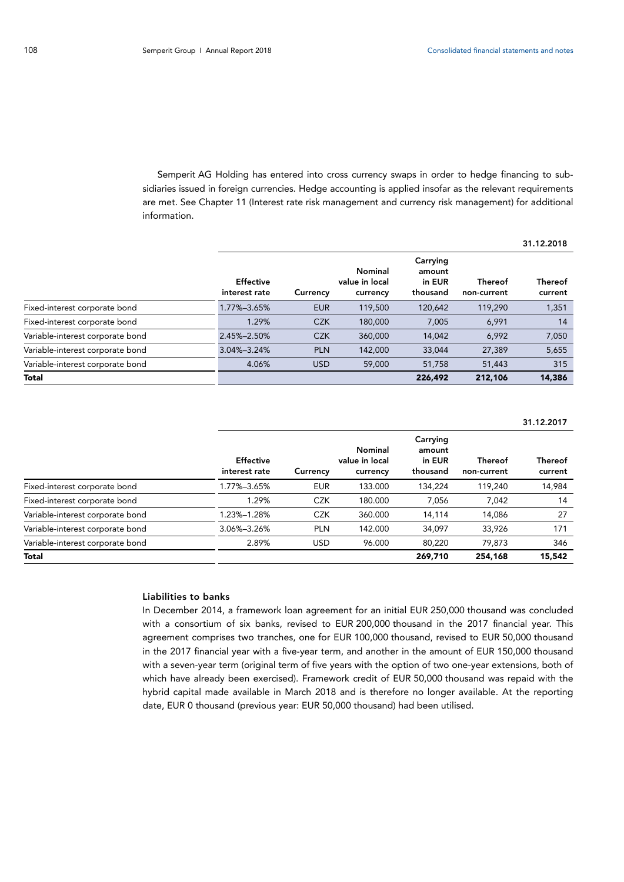Semperit AG Holding has entered into cross currency swaps in order to hedge financing to subsidiaries issued in foreign currencies. Hedge accounting is applied insofar as the relevant requirements are met. See Chapter 11 (Interest rate risk management and currency risk management) for additional information.

| | | | | | | 31.12.2018 |
|---|---|---|---|---|---|---|
| | Effective interest rate | Currency | Nominal value in local currency | Carrying amount in EUR thousand | Thereof non-current | Thereof current |
| Fixed-interest corporate bond | 1.77%–3.65% | EUR | 119,500 | 120,642 | 119,290 | 1,351 |
| Fixed-interest corporate bond | 1.29% | CZK | 180,000 | 7,005 | 6,991 | 14 |
| Variable-interest corporate bond | 2.45%–2.50% | CZK | 360,000 | 14,042 | 6,992 | 7,050 |
| Variable-interest corporate bond | 3.04%–3.24% | PLN | 142,000 | 33,044 | 27,389 | 5,655 |
| Variable-interest corporate bond | 4.06% | USD | 59,000 | 51,758 | 51,443 | 315 |
| **Total** | | | | **226,492** | **212,106** | **14,386** |

| | | | | | | 31.12.2017 |
|---|---|---|---|---|---|---|
| | Effective interest rate | Currency | Nominal value in local currency | Carrying amount in EUR thousand | Thereof non-current | Thereof current |
| Fixed-interest corporate bond | 1.77%–3.65% | EUR | 133.000 | 134,224 | 119,240 | 14,984 |
| Fixed-interest corporate bond | 1.29% | CZK | 180.000 | 7,056 | 7,042 | 14 |
| Variable-interest corporate bond | 1.23%–1.28% | CZK | 360.000 | 14,114 | 14,086 | 27 |
| Variable-interest corporate bond | 3.06%–3.26% | PLN | 142.000 | 34,097 | 33,926 | 171 |
| Variable-interest corporate bond | 2.89% | USD | 96.000 | 80,220 | 79,873 | 346 |
| **Total** | | | | **269,710** | **254,168** | **15,542** |

#### Liabilities to banks

In December 2014, a framework loan agreement for an initial EUR 250,000 thousand was concluded with a consortium of six banks, revised to EUR 200,000 thousand in the 2017 financial year. This agreement comprises two tranches, one for EUR 100,000 thousand, revised to EUR 50,000 thousand in the 2017 financial year with a five-year term, and another in the amount of EUR 150,000 thousand with a seven-year term (original term of five years with the option of two one-year extensions, both of which have already been exercised). Framework credit of EUR 50,000 thousand was repaid with the hybrid capital made available in March 2018 and is therefore no longer available. At the reporting date, EUR 0 thousand (previous year: EUR 50,000 thousand) had been utilised.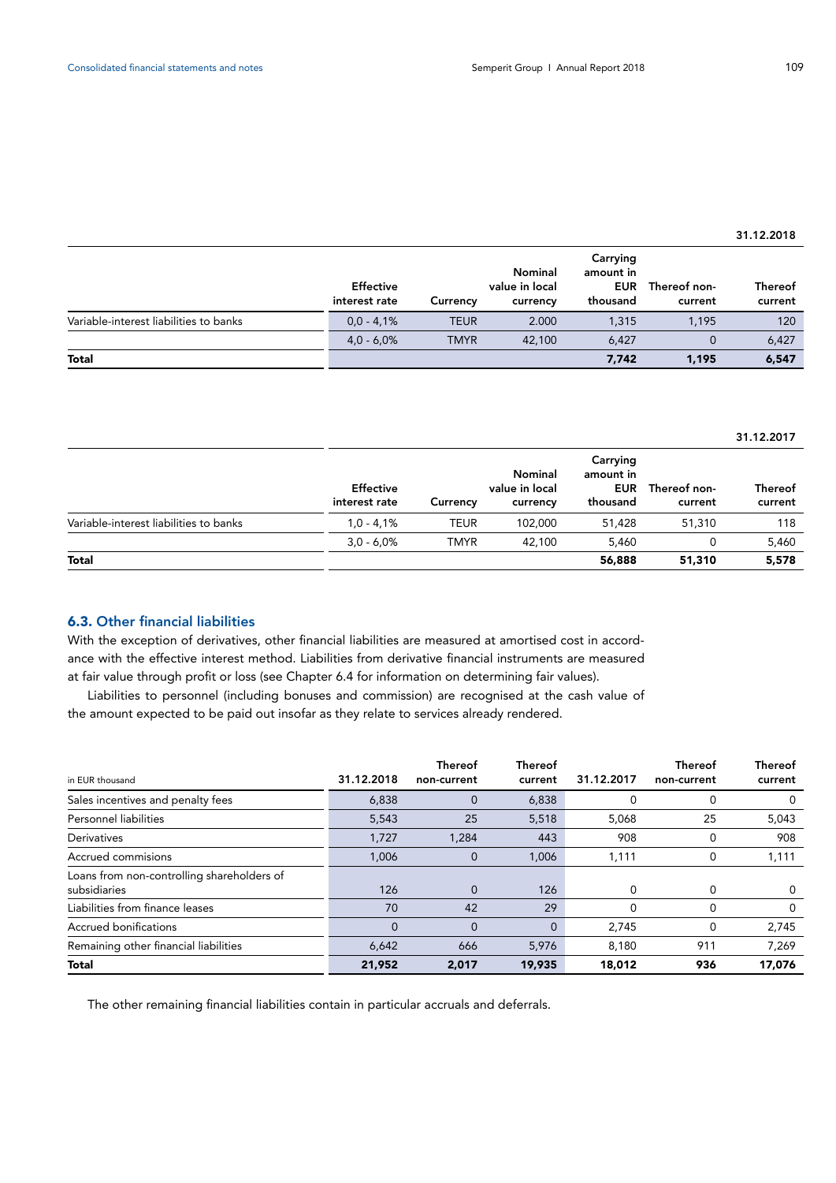31.12.2018

| | Effective interest rate | Currency | Nominal value in local currency | Carrying amount in EUR thousand | Thereof non-current | Thereof current |
|---|---|---|---|---|---|---|
| Variable-interest liabilities to banks | 0,0 - 4,1% | TEUR | 2.000 | 1,315 | 1,195 | 120 |
| | 4,0 - 6,0% | TMYR | 42,100 | 6,427 | 0 | 6,427 |
| **Total** | | | | **7,742** | **1,195** | **6,547** |

31.12.2017

| | Effective interest rate | Currency | Nominal value in local currency | Carrying amount in EUR thousand | Thereof non-current | Thereof current |
|---|---|---|---|---|---|---|
| Variable-interest liabilities to banks | 1,0 - 4,1% | TEUR | 102,000 | 51,428 | 51,310 | 118 |
| | 3,0 - 6,0% | TMYR | 42,100 | 5,460 | 0 | 5,460 |
| **Total** | | | | **56,888** | **51,310** | **5,578** |

### 6.3. Other financial liabilities

With the exception of derivatives, other financial liabilities are measured at amortised cost in accordance with the effective interest method. Liabilities from derivative financial instruments are measured at fair value through profit or loss (see Chapter 6.4 for information on determining fair values).

Liabilities to personnel (including bonuses and commission) are recognised at the cash value of the amount expected to be paid out insofar as they relate to services already rendered.

| in EUR thousand | 31.12.2018 | Thereof non-current | Thereof current | 31.12.2017 | Thereof non-current | Thereof current |
|---|---|---|---|---|---|---|
| Sales incentives and penalty fees | 6,838 | 0 | 6,838 | 0 | 0 | 0 |
| Personnel liabilities | 5,543 | 25 | 5,518 | 5,068 | 25 | 5,043 |
| Derivatives | 1,727 | 1,284 | 443 | 908 | 0 | 908 |
| Accrued commisions | 1,006 | 0 | 1,006 | 1,111 | 0 | 1,111 |
| Loans from non-controlling shareholders of subsidiaries | 126 | 0 | 126 | 0 | 0 | 0 |
| Liabilities from finance leases | 70 | 42 | 29 | 0 | 0 | 0 |
| Accrued bonifications | 0 | 0 | 0 | 2,745 | 0 | 2,745 |
| Remaining other financial liabilities | 6,642 | 666 | 5,976 | 8,180 | 911 | 7,269 |
| **Total** | **21,952** | **2,017** | **19,935** | **18,012** | **936** | **17,076** |

The other remaining financial liabilities contain in particular accruals and deferrals.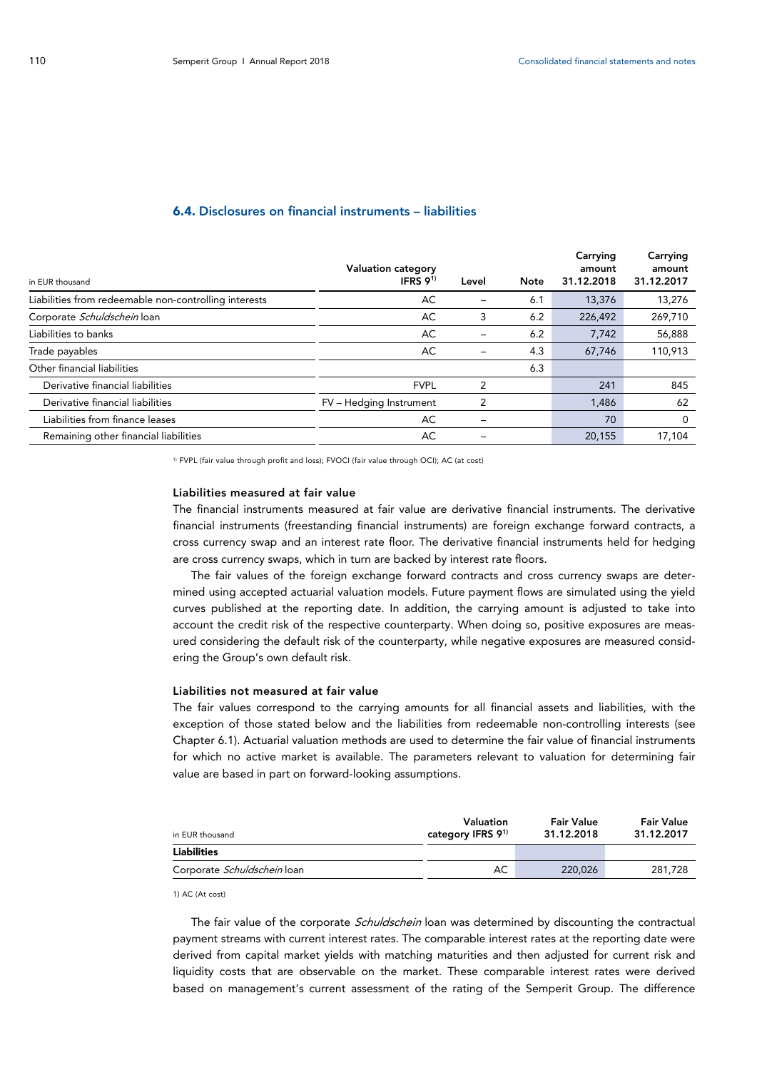## 6.4. Disclosures on financial instruments – liabilities

| in EUR thousand | Valuation category IFRS 9[1] | Level | Note | Carrying amount 31.12.2018 | Carrying amount 31.12.2017 |
|---|---|---|---|---|---|
| Liabilities from redeemable non-controlling interests | AC | – | 6.1 | 13,376 | 13,276 |
| Corporate *Schuldschein* loan | AC | 3 | 6.2 | 226,492 | 269,710 |
| Liabilities to banks | AC | – | 6.2 | 7,742 | 56,888 |
| Trade payables | AC | – | 4.3 | 67,746 | 110,913 |
| Other financial liabilities | | | 6.3 | | |
| Derivative financial liabilities | FVPL | 2 | | 241 | 845 |
| Derivative financial liabilities | FV – Hedging Instrument | 2 | | 1,486 | 62 |
| Liabilities from finance leases | AC | – | | 70 | 0 |
| Remaining other financial liabilities | AC | – | | 20,155 | 17,104 |

[1] FVPL (fair value through profit and loss); FVOCI (fair value through OCI); AC (at cost)

### Liabilities measured at fair value

The financial instruments measured at fair value are derivative financial instruments. The derivative financial instruments (freestanding financial instruments) are foreign exchange forward contracts, a cross currency swap and an interest rate floor. The derivative financial instruments held for hedging are cross currency swaps, which in turn are backed by interest rate floors.

The fair values of the foreign exchange forward contracts and cross currency swaps are determined using accepted actuarial valuation models. Future payment flows are simulated using the yield curves published at the reporting date. In addition, the carrying amount is adjusted to take into account the credit risk of the respective counterparty. When doing so, positive exposures are measured considering the default risk of the counterparty, while negative exposures are measured considering the Group's own default risk.

### Liabilities not measured at fair value

The fair values correspond to the carrying amounts for all financial assets and liabilities, with the exception of those stated below and the liabilities from redeemable non-controlling interests (see Chapter 6.1). Actuarial valuation methods are used to determine the fair value of financial instruments for which no active market is available. The parameters relevant to valuation for determining fair value are based in part on forward-looking assumptions.

| in EUR thousand | Valuation category IFRS 9[1] | Fair Value 31.12.2018 | Fair Value 31.12.2017 |
|---|---|---|---|
| **Liabilities** | | | |
| Corporate *Schuldschein* loan | AC | 220,026 | 281,728 |

1) AC (At cost)

The fair value of the corporate *Schuldschein* loan was determined by discounting the contractual payment streams with current interest rates. The comparable interest rates at the reporting date were derived from capital market yields with matching maturities and then adjusted for current risk and liquidity costs that are observable on the market. These comparable interest rates were derived based on management's current assessment of the rating of the Semperit Group. The difference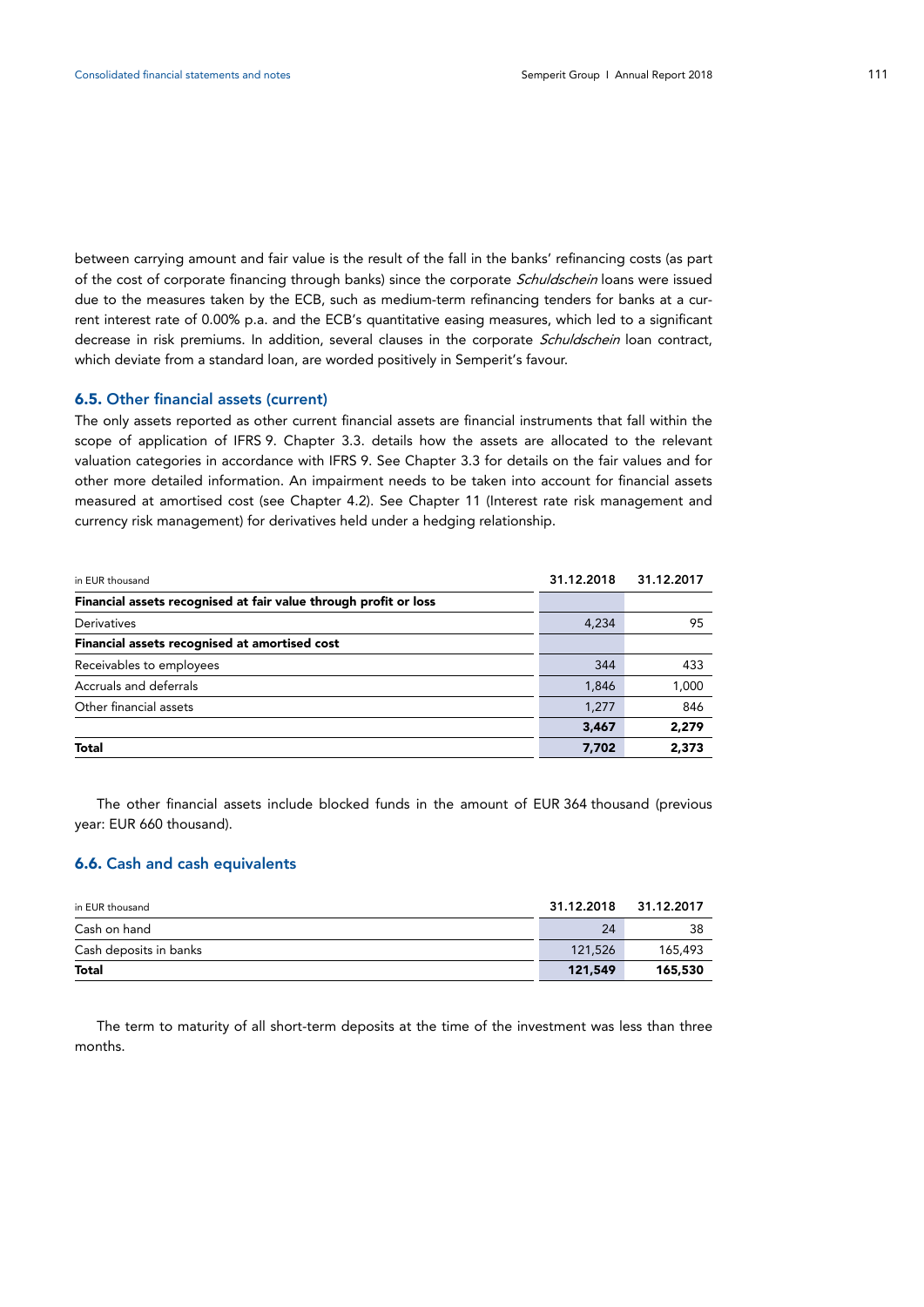between carrying amount and fair value is the result of the fall in the banks' refinancing costs (as part of the cost of corporate financing through banks) since the corporate *Schuldschein* loans were issued due to the measures taken by the ECB, such as medium-term refinancing tenders for banks at a current interest rate of 0.00% p.a. and the ECB's quantitative easing measures, which led to a significant decrease in risk premiums. In addition, several clauses in the corporate *Schuldschein* loan contract, which deviate from a standard loan, are worded positively in Semperit's favour.

### 6.5. Other financial assets (current)

The only assets reported as other current financial assets are financial instruments that fall within the scope of application of IFRS 9. Chapter 3.3. details how the assets are allocated to the relevant valuation categories in accordance with IFRS 9. See Chapter 3.3 for details on the fair values and for other more detailed information. An impairment needs to be taken into account for financial assets measured at amortised cost (see Chapter 4.2). See Chapter 11 (Interest rate risk management and currency risk management) for derivatives held under a hedging relationship.

| in EUR thousand | 31.12.2018 | 31.12.2017 |
|---|---|---|
| **Financial assets recognised at fair value through profit or loss** | | |
| Derivatives | 4,234 | 95 |
| **Financial assets recognised at amortised cost** | | |
| Receivables to employees | 344 | 433 |
| Accruals and deferrals | 1,846 | 1,000 |
| Other financial assets | 1,277 | 846 |
| | **3,467** | **2,279** |
| **Total** | **7,702** | **2,373** |

The other financial assets include blocked funds in the amount of EUR 364 thousand (previous year: EUR 660 thousand).

### 6.6. Cash and cash equivalents

| in EUR thousand | 31.12.2018 | 31.12.2017 |
|---|---|---|
| Cash on hand | 24 | 38 |
| Cash deposits in banks | 121,526 | 165,493 |
| **Total** | **121,549** | **165,530** |

The term to maturity of all short-term deposits at the time of the investment was less than three months.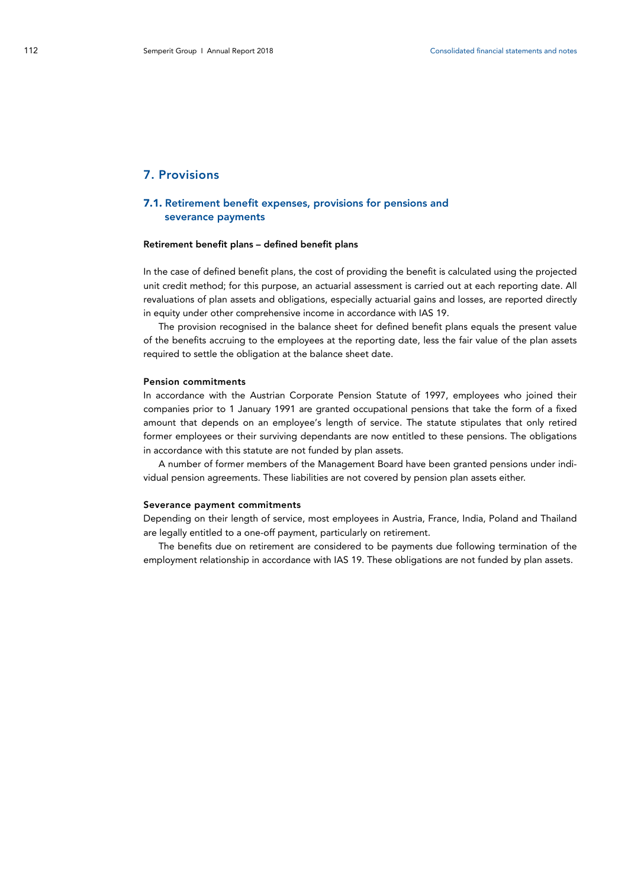## 7. Provisions

### 7.1. Retirement benefit expenses, provisions for pensions and severance payments

**Retirement benefit plans – defined benefit plans**

In the case of defined benefit plans, the cost of providing the benefit is calculated using the projected unit credit method; for this purpose, an actuarial assessment is carried out at each reporting date. All revaluations of plan assets and obligations, especially actuarial gains and losses, are reported directly in equity under other comprehensive income in accordance with IAS 19.

The provision recognised in the balance sheet for defined benefit plans equals the present value of the benefits accruing to the employees at the reporting date, less the fair value of the plan assets required to settle the obligation at the balance sheet date.

**Pension commitments**

In accordance with the Austrian Corporate Pension Statute of 1997, employees who joined their companies prior to 1 January 1991 are granted occupational pensions that take the form of a fixed amount that depends on an employee's length of service. The statute stipulates that only retired former employees or their surviving dependants are now entitled to these pensions. The obligations in accordance with this statute are not funded by plan assets.

A number of former members of the Management Board have been granted pensions under individual pension agreements. These liabilities are not covered by pension plan assets either.

**Severance payment commitments**

Depending on their length of service, most employees in Austria, France, India, Poland and Thailand are legally entitled to a one-off payment, particularly on retirement.

The benefits due on retirement are considered to be payments due following termination of the employment relationship in accordance with IAS 19. These obligations are not funded by plan assets.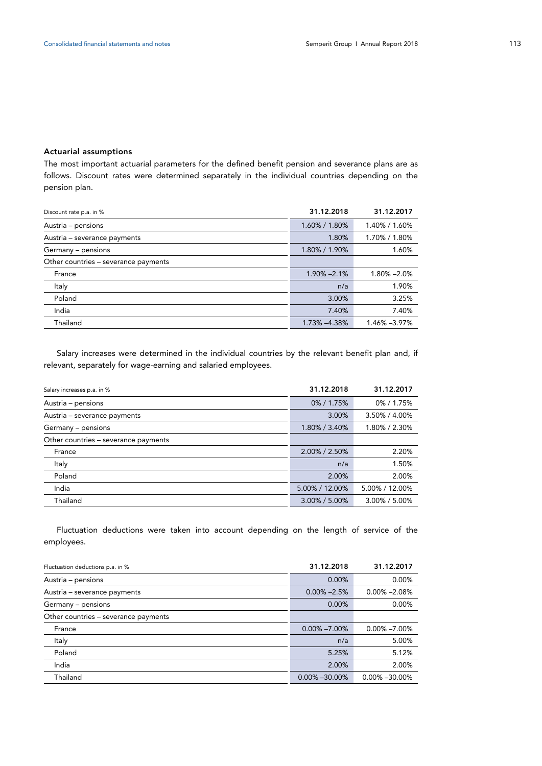### Actuarial assumptions

The most important actuarial parameters for the defined benefit pension and severance plans are as follows. Discount rates were determined separately in the individual countries depending on the pension plan.

| Discount rate p.a. in % | 31.12.2018 | 31.12.2017 |
|---|---|---|
| Austria – pensions | 1.60% / 1.80% | 1.40% / 1.60% |
| Austria – severance payments | 1.80% | 1.70% / 1.80% |
| Germany – pensions | 1.80% / 1.90% | 1.60% |
| Other countries – severance payments | | |
| France | 1.90% –2.1% | 1.80% –2.0% |
| Italy | n/a | 1.90% |
| Poland | 3.00% | 3.25% |
| India | 7.40% | 7.40% |
| Thailand | 1.73% –4.38% | 1.46% –3.97% |

Salary increases were determined in the individual countries by the relevant benefit plan and, if relevant, separately for wage-earning and salaried employees.

| Salary increases p.a. in % | 31.12.2018 | 31.12.2017 |
|---|---|---|
| Austria – pensions | 0% / 1.75% | 0% / 1.75% |
| Austria – severance payments | 3.00% | 3.50% / 4.00% |
| Germany – pensions | 1.80% / 3.40% | 1.80% / 2.30% |
| Other countries – severance payments | | |
| France | 2.00% / 2.50% | 2.20% |
| Italy | n/a | 1.50% |
| Poland | 2.00% | 2.00% |
| India | 5.00% / 12.00% | 5.00% / 12.00% |
| Thailand | 3.00% / 5.00% | 3.00% / 5.00% |

Fluctuation deductions were taken into account depending on the length of service of the employees.

| Fluctuation deductions p.a. in % | 31.12.2018 | 31.12.2017 |
|---|---|---|
| Austria – pensions | 0.00% | 0.00% |
| Austria – severance payments | 0.00% –2.5% | 0.00% –2.08% |
| Germany – pensions | 0.00% | 0.00% |
| Other countries – severance payments | | |
| France | 0.00% –7.00% | 0.00% –7.00% |
| Italy | n/a | 5.00% |
| Poland | 5.25% | 5.12% |
| India | 2.00% | 2.00% |
| Thailand | 0.00% –30.00% | 0.00% –30.00% |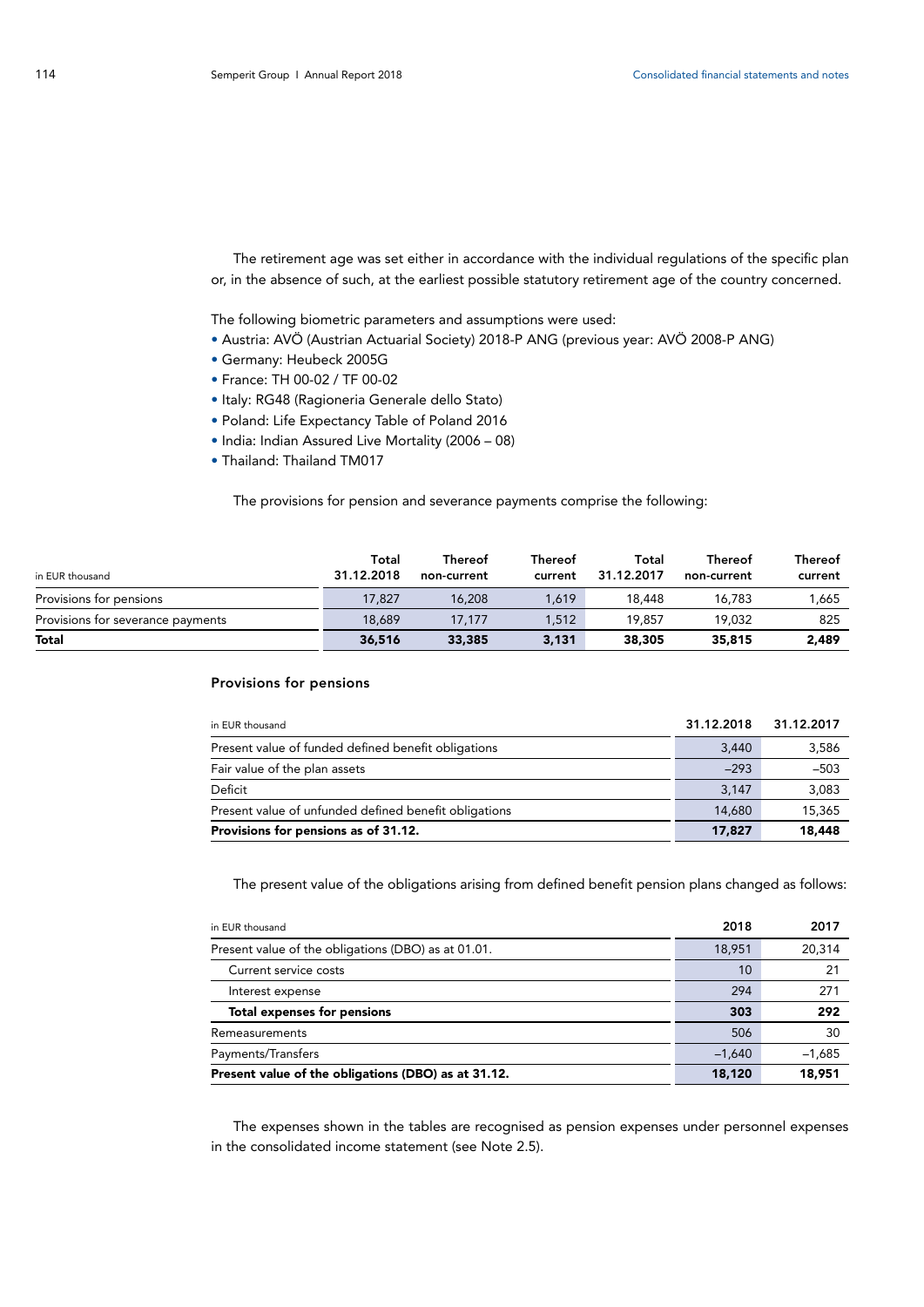The retirement age was set either in accordance with the individual regulations of the specific plan or, in the absence of such, at the earliest possible statutory retirement age of the country concerned.

The following biometric parameters and assumptions were used:

- Austria: AVÖ (Austrian Actuarial Society) 2018-P ANG (previous year: AVÖ 2008-P ANG)
- Germany: Heubeck 2005G
- France: TH 00-02 / TF 00-02
- Italy: RG48 (Ragioneria Generale dello Stato)
- Poland: Life Expectancy Table of Poland 2016
- India: Indian Assured Live Mortality (2006 – 08)
- Thailand: Thailand TM017

The provisions for pension and severance payments comprise the following:

| in EUR thousand | Total 31.12.2018 | Thereof non-current | Thereof current | Total 31.12.2017 | Thereof non-current | Thereof current |
|---|---|---|---|---|---|---|
| Provisions for pensions | 17,827 | 16,208 | 1,619 | 18,448 | 16,783 | 1,665 |
| Provisions for severance payments | 18,689 | 17,177 | 1,512 | 19,857 | 19,032 | 825 |
| **Total** | **36,516** | **33,385** | **3,131** | **38,305** | **35,815** | **2,489** |

### Provisions for pensions

| in EUR thousand | 31.12.2018 | 31.12.2017 |
|---|---|---|
| Present value of funded defined benefit obligations | 3,440 | 3,586 |
| Fair value of the plan assets | –293 | –503 |
| Deficit | 3,147 | 3,083 |
| Present value of unfunded defined benefit obligations | 14,680 | 15,365 |
| **Provisions for pensions as of 31.12.** | **17,827** | **18,448** |

The present value of the obligations arising from defined benefit pension plans changed as follows:

| in EUR thousand | 2018 | 2017 |
|---|---|---|
| Present value of the obligations (DBO) as at 01.01. | 18,951 | 20,314 |
| Current service costs | 10 | 21 |
| Interest expense | 294 | 271 |
| **Total expenses for pensions** | **303** | **292** |
| Remeasurements | 506 | 30 |
| Payments/Transfers | –1,640 | –1,685 |
| **Present value of the obligations (DBO) as at 31.12.** | **18,120** | **18,951** |

The expenses shown in the tables are recognised as pension expenses under personnel expenses in the consolidated income statement (see Note 2.5).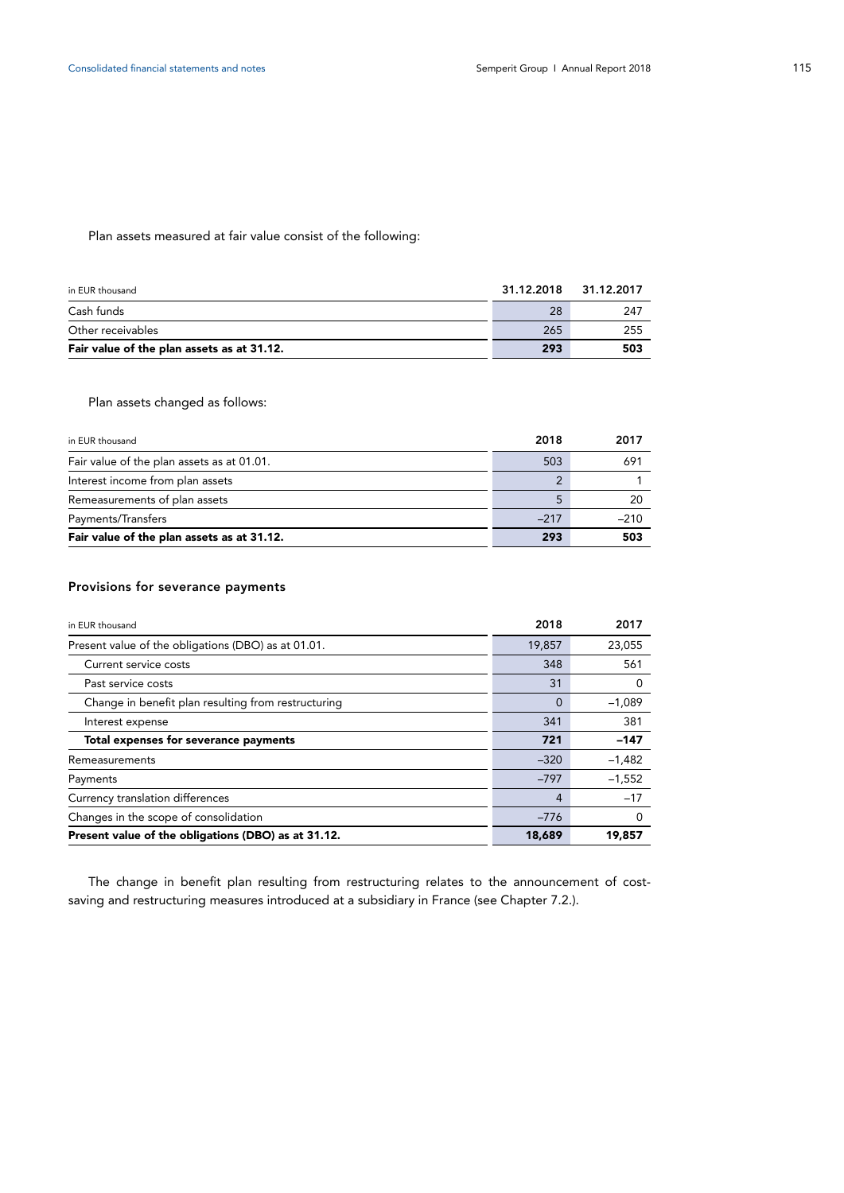Plan assets measured at fair value consist of the following:

| in EUR thousand | 31.12.2018 | 31.12.2017 |
|---|---|---|
| Cash funds | 28 | 247 |
| Other receivables | 265 | 255 |
| **Fair value of the plan assets as at 31.12.** | **293** | **503** |

Plan assets changed as follows:

| in EUR thousand | 2018 | 2017 |
|---|---|---|
| Fair value of the plan assets as at 01.01. | 503 | 691 |
| Interest income from plan assets | 2 | 1 |
| Remeasurements of plan assets | 5 | 20 |
| Payments/Transfers | –217 | –210 |
| **Fair value of the plan assets as at 31.12.** | **293** | **503** |

### Provisions for severance payments

| in EUR thousand | 2018 | 2017 |
|---|---|---|
| Present value of the obligations (DBO) as at 01.01. | 19,857 | 23,055 |
| Current service costs | 348 | 561 |
| Past service costs | 31 | 0 |
| Change in benefit plan resulting from restructuring | 0 | –1,089 |
| Interest expense | 341 | 381 |
| **Total expenses for severance payments** | **721** | **–147** |
| Remeasurements | –320 | –1,482 |
| Payments | –797 | –1,552 |
| Currency translation differences | 4 | –17 |
| Changes in the scope of consolidation | –776 | 0 |
| **Present value of the obligations (DBO) as at 31.12.** | **18,689** | **19,857** |

The change in benefit plan resulting from restructuring relates to the announcement of cost-saving and restructuring measures introduced at a subsidiary in France (see Chapter 7.2.).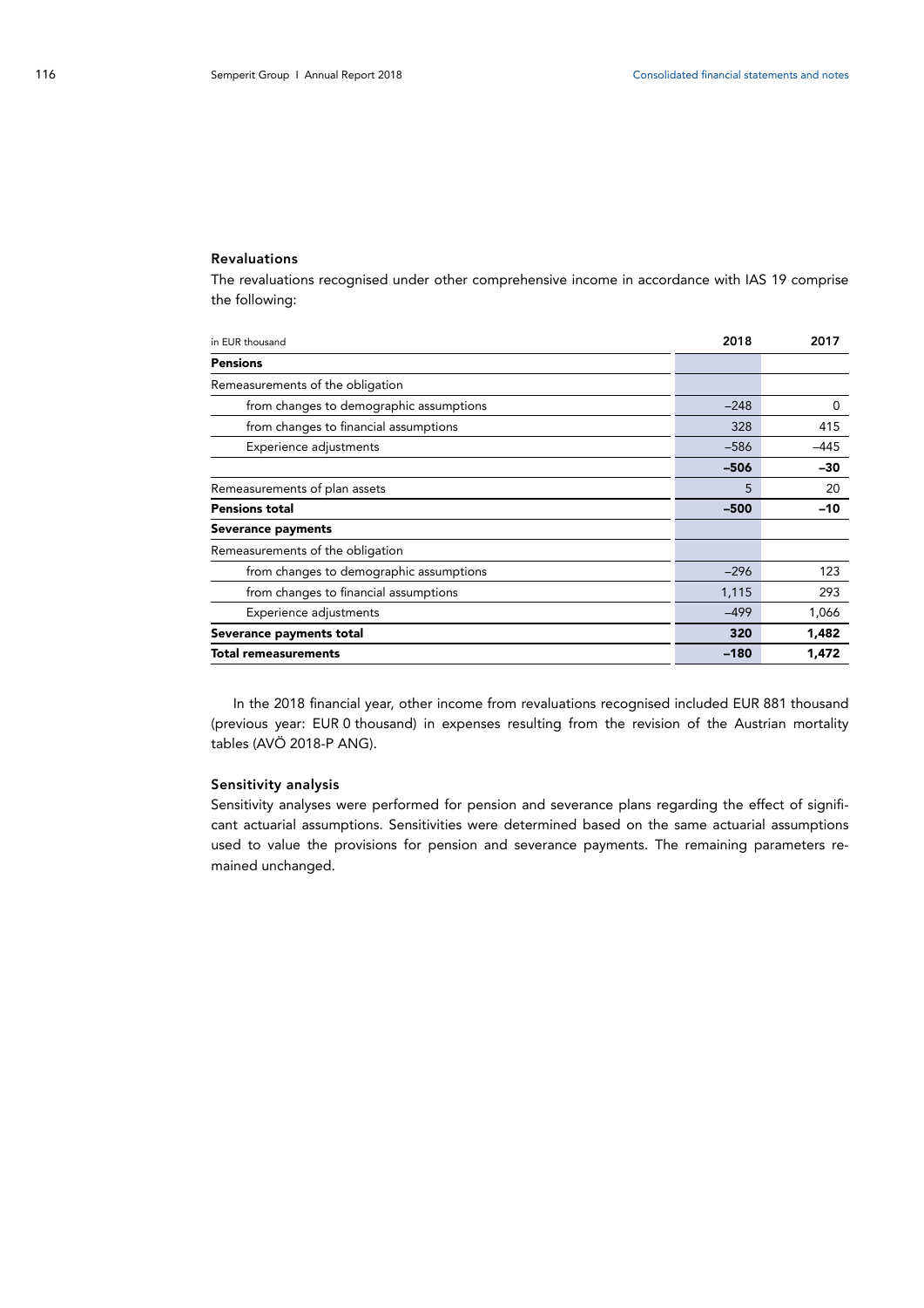### Revaluations

The revaluations recognised under other comprehensive income in accordance with IAS 19 comprise the following:

| in EUR thousand | 2018 | 2017 |
|---|---|---|
| **Pensions** | | |
| Remeasurements of the obligation | | |
| from changes to demographic assumptions | –248 | 0 |
| from changes to financial assumptions | 328 | 415 |
| Experience adjustments | –586 | –445 |
| | **–506** | **–30** |
| Remeasurements of plan assets | 5 | 20 |
| **Pensions total** | **–500** | **–10** |
| **Severance payments** | | |
| Remeasurements of the obligation | | |
| from changes to demographic assumptions | –296 | 123 |
| from changes to financial assumptions | 1,115 | 293 |
| Experience adjustments | –499 | 1,066 |
| **Severance payments total** | **320** | **1,482** |
| **Total remeasurements** | **–180** | **1,472** |

In the 2018 financial year, other income from revaluations recognised included EUR 881 thousand (previous year: EUR 0 thousand) in expenses resulting from the revision of the Austrian mortality tables (AVÖ 2018-P ANG).

### Sensitivity analysis

Sensitivity analyses were performed for pension and severance plans regarding the effect of significant actuarial assumptions. Sensitivities were determined based on the same actuarial assumptions used to value the provisions for pension and severance payments. The remaining parameters remained unchanged.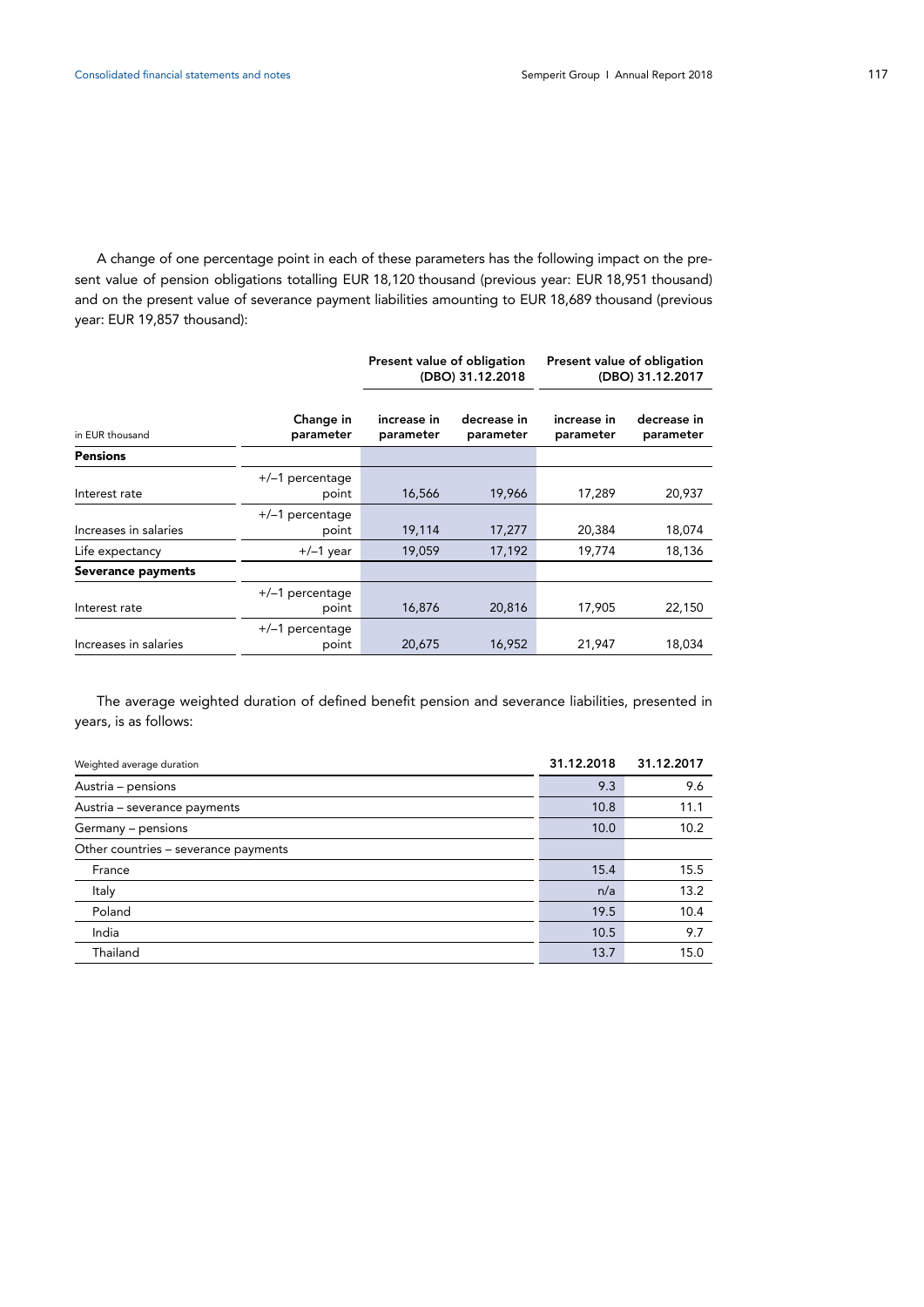A change of one percentage point in each of these parameters has the following impact on the present value of pension obligations totalling EUR 18,120 thousand (previous year: EUR 18,951 thousand) and on the present value of severance payment liabilities amounting to EUR 18,689 thousand (previous year: EUR 19,857 thousand):

| | | Present value of obligation (DBO) 31.12.2018 | | Present value of obligation (DBO) 31.12.2017 | |
|---|---|---|---|---|---|
| in EUR thousand | Change in parameter | increase in parameter | decrease in parameter | increase in parameter | decrease in parameter |
| **Pensions** | | | | | |
| Interest rate | +/–1 percentage point | 16,566 | 19,966 | 17,289 | 20,937 |
| Increases in salaries | +/–1 percentage point | 19,114 | 17,277 | 20,384 | 18,074 |
| Life expectancy | +/–1 year | 19,059 | 17,192 | 19,774 | 18,136 |
| **Severance payments** | | | | | |
| Interest rate | +/–1 percentage point | 16,876 | 20,816 | 17,905 | 22,150 |
| Increases in salaries | +/–1 percentage point | 20,675 | 16,952 | 21,947 | 18,034 |

The average weighted duration of defined benefit pension and severance liabilities, presented in years, is as follows:

| Weighted average duration | 31.12.2018 | 31.12.2017 |
|---|---|---|
| Austria – pensions | 9.3 | 9.6 |
| Austria – severance payments | 10.8 | 11.1 |
| Germany – pensions | 10.0 | 10.2 |
| Other countries – severance payments | | |
| France | 15.4 | 15.5 |
| Italy | n/a | 13.2 |
| Poland | 19.5 | 10.4 |
| India | 10.5 | 9.7 |
| Thailand | 13.7 | 15.0 |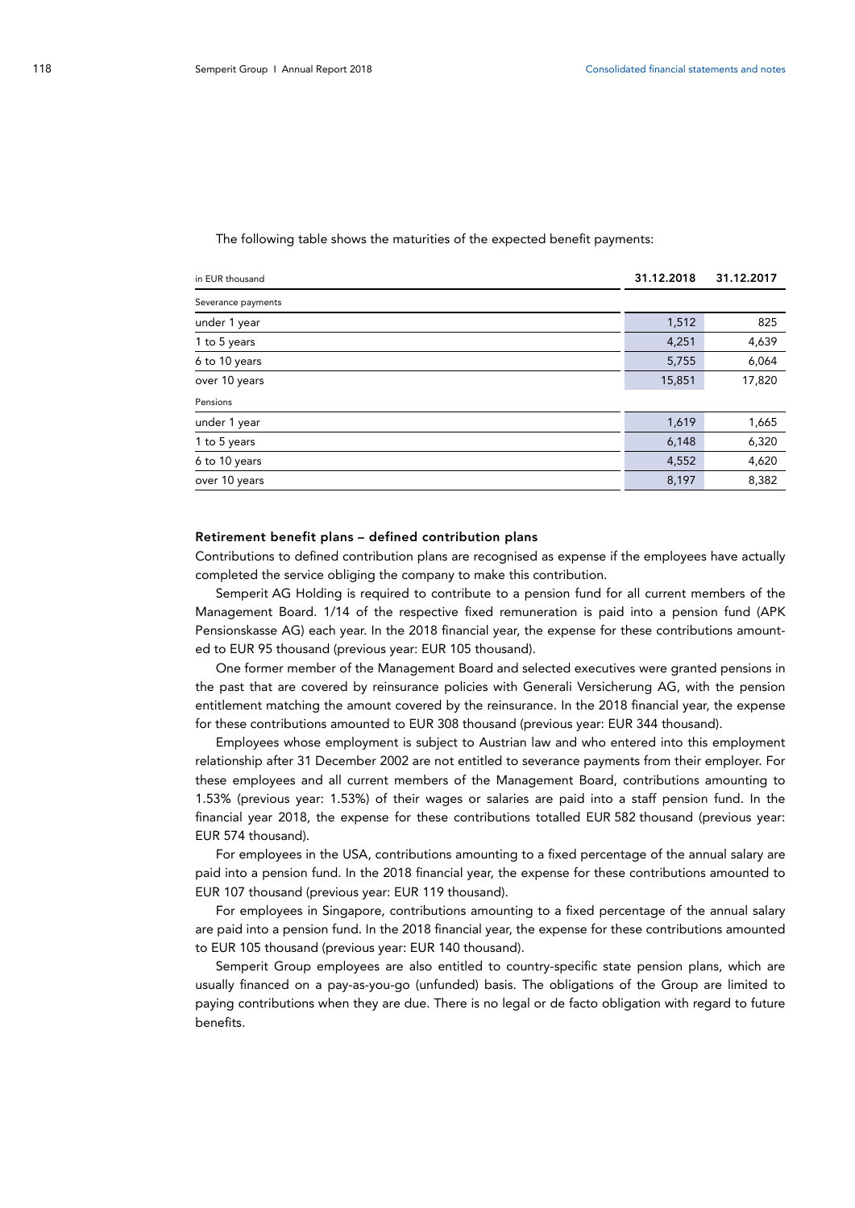The following table shows the maturities of the expected benefit payments:

| in EUR thousand | 31.12.2018 | 31.12.2017 |
|---|---|---|
| Severance payments | | |
| under 1 year | 1,512 | 825 |
| 1 to 5 years | 4,251 | 4,639 |
| 6 to 10 years | 5,755 | 6,064 |
| over 10 years | 15,851 | 17,820 |
| Pensions | | |
| under 1 year | 1,619 | 1,665 |
| 1 to 5 years | 6,148 | 6,320 |
| 6 to 10 years | 4,552 | 4,620 |
| over 10 years | 8,197 | 8,382 |

**Retirement benefit plans – defined contribution plans**

Contributions to defined contribution plans are recognised as expense if the employees have actually completed the service obliging the company to make this contribution.

Semperit AG Holding is required to contribute to a pension fund for all current members of the Management Board. 1/14 of the respective fixed remuneration is paid into a pension fund (APK Pensionskasse AG) each year. In the 2018 financial year, the expense for these contributions amounted to EUR 95 thousand (previous year: EUR 105 thousand).

One former member of the Management Board and selected executives were granted pensions in the past that are covered by reinsurance policies with Generali Versicherung AG, with the pension entitlement matching the amount covered by the reinsurance. In the 2018 financial year, the expense for these contributions amounted to EUR 308 thousand (previous year: EUR 344 thousand).

Employees whose employment is subject to Austrian law and who entered into this employment relationship after 31 December 2002 are not entitled to severance payments from their employer. For these employees and all current members of the Management Board, contributions amounting to 1.53% (previous year: 1.53%) of their wages or salaries are paid into a staff pension fund. In the financial year 2018, the expense for these contributions totalled EUR 582 thousand (previous year: EUR 574 thousand).

For employees in the USA, contributions amounting to a fixed percentage of the annual salary are paid into a pension fund. In the 2018 financial year, the expense for these contributions amounted to EUR 107 thousand (previous year: EUR 119 thousand).

For employees in Singapore, contributions amounting to a fixed percentage of the annual salary are paid into a pension fund. In the 2018 financial year, the expense for these contributions amounted to EUR 105 thousand (previous year: EUR 140 thousand).

Semperit Group employees are also entitled to country-specific state pension plans, which are usually financed on a pay-as-you-go (unfunded) basis. The obligations of the Group are limited to paying contributions when they are due. There is no legal or de facto obligation with regard to future benefits.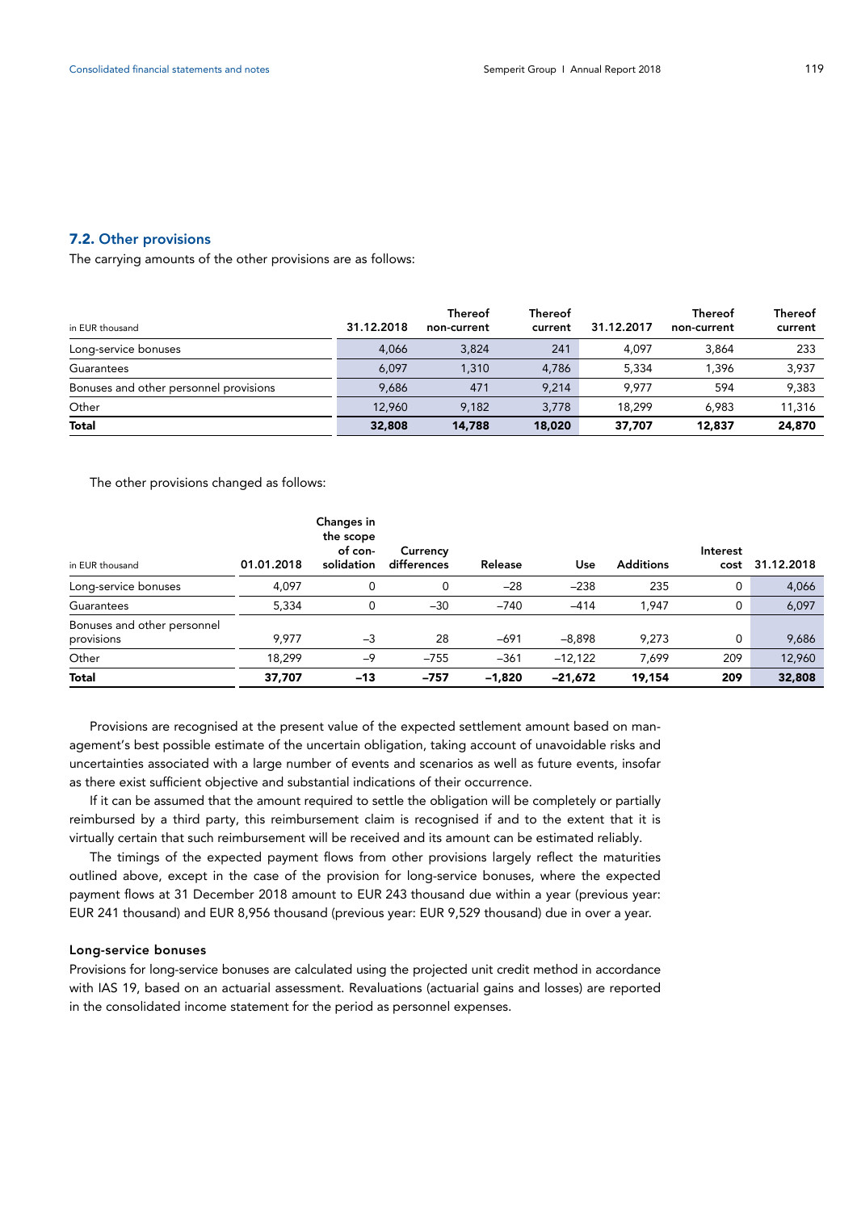## 7.2. Other provisions

The carrying amounts of the other provisions are as follows:

| in EUR thousand | 31.12.2018 | Thereof non-current | Thereof current | 31.12.2017 | Thereof non-current | Thereof current |
|---|---|---|---|---|---|---|
| Long-service bonuses | 4,066 | 3,824 | 241 | 4,097 | 3,864 | 233 |
| Guarantees | 6,097 | 1,310 | 4,786 | 5,334 | 1,396 | 3,937 |
| Bonuses and other personnel provisions | 9,686 | 471 | 9,214 | 9,977 | 594 | 9,383 |
| Other | 12,960 | 9,182 | 3,778 | 18,299 | 6,983 | 11,316 |
| **Total** | **32,808** | **14,788** | **18,020** | **37,707** | **12,837** | **24,870** |

The other provisions changed as follows:

| in EUR thousand | 01.01.2018 | Changes in the scope of con-solidation | Currency differences | Release | Use | Additions | Interest cost | 31.12.2018 |
|---|---|---|---|---|---|---|---|---|
| Long-service bonuses | 4,097 | 0 | 0 | –28 | –238 | 235 | 0 | 4,066 |
| Guarantees | 5,334 | 0 | –30 | –740 | –414 | 1,947 | 0 | 6,097 |
| Bonuses and other personnel provisions | 9,977 | –3 | 28 | –691 | –8,898 | 9,273 | 0 | 9,686 |
| Other | 18,299 | –9 | –755 | –361 | –12,122 | 7,699 | 209 | 12,960 |
| **Total** | **37,707** | **–13** | **–757** | **–1,820** | **–21,672** | **19,154** | **209** | **32,808** |

Provisions are recognised at the present value of the expected settlement amount based on management's best possible estimate of the uncertain obligation, taking account of unavoidable risks and uncertainties associated with a large number of events and scenarios as well as future events, insofar as there exist sufficient objective and substantial indications of their occurrence.

If it can be assumed that the amount required to settle the obligation will be completely or partially reimbursed by a third party, this reimbursement claim is recognised if and to the extent that it is virtually certain that such reimbursement will be received and its amount can be estimated reliably.

The timings of the expected payment flows from other provisions largely reflect the maturities outlined above, except in the case of the provision for long-service bonuses, where the expected payment flows at 31 December 2018 amount to EUR 243 thousand due within a year (previous year: EUR 241 thousand) and EUR 8,956 thousand (previous year: EUR 9,529 thousand) due in over a year.

### Long-service bonuses

Provisions for long-service bonuses are calculated using the projected unit credit method in accordance with IAS 19, based on an actuarial assessment. Revaluations (actuarial gains and losses) are reported in the consolidated income statement for the period as personnel expenses.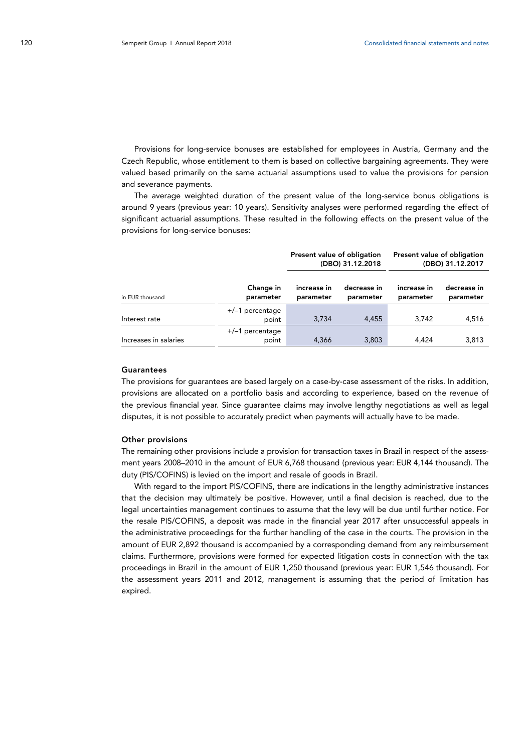Provisions for long-service bonuses are established for employees in Austria, Germany and the Czech Republic, whose entitlement to them is based on collective bargaining agreements. They were valued based primarily on the same actuarial assumptions used to value the provisions for pension and severance payments.

The average weighted duration of the present value of the long-service bonus obligations is around 9 years (previous year: 10 years). Sensitivity analyses were performed regarding the effect of significant actuarial assumptions. These resulted in the following effects on the present value of the provisions for long-service bonuses:

| | | Present value of obligation (DBO) 31.12.2018 | | Present value of obligation (DBO) 31.12.2017 | |
|---|---|---|---|---|---|
| in EUR thousand | Change in parameter | increase in parameter | decrease in parameter | increase in parameter | decrease in parameter |
| Interest rate | +/–1 percentage point | 3,734 | 4,455 | 3,742 | 4,516 |
| Increases in salaries | +/–1 percentage point | 4,366 | 3,803 | 4,424 | 3,813 |

### Guarantees

The provisions for guarantees are based largely on a case-by-case assessment of the risks. In addition, provisions are allocated on a portfolio basis and according to experience, based on the revenue of the previous financial year. Since guarantee claims may involve lengthy negotiations as well as legal disputes, it is not possible to accurately predict when payments will actually have to be made.

### Other provisions

The remaining other provisions include a provision for transaction taxes in Brazil in respect of the assessment years 2008–2010 in the amount of EUR 6,768 thousand (previous year: EUR 4,144 thousand). The duty (PIS/COFINS) is levied on the import and resale of goods in Brazil.

With regard to the import PIS/COFINS, there are indications in the lengthy administrative instances that the decision may ultimately be positive. However, until a final decision is reached, due to the legal uncertainties management continues to assume that the levy will be due until further notice. For the resale PIS/COFINS, a deposit was made in the financial year 2017 after unsuccessful appeals in the administrative proceedings for the further handling of the case in the courts. The provision in the amount of EUR 2,892 thousand is accompanied by a corresponding demand from any reimbursement claims. Furthermore, provisions were formed for expected litigation costs in connection with the tax proceedings in Brazil in the amount of EUR 1,250 thousand (previous year: EUR 1,546 thousand). For the assessment years 2011 and 2012, management is assuming that the period of limitation has expired.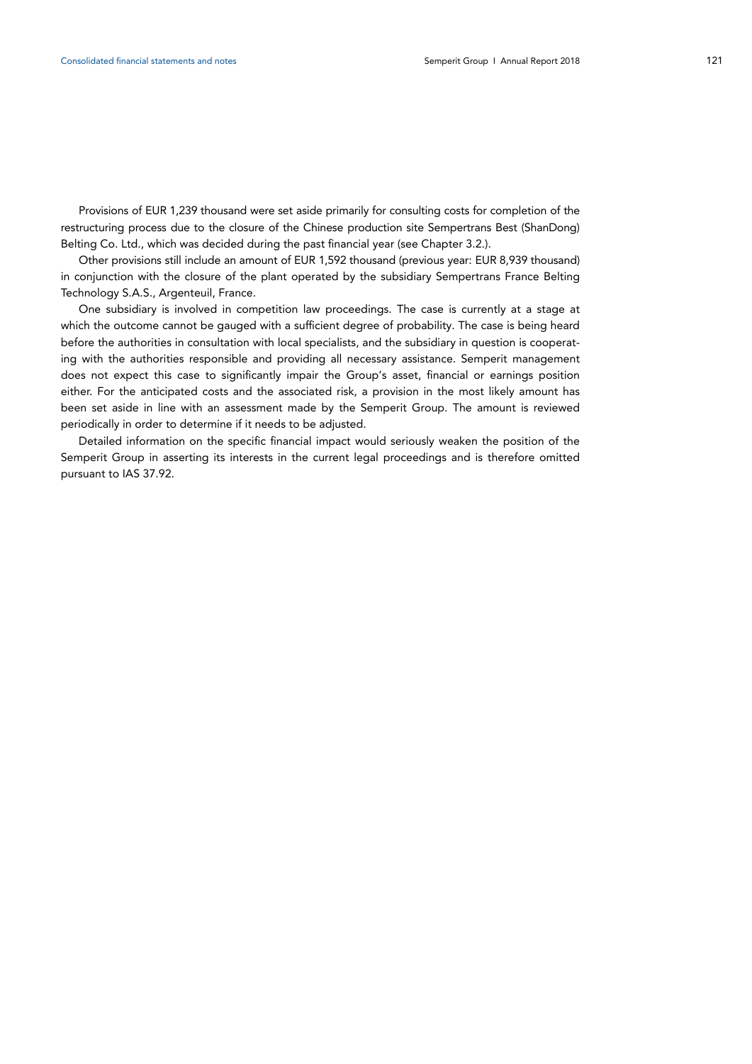Provisions of EUR 1,239 thousand were set aside primarily for consulting costs for completion of the restructuring process due to the closure of the Chinese production site Sempertrans Best (ShanDong) Belting Co. Ltd., which was decided during the past financial year (see Chapter 3.2.).

Other provisions still include an amount of EUR 1,592 thousand (previous year: EUR 8,939 thousand) in conjunction with the closure of the plant operated by the subsidiary Sempertrans France Belting Technology S.A.S., Argenteuil, France.

One subsidiary is involved in competition law proceedings. The case is currently at a stage at which the outcome cannot be gauged with a sufficient degree of probability. The case is being heard before the authorities in consultation with local specialists, and the subsidiary in question is cooperating with the authorities responsible and providing all necessary assistance. Semperit management does not expect this case to significantly impair the Group's asset, financial or earnings position either. For the anticipated costs and the associated risk, a provision in the most likely amount has been set aside in line with an assessment made by the Semperit Group. The amount is reviewed periodically in order to determine if it needs to be adjusted.

Detailed information on the specific financial impact would seriously weaken the position of the Semperit Group in asserting its interests in the current legal proceedings and is therefore omitted pursuant to IAS 37.92.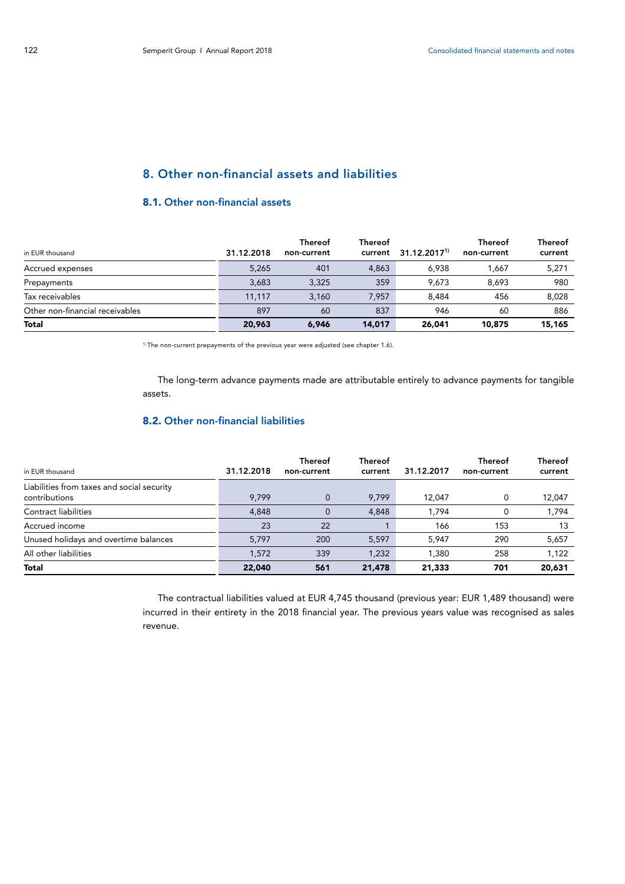## 8. Other non-financial assets and liabilities

### 8.1. Other non-financial assets

| in EUR thousand | 31.12.2018 | Thereof non-current | Thereof current | 31.12.2017[1] | Thereof non-current | Thereof current |
|---|---|---|---|---|---|---|
| Accrued expenses | 5,265 | 401 | 4,863 | 6,938 | 1,667 | 5,271 |
| Prepayments | 3,683 | 3,325 | 359 | 9,673 | 8,693 | 980 |
| Tax receivables | 11,117 | 3,160 | 7,957 | 8,484 | 456 | 8,028 |
| Other non-financial receivables | 897 | 60 | 837 | 946 | 60 | 886 |
| **Total** | **20,963** | **6,946** | **14,017** | **26,041** | **10,875** | **15,165** |

[1] The non-current prepayments of the previous year were adjusted (see chapter 1.6).

The long-term advance payments made are attributable entirely to advance payments for tangible assets.

### 8.2. Other non-financial liabilities

| in EUR thousand | 31.12.2018 | Thereof non-current | Thereof current | 31.12.2017 | Thereof non-current | Thereof current |
|---|---|---|---|---|---|---|
| Liabilities from taxes and social security contributions | 9,799 | 0 | 9,799 | 12,047 | 0 | 12,047 |
| Contract liabilities | 4,848 | 0 | 4,848 | 1,794 | 0 | 1,794 |
| Accrued income | 23 | 22 | 1 | 166 | 153 | 13 |
| Unused holidays and overtime balances | 5,797 | 200 | 5,597 | 5,947 | 290 | 5,657 |
| All other liabilities | 1,572 | 339 | 1,232 | 1,380 | 258 | 1,122 |
| **Total** | **22,040** | **561** | **21,478** | **21,333** | **701** | **20,631** |

The contractual liabilities valued at EUR 4,745 thousand (previous year: EUR 1,489 thousand) were incurred in their entirety in the 2018 financial year. The previous years value was recognised as sales revenue.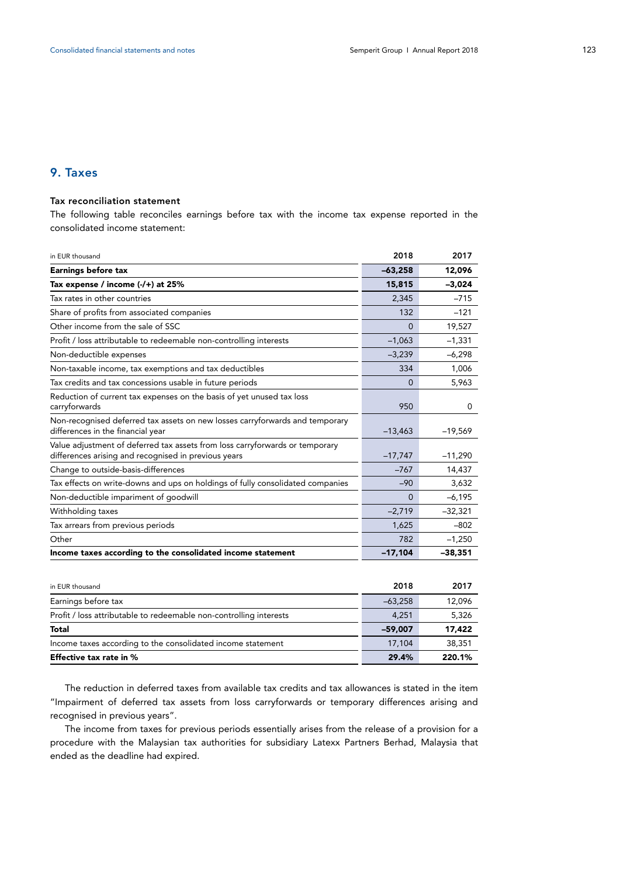## 9. Taxes

### Tax reconciliation statement

The following table reconciles earnings before tax with the income tax expense reported in the consolidated income statement:

| in EUR thousand | 2018 | 2017 |
|---|---|---|
| **Earnings before tax** | **–63,258** | **12,096** |
| **Tax expense / income (-/+) at 25%** | **15,815** | **–3,024** |
| Tax rates in other countries | 2,345 | –715 |
| Share of profits from associated companies | 132 | –121 |
| Other income from the sale of SSC | 0 | 19,527 |
| Profit / loss attributable to redeemable non-controlling interests | –1,063 | –1,331 |
| Non-deductible expenses | –3,239 | –6,298 |
| Non-taxable income, tax exemptions and tax deductibles | 334 | 1,006 |
| Tax credits and tax concessions usable in future periods | 0 | 5,963 |
| Reduction of current tax expenses on the basis of yet unused tax loss carryforwards | 950 | 0 |
| Non-recognised deferred tax assets on new losses carryforwards and temporary differences in the financial year | –13,463 | –19,569 |
| Value adjustment of deferred tax assets from loss carryforwards or temporary differences arising and recognised in previous years | –17,747 | –11,290 |
| Change to outside-basis-differences | –767 | 14,437 |
| Tax effects on write-downs and ups on holdings of fully consolidated companies | –90 | 3,632 |
| Non-deductible impairment of goodwill | 0 | –6,195 |
| Withholding taxes | –2,719 | –32,321 |
| Tax arrears from previous periods | 1,625 | –802 |
| Other | 782 | –1,250 |
| **Income taxes according to the consolidated income statement** | **–17,104** | **–38,351** |

| in EUR thousand | 2018 | 2017 |
|---|---|---|
| Earnings before tax | –63,258 | 12,096 |
| Profit / loss attributable to redeemable non-controlling interests | 4,251 | 5,326 |
| **Total** | **–59,007** | **17,422** |
| Income taxes according to the consolidated income statement | 17,104 | 38,351 |
| **Effective tax rate in %** | **29.4%** | **220.1%** |

The reduction in deferred taxes from available tax credits and tax allowances is stated in the item "Impairment of deferred tax assets from loss carryforwards or temporary differences arising and recognised in previous years".

The income from taxes for previous periods essentially arises from the release of a provision for a procedure with the Malaysian tax authorities for subsidiary Latexx Partners Berhad, Malaysia that ended as the deadline had expired.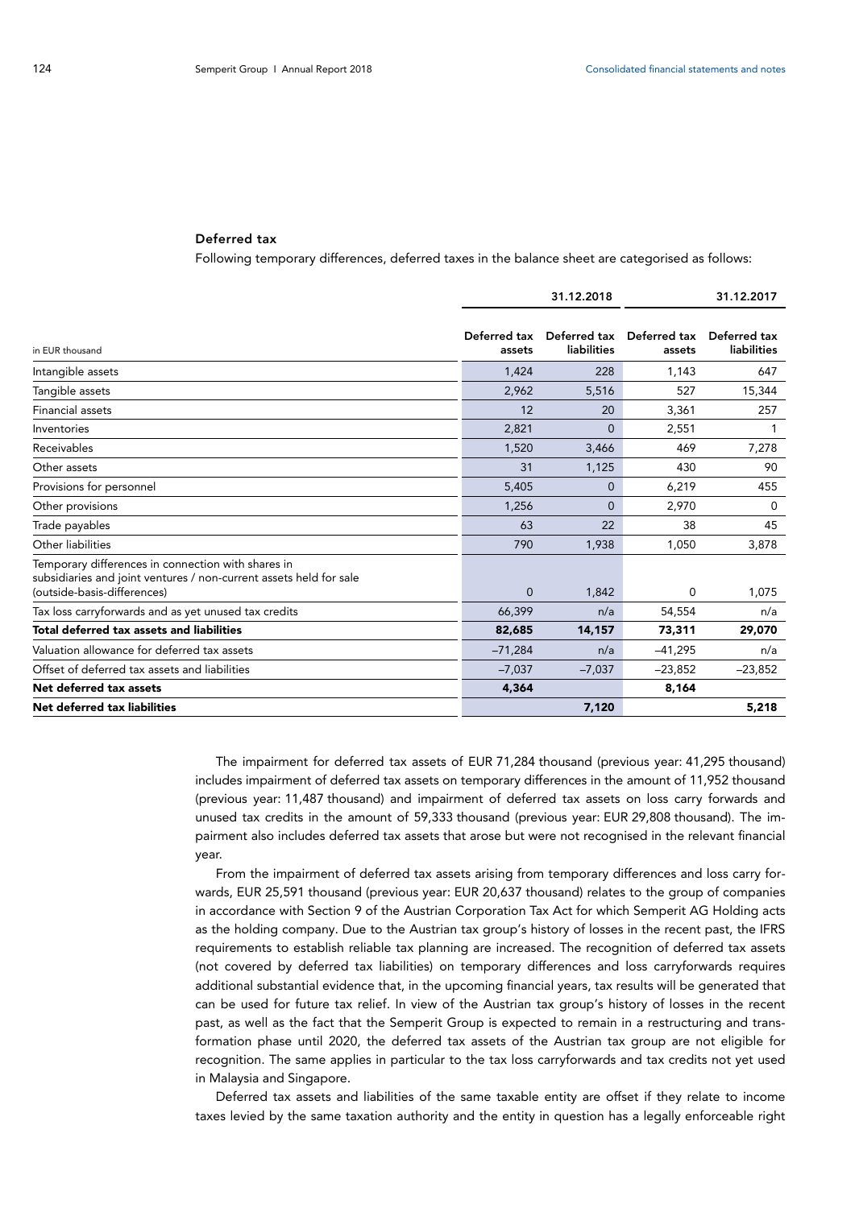### Deferred tax

Following temporary differences, deferred taxes in the balance sheet are categorised as follows:

| in EUR thousand | 31.12.2018 | | 31.12.2017 | |
|---|---|---|---|---|
| | Deferred tax assets | Deferred tax liabilities | Deferred tax assets | Deferred tax liabilities |
| Intangible assets | 1,424 | 228 | 1,143 | 647 |
| Tangible assets | 2,962 | 5,516 | 527 | 15,344 |
| Financial assets | 12 | 20 | 3,361 | 257 |
| Inventories | 2,821 | 0 | 2,551 | 1 |
| Receivables | 1,520 | 3,466 | 469 | 7,278 |
| Other assets | 31 | 1,125 | 430 | 90 |
| Provisions for personnel | 5,405 | 0 | 6,219 | 455 |
| Other provisions | 1,256 | 0 | 2,970 | 0 |
| Trade payables | 63 | 22 | 38 | 45 |
| Other liabilities | 790 | 1,938 | 1,050 | 3,878 |
| Temporary differences in connection with shares in subsidiaries and joint ventures / non-current assets held for sale (outside-basis-differences) | 0 | 1,842 | 0 | 1,075 |
| Tax loss carryforwards and as yet unused tax credits | 66,399 | n/a | 54,554 | n/a |
| **Total deferred tax assets and liabilities** | **82,685** | **14,157** | **73,311** | **29,070** |
| Valuation allowance for deferred tax assets | –71,284 | n/a | –41,295 | n/a |
| Offset of deferred tax assets and liabilities | –7,037 | –7,037 | –23,852 | –23,852 |
| **Net deferred tax assets** | **4,364** | | **8,164** | |
| **Net deferred tax liabilities** | | **7,120** | | **5,218** |

The impairment for deferred tax assets of EUR 71,284 thousand (previous year: 41,295 thousand) includes impairment of deferred tax assets on temporary differences in the amount of 11,952 thousand (previous year: 11,487 thousand) and impairment of deferred tax assets on loss carry forwards and unused tax credits in the amount of 59,333 thousand (previous year: EUR 29,808 thousand). The impairment also includes deferred tax assets that arose but were not recognised in the relevant financial year.

From the impairment of deferred tax assets arising from temporary differences and loss carry forwards, EUR 25,591 thousand (previous year: EUR 20,637 thousand) relates to the group of companies in accordance with Section 9 of the Austrian Corporation Tax Act for which Semperit AG Holding acts as the holding company. Due to the Austrian tax group's history of losses in the recent past, the IFRS requirements to establish reliable tax planning are increased. The recognition of deferred tax assets (not covered by deferred tax liabilities) on temporary differences and loss carryforwards requires additional substantial evidence that, in the upcoming financial years, tax results will be generated that can be used for future tax relief. In view of the Austrian tax group's history of losses in the recent past, as well as the fact that the Semperit Group is expected to remain in a restructuring and transformation phase until 2020, the deferred tax assets of the Austrian tax group are not eligible for recognition. The same applies in particular to the tax loss carryforwards and tax credits not yet used in Malaysia and Singapore.

Deferred tax assets and liabilities of the same taxable entity are offset if they relate to income taxes levied by the same taxation authority and the entity in question has a legally enforceable right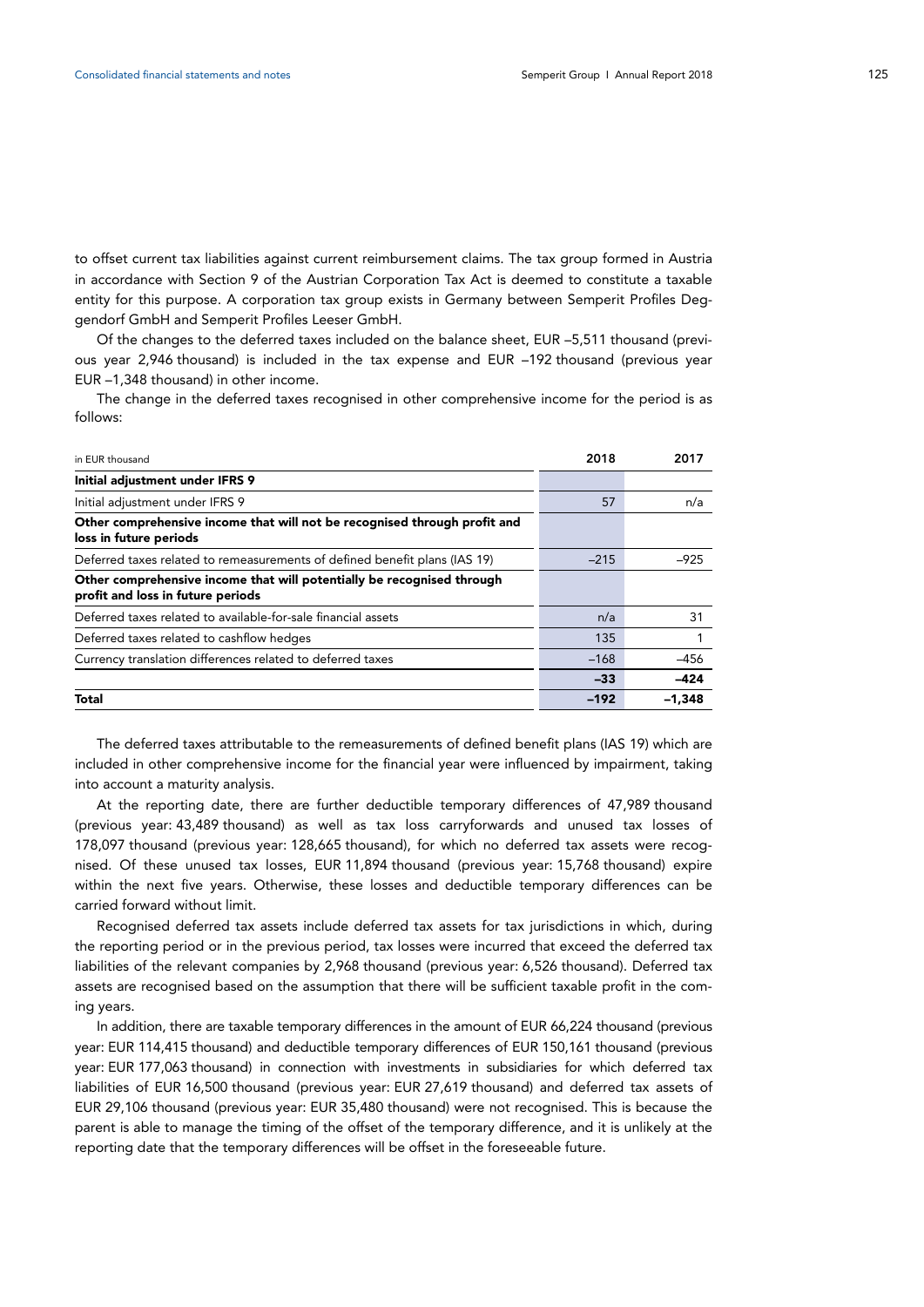to offset current tax liabilities against current reimbursement claims. The tax group formed in Austria in accordance with Section 9 of the Austrian Corporation Tax Act is deemed to constitute a taxable entity for this purpose. A corporation tax group exists in Germany between Semperit Profiles Deggendorf GmbH and Semperit Profiles Leeser GmbH.

Of the changes to the deferred taxes included on the balance sheet, EUR –5,511 thousand (previous year 2,946 thousand) is included in the tax expense and EUR –192 thousand (previous year EUR –1,348 thousand) in other income.

The change in the deferred taxes recognised in other comprehensive income for the period is as follows:

| in EUR thousand | 2018 | 2017 |
|---|---|---|
| **Initial adjustment under IFRS 9** | | |
| Initial adjustment under IFRS 9 | 57 | n/a |
| **Other comprehensive income that will not be recognised through profit and loss in future periods** | | |
| Deferred taxes related to remeasurements of defined benefit plans (IAS 19) | –215 | –925 |
| **Other comprehensive income that will potentially be recognised through profit and loss in future periods** | | |
| Deferred taxes related to available-for-sale financial assets | n/a | 31 |
| Deferred taxes related to cashflow hedges | 135 | 1 |
| Currency translation differences related to deferred taxes | –168 | –456 |
| | **–33** | **–424** |
| **Total** | **–192** | **–1,348** |

The deferred taxes attributable to the remeasurements of defined benefit plans (IAS 19) which are included in other comprehensive income for the financial year were influenced by impairment, taking into account a maturity analysis.

At the reporting date, there are further deductible temporary differences of 47,989 thousand (previous year: 43,489 thousand) as well as tax loss carryforwards and unused tax losses of 178,097 thousand (previous year: 128,665 thousand), for which no deferred tax assets were recognised. Of these unused tax losses, EUR 11,894 thousand (previous year: 15,768 thousand) expire within the next five years. Otherwise, these losses and deductible temporary differences can be carried forward without limit.

Recognised deferred tax assets include deferred tax assets for tax jurisdictions in which, during the reporting period or in the previous period, tax losses were incurred that exceed the deferred tax liabilities of the relevant companies by 2,968 thousand (previous year: 6,526 thousand). Deferred tax assets are recognised based on the assumption that there will be sufficient taxable profit in the coming years.

In addition, there are taxable temporary differences in the amount of EUR 66,224 thousand (previous year: EUR 114,415 thousand) and deductible temporary differences of EUR 150,161 thousand (previous year: EUR 177,063 thousand) in connection with investments in subsidiaries for which deferred tax liabilities of EUR 16,500 thousand (previous year: EUR 27,619 thousand) and deferred tax assets of EUR 29,106 thousand (previous year: EUR 35,480 thousand) were not recognised. This is because the parent is able to manage the timing of the offset of the temporary difference, and it is unlikely at the reporting date that the temporary differences will be offset in the foreseeable future.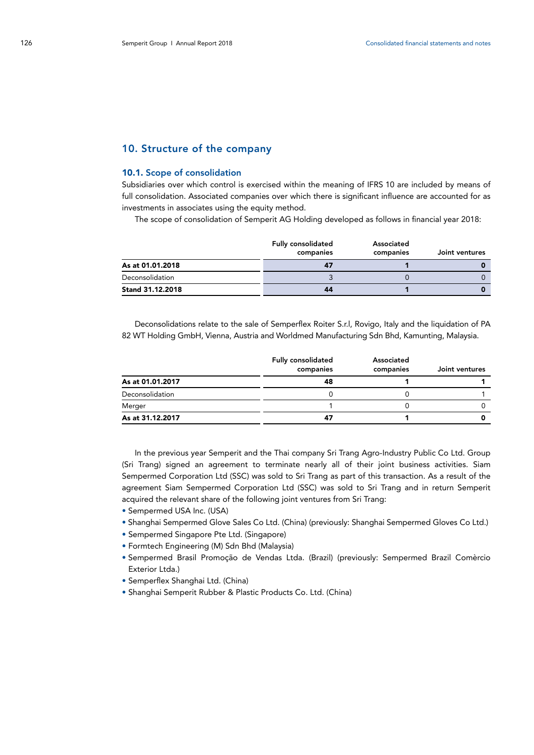## 10. Structure of the company

### 10.1. Scope of consolidation

Subsidiaries over which control is exercised within the meaning of IFRS 10 are included by means of full consolidation. Associated companies over which there is significant influence are accounted for as investments in associates using the equity method.

The scope of consolidation of Semperit AG Holding developed as follows in financial year 2018:

| | Fully consolidated companies | Associated companies | Joint ventures |
|---|---|---|---|
| **As at 01.01.2018** | **47** | **1** | **0** |
| Deconsolidation | 3 | 0 | 0 |
| **Stand 31.12.2018** | **44** | **1** | **0** |

Deconsolidations relate to the sale of Semperflex Roiter S.r.l, Rovigo, Italy and the liquidation of PA 82 WT Holding GmbH, Vienna, Austria and Worldmed Manufacturing Sdn Bhd, Kamunting, Malaysia.

| | Fully consolidated companies | Associated companies | Joint ventures |
|---|---|---|---|
| **As at 01.01.2017** | **48** | **1** | **1** |
| Deconsolidation | 0 | 0 | 1 |
| Merger | 1 | 0 | 0 |
| **As at 31.12.2017** | **47** | **1** | **0** |

In the previous year Semperit and the Thai company Sri Trang Agro-Industry Public Co Ltd. Group (Sri Trang) signed an agreement to terminate nearly all of their joint business activities. Siam Sempermed Corporation Ltd (SSC) was sold to Sri Trang as part of this transaction. As a result of the agreement Siam Sempermed Corporation Ltd (SSC) was sold to Sri Trang and in return Semperit acquired the relevant share of the following joint ventures from Sri Trang:

- Sempermed USA Inc. (USA)
- Shanghai Sempermed Glove Sales Co Ltd. (China) (previously: Shanghai Sempermed Gloves Co Ltd.)
- Sempermed Singapore Pte Ltd. (Singapore)
- Formtech Engineering (M) Sdn Bhd (Malaysia)
- Sempermed Brasil Promoção de Vendas Ltda. (Brazil) (previously: Sempermed Brazil Comèrcio Exterior Ltda.)
- Semperflex Shanghai Ltd. (China)
- Shanghai Semperit Rubber & Plastic Products Co. Ltd. (China)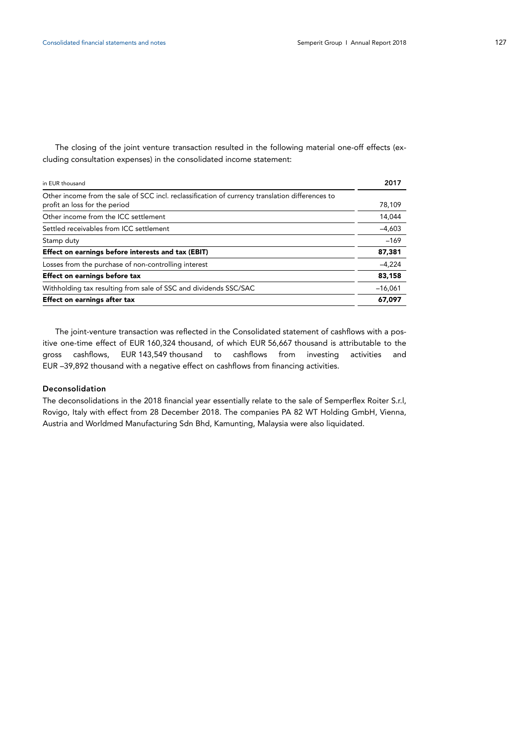The closing of the joint venture transaction resulted in the following material one-off effects (excluding consultation expenses) in the consolidated income statement:

| in EUR thousand | 2017 |
| --- | --- |
| Other income from the sale of SCC incl. reclassification of currency translation differences to profit an loss for the period | 78,109 |
| Other income from the ICC settlement | 14,044 |
| Settled receivables from ICC settlement | –4,603 |
| Stamp duty | –169 |
| **Effect on earnings before interests and tax (EBIT)** | **87,381** |
| Losses from the purchase of non-controlling interest | –4,224 |
| **Effect on earnings before tax** | **83,158** |
| Withholding tax resulting from sale of SSC and dividends SSC/SAC | –16,061 |
| **Effect on earnings after tax** | **67,097** |

The joint-venture transaction was reflected in the Consolidated statement of cashflows with a positive one-time effect of EUR 160,324 thousand, of which EUR 56,667 thousand is attributable to the gross cashflows, EUR 143,549 thousand to cashflows from investing activities and EUR –39,892 thousand with a negative effect on cashflows from financing activities.

### Deconsolidation

The deconsolidations in the 2018 financial year essentially relate to the sale of Semperflex Roiter S.r.l, Rovigo, Italy with effect from 28 December 2018. The companies PA 82 WT Holding GmbH, Vienna, Austria and Worldmed Manufacturing Sdn Bhd, Kamunting, Malaysia were also liquidated.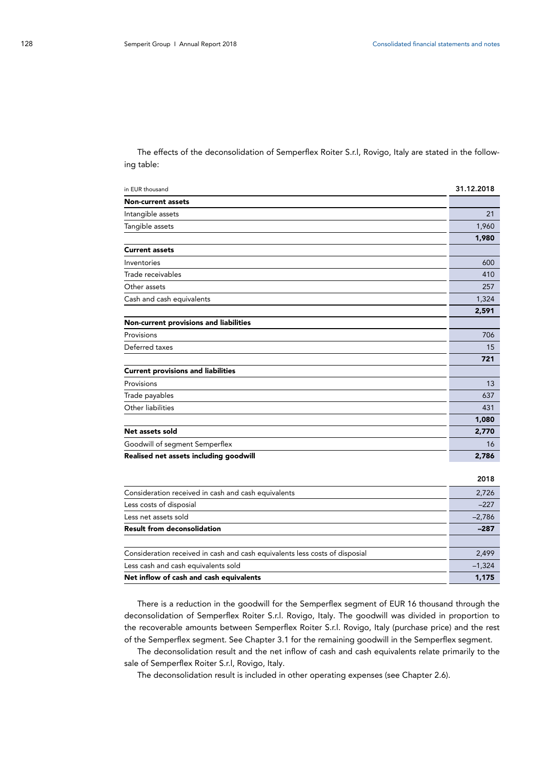The effects of the deconsolidation of Semperflex Roiter S.r.l, Rovigo, Italy are stated in the following table:

| in EUR thousand | 31.12.2018 |
|---|---|
| **Non-current assets** | |
| Intangible assets | 21 |
| Tangible assets | 1,960 |
| | **1,980** |
| **Current assets** | |
| Inventories | 600 |
| Trade receivables | 410 |
| Other assets | 257 |
| Cash and cash equivalents | 1,324 |
| | **2,591** |
| **Non-current provisions and liabilities** | |
| Provisions | 706 |
| Deferred taxes | 15 |
| | **721** |
| **Current provisions and liabilities** | |
| Provisions | 13 |
| Trade payables | 637 |
| Other liabilities | 431 |
| | **1,080** |
| **Net assets sold** | **2,770** |
| Goodwill of segment Semperflex | 16 |
| **Realised net assets including goodwill** | **2,786** |

| | 2018 |
|---|---|
| Consideration received in cash and cash equivalents | 2,726 |
| Less costs of disposial | –227 |
| Less net assets sold | –2,786 |
| **Result from deconsolidation** | **–287** |
| | |
| Consideration received in cash and cash equivalents less costs of disposial | 2,499 |
| Less cash and cash equivalents sold | –1,324 |
| **Net inflow of cash and cash equivalents** | **1,175** |

There is a reduction in the goodwill for the Semperflex segment of EUR 16 thousand through the deconsolidation of Semperflex Roiter S.r.l. Rovigo, Italy. The goodwill was divided in proportion to the recoverable amounts between Semperflex Roiter S.r.l. Rovigo, Italy (purchase price) and the rest of the Semperflex segment. See Chapter 3.1 for the remaining goodwill in the Semperflex segment.

The deconsolidation result and the net inflow of cash and cash equivalents relate primarily to the sale of Semperflex Roiter S.r.l, Rovigo, Italy.

The deconsolidation result is included in other operating expenses (see Chapter 2.6).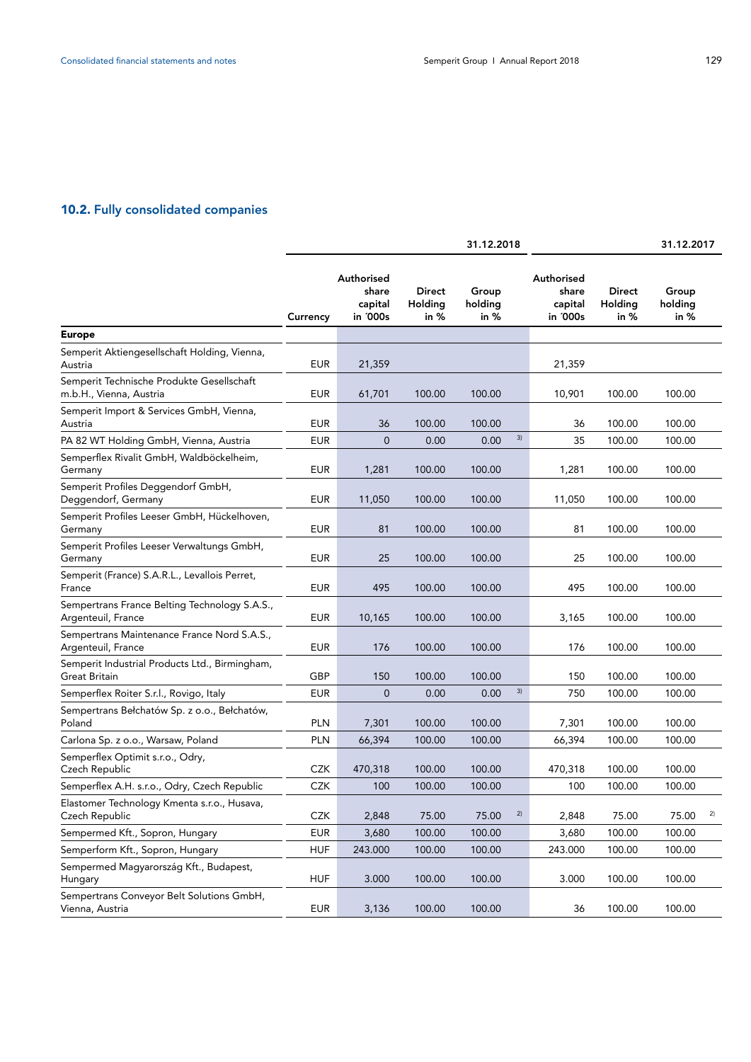## 10.2. Fully consolidated companies

| | | 31.12.2018 | | | | 31.12.2017 | | | |
|---|---|---|---|---|---|---|---|---|---|
| | Currency | Authorised share capital in ´000s | Direct Holding in % | Group holding in % | | Authorised share capital in ´000s | Direct Holding in % | Group holding in % | |
| **Europe** | | | | | | | | | |
| Semperit Aktiengesellschaft Holding, Vienna, Austria | EUR | 21,359 | | | | 21,359 | | | |
| Semperit Technische Produkte Gesellschaft m.b.H., Vienna, Austria | EUR | 61,701 | 100.00 | 100.00 | | 10,901 | 100.00 | 100.00 | |
| Semperit Import & Services GmbH, Vienna, Austria | EUR | 36 | 100.00 | 100.00 | | 36 | 100.00 | 100.00 | |
| PA 82 WT Holding GmbH, Vienna, Austria | EUR | 0 | 0.00 | 0.00 | 3) | 35 | 100.00 | 100.00 | |
| Semperflex Rivalit GmbH, Waldböckelheim, Germany | EUR | 1,281 | 100.00 | 100.00 | | 1,281 | 100.00 | 100.00 | |
| Semperit Profiles Deggendorf GmbH, Deggendorf, Germany | EUR | 11,050 | 100.00 | 100.00 | | 11,050 | 100.00 | 100.00 | |
| Semperit Profiles Leeser GmbH, Hückelhoven, Germany | EUR | 81 | 100.00 | 100.00 | | 81 | 100.00 | 100.00 | |
| Semperit Profiles Leeser Verwaltungs GmbH, Germany | EUR | 25 | 100.00 | 100.00 | | 25 | 100.00 | 100.00 | |
| Semperit (France) S.A.R.L., Levallois Perret, France | EUR | 495 | 100.00 | 100.00 | | 495 | 100.00 | 100.00 | |
| Sempertrans France Belting Technology S.A.S., Argenteuil, France | EUR | 10,165 | 100.00 | 100.00 | | 3,165 | 100.00 | 100.00 | |
| Sempertrans Maintenance France Nord S.A.S., Argenteuil, France | EUR | 176 | 100.00 | 100.00 | | 176 | 100.00 | 100.00 | |
| Semperit Industrial Products Ltd., Birmingham, Great Britain | GBP | 150 | 100.00 | 100.00 | | 150 | 100.00 | 100.00 | |
| Semperflex Roiter S.r.l., Rovigo, Italy | EUR | 0 | 0.00 | 0.00 | 3) | 750 | 100.00 | 100.00 | |
| Sempertrans Bełchatów Sp. z o.o., Bełchatów, Poland | PLN | 7,301 | 100.00 | 100.00 | | 7,301 | 100.00 | 100.00 | |
| Carlona Sp. z o.o., Warsaw, Poland | PLN | 66,394 | 100.00 | 100.00 | | 66,394 | 100.00 | 100.00 | |
| Semperflex Optimit s.r.o., Odry, Czech Republic | CZK | 470,318 | 100.00 | 100.00 | | 470,318 | 100.00 | 100.00 | |
| Semperflex A.H. s.r.o., Odry, Czech Republic | CZK | 100 | 100.00 | 100.00 | | 100 | 100.00 | 100.00 | |
| Elastomer Technology Kmenta s.r.o., Husava, Czech Republic | CZK | 2,848 | 75.00 | 75.00 | 2) | 2,848 | 75.00 | 75.00 | 2) |
| Sempermed Kft., Sopron, Hungary | EUR | 3,680 | 100.00 | 100.00 | | 3,680 | 100.00 | 100.00 | |
| Semperform Kft., Sopron, Hungary | HUF | 243.000 | 100.00 | 100.00 | | 243.000 | 100.00 | 100.00 | |
| Sempermed Magyarország Kft., Budapest, Hungary | HUF | 3.000 | 100.00 | 100.00 | | 3.000 | 100.00 | 100.00 | |
| Sempertrans Conveyor Belt Solutions GmbH, Vienna, Austria | EUR | 3,136 | 100.00 | 100.00 | | 36 | 100.00 | 100.00 | |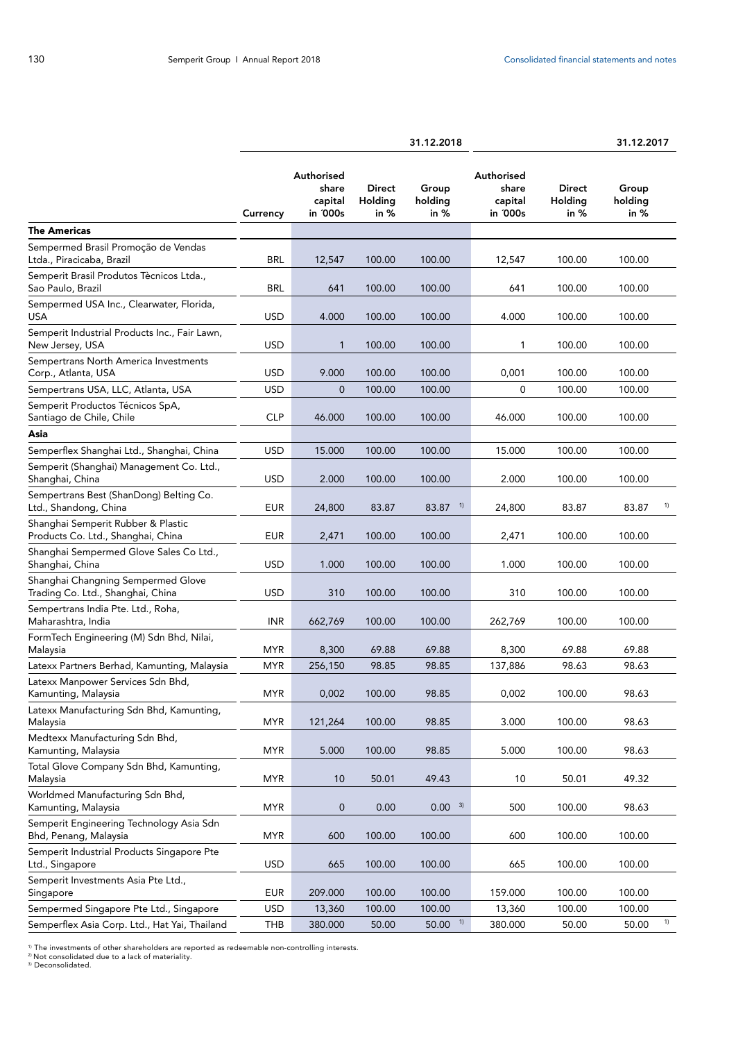| | Currency | 31.12.2018 | | | 31.12.2017 | | |
|---|---|---|---|---|---|---|---|
| | | Authorised share capital in ´000s | Direct Holding in % | Group holding in % | Authorised share capital in ´000s | Direct Holding in % | Group holding in % |
| **The Americas** | | | | | | | |
| Sempermed Brasil Promoção de Vendas Ltda., Piracicaba, Brazil | BRL | 12,547 | 100.00 | 100.00 | 12,547 | 100.00 | 100.00 |
| Semperit Brasil Produtos Tècnicos Ltda., Sao Paulo, Brazil | BRL | 641 | 100.00 | 100.00 | 641 | 100.00 | 100.00 |
| Sempermed USA Inc., Clearwater, Florida, USA | USD | 4.000 | 100.00 | 100.00 | 4.000 | 100.00 | 100.00 |
| Semperit Industrial Products Inc., Fair Lawn, New Jersey, USA | USD | 1 | 100.00 | 100.00 | 1 | 100.00 | 100.00 |
| Sempertrans North America Investments Corp., Atlanta, USA | USD | 9.000 | 100.00 | 100.00 | 0,001 | 100.00 | 100.00 |
| Sempertrans USA, LLC, Atlanta, USA | USD | 0 | 100.00 | 100.00 | 0 | 100.00 | 100.00 |
| Semperit Productos Técnicos SpA, Santiago de Chile, Chile | CLP | 46.000 | 100.00 | 100.00 | 46.000 | 100.00 | 100.00 |
| **Asia** | | | | | | | |
| Semperflex Shanghai Ltd., Shanghai, China | USD | 15.000 | 100.00 | 100.00 | 15.000 | 100.00 | 100.00 |
| Semperit (Shanghai) Management Co. Ltd., Shanghai, China | USD | 2.000 | 100.00 | 100.00 | 2.000 | 100.00 | 100.00 |
| Sempertrans Best (ShanDong) Belting Co. Ltd., Shandong, China | EUR | 24,800 | 83.87 | 83.87 [1] | 24,800 | 83.87 | 83.87 [1] |
| Shanghai Semperit Rubber & Plastic Products Co. Ltd., Shanghai, China | EUR | 2,471 | 100.00 | 100.00 | 2,471 | 100.00 | 100.00 |
| Shanghai Sempermed Glove Sales Co Ltd., Shanghai, China | USD | 1.000 | 100.00 | 100.00 | 1.000 | 100.00 | 100.00 |
| Shanghai Changning Sempermed Glove Trading Co. Ltd., Shanghai, China | USD | 310 | 100.00 | 100.00 | 310 | 100.00 | 100.00 |
| Sempertrans India Pte. Ltd., Roha, Maharashtra, India | INR | 662,769 | 100.00 | 100.00 | 262,769 | 100.00 | 100.00 |
| FormTech Engineering (M) Sdn Bhd, Nilai, Malaysia | MYR | 8,300 | 69.88 | 69.88 | 8,300 | 69.88 | 69.88 |
| Latexx Partners Berhad, Kamunting, Malaysia | MYR | 256,150 | 98.85 | 98.85 | 137,886 | 98.63 | 98.63 |
| Latexx Manpower Services Sdn Bhd, Kamunting, Malaysia | MYR | 0,002 | 100.00 | 98.85 | 0,002 | 100.00 | 98.63 |
| Latexx Manufacturing Sdn Bhd, Kamunting, Malaysia | MYR | 121,264 | 100.00 | 98.85 | 3.000 | 100.00 | 98.63 |
| Medtexx Manufacturing Sdn Bhd, Kamunting, Malaysia | MYR | 5.000 | 100.00 | 98.85 | 5.000 | 100.00 | 98.63 |
| Total Glove Company Sdn Bhd, Kamunting, Malaysia | MYR | 10 | 50.01 | 49.43 | 10 | 50.01 | 49.32 |
| Worldmed Manufacturing Sdn Bhd, Kamunting, Malaysia | MYR | 0 | 0.00 | 0.00 [3] | 500 | 100.00 | 98.63 |
| Semperit Engineering Technology Asia Sdn Bhd, Penang, Malaysia | MYR | 600 | 100.00 | 100.00 | 600 | 100.00 | 100.00 |
| Semperit Industrial Products Singapore Pte Ltd., Singapore | USD | 665 | 100.00 | 100.00 | 665 | 100.00 | 100.00 |
| Semperit Investments Asia Pte Ltd., Singapore | EUR | 209.000 | 100.00 | 100.00 | 159.000 | 100.00 | 100.00 |
| Sempermed Singapore Pte Ltd., Singapore | USD | 13,360 | 100.00 | 100.00 | 13,360 | 100.00 | 100.00 |
| Semperflex Asia Corp. Ltd., Hat Yai, Thailand | THB | 380.000 | 50.00 | 50.00 [1] | 380.000 | 50.00 | 50.00 [1] |

[1] The investments of other shareholders are reported as redeemable non-controlling interests.
[2] Not consolidated due to a lack of materiality.
[3] Deconsolidated.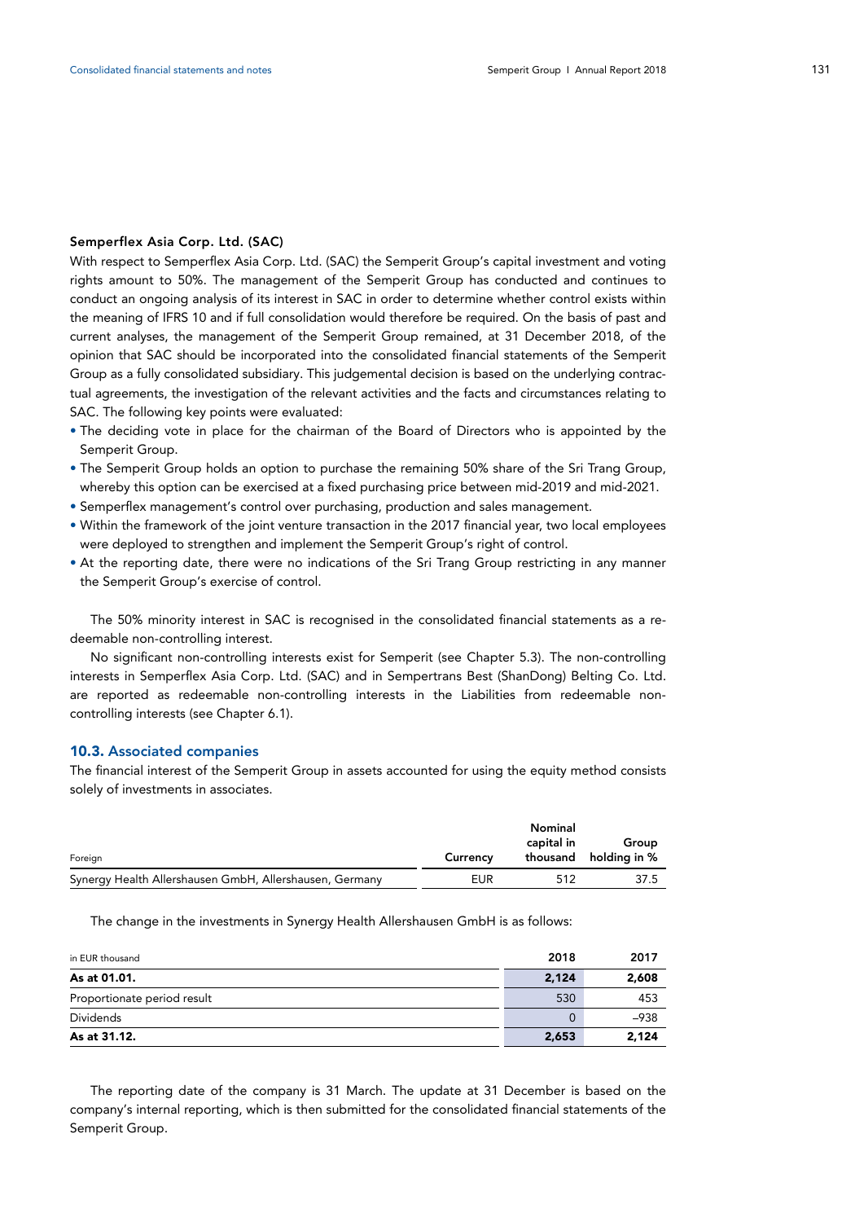**Semperflex Asia Corp. Ltd. (SAC)**

With respect to Semperflex Asia Corp. Ltd. (SAC) the Semperit Group's capital investment and voting rights amount to 50%. The management of the Semperit Group has conducted and continues to conduct an ongoing analysis of its interest in SAC in order to determine whether control exists within the meaning of IFRS 10 and if full consolidation would therefore be required. On the basis of past and current analyses, the management of the Semperit Group remained, at 31 December 2018, of the opinion that SAC should be incorporated into the consolidated financial statements of the Semperit Group as a fully consolidated subsidiary. This judgemental decision is based on the underlying contractual agreements, the investigation of the relevant activities and the facts and circumstances relating to SAC. The following key points were evaluated:

- The deciding vote in place for the chairman of the Board of Directors who is appointed by the Semperit Group.
- The Semperit Group holds an option to purchase the remaining 50% share of the Sri Trang Group, whereby this option can be exercised at a fixed purchasing price between mid-2019 and mid-2021.
- Semperflex management's control over purchasing, production and sales management.
- Within the framework of the joint venture transaction in the 2017 financial year, two local employees were deployed to strengthen and implement the Semperit Group's right of control.
- At the reporting date, there were no indications of the Sri Trang Group restricting in any manner the Semperit Group's exercise of control.

The 50% minority interest in SAC is recognised in the consolidated financial statements as a redeemable non-controlling interest.

No significant non-controlling interests exist for Semperit (see Chapter 5.3). The non-controlling interests in Semperflex Asia Corp. Ltd. (SAC) and in Sempertrans Best (ShanDong) Belting Co. Ltd. are reported as redeemable non-controlling interests in the Liabilities from redeemable non-controlling interests (see Chapter 6.1).

## 10.3. Associated companies

The financial interest of the Semperit Group in assets accounted for using the equity method consists solely of investments in associates.

| Foreign | Currency | Nominal capital in thousand | Group holding in % |
|---|---|---|---|
| Synergy Health Allershausen GmbH, Allershausen, Germany | EUR | 512 | 37.5 |

The change in the investments in Synergy Health Allershausen GmbH is as follows:

| in EUR thousand | 2018 | 2017 |
|---|---|---|
| **As at 01.01.** | **2,124** | **2,608** |
| Proportionate period result | 530 | 453 |
| Dividends | 0 | –938 |
| **As at 31.12.** | **2,653** | **2,124** |

The reporting date of the company is 31 March. The update at 31 December is based on the company's internal reporting, which is then submitted for the consolidated financial statements of the Semperit Group.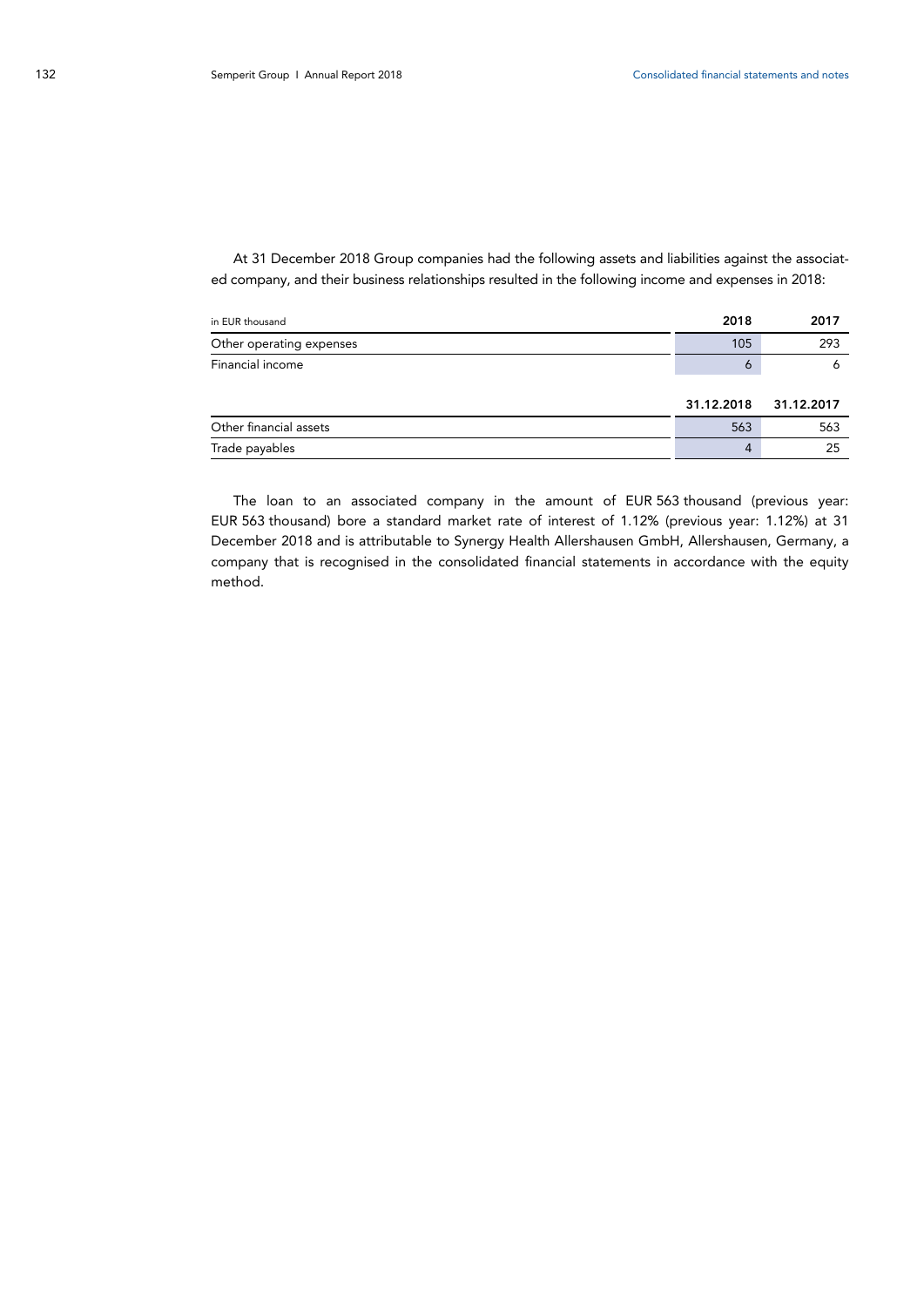At 31 December 2018 Group companies had the following assets and liabilities against the associated company, and their business relationships resulted in the following income and expenses in 2018:

| in EUR thousand | 2018 | 2017 |
| --- | --- | --- |
| Other operating expenses | 105 | 293 |
| Financial income | 6 | 6 |
| | **31.12.2018** | **31.12.2017** |
| Other financial assets | 563 | 563 |
| Trade payables | 4 | 25 |

The loan to an associated company in the amount of EUR 563 thousand (previous year: EUR 563 thousand) bore a standard market rate of interest of 1.12% (previous year: 1.12%) at 31 December 2018 and is attributable to Synergy Health Allershausen GmbH, Allershausen, Germany, a company that is recognised in the consolidated financial statements in accordance with the equity method.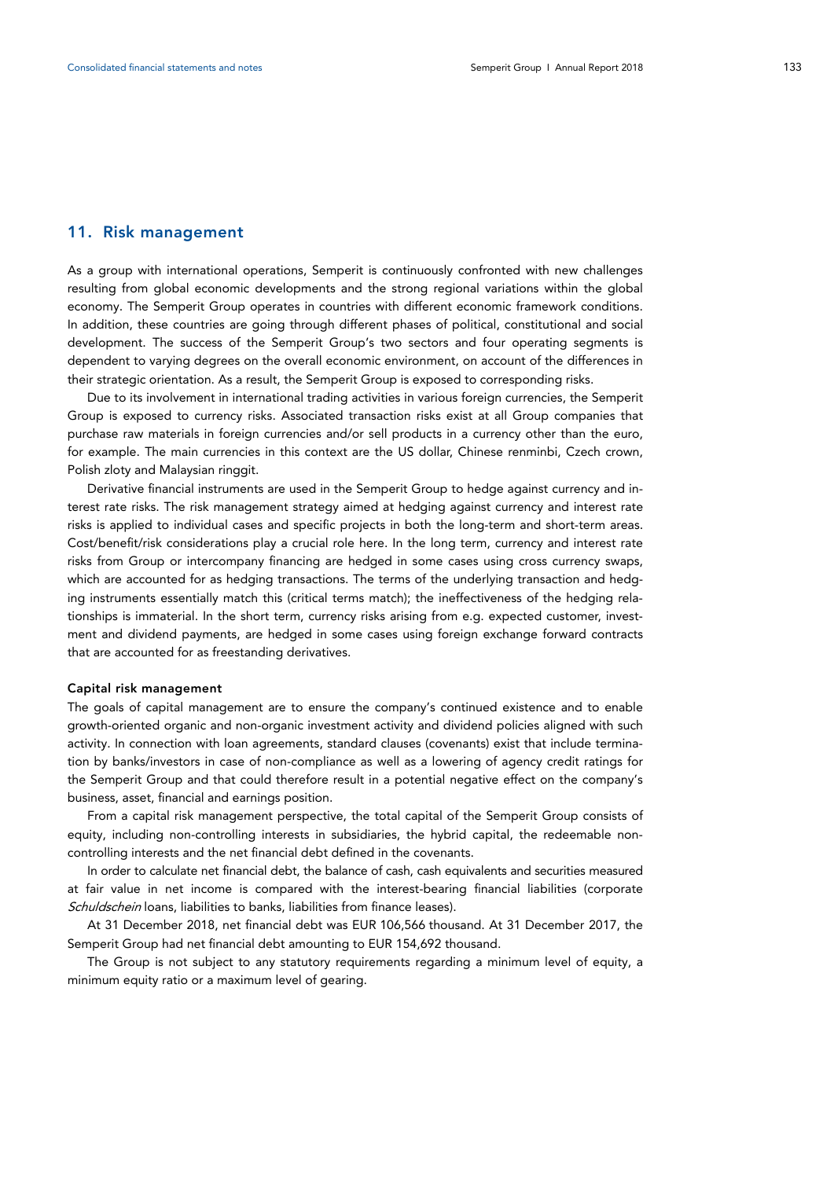## 11. Risk management

As a group with international operations, Semperit is continuously confronted with new challenges resulting from global economic developments and the strong regional variations within the global economy. The Semperit Group operates in countries with different economic framework conditions. In addition, these countries are going through different phases of political, constitutional and social development. The success of the Semperit Group's two sectors and four operating segments is dependent to varying degrees on the overall economic environment, on account of the differences in their strategic orientation. As a result, the Semperit Group is exposed to corresponding risks.

Due to its involvement in international trading activities in various foreign currencies, the Semperit Group is exposed to currency risks. Associated transaction risks exist at all Group companies that purchase raw materials in foreign currencies and/or sell products in a currency other than the euro, for example. The main currencies in this context are the US dollar, Chinese renminbi, Czech crown, Polish zloty and Malaysian ringgit.

Derivative financial instruments are used in the Semperit Group to hedge against currency and interest rate risks. The risk management strategy aimed at hedging against currency and interest rate risks is applied to individual cases and specific projects in both the long-term and short-term areas. Cost/benefit/risk considerations play a crucial role here. In the long term, currency and interest rate risks from Group or intercompany financing are hedged in some cases using cross currency swaps, which are accounted for as hedging transactions. The terms of the underlying transaction and hedging instruments essentially match this (critical terms match); the ineffectiveness of the hedging relationships is immaterial. In the short term, currency risks arising from e.g. expected customer, investment and dividend payments, are hedged in some cases using foreign exchange forward contracts that are accounted for as freestanding derivatives.

**Capital risk management**

The goals of capital management are to ensure the company's continued existence and to enable growth-oriented organic and non-organic investment activity and dividend policies aligned with such activity. In connection with loan agreements, standard clauses (covenants) exist that include termination by banks/investors in case of non-compliance as well as a lowering of agency credit ratings for the Semperit Group and that could therefore result in a potential negative effect on the company's business, asset, financial and earnings position.

From a capital risk management perspective, the total capital of the Semperit Group consists of equity, including non-controlling interests in subsidiaries, the hybrid capital, the redeemable non-controlling interests and the net financial debt defined in the covenants.

In order to calculate net financial debt, the balance of cash, cash equivalents and securities measured at fair value in net income is compared with the interest-bearing financial liabilities (corporate *Schuldschein* loans, liabilities to banks, liabilities from finance leases).

At 31 December 2018, net financial debt was EUR 106,566 thousand. At 31 December 2017, the Semperit Group had net financial debt amounting to EUR 154,692 thousand.

The Group is not subject to any statutory requirements regarding a minimum level of equity, a minimum equity ratio or a maximum level of gearing.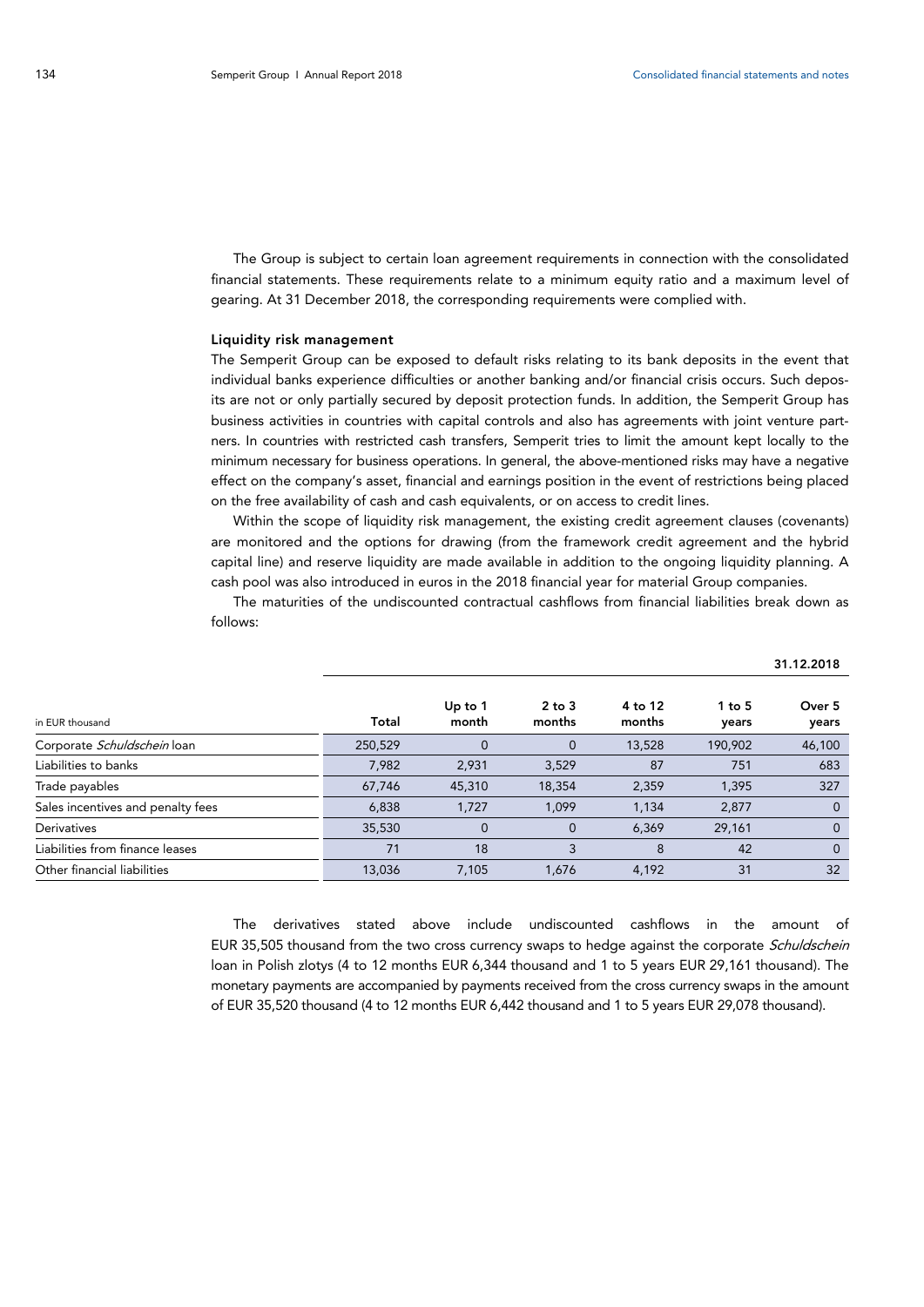The Group is subject to certain loan agreement requirements in connection with the consolidated financial statements. These requirements relate to a minimum equity ratio and a maximum level of gearing. At 31 December 2018, the corresponding requirements were complied with.

### Liquidity risk management

The Semperit Group can be exposed to default risks relating to its bank deposits in the event that individual banks experience difficulties or another banking and/or financial crisis occurs. Such deposits are not or only partially secured by deposit protection funds. In addition, the Semperit Group has business activities in countries with capital controls and also has agreements with joint venture partners. In countries with restricted cash transfers, Semperit tries to limit the amount kept locally to the minimum necessary for business operations. In general, the above-mentioned risks may have a negative effect on the company's asset, financial and earnings position in the event of restrictions being placed on the free availability of cash and cash equivalents, or on access to credit lines.

Within the scope of liquidity risk management, the existing credit agreement clauses (covenants) are monitored and the options for drawing (from the framework credit agreement and the hybrid capital line) and reserve liquidity are made available in addition to the ongoing liquidity planning. A cash pool was also introduced in euros in the 2018 financial year for material Group companies.

The maturities of the undiscounted contractual cashflows from financial liabilities break down as follows:

| in EUR thousand | | | | | | 31.12.2018 |
|---|---|---|---|---|---|---|
| | Total | Up to 1 month | 2 to 3 months | 4 to 12 months | 1 to 5 years | Over 5 years |
| Corporate *Schuldschein* loan | 250,529 | 0 | 0 | 13,528 | 190,902 | 46,100 |
| Liabilities to banks | 7,982 | 2,931 | 3,529 | 87 | 751 | 683 |
| Trade payables | 67,746 | 45,310 | 18,354 | 2,359 | 1,395 | 327 |
| Sales incentives and penalty fees | 6,838 | 1,727 | 1,099 | 1,134 | 2,877 | 0 |
| Derivatives | 35,530 | 0 | 0 | 6,369 | 29,161 | 0 |
| Liabilities from finance leases | 71 | 18 | 3 | 8 | 42 | 0 |
| Other financial liabilities | 13,036 | 7,105 | 1,676 | 4,192 | 31 | 32 |

The derivatives stated above include undiscounted cashflows in the amount of EUR 35,505 thousand from the two cross currency swaps to hedge against the corporate *Schuldschein* loan in Polish zlotys (4 to 12 months EUR 6,344 thousand and 1 to 5 years EUR 29,161 thousand). The monetary payments are accompanied by payments received from the cross currency swaps in the amount of EUR 35,520 thousand (4 to 12 months EUR 6,442 thousand and 1 to 5 years EUR 29,078 thousand).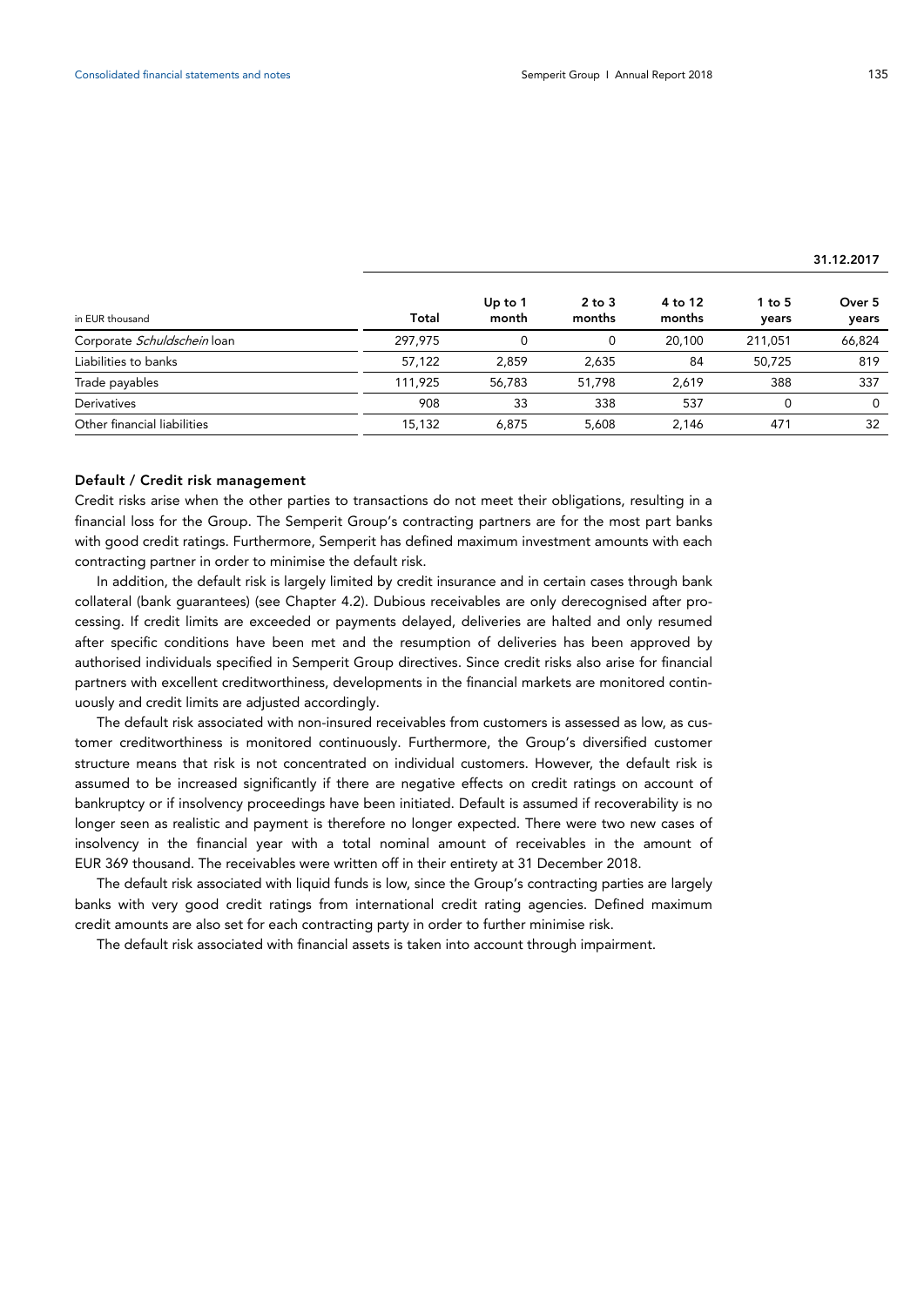| | | | | | | 31.12.2017 |
|---|---|---|---|---|---|---|
| in EUR thousand | Total | Up to 1 month | 2 to 3 months | 4 to 12 months | 1 to 5 years | Over 5 years |
| Corporate *Schuldschein* loan | 297,975 | 0 | 0 | 20,100 | 211,051 | 66,824 |
| Liabilities to banks | 57,122 | 2,859 | 2,635 | 84 | 50,725 | 819 |
| Trade payables | 111,925 | 56,783 | 51,798 | 2,619 | 388 | 337 |
| Derivatives | 908 | 33 | 338 | 537 | 0 | 0 |
| Other financial liabilities | 15,132 | 6,875 | 5,608 | 2,146 | 471 | 32 |

### Default / Credit risk management

Credit risks arise when the other parties to transactions do not meet their obligations, resulting in a financial loss for the Group. The Semperit Group's contracting partners are for the most part banks with good credit ratings. Furthermore, Semperit has defined maximum investment amounts with each contracting partner in order to minimise the default risk.

In addition, the default risk is largely limited by credit insurance and in certain cases through bank collateral (bank guarantees) (see Chapter 4.2). Dubious receivables are only derecognised after processing. If credit limits are exceeded or payments delayed, deliveries are halted and only resumed after specific conditions have been met and the resumption of deliveries has been approved by authorised individuals specified in Semperit Group directives. Since credit risks also arise for financial partners with excellent creditworthiness, developments in the financial markets are monitored continuously and credit limits are adjusted accordingly.

The default risk associated with non-insured receivables from customers is assessed as low, as customer creditworthiness is monitored continuously. Furthermore, the Group's diversified customer structure means that risk is not concentrated on individual customers. However, the default risk is assumed to be increased significantly if there are negative effects on credit ratings on account of bankruptcy or if insolvency proceedings have been initiated. Default is assumed if recoverability is no longer seen as realistic and payment is therefore no longer expected. There were two new cases of insolvency in the financial year with a total nominal amount of receivables in the amount of EUR 369 thousand. The receivables were written off in their entirety at 31 December 2018.

The default risk associated with liquid funds is low, since the Group's contracting parties are largely banks with very good credit ratings from international credit rating agencies. Defined maximum credit amounts are also set for each contracting party in order to further minimise risk.

The default risk associated with financial assets is taken into account through impairment.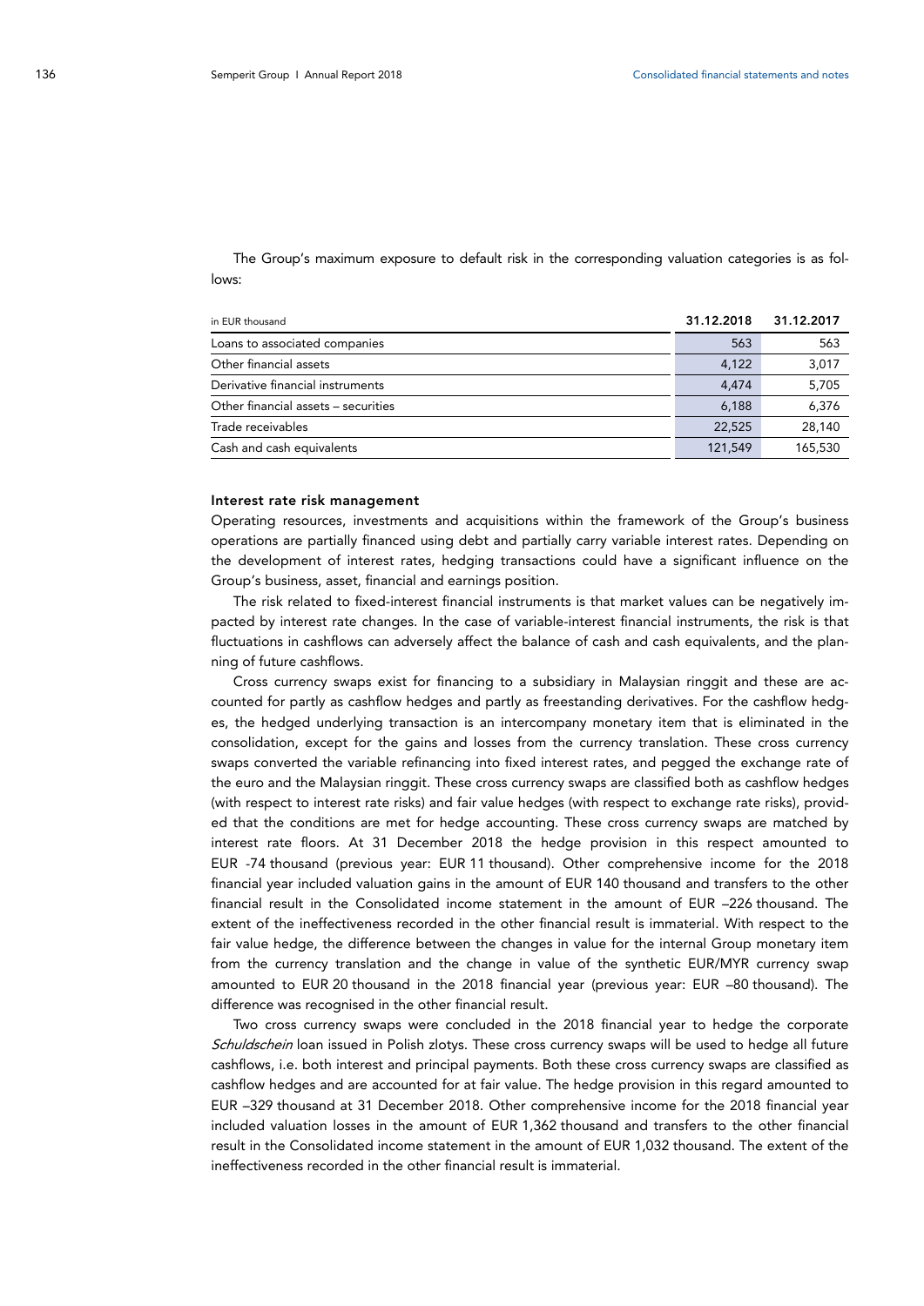The Group's maximum exposure to default risk in the corresponding valuation categories is as follows:

| in EUR thousand | 31.12.2018 | 31.12.2017 |
|---|---|---|
| Loans to associated companies | 563 | 563 |
| Other financial assets | 4,122 | 3,017 |
| Derivative financial instruments | 4,474 | 5,705 |
| Other financial assets – securities | 6,188 | 6,376 |
| Trade receivables | 22,525 | 28,140 |
| Cash and cash equivalents | 121,549 | 165,530 |

**Interest rate risk management**

Operating resources, investments and acquisitions within the framework of the Group's business operations are partially financed using debt and partially carry variable interest rates. Depending on the development of interest rates, hedging transactions could have a significant influence on the Group's business, asset, financial and earnings position.

The risk related to fixed-interest financial instruments is that market values can be negatively impacted by interest rate changes. In the case of variable-interest financial instruments, the risk is that fluctuations in cashflows can adversely affect the balance of cash and cash equivalents, and the planning of future cashflows.

Cross currency swaps exist for financing to a subsidiary in Malaysian ringgit and these are accounted for partly as cashflow hedges and partly as freestanding derivatives. For the cashflow hedges, the hedged underlying transaction is an intercompany monetary item that is eliminated in the consolidation, except for the gains and losses from the currency translation. These cross currency swaps converted the variable refinancing into fixed interest rates, and pegged the exchange rate of the euro and the Malaysian ringgit. These cross currency swaps are classified both as cashflow hedges (with respect to interest rate risks) and fair value hedges (with respect to exchange rate risks), provided that the conditions are met for hedge accounting. These cross currency swaps are matched by interest rate floors. At 31 December 2018 the hedge provision in this respect amounted to EUR -74 thousand (previous year: EUR 11 thousand). Other comprehensive income for the 2018 financial year included valuation gains in the amount of EUR 140 thousand and transfers to the other financial result in the Consolidated income statement in the amount of EUR –226 thousand. The extent of the ineffectiveness recorded in the other financial result is immaterial. With respect to the fair value hedge, the difference between the changes in value for the internal Group monetary item from the currency translation and the change in value of the synthetic EUR/MYR currency swap amounted to EUR 20 thousand in the 2018 financial year (previous year: EUR –80 thousand). The difference was recognised in the other financial result.

Two cross currency swaps were concluded in the 2018 financial year to hedge the corporate *Schuldschein* loan issued in Polish zlotys. These cross currency swaps will be used to hedge all future cashflows, i.e. both interest and principal payments. Both these cross currency swaps are classified as cashflow hedges and are accounted for at fair value. The hedge provision in this regard amounted to EUR –329 thousand at 31 December 2018. Other comprehensive income for the 2018 financial year included valuation losses in the amount of EUR 1,362 thousand and transfers to the other financial result in the Consolidated income statement in the amount of EUR 1,032 thousand. The extent of the ineffectiveness recorded in the other financial result is immaterial.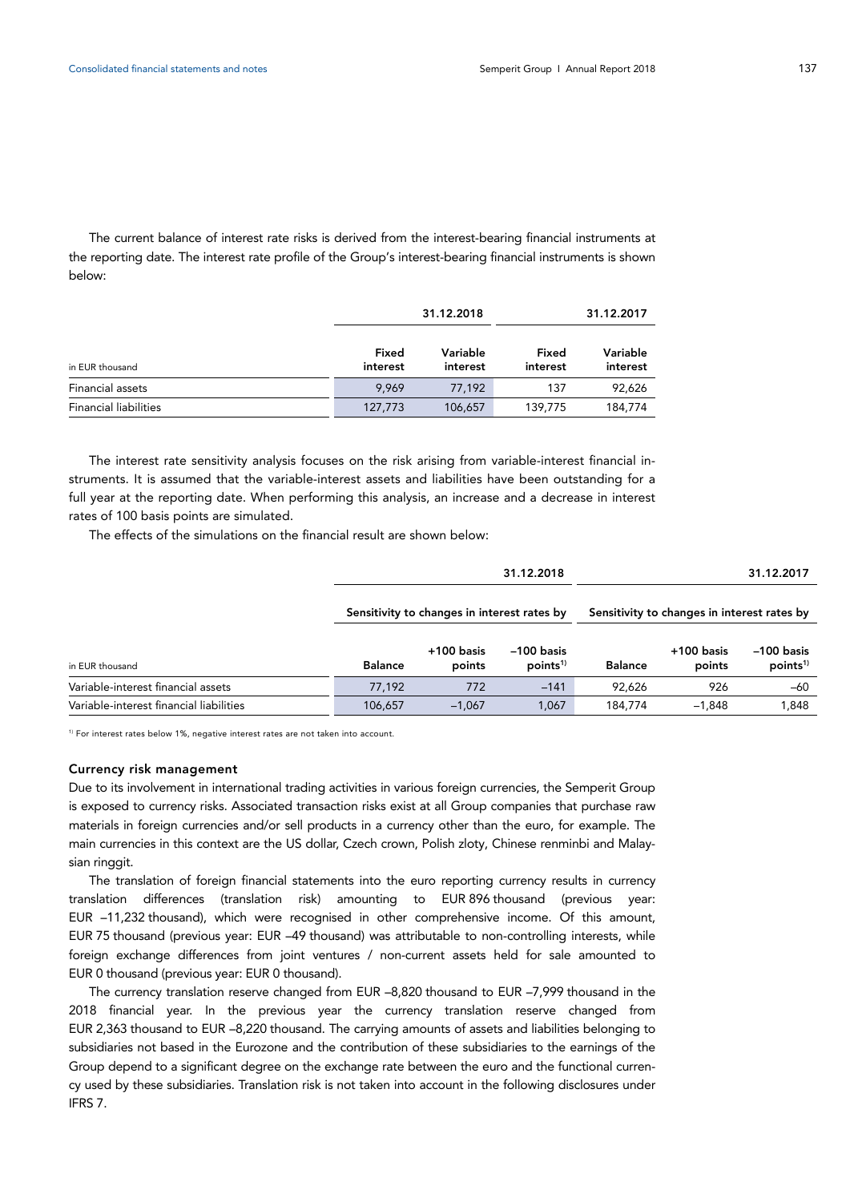The current balance of interest rate risks is derived from the interest-bearing financial instruments at the reporting date. The interest rate profile of the Group's interest-bearing financial instruments is shown below:

| | 31.12.2018 | | 31.12.2017 | |
|---|---|---|---|---|
| in EUR thousand | Fixed interest | Variable interest | Fixed interest | Variable interest |
| Financial assets | 9,969 | 77,192 | 137 | 92,626 |
| Financial liabilities | 127,773 | 106,657 | 139,775 | 184,774 |

The interest rate sensitivity analysis focuses on the risk arising from variable-interest financial instruments. It is assumed that the variable-interest assets and liabilities have been outstanding for a full year at the reporting date. When performing this analysis, an increase and a decrease in interest rates of 100 basis points are simulated.

The effects of the simulations on the financial result are shown below:

| | 31.12.2018 | | | 31.12.2017 | | |
|---|---|---|---|---|---|---|
| | Sensitivity to changes in interest rates by | | | Sensitivity to changes in interest rates by | | |
| in EUR thousand | Balance | +100 basis points | –100 basis points[1] | Balance | +100 basis points | –100 basis points[1] |
| Variable-interest financial assets | 77,192 | 772 | –141 | 92,626 | 926 | –60 |
| Variable-interest financial liabilities | 106,657 | –1,067 | 1,067 | 184,774 | –1,848 | 1,848 |

[1] For interest rates below 1%, negative interest rates are not taken into account.

### Currency risk management

Due to its involvement in international trading activities in various foreign currencies, the Semperit Group is exposed to currency risks. Associated transaction risks exist at all Group companies that purchase raw materials in foreign currencies and/or sell products in a currency other than the euro, for example. The main currencies in this context are the US dollar, Czech crown, Polish zloty, Chinese renminbi and Malaysian ringgit.

The translation of foreign financial statements into the euro reporting currency results in currency translation differences (translation risk) amounting to EUR 896 thousand (previous year: EUR –11,232 thousand), which were recognised in other comprehensive income. Of this amount, EUR 75 thousand (previous year: EUR –49 thousand) was attributable to non-controlling interests, while foreign exchange differences from joint ventures / non-current assets held for sale amounted to EUR 0 thousand (previous year: EUR 0 thousand).

The currency translation reserve changed from EUR –8,820 thousand to EUR –7,999 thousand in the 2018 financial year. In the previous year the currency translation reserve changed from EUR 2,363 thousand to EUR –8,220 thousand. The carrying amounts of assets and liabilities belonging to subsidiaries not based in the Eurozone and the contribution of these subsidiaries to the earnings of the Group depend to a significant degree on the exchange rate between the euro and the functional currency used by these subsidiaries. Translation risk is not taken into account in the following disclosures under IFRS 7.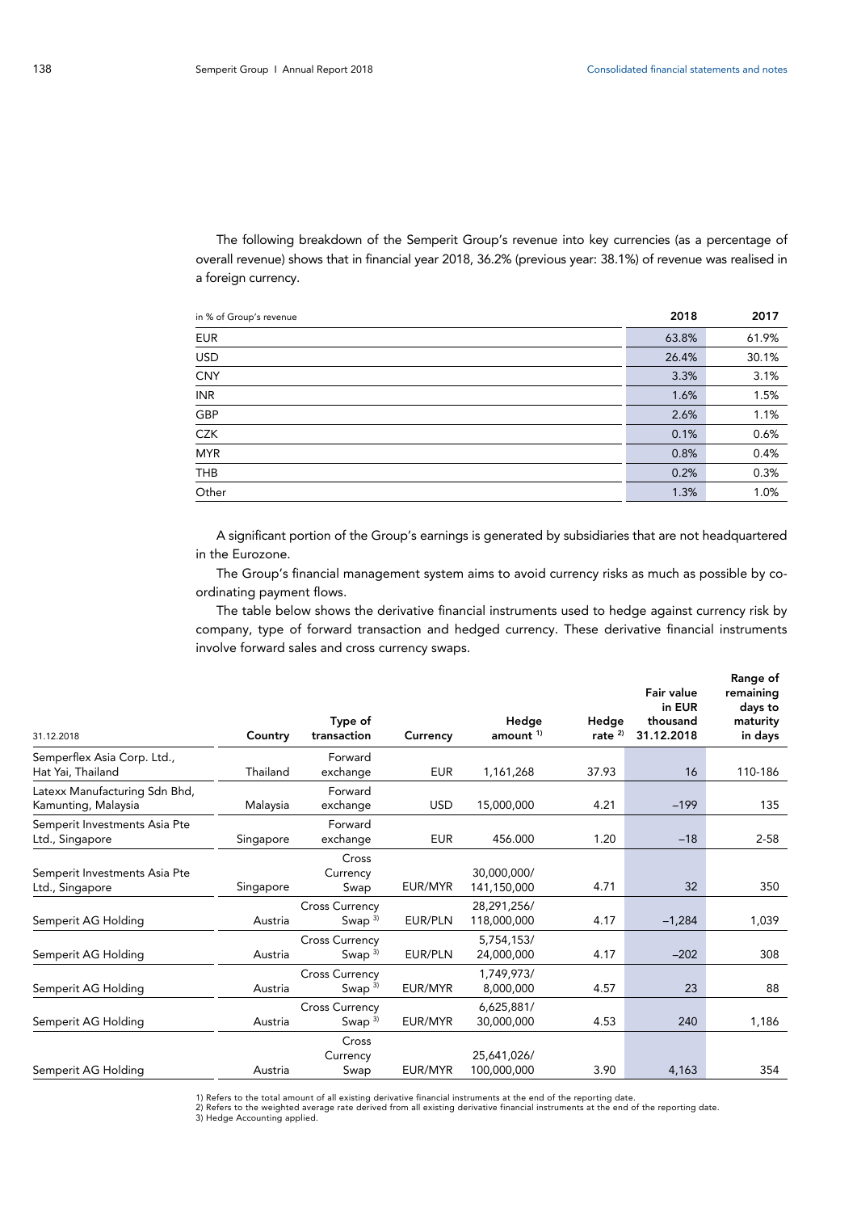The following breakdown of the Semperit Group's revenue into key currencies (as a percentage of overall revenue) shows that in financial year 2018, 36.2% (previous year: 38.1%) of revenue was realised in a foreign currency.

| in % of Group's revenue | 2018 | 2017 |
|---|---|---|
| EUR | 63.8% | 61.9% |
| USD | 26.4% | 30.1% |
| CNY | 3.3% | 3.1% |
| INR | 1.6% | 1.5% |
| GBP | 2.6% | 1.1% |
| CZK | 0.1% | 0.6% |
| MYR | 0.8% | 0.4% |
| THB | 0.2% | 0.3% |
| Other | 1.3% | 1.0% |

A significant portion of the Group's earnings is generated by subsidiaries that are not headquartered in the Eurozone.

The Group's financial management system aims to avoid currency risks as much as possible by co-ordinating payment flows.

The table below shows the derivative financial instruments used to hedge against currency risk by company, type of forward transaction and hedged currency. These derivative financial instruments involve forward sales and cross currency swaps.

| 31.12.2018 | Country | Type of transaction | Currency | Hedge amount [1] | Hedge rate [2] | Fair value in EUR thousand 31.12.2018 | Range of remaining days to maturity in days |
|---|---|---|---|---|---|---|---|
| Semperflex Asia Corp. Ltd., Hat Yai, Thailand | Thailand | Forward exchange | EUR | 1,161,268 | 37.93 | 16 | 110-186 |
| Latexx Manufacturing Sdn Bhd, Kamunting, Malaysia | Malaysia | Forward exchange | USD | 15,000,000 | 4.21 | –199 | 135 |
| Semperit Investments Asia Pte Ltd., Singapore | Singapore | Forward exchange | EUR | 456.000 | 1.20 | –18 | 2-58 |
| Semperit Investments Asia Pte Ltd., Singapore | Singapore | Cross Currency Swap | EUR/MYR | 30,000,000/ 141,150,000 | 4.71 | 32 | 350 |
| Semperit AG Holding | Austria | Cross Currency Swap [3] | EUR/PLN | 28,291,256/ 118,000,000 | 4.17 | –1,284 | 1,039 |
| Semperit AG Holding | Austria | Cross Currency Swap [3] | EUR/PLN | 5,754,153/ 24,000,000 | 4.17 | –202 | 308 |
| Semperit AG Holding | Austria | Cross Currency Swap [3] | EUR/MYR | 1,749,973/ 8,000,000 | 4.57 | 23 | 88 |
| Semperit AG Holding | Austria | Cross Currency Swap [3] | EUR/MYR | 6,625,881/ 30,000,000 | 4.53 | 240 | 1,186 |
| Semperit AG Holding | Austria | Cross Currency Swap | EUR/MYR | 25,641,026/ 100,000,000 | 3.90 | 4,163 | 354 |

1) Refers to the total amount of all existing derivative financial instruments at the end of the reporting date.
2) Refers to the weighted average rate derived from all existing derivative financial instruments at the end of the reporting date.
3) Hedge Accounting applied.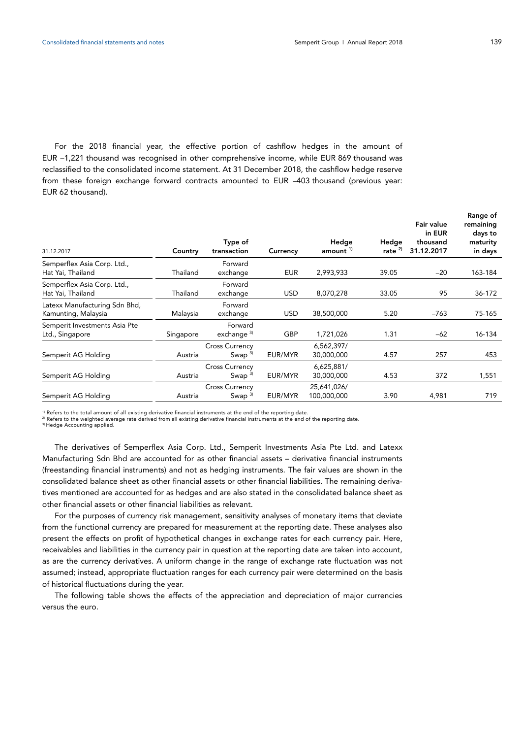For the 2018 financial year, the effective portion of cashflow hedges in the amount of EUR –1,221 thousand was recognised in other comprehensive income, while EUR 869 thousand was reclassified to the consolidated income statement. At 31 December 2018, the cashflow hedge reserve from these foreign exchange forward contracts amounted to EUR –403 thousand (previous year: EUR 62 thousand).

| 31.12.2017 | Country | Type of transaction | Currency | Hedge amount [1] | Hedge rate [2] | Fair value in EUR thousand 31.12.2017 | Range of remaining days to maturity in days |
|---|---|---|---|---|---|---|---|
| Semperflex Asia Corp. Ltd., Hat Yai, Thailand | Thailand | Forward exchange | EUR | 2,993,933 | 39.05 | –20 | 163-184 |
| Semperflex Asia Corp. Ltd., Hat Yai, Thailand | Thailand | Forward exchange | USD | 8,070,278 | 33.05 | 95 | 36-172 |
| Latexx Manufacturing Sdn Bhd, Kamunting, Malaysia | Malaysia | Forward exchange | USD | 38,500,000 | 5.20 | –763 | 75-165 |
| Semperit Investments Asia Pte Ltd., Singapore | Singapore | Forward exchange [3] | GBP | 1,721,026 | 1.31 | –62 | 16-134 |
| Semperit AG Holding | Austria | Cross Currency Swap [3] | EUR/MYR | 6,562,397/ 30,000,000 | 4.57 | 257 | 453 |
| Semperit AG Holding | Austria | Cross Currency Swap [3] | EUR/MYR | 6,625,881/ 30,000,000 | 4.53 | 372 | 1,551 |
| Semperit AG Holding | Austria | Cross Currency Swap [3] | EUR/MYR | 25,641,026/ 100,000,000 | 3.90 | 4,981 | 719 |

[1] Refers to the total amount of all existing derivative financial instruments at the end of the reporting date.
[2] Refers to the weighted average rate derived from all existing derivative financial instruments at the end of the reporting date.
[3] Hedge Accounting applied.

The derivatives of Semperflex Asia Corp. Ltd., Semperit Investments Asia Pte Ltd. and Latexx Manufacturing Sdn Bhd are accounted for as other financial assets – derivative financial instruments (freestanding financial instruments) and not as hedging instruments. The fair values are shown in the consolidated balance sheet as other financial assets or other financial liabilities. The remaining derivatives mentioned are accounted for as hedges and are also stated in the consolidated balance sheet as other financial assets or other financial liabilities as relevant.

For the purposes of currency risk management, sensitivity analyses of monetary items that deviate from the functional currency are prepared for measurement at the reporting date. These analyses also present the effects on profit of hypothetical changes in exchange rates for each currency pair. Here, receivables and liabilities in the currency pair in question at the reporting date are taken into account, as are the currency derivatives. A uniform change in the range of exchange rate fluctuation was not assumed; instead, appropriate fluctuation ranges for each currency pair were determined on the basis of historical fluctuations during the year.

The following table shows the effects of the appreciation and depreciation of major currencies versus the euro.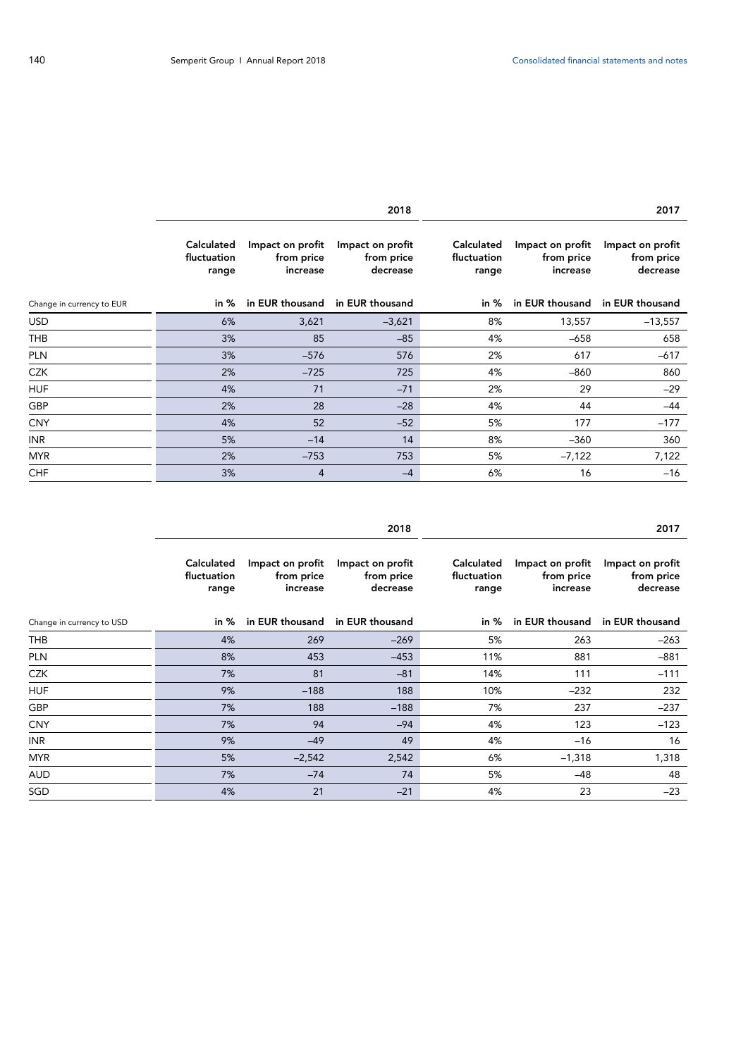| | 2018 | | | 2017 | | |
|---|---|---|---|---|---|---|
| | Calculated fluctuation range | Impact on profit from price increase | Impact on profit from price decrease | Calculated fluctuation range | Impact on profit from price increase | Impact on profit from price decrease |
| Change in currency to EUR | in % | in EUR thousand | in EUR thousand | in % | in EUR thousand | in EUR thousand |
| USD | 6% | 3,621 | –3,621 | 8% | 13,557 | –13,557 |
| THB | 3% | 85 | –85 | 4% | –658 | 658 |
| PLN | 3% | –576 | 576 | 2% | 617 | –617 |
| CZK | 2% | –725 | 725 | 4% | –860 | 860 |
| HUF | 4% | 71 | –71 | 2% | 29 | –29 |
| GBP | 2% | 28 | –28 | 4% | 44 | –44 |
| CNY | 4% | 52 | –52 | 5% | 177 | –177 |
| INR | 5% | –14 | 14 | 8% | –360 | 360 |
| MYR | 2% | –753 | 753 | 5% | –7,122 | 7,122 |
| CHF | 3% | 4 | –4 | 6% | 16 | –16 |

| | 2018 | | | 2017 | | |
|---|---|---|---|---|---|---|
| | Calculated fluctuation range | Impact on profit from price increase | Impact on profit from price decrease | Calculated fluctuation range | Impact on profit from price increase | Impact on profit from price decrease |
| Change in currency to USD | in % | in EUR thousand | in EUR thousand | in % | in EUR thousand | in EUR thousand |
| THB | 4% | 269 | –269 | 5% | 263 | –263 |
| PLN | 8% | 453 | –453 | 11% | 881 | –881 |
| CZK | 7% | 81 | –81 | 14% | 111 | –111 |
| HUF | 9% | –188 | 188 | 10% | –232 | 232 |
| GBP | 7% | 188 | –188 | 7% | 237 | –237 |
| CNY | 7% | 94 | –94 | 4% | 123 | –123 |
| INR | 9% | –49 | 49 | 4% | –16 | 16 |
| MYR | 5% | –2,542 | 2,542 | 6% | –1,318 | 1,318 |
| AUD | 7% | –74 | 74 | 5% | –48 | 48 |
| SGD | 4% | 21 | –21 | 4% | 23 | –23 |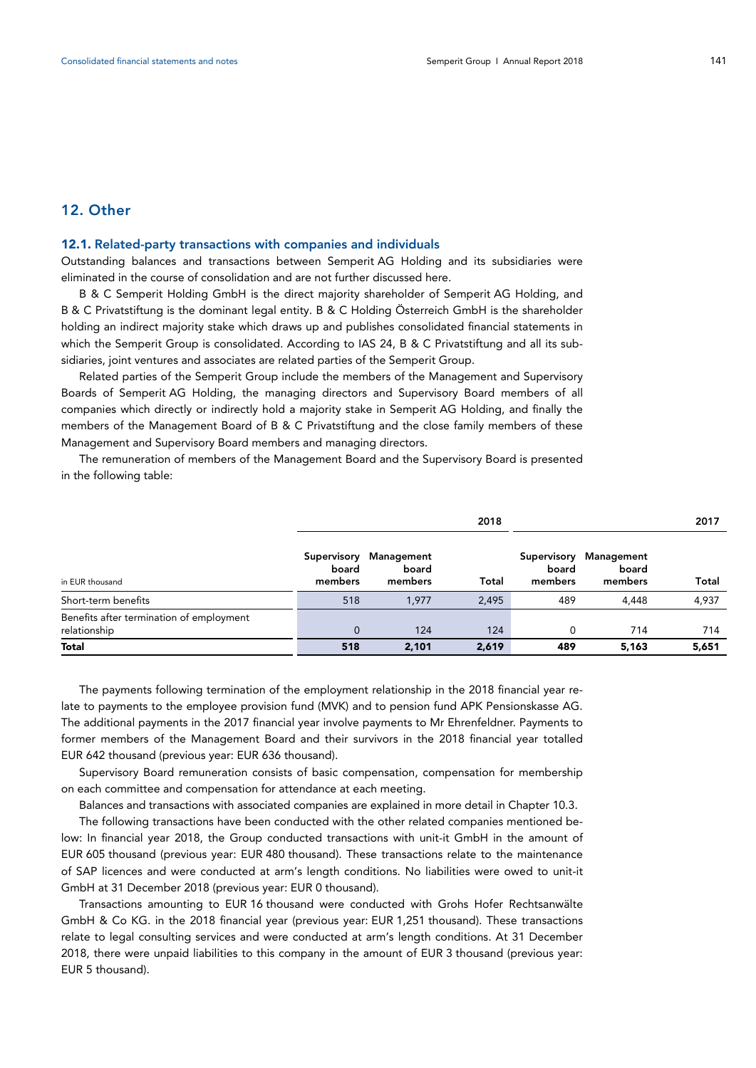## 12. Other

### 12.1. Related-party transactions with companies and individuals

Outstanding balances and transactions between Semperit AG Holding and its subsidiaries were eliminated in the course of consolidation and are not further discussed here.

B & C Semperit Holding GmbH is the direct majority shareholder of Semperit AG Holding, and B & C Privatstiftung is the dominant legal entity. B & C Holding Österreich GmbH is the shareholder holding an indirect majority stake which draws up and publishes consolidated financial statements in which the Semperit Group is consolidated. According to IAS 24, B & C Privatstiftung and all its subsidiaries, joint ventures and associates are related parties of the Semperit Group.

Related parties of the Semperit Group include the members of the Management and Supervisory Boards of Semperit AG Holding, the managing directors and Supervisory Board members of all companies which directly or indirectly hold a majority stake in Semperit AG Holding, and finally the members of the Management Board of B & C Privatstiftung and the close family members of these Management and Supervisory Board members and managing directors.

The remuneration of members of the Management Board and the Supervisory Board is presented in the following table:

| | | | 2018 | | | 2017 |
|---|---|---|---|---|---|---|
| in EUR thousand | Supervisory board members | Management board members | Total | Supervisory board members | Management board members | Total |
| Short-term benefits | 518 | 1,977 | 2,495 | 489 | 4,448 | 4,937 |
| Benefits after termination of employment relationship | 0 | 124 | 124 | 0 | 714 | 714 |
| **Total** | **518** | **2,101** | **2,619** | **489** | **5,163** | **5,651** |

The payments following termination of the employment relationship in the 2018 financial year relate to payments to the employee provision fund (MVK) and to pension fund APK Pensionskasse AG. The additional payments in the 2017 financial year involve payments to Mr Ehrenfeldner. Payments to former members of the Management Board and their survivors in the 2018 financial year totalled EUR 642 thousand (previous year: EUR 636 thousand).

Supervisory Board remuneration consists of basic compensation, compensation for membership on each committee and compensation for attendance at each meeting.

Balances and transactions with associated companies are explained in more detail in Chapter 10.3.

The following transactions have been conducted with the other related companies mentioned below: In financial year 2018, the Group conducted transactions with unit-it GmbH in the amount of EUR 605 thousand (previous year: EUR 480 thousand). These transactions relate to the maintenance of SAP licences and were conducted at arm's length conditions. No liabilities were owed to unit-it GmbH at 31 December 2018 (previous year: EUR 0 thousand).

Transactions amounting to EUR 16 thousand were conducted with Grohs Hofer Rechtsanwälte GmbH & Co KG. in the 2018 financial year (previous year: EUR 1,251 thousand). These transactions relate to legal consulting services and were conducted at arm's length conditions. At 31 December 2018, there were unpaid liabilities to this company in the amount of EUR 3 thousand (previous year: EUR 5 thousand).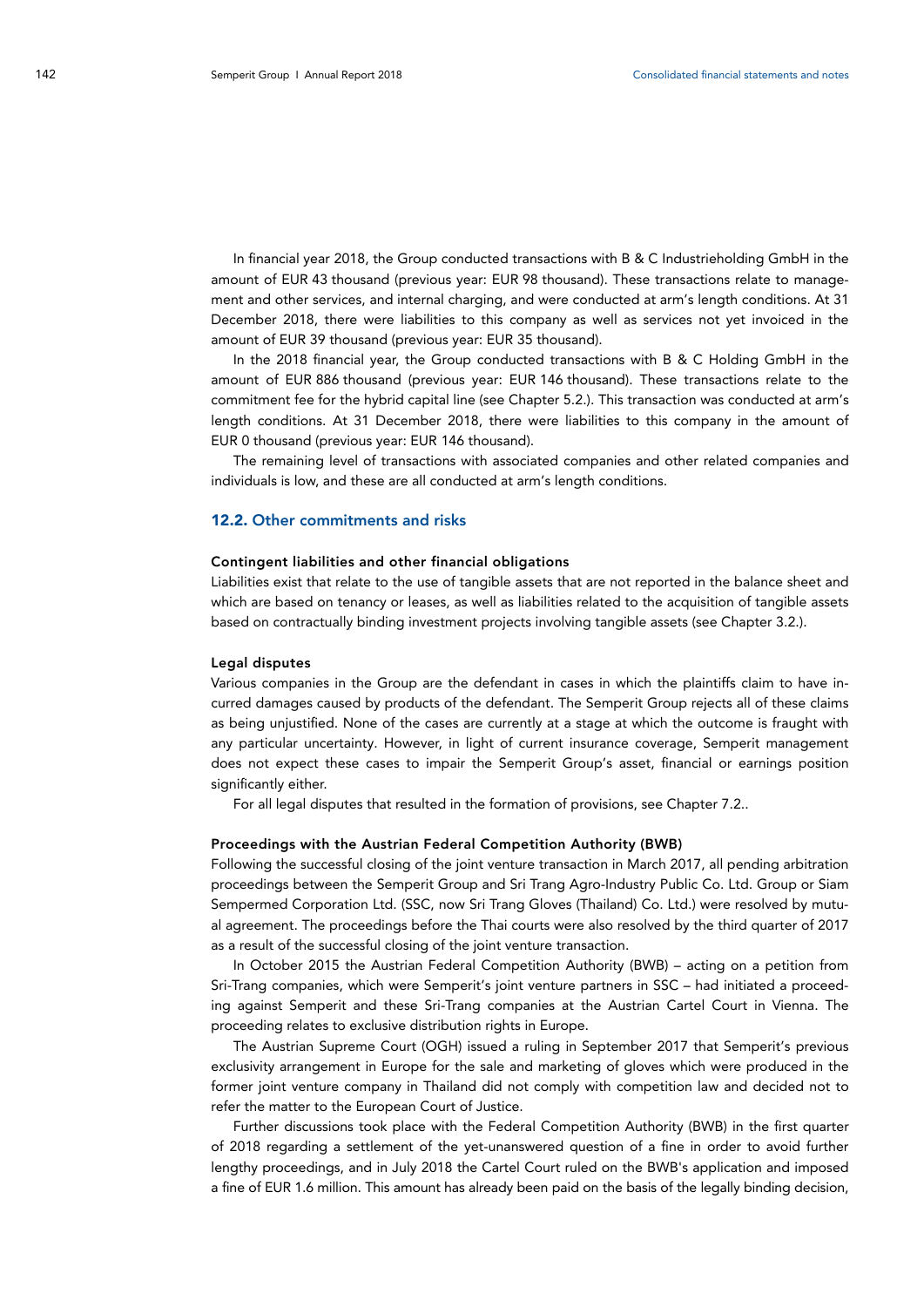In financial year 2018, the Group conducted transactions with B & C Industrieholding GmbH in the amount of EUR 43 thousand (previous year: EUR 98 thousand). These transactions relate to management and other services, and internal charging, and were conducted at arm's length conditions. At 31 December 2018, there were liabilities to this company as well as services not yet invoiced in the amount of EUR 39 thousand (previous year: EUR 35 thousand).

In the 2018 financial year, the Group conducted transactions with B & C Holding GmbH in the amount of EUR 886 thousand (previous year: EUR 146 thousand). These transactions relate to the commitment fee for the hybrid capital line (see Chapter 5.2.). This transaction was conducted at arm's length conditions. At 31 December 2018, there were liabilities to this company in the amount of EUR 0 thousand (previous year: EUR 146 thousand).

The remaining level of transactions with associated companies and other related companies and individuals is low, and these are all conducted at arm's length conditions.

## 12.2. Other commitments and risks

### Contingent liabilities and other financial obligations

Liabilities exist that relate to the use of tangible assets that are not reported in the balance sheet and which are based on tenancy or leases, as well as liabilities related to the acquisition of tangible assets based on contractually binding investment projects involving tangible assets (see Chapter 3.2.).

### Legal disputes

Various companies in the Group are the defendant in cases in which the plaintiffs claim to have incurred damages caused by products of the defendant. The Semperit Group rejects all of these claims as being unjustified. None of the cases are currently at a stage at which the outcome is fraught with any particular uncertainty. However, in light of current insurance coverage, Semperit management does not expect these cases to impair the Semperit Group's asset, financial or earnings position significantly either.

For all legal disputes that resulted in the formation of provisions, see Chapter 7.2..

### Proceedings with the Austrian Federal Competition Authority (BWB)

Following the successful closing of the joint venture transaction in March 2017, all pending arbitration proceedings between the Semperit Group and Sri Trang Agro-Industry Public Co. Ltd. Group or Siam Sempermed Corporation Ltd. (SSC, now Sri Trang Gloves (Thailand) Co. Ltd.) were resolved by mutual agreement. The proceedings before the Thai courts were also resolved by the third quarter of 2017 as a result of the successful closing of the joint venture transaction.

In October 2015 the Austrian Federal Competition Authority (BWB) – acting on a petition from Sri-Trang companies, which were Semperit's joint venture partners in SSC – had initiated a proceeding against Semperit and these Sri-Trang companies at the Austrian Cartel Court in Vienna. The proceeding relates to exclusive distribution rights in Europe.

The Austrian Supreme Court (OGH) issued a ruling in September 2017 that Semperit's previous exclusivity arrangement in Europe for the sale and marketing of gloves which were produced in the former joint venture company in Thailand did not comply with competition law and decided not to refer the matter to the European Court of Justice.

Further discussions took place with the Federal Competition Authority (BWB) in the first quarter of 2018 regarding a settlement of the yet-unanswered question of a fine in order to avoid further lengthy proceedings, and in July 2018 the Cartel Court ruled on the BWB's application and imposed a fine of EUR 1.6 million. This amount has already been paid on the basis of the legally binding decision,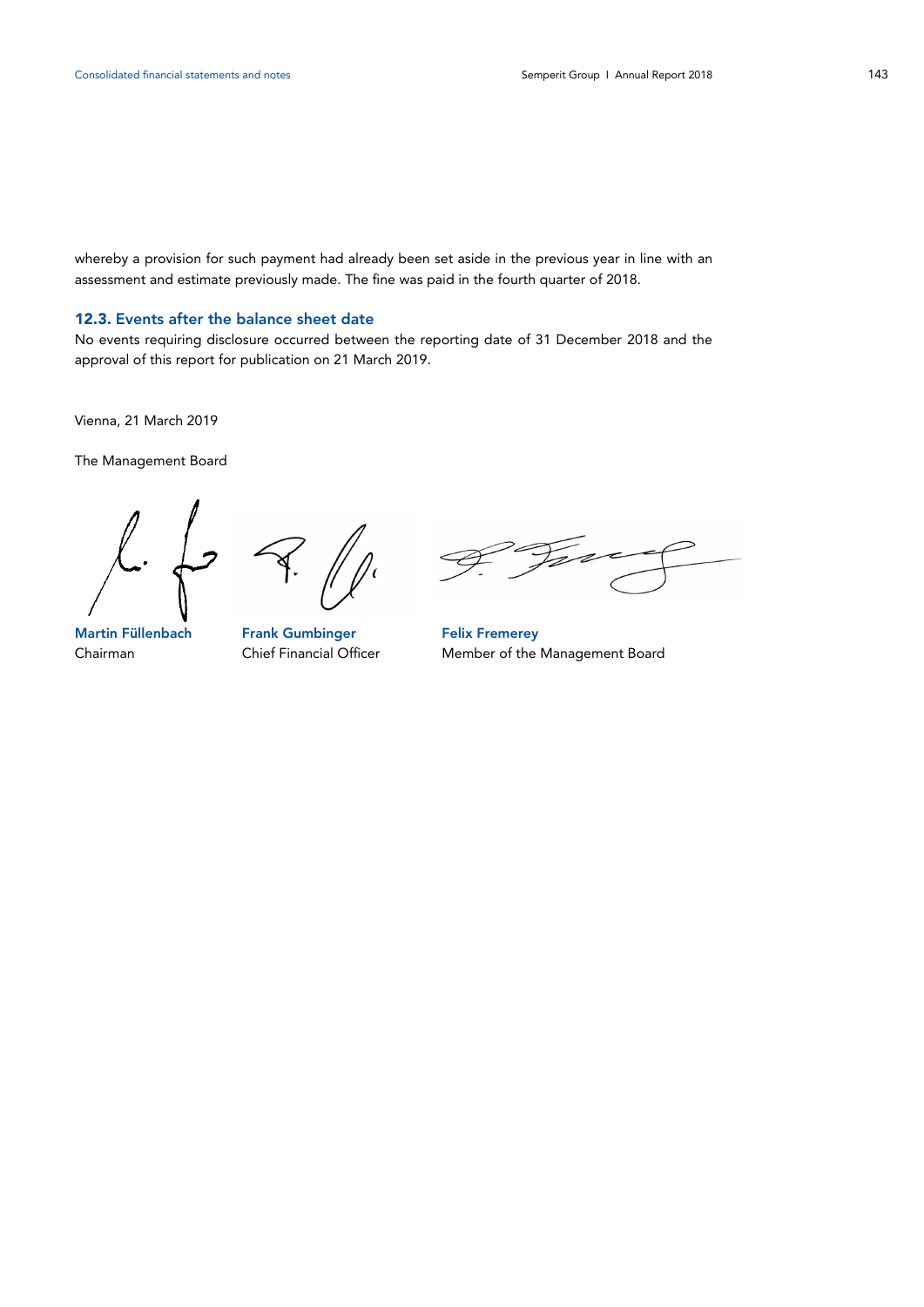whereby a provision for such payment had already been set aside in the previous year in line with an assessment and estimate previously made. The fine was paid in the fourth quarter of 2018.

### 12.3. Events after the balance sheet date

No events requiring disclosure occurred between the reporting date of 31 December 2018 and the approval of this report for publication on 21 March 2019.

Vienna, 21 March 2019

The Management Board

| **Martin Füllenbach** | **Frank Gumbinger** | **Felix Fremerey** |
| --- | --- | --- |
| Chairman | Chief Financial Officer | Member of the Management Board |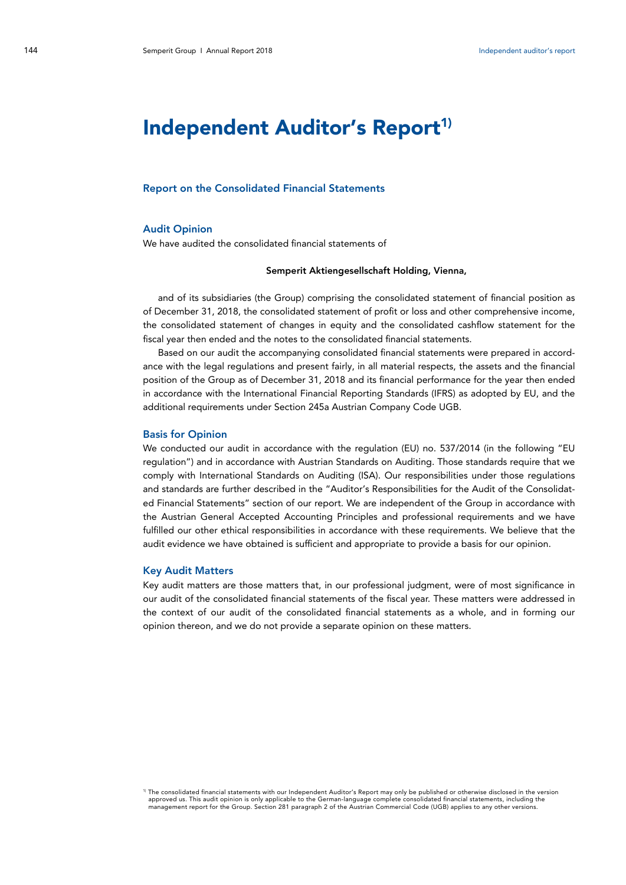# Independent Auditor's Report[1)]

## Report on the Consolidated Financial Statements

### Audit Opinion

We have audited the consolidated financial statements of

**Semperit Aktiengesellschaft Holding, Vienna,**

and of its subsidiaries (the Group) comprising the consolidated statement of financial position as of December 31, 2018, the consolidated statement of profit or loss and other comprehensive income, the consolidated statement of changes in equity and the consolidated cashflow statement for the fiscal year then ended and the notes to the consolidated financial statements.

Based on our audit the accompanying consolidated financial statements were prepared in accordance with the legal regulations and present fairly, in all material respects, the assets and the financial position of the Group as of December 31, 2018 and its financial performance for the year then ended in accordance with the International Financial Reporting Standards (IFRS) as adopted by EU, and the additional requirements under Section 245a Austrian Company Code UGB.

### Basis for Opinion

We conducted our audit in accordance with the regulation (EU) no. 537/2014 (in the following "EU regulation") and in accordance with Austrian Standards on Auditing. Those standards require that we comply with International Standards on Auditing (ISA). Our responsibilities under those regulations and standards are further described in the "Auditor's Responsibilities for the Audit of the Consolidated Financial Statements" section of our report. We are independent of the Group in accordance with the Austrian General Accepted Accounting Principles and professional requirements and we have fulfilled our other ethical responsibilities in accordance with these requirements. We believe that the audit evidence we have obtained is sufficient and appropriate to provide a basis for our opinion.

### Key Audit Matters

Key audit matters are those matters that, in our professional judgment, were of most significance in our audit of the consolidated financial statements of the fiscal year. These matters were addressed in the context of our audit of the consolidated financial statements as a whole, and in forming our opinion thereon, and we do not provide a separate opinion on these matters.

[1)] The consolidated financial statements with our Independent Auditor's Report may only be published or otherwise disclosed in the version approved us. This audit opinion is only applicable to the German-language complete consolidated financial statements, including the management report for the Group. Section 281 paragraph 2 of the Austrian Commercial Code (UGB) applies to any other versions.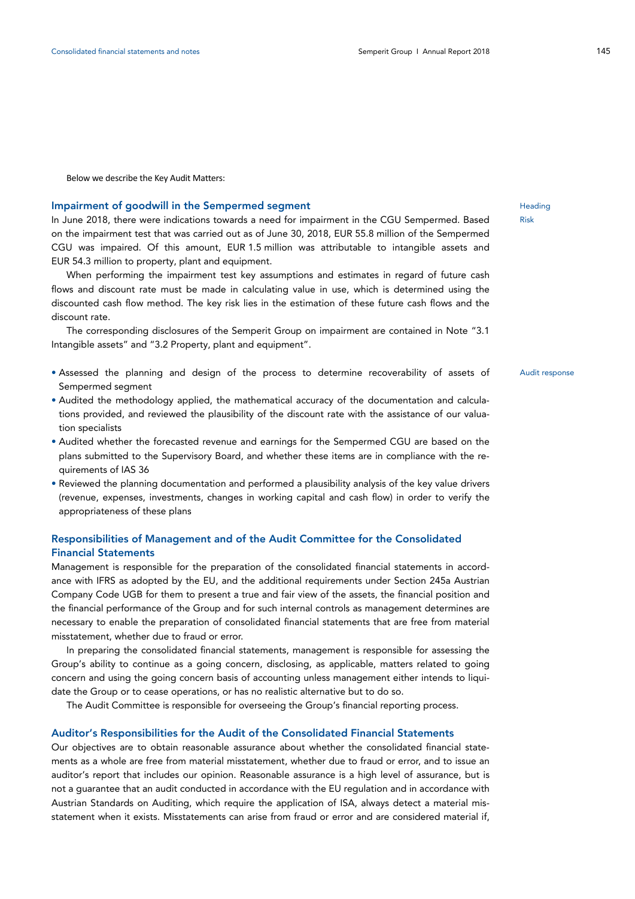Below we describe the Key Audit Matters:

### Impairment of goodwill in the Sempermed segment

Heading

Risk

In June 2018, there were indications towards a need for impairment in the CGU Sempermed. Based on the impairment test that was carried out as of June 30, 2018, EUR 55.8 million of the Sempermed CGU was impaired. Of this amount, EUR 1.5 million was attributable to intangible assets and EUR 54.3 million to property, plant and equipment.

When performing the impairment test key assumptions and estimates in regard of future cash flows and discount rate must be made in calculating value in use, which is determined using the discounted cash flow method. The key risk lies in the estimation of these future cash flows and the discount rate.

The corresponding disclosures of the Semperit Group on impairment are contained in Note "3.1 Intangible assets" and "3.2 Property, plant and equipment".

Audit response

- Assessed the planning and design of the process to determine recoverability of assets of Sempermed segment
- Audited the methodology applied, the mathematical accuracy of the documentation and calculations provided, and reviewed the plausibility of the discount rate with the assistance of our valuation specialists
- Audited whether the forecasted revenue and earnings for the Sempermed CGU are based on the plans submitted to the Supervisory Board, and whether these items are in compliance with the requirements of IAS 36
- Reviewed the planning documentation and performed a plausibility analysis of the key value drivers (revenue, expenses, investments, changes in working capital and cash flow) in order to verify the appropriateness of these plans

### Responsibilities of Management and of the Audit Committee for the Consolidated Financial Statements

Management is responsible for the preparation of the consolidated financial statements in accordance with IFRS as adopted by the EU, and the additional requirements under Section 245a Austrian Company Code UGB for them to present a true and fair view of the assets, the financial position and the financial performance of the Group and for such internal controls as management determines are necessary to enable the preparation of consolidated financial statements that are free from material misstatement, whether due to fraud or error.

In preparing the consolidated financial statements, management is responsible for assessing the Group's ability to continue as a going concern, disclosing, as applicable, matters related to going concern and using the going concern basis of accounting unless management either intends to liquidate the Group or to cease operations, or has no realistic alternative but to do so.

The Audit Committee is responsible for overseeing the Group's financial reporting process.

### Auditor's Responsibilities for the Audit of the Consolidated Financial Statements

Our objectives are to obtain reasonable assurance about whether the consolidated financial statements as a whole are free from material misstatement, whether due to fraud or error, and to issue an auditor's report that includes our opinion. Reasonable assurance is a high level of assurance, but is not a guarantee that an audit conducted in accordance with the EU regulation and in accordance with Austrian Standards on Auditing, which require the application of ISA, always detect a material misstatement when it exists. Misstatements can arise from fraud or error and are considered material if,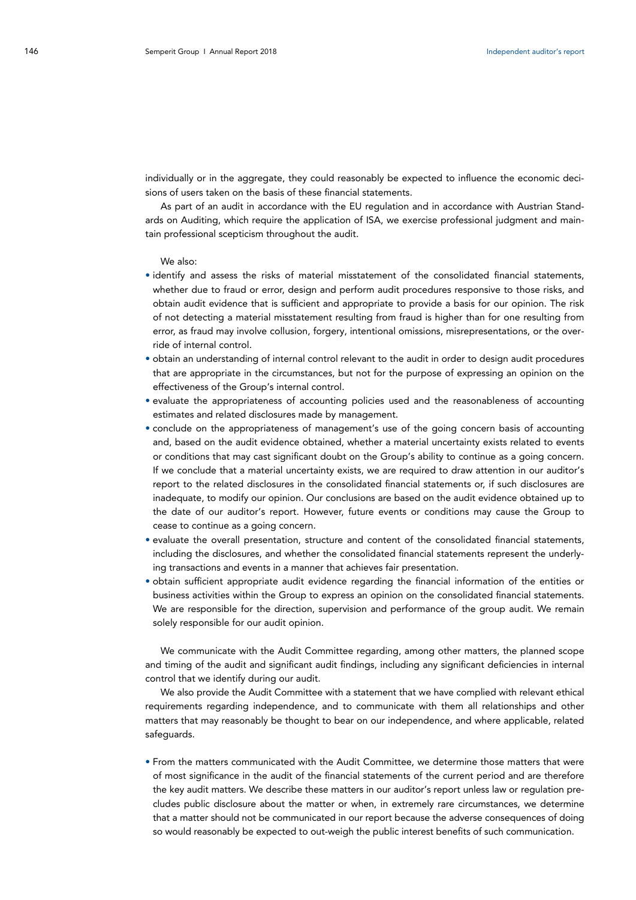individually or in the aggregate, they could reasonably be expected to influence the economic decisions of users taken on the basis of these financial statements.

As part of an audit in accordance with the EU regulation and in accordance with Austrian Standards on Auditing, which require the application of ISA, we exercise professional judgment and maintain professional scepticism throughout the audit.

We also:

- identify and assess the risks of material misstatement of the consolidated financial statements, whether due to fraud or error, design and perform audit procedures responsive to those risks, and obtain audit evidence that is sufficient and appropriate to provide a basis for our opinion. The risk of not detecting a material misstatement resulting from fraud is higher than for one resulting from error, as fraud may involve collusion, forgery, intentional omissions, misrepresentations, or the override of internal control.
- obtain an understanding of internal control relevant to the audit in order to design audit procedures that are appropriate in the circumstances, but not for the purpose of expressing an opinion on the effectiveness of the Group's internal control.
- evaluate the appropriateness of accounting policies used and the reasonableness of accounting estimates and related disclosures made by management.
- conclude on the appropriateness of management's use of the going concern basis of accounting and, based on the audit evidence obtained, whether a material uncertainty exists related to events or conditions that may cast significant doubt on the Group's ability to continue as a going concern. If we conclude that a material uncertainty exists, we are required to draw attention in our auditor's report to the related disclosures in the consolidated financial statements or, if such disclosures are inadequate, to modify our opinion. Our conclusions are based on the audit evidence obtained up to the date of our auditor's report. However, future events or conditions may cause the Group to cease to continue as a going concern.
- evaluate the overall presentation, structure and content of the consolidated financial statements, including the disclosures, and whether the consolidated financial statements represent the underlying transactions and events in a manner that achieves fair presentation.
- obtain sufficient appropriate audit evidence regarding the financial information of the entities or business activities within the Group to express an opinion on the consolidated financial statements. We are responsible for the direction, supervision and performance of the group audit. We remain solely responsible for our audit opinion.

We communicate with the Audit Committee regarding, among other matters, the planned scope and timing of the audit and significant audit findings, including any significant deficiencies in internal control that we identify during our audit.

We also provide the Audit Committee with a statement that we have complied with relevant ethical requirements regarding independence, and to communicate with them all relationships and other matters that may reasonably be thought to bear on our independence, and where applicable, related safeguards.

- From the matters communicated with the Audit Committee, we determine those matters that were of most significance in the audit of the financial statements of the current period and are therefore the key audit matters. We describe these matters in our auditor's report unless law or regulation precludes public disclosure about the matter or when, in extremely rare circumstances, we determine that a matter should not be communicated in our report because the adverse consequences of doing so would reasonably be expected to out-weigh the public interest benefits of such communication.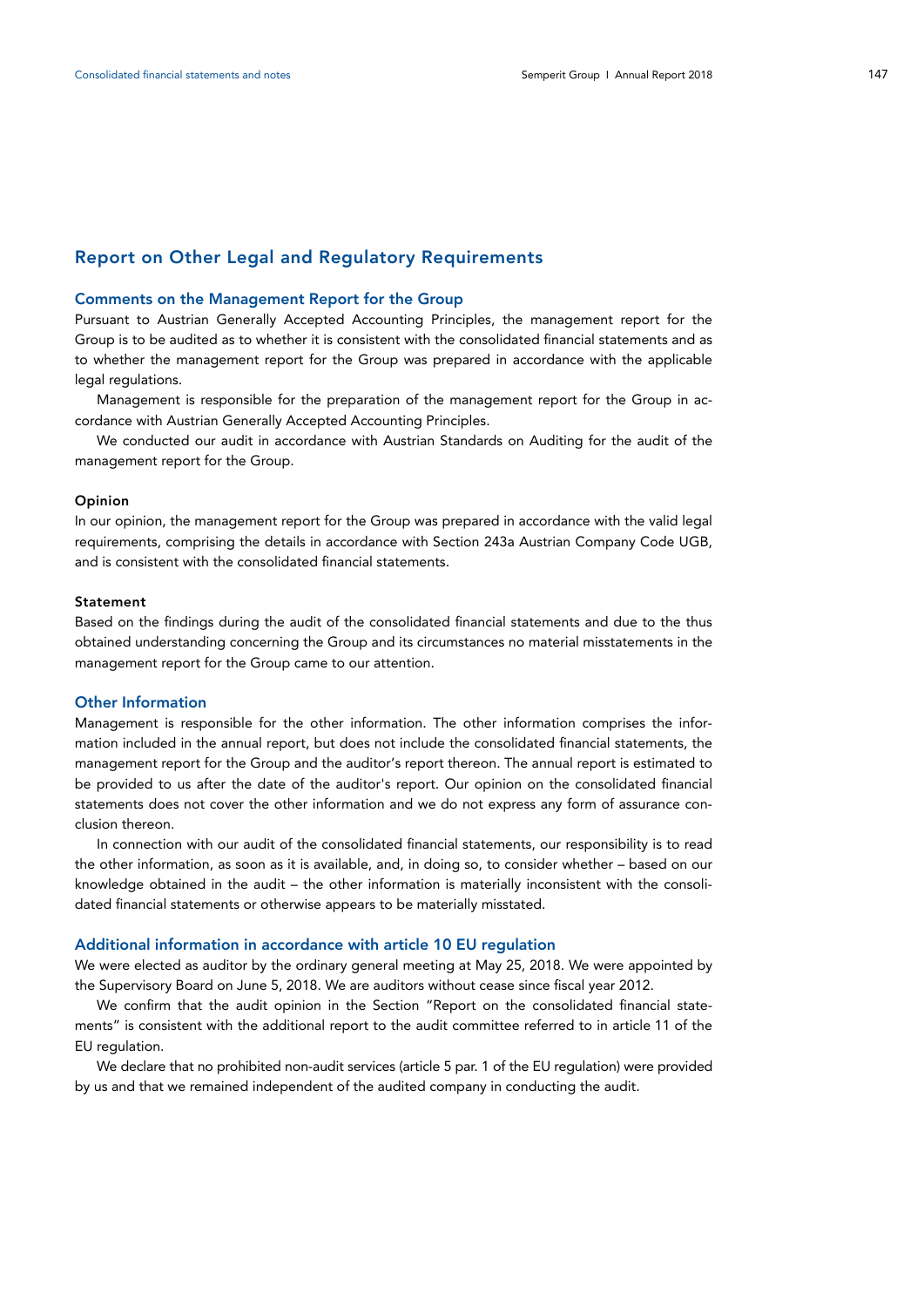## Report on Other Legal and Regulatory Requirements

### Comments on the Management Report for the Group

Pursuant to Austrian Generally Accepted Accounting Principles, the management report for the Group is to be audited as to whether it is consistent with the consolidated financial statements and as to whether the management report for the Group was prepared in accordance with the applicable legal regulations.

Management is responsible for the preparation of the management report for the Group in accordance with Austrian Generally Accepted Accounting Principles.

We conducted our audit in accordance with Austrian Standards on Auditing for the audit of the management report for the Group.

#### Opinion

In our opinion, the management report for the Group was prepared in accordance with the valid legal requirements, comprising the details in accordance with Section 243a Austrian Company Code UGB, and is consistent with the consolidated financial statements.

#### Statement

Based on the findings during the audit of the consolidated financial statements and due to the thus obtained understanding concerning the Group and its circumstances no material misstatements in the management report for the Group came to our attention.

### Other Information

Management is responsible for the other information. The other information comprises the information included in the annual report, but does not include the consolidated financial statements, the management report for the Group and the auditor's report thereon. The annual report is estimated to be provided to us after the date of the auditor's report. Our opinion on the consolidated financial statements does not cover the other information and we do not express any form of assurance conclusion thereon.

In connection with our audit of the consolidated financial statements, our responsibility is to read the other information, as soon as it is available, and, in doing so, to consider whether – based on our knowledge obtained in the audit – the other information is materially inconsistent with the consolidated financial statements or otherwise appears to be materially misstated.

### Additional information in accordance with article 10 EU regulation

We were elected as auditor by the ordinary general meeting at May 25, 2018. We were appointed by the Supervisory Board on June 5, 2018. We are auditors without cease since fiscal year 2012.

We confirm that the audit opinion in the Section "Report on the consolidated financial statements" is consistent with the additional report to the audit committee referred to in article 11 of the EU regulation.

We declare that no prohibited non-audit services (article 5 par. 1 of the EU regulation) were provided by us and that we remained independent of the audited company in conducting the audit.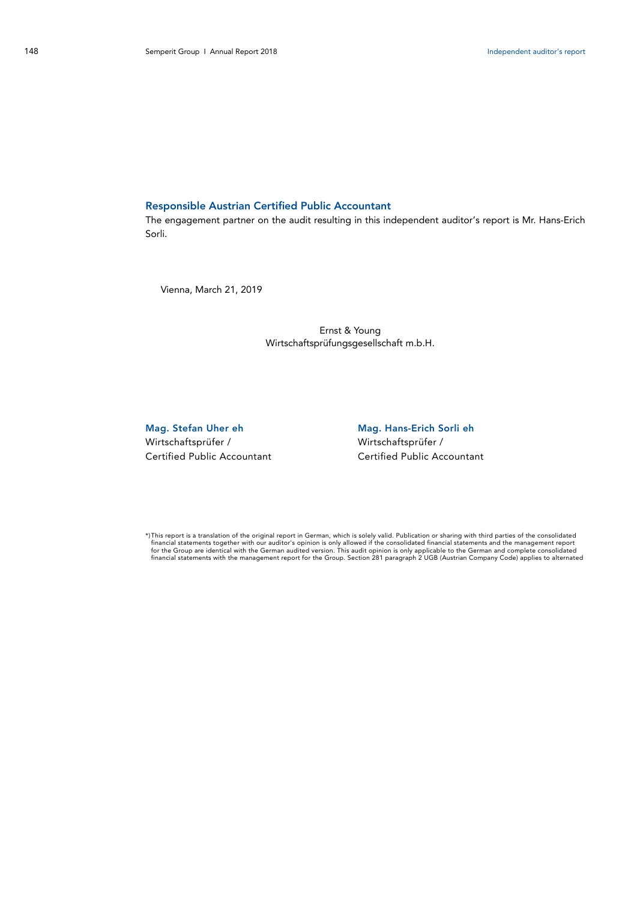## Responsible Austrian Certified Public Accountant

The engagement partner on the audit resulting in this independent auditor's report is Mr. Hans-Erich Sorli.

Vienna, March 21, 2019

Ernst & Young
Wirtschaftsprüfungsgesellschaft m.b.H.

**Mag. Stefan Uher eh**
Wirtschaftsprüfer /
Certified Public Accountant

**Mag. Hans-Erich Sorli eh**
Wirtschaftsprüfer /
Certified Public Accountant

*)This report is a translation of the original report in German, which is solely valid. Publication or sharing with third parties of the consolidated financial statements together with our auditor's opinion is only allowed if the consolidated financial statements and the management report for the Group are identical with the German audited version. This audit opinion is only applicable to the German and complete consolidated financial statements with the management report for the Group. Section 281 paragraph 2 UGB (Austrian Company Code) applies to alternated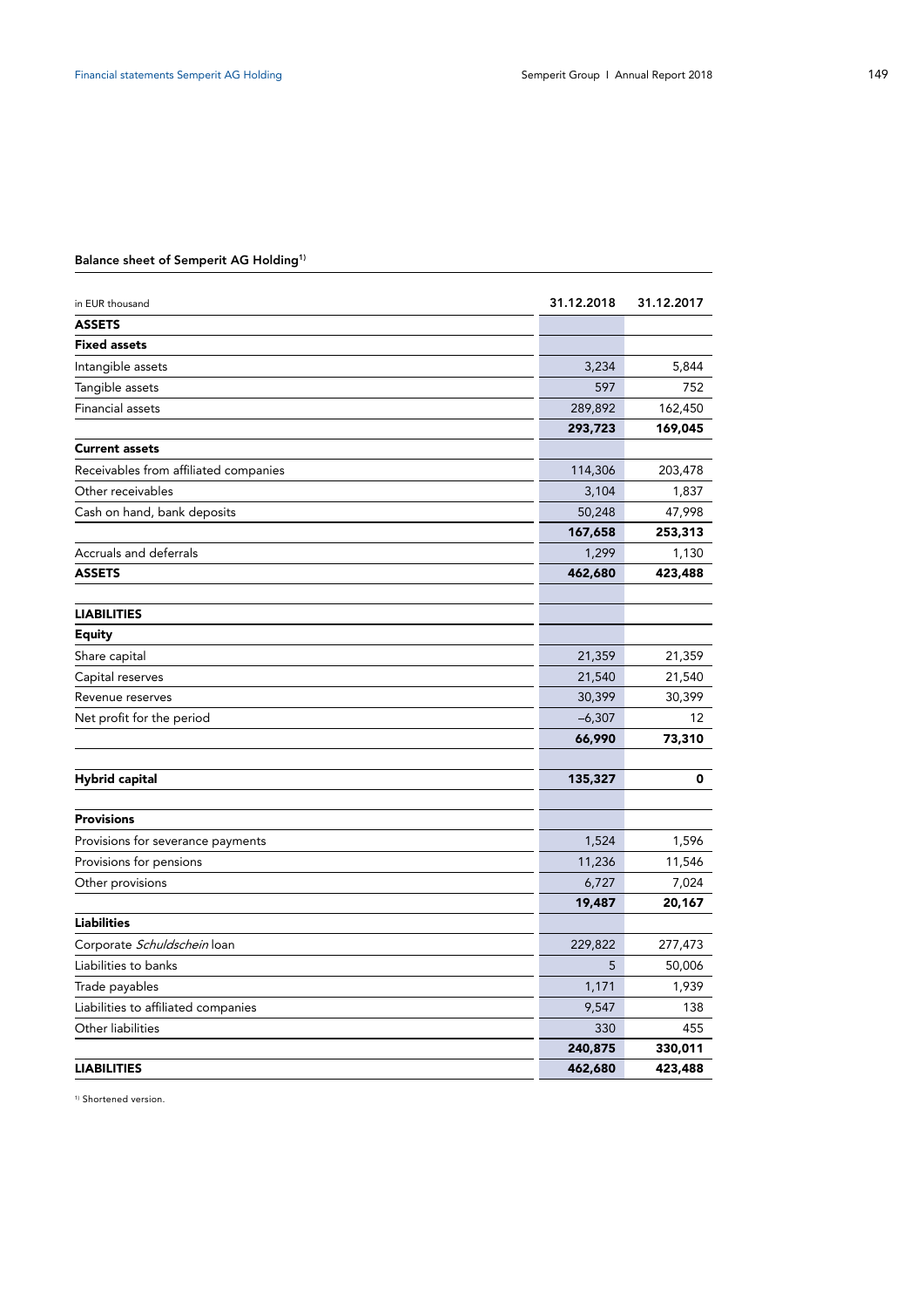**Balance sheet of Semperit AG Holding[1)]**

| in EUR thousand | 31.12.2018 | 31.12.2017 |
|---|---|---|
| **ASSETS** | | |
| **Fixed assets** | | |
| Intangible assets | 3,234 | 5,844 |
| Tangible assets | 597 | 752 |
| Financial assets | 289,892 | 162,450 |
| | **293,723** | **169,045** |
| **Current assets** | | |
| Receivables from affiliated companies | 114,306 | 203,478 |
| Other receivables | 3,104 | 1,837 |
| Cash on hand, bank deposits | 50,248 | 47,998 |
| | **167,658** | **253,313** |
| Accruals and deferrals | 1,299 | 1,130 |
| **ASSETS** | **462,680** | **423,488** |
| | | |
| **LIABILITIES** | | |
| **Equity** | | |
| Share capital | 21,359 | 21,359 |
| Capital reserves | 21,540 | 21,540 |
| Revenue reserves | 30,399 | 30,399 |
| Net profit for the period | –6,307 | 12 |
| | **66,990** | **73,310** |
| | | |
| **Hybrid capital** | **135,327** | **0** |
| | | |
| **Provisions** | | |
| Provisions for severance payments | 1,524 | 1,596 |
| Provisions for pensions | 11,236 | 11,546 |
| Other provisions | 6,727 | 7,024 |
| | **19,487** | **20,167** |
| **Liabilities** | | |
| Corporate *Schuldschein* loan | 229,822 | 277,473 |
| Liabilities to banks | 5 | 50,006 |
| Trade payables | 1,171 | 1,939 |
| Liabilities to affiliated companies | 9,547 | 138 |
| Other liabilities | 330 | 455 |
| | **240,875** | **330,011** |
| **LIABILITIES** | **462,680** | **423,488** |

[1)] Shortened version.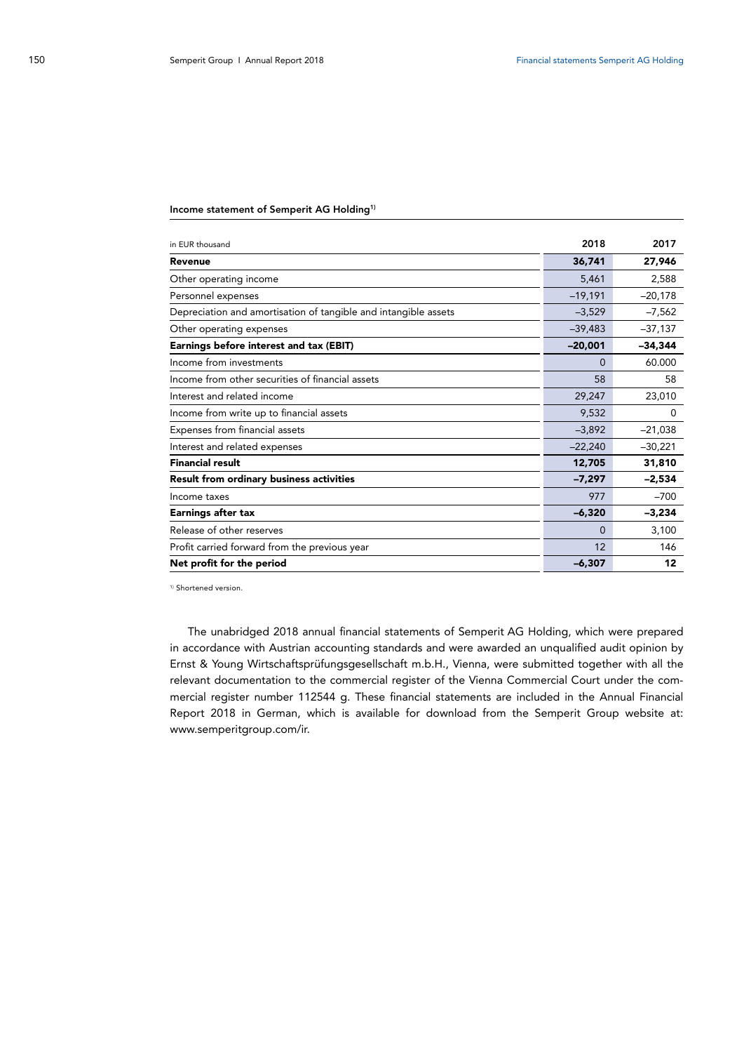### Income statement of Semperit AG Holding[1)]

| in EUR thousand | 2018 | 2017 |
|---|---|---|
| **Revenue** | **36,741** | **27,946** |
| Other operating income | 5,461 | 2,588 |
| Personnel expenses | –19,191 | –20,178 |
| Depreciation and amortisation of tangible and intangible assets | –3,529 | –7,562 |
| Other operating expenses | –39,483 | –37,137 |
| **Earnings before interest and tax (EBIT)** | **–20,001** | **–34,344** |
| Income from investments | 0 | 60.000 |
| Income from other securities of financial assets | 58 | 58 |
| Interest and related income | 29,247 | 23,010 |
| Income from write up to financial assets | 9,532 | 0 |
| Expenses from financial assets | –3,892 | –21,038 |
| Interest and related expenses | –22,240 | –30,221 |
| **Financial result** | **12,705** | **31,810** |
| **Result from ordinary business activities** | **–7,297** | **–2,534** |
| Income taxes | 977 | –700 |
| **Earnings after tax** | **–6,320** | **–3,234** |
| Release of other reserves | 0 | 3,100 |
| Profit carried forward from the previous year | 12 | 146 |
| **Net profit for the period** | **–6,307** | **12** |

[1)] Shortened version.

The unabridged 2018 annual financial statements of Semperit AG Holding, which were prepared in accordance with Austrian accounting standards and were awarded an unqualified audit opinion by Ernst & Young Wirtschaftsprüfungsgesellschaft m.b.H., Vienna, were submitted together with all the relevant documentation to the commercial register of the Vienna Commercial Court under the commercial register number 112544 g. These financial statements are included in the Annual Financial Report 2018 in German, which is available for download from the Semperit Group website at: www.semperitgroup.com/ir.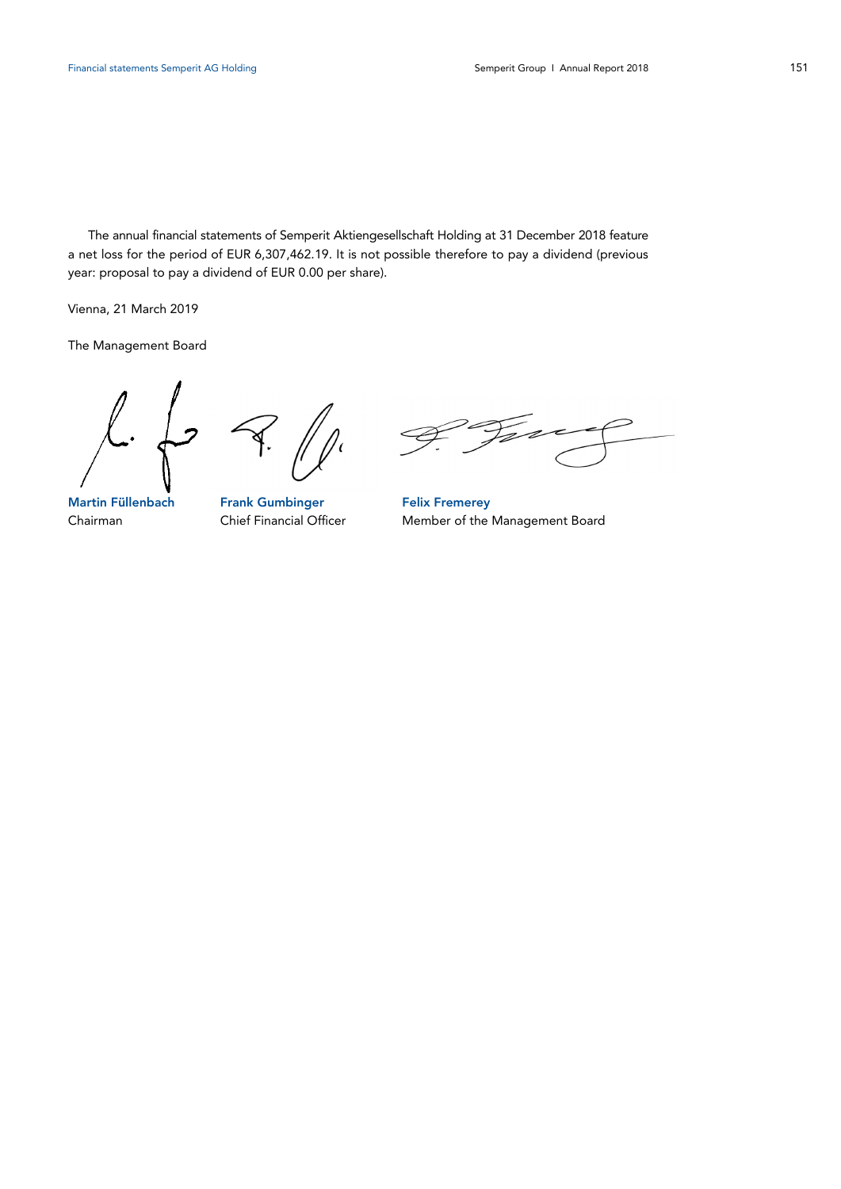The annual financial statements of Semperit Aktiengesellschaft Holding at 31 December 2018 feature a net loss for the period of EUR 6,307,462.19. It is not possible therefore to pay a dividend (previous year: proposal to pay a dividend of EUR 0.00 per share).

Vienna, 21 March 2019

The Management Board

| **Martin Füllenbach** | **Frank Gumbinger** | **Felix Fremerey** |
|---|---|---|
| Chairman | Chief Financial Officer | Member of the Management Board |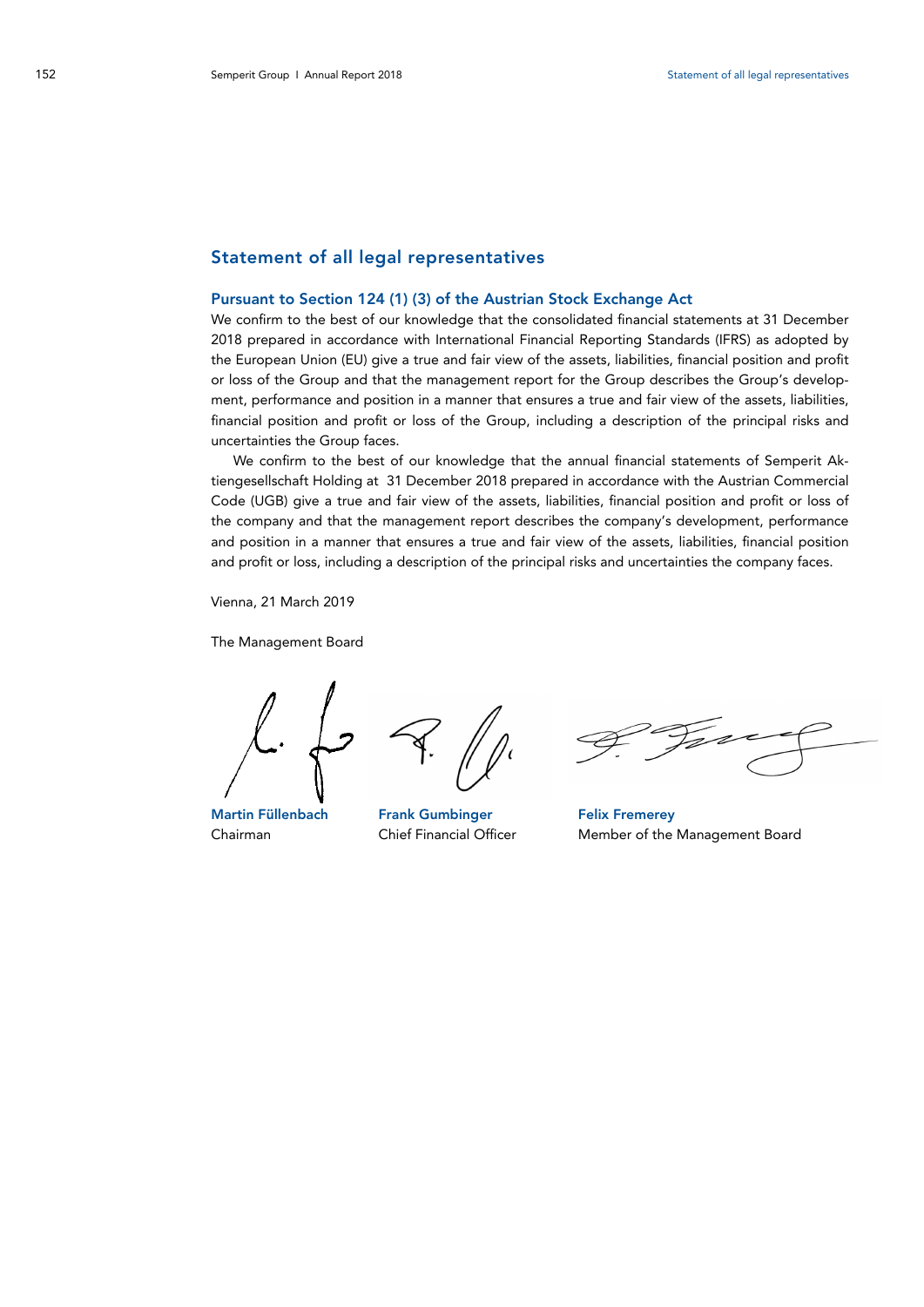## Statement of all legal representatives

### Pursuant to Section 124 (1) (3) of the Austrian Stock Exchange Act

We confirm to the best of our knowledge that the consolidated financial statements at 31 December 2018 prepared in accordance with International Financial Reporting Standards (IFRS) as adopted by the European Union (EU) give a true and fair view of the assets, liabilities, financial position and profit or loss of the Group and that the management report for the Group describes the Group's development, performance and position in a manner that ensures a true and fair view of the assets, liabilities, financial position and profit or loss of the Group, including a description of the principal risks and uncertainties the Group faces.

We confirm to the best of our knowledge that the annual financial statements of Semperit Aktiengesellschaft Holding at 31 December 2018 prepared in accordance with the Austrian Commercial Code (UGB) give a true and fair view of the assets, liabilities, financial position and profit or loss of the company and that the management report describes the company's development, performance and position in a manner that ensures a true and fair view of the assets, liabilities, financial position and profit or loss, including a description of the principal risks and uncertainties the company faces.

Vienna, 21 March 2019

The Management Board

| | | |
|---|---|---|
| **Martin Füllenbach** | **Frank Gumbinger** | **Felix Fremerey** |
| Chairman | Chief Financial Officer | Member of the Management Board |